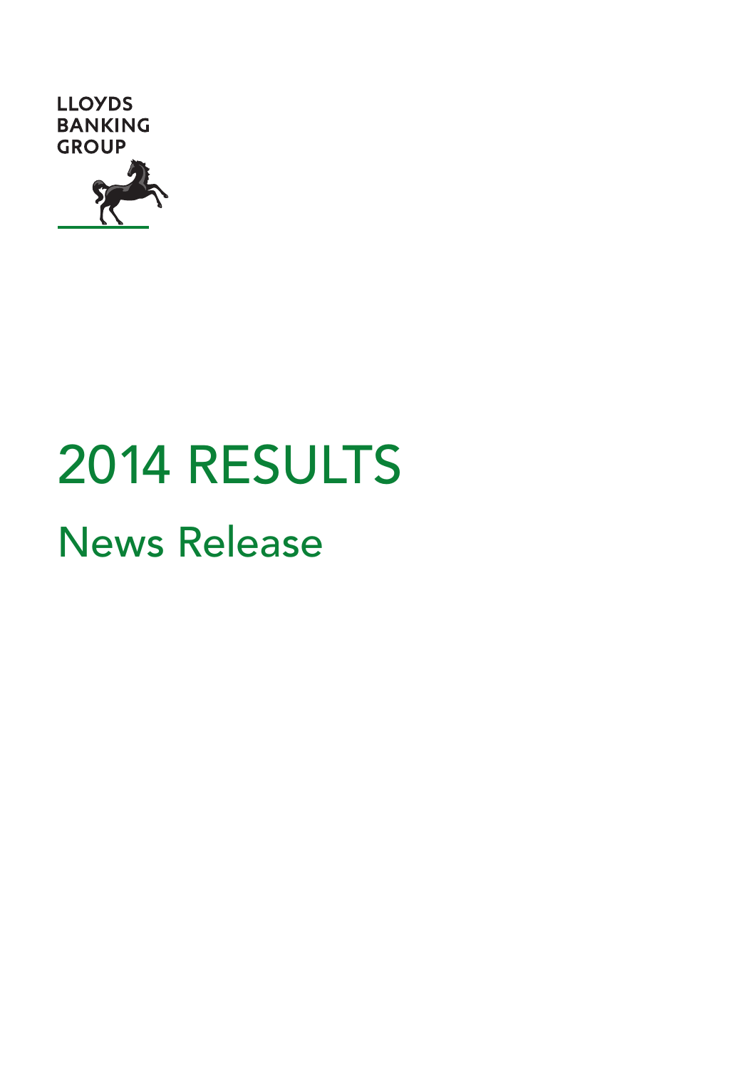LLOYDS BANKING GROUP

# 2014 RESULTS

## News Release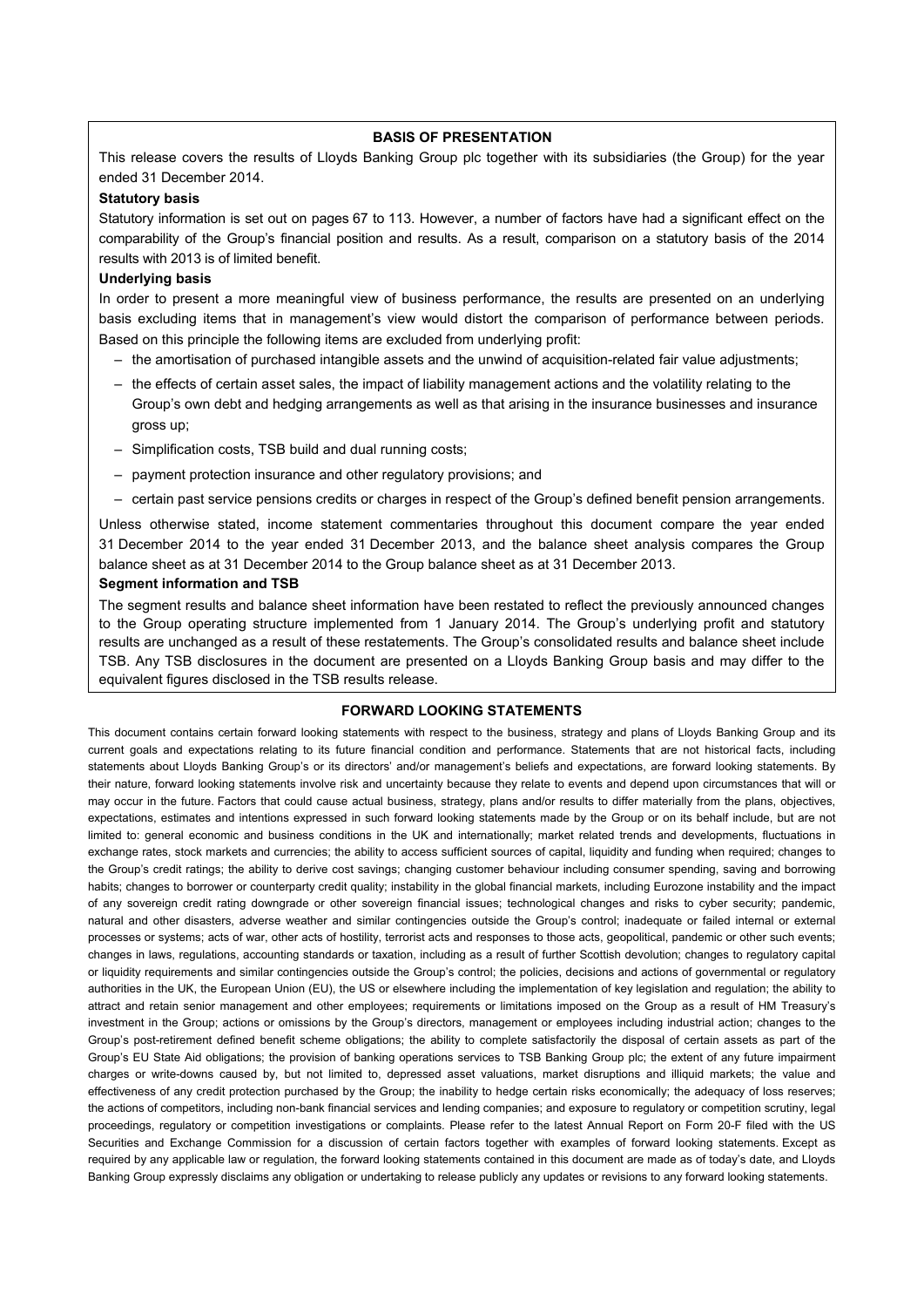## BASIS OF PRESENTATION

This release covers the results of Lloyds Banking Group plc together with its subsidiaries (the Group) for the year ended 31 December 2014.

**Statutory basis**

Statutory information is set out on pages 67 to 113. However, a number of factors have had a significant effect on the comparability of the Group's financial position and results. As a result, comparison on a statutory basis of the 2014 results with 2013 is of limited benefit.

**Underlying basis**

In order to present a more meaningful view of business performance, the results are presented on an underlying basis excluding items that in management's view would distort the comparison of performance between periods. Based on this principle the following items are excluded from underlying profit:

- the amortisation of purchased intangible assets and the unwind of acquisition-related fair value adjustments;
- the effects of certain asset sales, the impact of liability management actions and the volatility relating to the Group's own debt and hedging arrangements as well as that arising in the insurance businesses and insurance gross up;
- Simplification costs, TSB build and dual running costs;
- payment protection insurance and other regulatory provisions; and
- certain past service pensions credits or charges in respect of the Group's defined benefit pension arrangements.

Unless otherwise stated, income statement commentaries throughout this document compare the year ended 31 December 2014 to the year ended 31 December 2013, and the balance sheet analysis compares the Group balance sheet as at 31 December 2014 to the Group balance sheet as at 31 December 2013.

**Segment information and TSB**

The segment results and balance sheet information have been restated to reflect the previously announced changes to the Group operating structure implemented from 1 January 2014. The Group's underlying profit and statutory results are unchanged as a result of these restatements. The Group's consolidated results and balance sheet include TSB. Any TSB disclosures in the document are presented on a Lloyds Banking Group basis and may differ to the equivalent figures disclosed in the TSB results release.

## FORWARD LOOKING STATEMENTS

This document contains certain forward looking statements with respect to the business, strategy and plans of Lloyds Banking Group and its current goals and expectations relating to its future financial condition and performance. Statements that are not historical facts, including statements about Lloyds Banking Group's or its directors' and/or management's beliefs and expectations, are forward looking statements. By their nature, forward looking statements involve risk and uncertainty because they relate to events and depend upon circumstances that will or may occur in the future. Factors that could cause actual business, strategy, plans and/or results to differ materially from the plans, objectives, expectations, estimates and intentions expressed in such forward looking statements made by the Group or on its behalf include, but are not limited to: general economic and business conditions in the UK and internationally; market related trends and developments, fluctuations in exchange rates, stock markets and currencies; the ability to access sufficient sources of capital, liquidity and funding when required; changes to the Group's credit ratings; the ability to derive cost savings; changing customer behaviour including consumer spending, saving and borrowing habits; changes to borrower or counterparty credit quality; instability in the global financial markets, including Eurozone instability and the impact of any sovereign credit rating downgrade or other sovereign financial issues; technological changes and risks to cyber security; pandemic, natural and other disasters, adverse weather and similar contingencies outside the Group's control; inadequate or failed internal or external processes or systems; acts of war, other acts of hostility, terrorist acts and responses to those acts, geopolitical, pandemic or other such events; changes in laws, regulations, accounting standards or taxation, including as a result of further Scottish devolution; changes to regulatory capital or liquidity requirements and similar contingencies outside the Group's control; the policies, decisions and actions of governmental or regulatory authorities in the UK, the European Union (EU), the US or elsewhere including the implementation of key legislation and regulation; the ability to attract and retain senior management and other employees; requirements or limitations imposed on the Group as a result of HM Treasury's investment in the Group; actions or omissions by the Group's directors, management or employees including industrial action; changes to the Group's post-retirement defined benefit scheme obligations; the ability to complete satisfactorily the disposal of certain assets as part of the Group's EU State Aid obligations; the provision of banking operations services to TSB Banking Group plc; the extent of any future impairment charges or write-downs caused by, but not limited to, depressed asset valuations, market disruptions and illiquid markets; the value and effectiveness of any credit protection purchased by the Group; the inability to hedge certain risks economically; the adequacy of loss reserves; the actions of competitors, including non-bank financial services and lending companies; and exposure to regulatory or competition scrutiny, legal proceedings, regulatory or competition investigations or complaints. Please refer to the latest Annual Report on Form 20-F filed with the US Securities and Exchange Commission for a discussion of certain factors together with examples of forward looking statements. Except as required by any applicable law or regulation, the forward looking statements contained in this document are made as of today's date, and Lloyds Banking Group expressly disclaims any obligation or undertaking to release publicly any updates or revisions to any forward looking statements.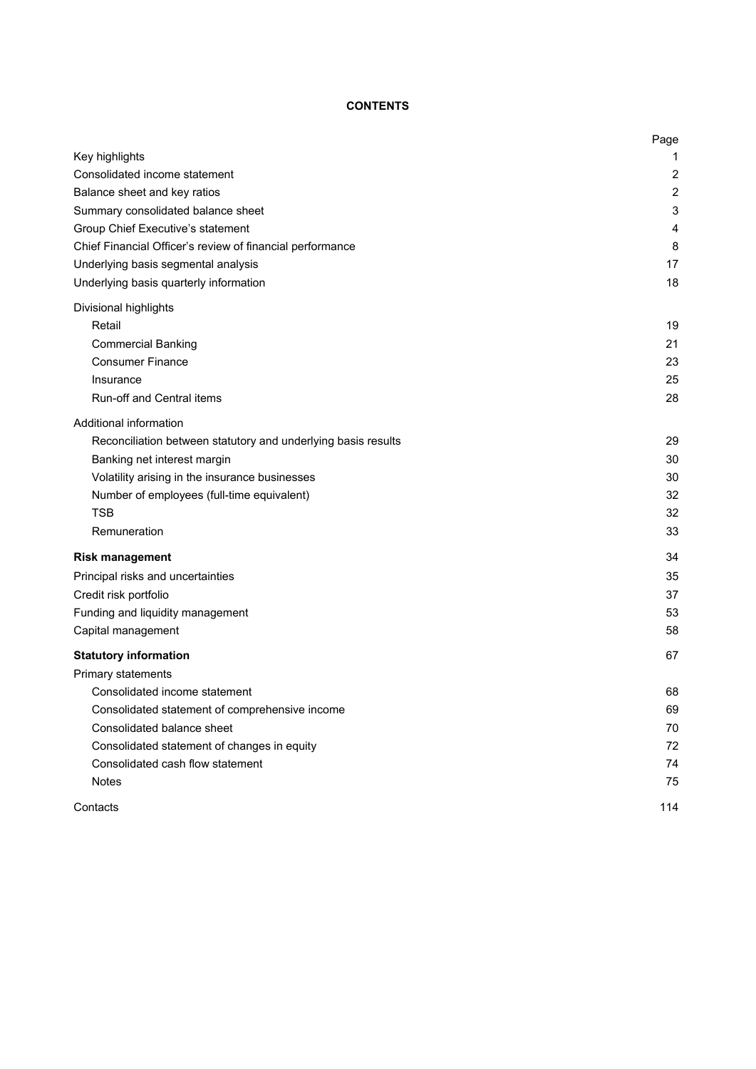# CONTENTS

| | Page |
|---|---|
| Key highlights | 1 |
| Consolidated income statement | 2 |
| Balance sheet and key ratios | 2 |
| Summary consolidated balance sheet | 3 |
| Group Chief Executive's statement | 4 |
| Chief Financial Officer's review of financial performance | 8 |
| Underlying basis segmental analysis | 17 |
| Underlying basis quarterly information | 18 |
| Divisional highlights | |
| Retail | 19 |
| Commercial Banking | 21 |
| Consumer Finance | 23 |
| Insurance | 25 |
| Run-off and Central items | 28 |
| Additional information | |
| Reconciliation between statutory and underlying basis results | 29 |
| Banking net interest margin | 30 |
| Volatility arising in the insurance businesses | 30 |
| Number of employees (full-time equivalent) | 32 |
| TSB | 32 |
| Remuneration | 33 |
| **Risk management** | 34 |
| Principal risks and uncertainties | 35 |
| Credit risk portfolio | 37 |
| Funding and liquidity management | 53 |
| Capital management | 58 |
| **Statutory information** | 67 |
| Primary statements | |
| Consolidated income statement | 68 |
| Consolidated statement of comprehensive income | 69 |
| Consolidated balance sheet | 70 |
| Consolidated statement of changes in equity | 72 |
| Consolidated cash flow statement | 74 |
| Notes | 75 |
| Contacts | 114 |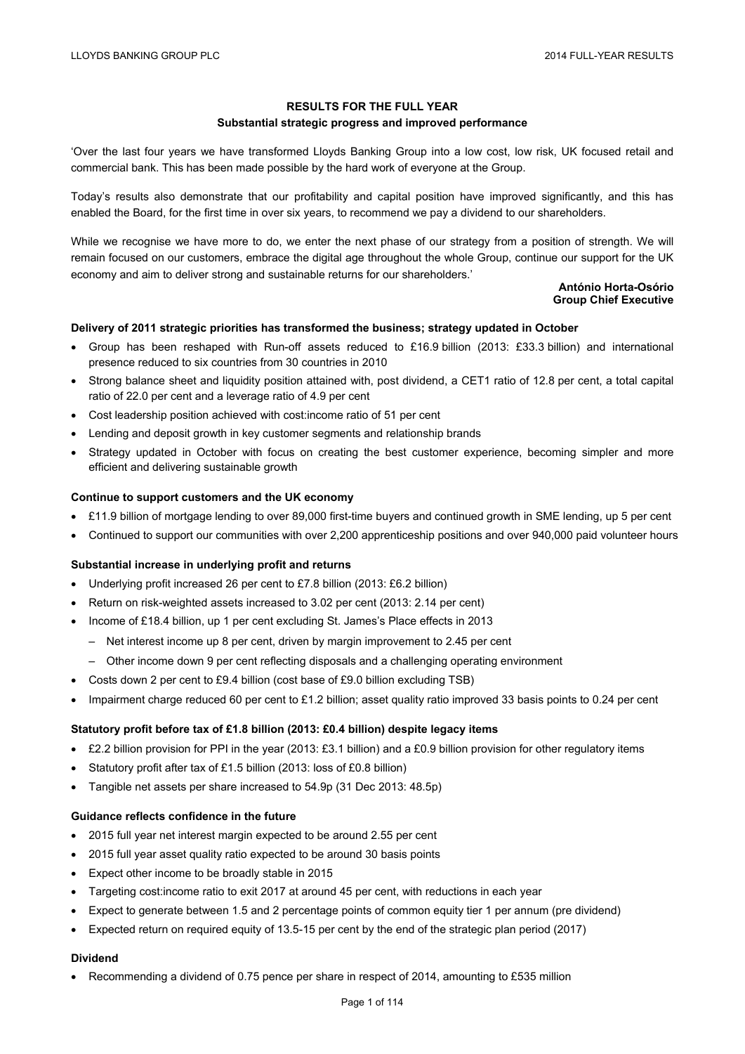# RESULTS FOR THE FULL YEAR

## Substantial strategic progress and improved performance

'Over the last four years we have transformed Lloyds Banking Group into a low cost, low risk, UK focused retail and commercial bank. This has been made possible by the hard work of everyone at the Group.

Today's results also demonstrate that our profitability and capital position have improved significantly, and this has enabled the Board, for the first time in over six years, to recommend we pay a dividend to our shareholders.

While we recognise we have more to do, we enter the next phase of our strategy from a position of strength. We will remain focused on our customers, embrace the digital age throughout the whole Group, continue our support for the UK economy and aim to deliver strong and sustainable returns for our shareholders.'

**António Horta-Osório**
**Group Chief Executive**

### Delivery of 2011 strategic priorities has transformed the business; strategy updated in October

- Group has been reshaped with Run-off assets reduced to £16.9 billion (2013: £33.3 billion) and international presence reduced to six countries from 30 countries in 2010
- Strong balance sheet and liquidity position attained with, post dividend, a CET1 ratio of 12.8 per cent, a total capital ratio of 22.0 per cent and a leverage ratio of 4.9 per cent
- Cost leadership position achieved with cost:income ratio of 51 per cent
- Lending and deposit growth in key customer segments and relationship brands
- Strategy updated in October with focus on creating the best customer experience, becoming simpler and more efficient and delivering sustainable growth

### Continue to support customers and the UK economy

- £11.9 billion of mortgage lending to over 89,000 first-time buyers and continued growth in SME lending, up 5 per cent
- Continued to support our communities with over 2,200 apprenticeship positions and over 940,000 paid volunteer hours

### Substantial increase in underlying profit and returns

- Underlying profit increased 26 per cent to £7.8 billion (2013: £6.2 billion)
- Return on risk-weighted assets increased to 3.02 per cent (2013: 2.14 per cent)
- Income of £18.4 billion, up 1 per cent excluding St. James's Place effects in 2013
  - Net interest income up 8 per cent, driven by margin improvement to 2.45 per cent
  - Other income down 9 per cent reflecting disposals and a challenging operating environment
- Costs down 2 per cent to £9.4 billion (cost base of £9.0 billion excluding TSB)
- Impairment charge reduced 60 per cent to £1.2 billion; asset quality ratio improved 33 basis points to 0.24 per cent

### Statutory profit before tax of £1.8 billion (2013: £0.4 billion) despite legacy items

- £2.2 billion provision for PPI in the year (2013: £3.1 billion) and a £0.9 billion provision for other regulatory items
- Statutory profit after tax of £1.5 billion (2013: loss of £0.8 billion)
- Tangible net assets per share increased to 54.9p (31 Dec 2013: 48.5p)

### Guidance reflects confidence in the future

- 2015 full year net interest margin expected to be around 2.55 per cent
- 2015 full year asset quality ratio expected to be around 30 basis points
- Expect other income to be broadly stable in 2015
- Targeting cost:income ratio to exit 2017 at around 45 per cent, with reductions in each year
- Expect to generate between 1.5 and 2 percentage points of common equity tier 1 per annum (pre dividend)
- Expected return on required equity of 13.5-15 per cent by the end of the strategic plan period (2017)

### Dividend

- Recommending a dividend of 0.75 pence per share in respect of 2014, amounting to £535 million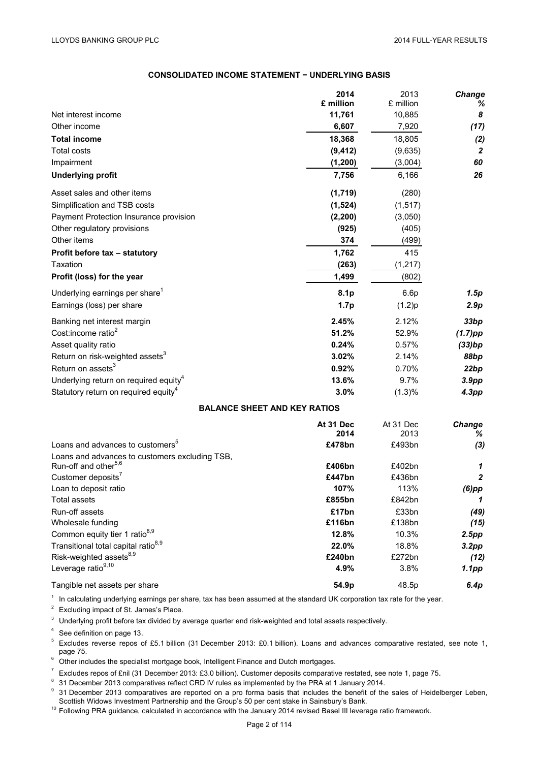## CONSOLIDATED INCOME STATEMENT − UNDERLYING BASIS

| | 2014 £ million | 2013 £ million | *Change %* |
|---|---|---|---|
| Net interest income | **11,761** | 10,885 | ***8*** |
| Other income | **6,607** | 7,920 | ***(17)*** |
| **Total income** | **18,368** | 18,805 | ***(2)*** |
| Total costs | **(9,412)** | (9,635) | ***2*** |
| Impairment | **(1,200)** | (3,004) | ***60*** |
| **Underlying profit** | **7,756** | 6,166 | ***26*** |
| Asset sales and other items | **(1,719)** | (280) | |
| Simplification and TSB costs | **(1,524)** | (1,517) | |
| Payment Protection Insurance provision | **(2,200)** | (3,050) | |
| Other regulatory provisions | **(925)** | (405) | |
| Other items | **374** | (499) | |
| **Profit before tax – statutory** | **1,762** | 415 | |
| Taxation | **(263)** | (1,217) | |
| **Profit (loss) for the year** | **1,499** | (802) | |
| Underlying earnings per share[1] | **8.1p** | 6.6p | ***1.5p*** |
| Earnings (loss) per share | **1.7p** | (1.2)p | ***2.9p*** |
| Banking net interest margin | **2.45%** | 2.12% | ***33bp*** |
| Cost:income ratio[2] | **51.2%** | 52.9% | ***(1.7)pp*** |
| Asset quality ratio | **0.24%** | 0.57% | ***(33)bp*** |
| Return on risk-weighted assets[3] | **3.02%** | 2.14% | ***88bp*** |
| Return on assets[3] | **0.92%** | 0.70% | ***22bp*** |
| Underlying return on required equity[4] | **13.6%** | 9.7% | ***3.9pp*** |
| Statutory return on required equity[4] | **3.0%** | (1.3)% | ***4.3pp*** |

## BALANCE SHEET AND KEY RATIOS

| | At 31 Dec 2014 | At 31 Dec 2013 | *Change %* |
|---|---|---|---|
| Loans and advances to customers[5] | **£478bn** | £493bn | ***(3)*** |
| Loans and advances to customers excluding TSB, Run-off and other[5,6] | **£406bn** | £402bn | ***1*** |
| Customer deposits[7] | **£447bn** | £436bn | ***2*** |
| Loan to deposit ratio | **107%** | 113% | ***(6)pp*** |
| Total assets | **£855bn** | £842bn | ***1*** |
| Run-off assets | **£17bn** | £33bn | ***(49)*** |
| Wholesale funding | **£116bn** | £138bn | ***(15)*** |
| Common equity tier 1 ratio[8,9] | **12.8%** | 10.3% | ***2.5pp*** |
| Transitional total capital ratio[8,9] | **22.0%** | 18.8% | ***3.2pp*** |
| Risk-weighted assets[8,9] | **£240bn** | £272bn | ***(12)*** |
| Leverage ratio[9,10] | **4.9%** | 3.8% | ***1.1pp*** |
| Tangible net assets per share | **54.9p** | 48.5p | ***6.4p*** |

[1] In calculating underlying earnings per share, tax has been assumed at the standard UK corporation tax rate for the year.

[2] Excluding impact of St. James's Place.

[3] Underlying profit before tax divided by average quarter end risk-weighted and total assets respectively.

[4] See definition on page 13.

[5] Excludes reverse repos of £5.1 billion (31 December 2013: £0.1 billion). Loans and advances comparative restated, see note 1, page 75.

[6] Other includes the specialist mortgage book, Intelligent Finance and Dutch mortgages.

[7] Excludes repos of £nil (31 December 2013: £3.0 billion). Customer deposits comparative restated, see note 1, page 75.

[8] 31 December 2013 comparatives reflect CRD IV rules as implemented by the PRA at 1 January 2014.

[9] 31 December 2013 comparatives are reported on a pro forma basis that includes the benefit of the sales of Heidelberger Leben, Scottish Widows Investment Partnership and the Group's 50 per cent stake in Sainsbury's Bank.

[10] Following PRA guidance, calculated in accordance with the January 2014 revised Basel III leverage ratio framework.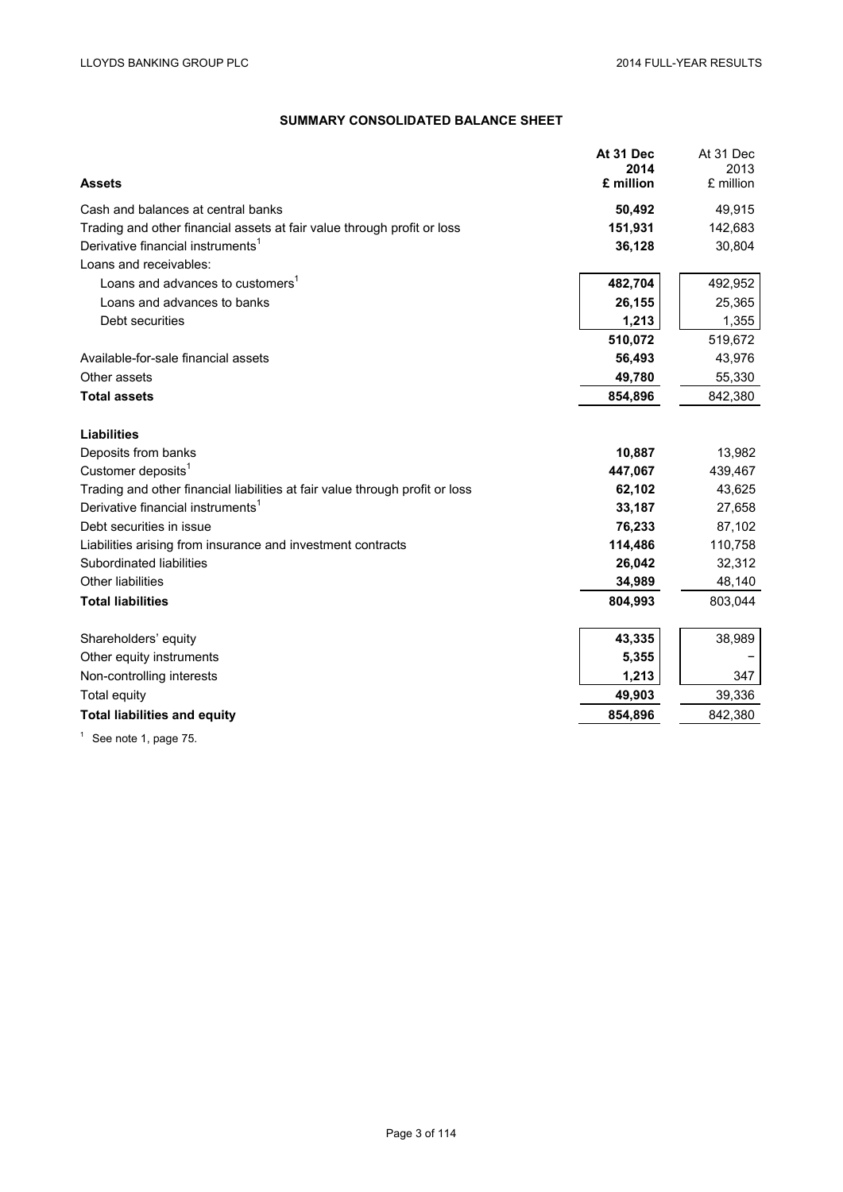## SUMMARY CONSOLIDATED BALANCE SHEET

| Assets | At 31 Dec 2014 £ million | At 31 Dec 2013 £ million |
|---|---|---|
| Cash and balances at central banks | **50,492** | 49,915 |
| Trading and other financial assets at fair value through profit or loss | **151,931** | 142,683 |
| Derivative financial instruments[1] | **36,128** | 30,804 |
| Loans and receivables: | | |
| Loans and advances to customers[1] | **482,704** | 492,952 |
| Loans and advances to banks | **26,155** | 25,365 |
| Debt securities | **1,213** | 1,355 |
| | **510,072** | 519,672 |
| Available-for-sale financial assets | **56,493** | 43,976 |
| Other assets | **49,780** | 55,330 |
| **Total assets** | **854,896** | 842,380 |
| **Liabilities** | | |
| Deposits from banks | **10,887** | 13,982 |
| Customer deposits[1] | **447,067** | 439,467 |
| Trading and other financial liabilities at fair value through profit or loss | **62,102** | 43,625 |
| Derivative financial instruments[1] | **33,187** | 27,658 |
| Debt securities in issue | **76,233** | 87,102 |
| Liabilities arising from insurance and investment contracts | **114,486** | 110,758 |
| Subordinated liabilities | **26,042** | 32,312 |
| Other liabilities | **34,989** | 48,140 |
| **Total liabilities** | **804,993** | 803,044 |
| Shareholders' equity | **43,335** | 38,989 |
| Other equity instruments | **5,355** | – |
| Non-controlling interests | **1,213** | 347 |
| Total equity | **49,903** | 39,336 |
| **Total liabilities and equity** | **854,896** | 842,380 |

[1] See note 1, page 75.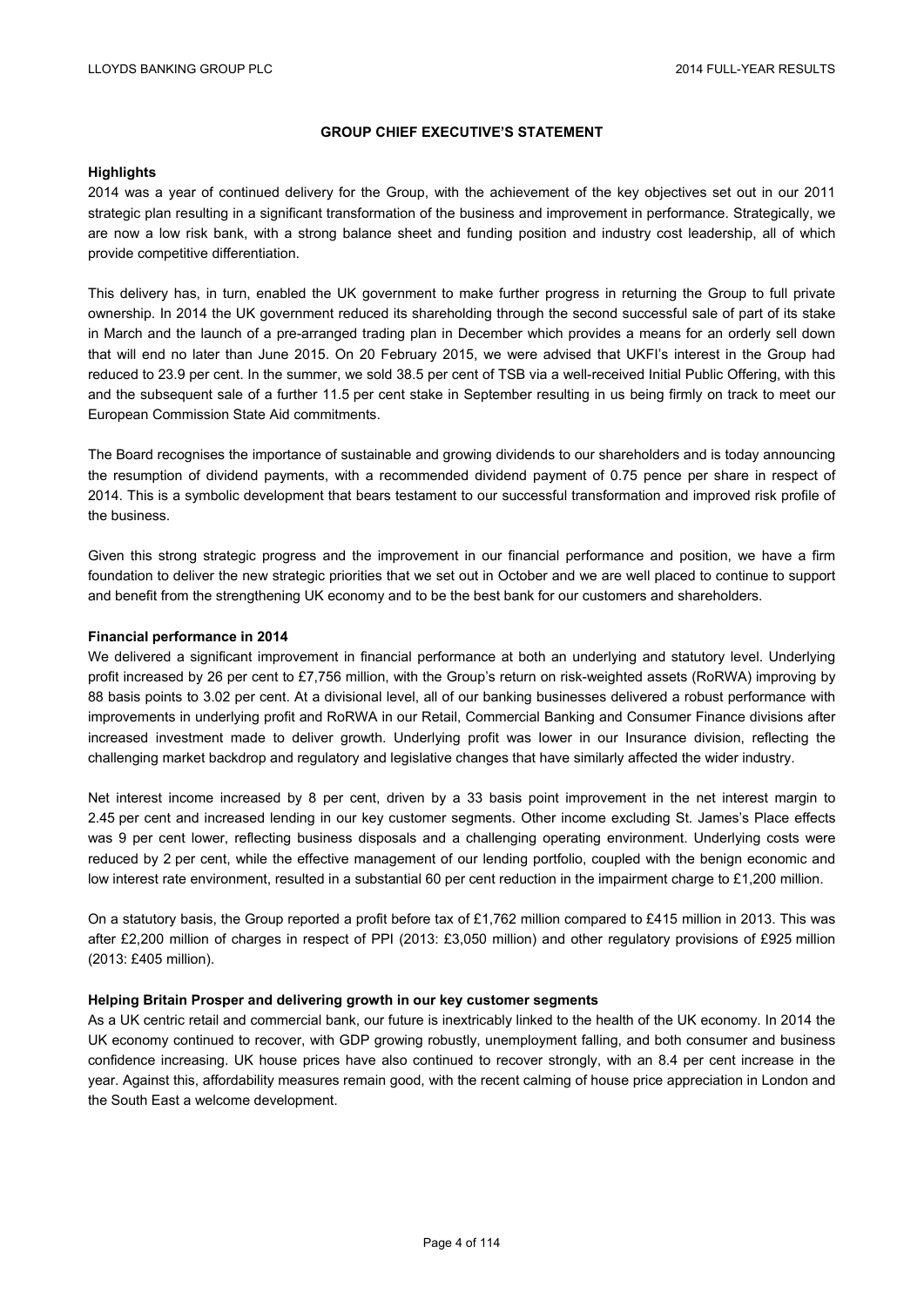## GROUP CHIEF EXECUTIVE'S STATEMENT

### Highlights

2014 was a year of continued delivery for the Group, with the achievement of the key objectives set out in our 2011 strategic plan resulting in a significant transformation of the business and improvement in performance. Strategically, we are now a low risk bank, with a strong balance sheet and funding position and industry cost leadership, all of which provide competitive differentiation.

This delivery has, in turn, enabled the UK government to make further progress in returning the Group to full private ownership. In 2014 the UK government reduced its shareholding through the second successful sale of part of its stake in March and the launch of a pre-arranged trading plan in December which provides a means for an orderly sell down that will end no later than June 2015. On 20 February 2015, we were advised that UKFI's interest in the Group had reduced to 23.9 per cent. In the summer, we sold 38.5 per cent of TSB via a well-received Initial Public Offering, with this and the subsequent sale of a further 11.5 per cent stake in September resulting in us being firmly on track to meet our European Commission State Aid commitments.

The Board recognises the importance of sustainable and growing dividends to our shareholders and is today announcing the resumption of dividend payments, with a recommended dividend payment of 0.75 pence per share in respect of 2014. This is a symbolic development that bears testament to our successful transformation and improved risk profile of the business.

Given this strong strategic progress and the improvement in our financial performance and position, we have a firm foundation to deliver the new strategic priorities that we set out in October and we are well placed to continue to support and benefit from the strengthening UK economy and to be the best bank for our customers and shareholders.

### Financial performance in 2014

We delivered a significant improvement in financial performance at both an underlying and statutory level. Underlying profit increased by 26 per cent to £7,756 million, with the Group's return on risk-weighted assets (RoRWA) improving by 88 basis points to 3.02 per cent. At a divisional level, all of our banking businesses delivered a robust performance with improvements in underlying profit and RoRWA in our Retail, Commercial Banking and Consumer Finance divisions after increased investment made to deliver growth. Underlying profit was lower in our Insurance division, reflecting the challenging market backdrop and regulatory and legislative changes that have similarly affected the wider industry.

Net interest income increased by 8 per cent, driven by a 33 basis point improvement in the net interest margin to 2.45 per cent and increased lending in our key customer segments. Other income excluding St. James's Place effects was 9 per cent lower, reflecting business disposals and a challenging operating environment. Underlying costs were reduced by 2 per cent, while the effective management of our lending portfolio, coupled with the benign economic and low interest rate environment, resulted in a substantial 60 per cent reduction in the impairment charge to £1,200 million.

On a statutory basis, the Group reported a profit before tax of £1,762 million compared to £415 million in 2013. This was after £2,200 million of charges in respect of PPI (2013: £3,050 million) and other regulatory provisions of £925 million (2013: £405 million).

### Helping Britain Prosper and delivering growth in our key customer segments

As a UK centric retail and commercial bank, our future is inextricably linked to the health of the UK economy. In 2014 the UK economy continued to recover, with GDP growing robustly, unemployment falling, and both consumer and business confidence increasing. UK house prices have also continued to recover strongly, with an 8.4 per cent increase in the year. Against this, affordability measures remain good, with the recent calming of house price appreciation in London and the South East a welcome development.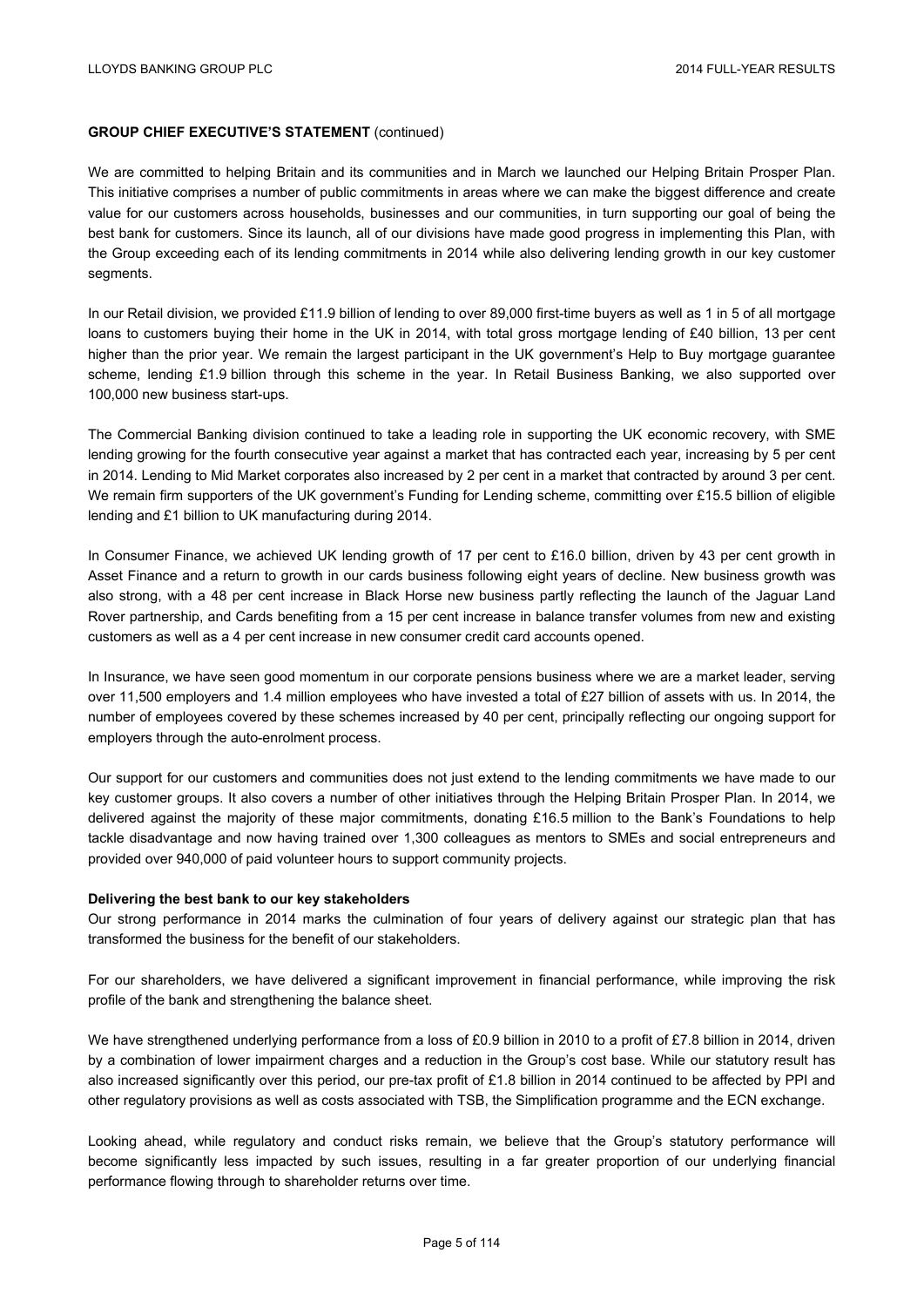**GROUP CHIEF EXECUTIVE'S STATEMENT** (continued)

We are committed to helping Britain and its communities and in March we launched our Helping Britain Prosper Plan. This initiative comprises a number of public commitments in areas where we can make the biggest difference and create value for our customers across households, businesses and our communities, in turn supporting our goal of being the best bank for customers. Since its launch, all of our divisions have made good progress in implementing this Plan, with the Group exceeding each of its lending commitments in 2014 while also delivering lending growth in our key customer segments.

In our Retail division, we provided £11.9 billion of lending to over 89,000 first-time buyers as well as 1 in 5 of all mortgage loans to customers buying their home in the UK in 2014, with total gross mortgage lending of £40 billion, 13 per cent higher than the prior year. We remain the largest participant in the UK government's Help to Buy mortgage guarantee scheme, lending £1.9 billion through this scheme in the year. In Retail Business Banking, we also supported over 100,000 new business start-ups.

The Commercial Banking division continued to take a leading role in supporting the UK economic recovery, with SME lending growing for the fourth consecutive year against a market that has contracted each year, increasing by 5 per cent in 2014. Lending to Mid Market corporates also increased by 2 per cent in a market that contracted by around 3 per cent. We remain firm supporters of the UK government's Funding for Lending scheme, committing over £15.5 billion of eligible lending and £1 billion to UK manufacturing during 2014.

In Consumer Finance, we achieved UK lending growth of 17 per cent to £16.0 billion, driven by 43 per cent growth in Asset Finance and a return to growth in our cards business following eight years of decline. New business growth was also strong, with a 48 per cent increase in Black Horse new business partly reflecting the launch of the Jaguar Land Rover partnership, and Cards benefiting from a 15 per cent increase in balance transfer volumes from new and existing customers as well as a 4 per cent increase in new consumer credit card accounts opened.

In Insurance, we have seen good momentum in our corporate pensions business where we are a market leader, serving over 11,500 employers and 1.4 million employees who have invested a total of £27 billion of assets with us. In 2014, the number of employees covered by these schemes increased by 40 per cent, principally reflecting our ongoing support for employers through the auto-enrolment process.

Our support for our customers and communities does not just extend to the lending commitments we have made to our key customer groups. It also covers a number of other initiatives through the Helping Britain Prosper Plan. In 2014, we delivered against the majority of these major commitments, donating £16.5 million to the Bank's Foundations to help tackle disadvantage and now having trained over 1,300 colleagues as mentors to SMEs and social entrepreneurs and provided over 940,000 of paid volunteer hours to support community projects.

**Delivering the best bank to our key stakeholders**

Our strong performance in 2014 marks the culmination of four years of delivery against our strategic plan that has transformed the business for the benefit of our stakeholders.

For our shareholders, we have delivered a significant improvement in financial performance, while improving the risk profile of the bank and strengthening the balance sheet.

We have strengthened underlying performance from a loss of £0.9 billion in 2010 to a profit of £7.8 billion in 2014, driven by a combination of lower impairment charges and a reduction in the Group's cost base. While our statutory result has also increased significantly over this period, our pre-tax profit of £1.8 billion in 2014 continued to be affected by PPI and other regulatory provisions as well as costs associated with TSB, the Simplification programme and the ECN exchange.

Looking ahead, while regulatory and conduct risks remain, we believe that the Group's statutory performance will become significantly less impacted by such issues, resulting in a far greater proportion of our underlying financial performance flowing through to shareholder returns over time.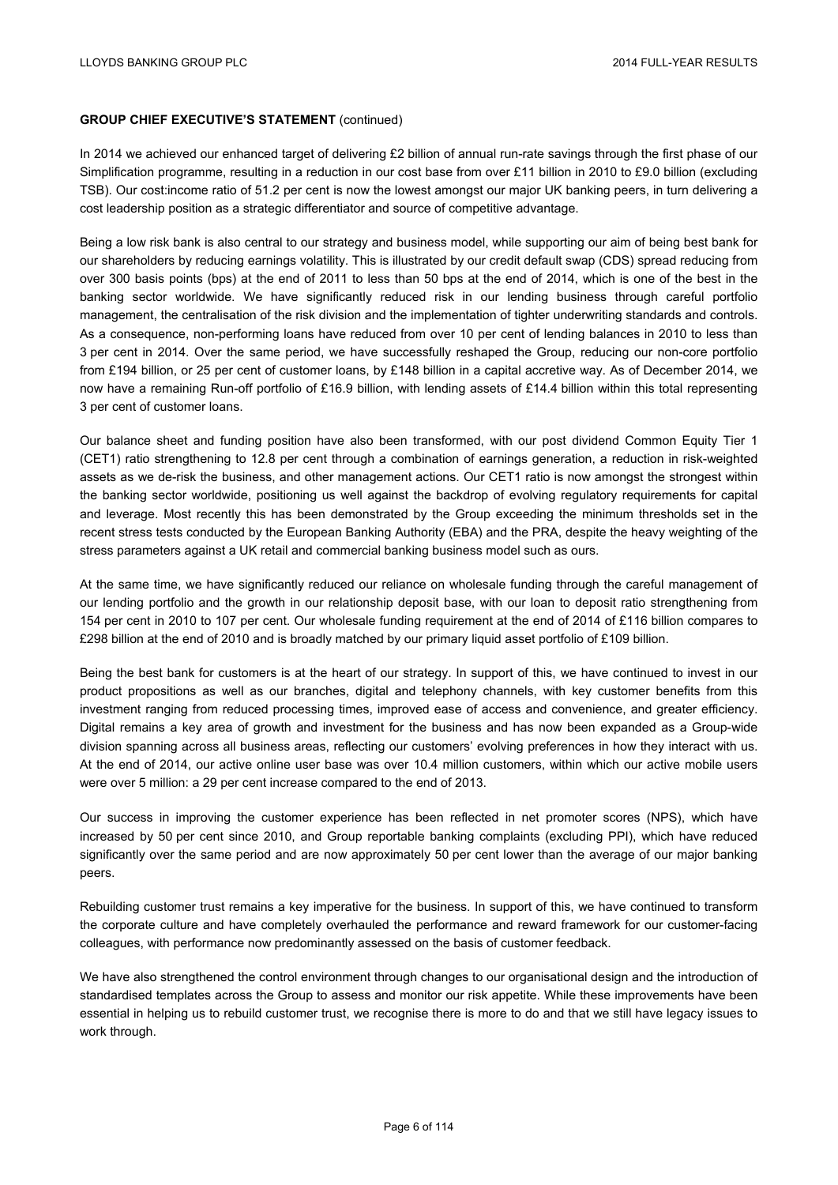**GROUP CHIEF EXECUTIVE'S STATEMENT** (continued)

In 2014 we achieved our enhanced target of delivering £2 billion of annual run-rate savings through the first phase of our Simplification programme, resulting in a reduction in our cost base from over £11 billion in 2010 to £9.0 billion (excluding TSB). Our cost:income ratio of 51.2 per cent is now the lowest amongst our major UK banking peers, in turn delivering a cost leadership position as a strategic differentiator and source of competitive advantage.

Being a low risk bank is also central to our strategy and business model, while supporting our aim of being best bank for our shareholders by reducing earnings volatility. This is illustrated by our credit default swap (CDS) spread reducing from over 300 basis points (bps) at the end of 2011 to less than 50 bps at the end of 2014, which is one of the best in the banking sector worldwide. We have significantly reduced risk in our lending business through careful portfolio management, the centralisation of the risk division and the implementation of tighter underwriting standards and controls. As a consequence, non-performing loans have reduced from over 10 per cent of lending balances in 2010 to less than 3 per cent in 2014. Over the same period, we have successfully reshaped the Group, reducing our non-core portfolio from £194 billion, or 25 per cent of customer loans, by £148 billion in a capital accretive way. As of December 2014, we now have a remaining Run-off portfolio of £16.9 billion, with lending assets of £14.4 billion within this total representing 3 per cent of customer loans.

Our balance sheet and funding position have also been transformed, with our post dividend Common Equity Tier 1 (CET1) ratio strengthening to 12.8 per cent through a combination of earnings generation, a reduction in risk-weighted assets as we de-risk the business, and other management actions. Our CET1 ratio is now amongst the strongest within the banking sector worldwide, positioning us well against the backdrop of evolving regulatory requirements for capital and leverage. Most recently this has been demonstrated by the Group exceeding the minimum thresholds set in the recent stress tests conducted by the European Banking Authority (EBA) and the PRA, despite the heavy weighting of the stress parameters against a UK retail and commercial banking business model such as ours.

At the same time, we have significantly reduced our reliance on wholesale funding through the careful management of our lending portfolio and the growth in our relationship deposit base, with our loan to deposit ratio strengthening from 154 per cent in 2010 to 107 per cent. Our wholesale funding requirement at the end of 2014 of £116 billion compares to £298 billion at the end of 2010 and is broadly matched by our primary liquid asset portfolio of £109 billion.

Being the best bank for customers is at the heart of our strategy. In support of this, we have continued to invest in our product propositions as well as our branches, digital and telephony channels, with key customer benefits from this investment ranging from reduced processing times, improved ease of access and convenience, and greater efficiency. Digital remains a key area of growth and investment for the business and has now been expanded as a Group-wide division spanning across all business areas, reflecting our customers' evolving preferences in how they interact with us. At the end of 2014, our active online user base was over 10.4 million customers, within which our active mobile users were over 5 million: a 29 per cent increase compared to the end of 2013.

Our success in improving the customer experience has been reflected in net promoter scores (NPS), which have increased by 50 per cent since 2010, and Group reportable banking complaints (excluding PPI), which have reduced significantly over the same period and are now approximately 50 per cent lower than the average of our major banking peers.

Rebuilding customer trust remains a key imperative for the business. In support of this, we have continued to transform the corporate culture and have completely overhauled the performance and reward framework for our customer-facing colleagues, with performance now predominantly assessed on the basis of customer feedback.

We have also strengthened the control environment through changes to our organisational design and the introduction of standardised templates across the Group to assess and monitor our risk appetite. While these improvements have been essential in helping us to rebuild customer trust, we recognise there is more to do and that we still have legacy issues to work through.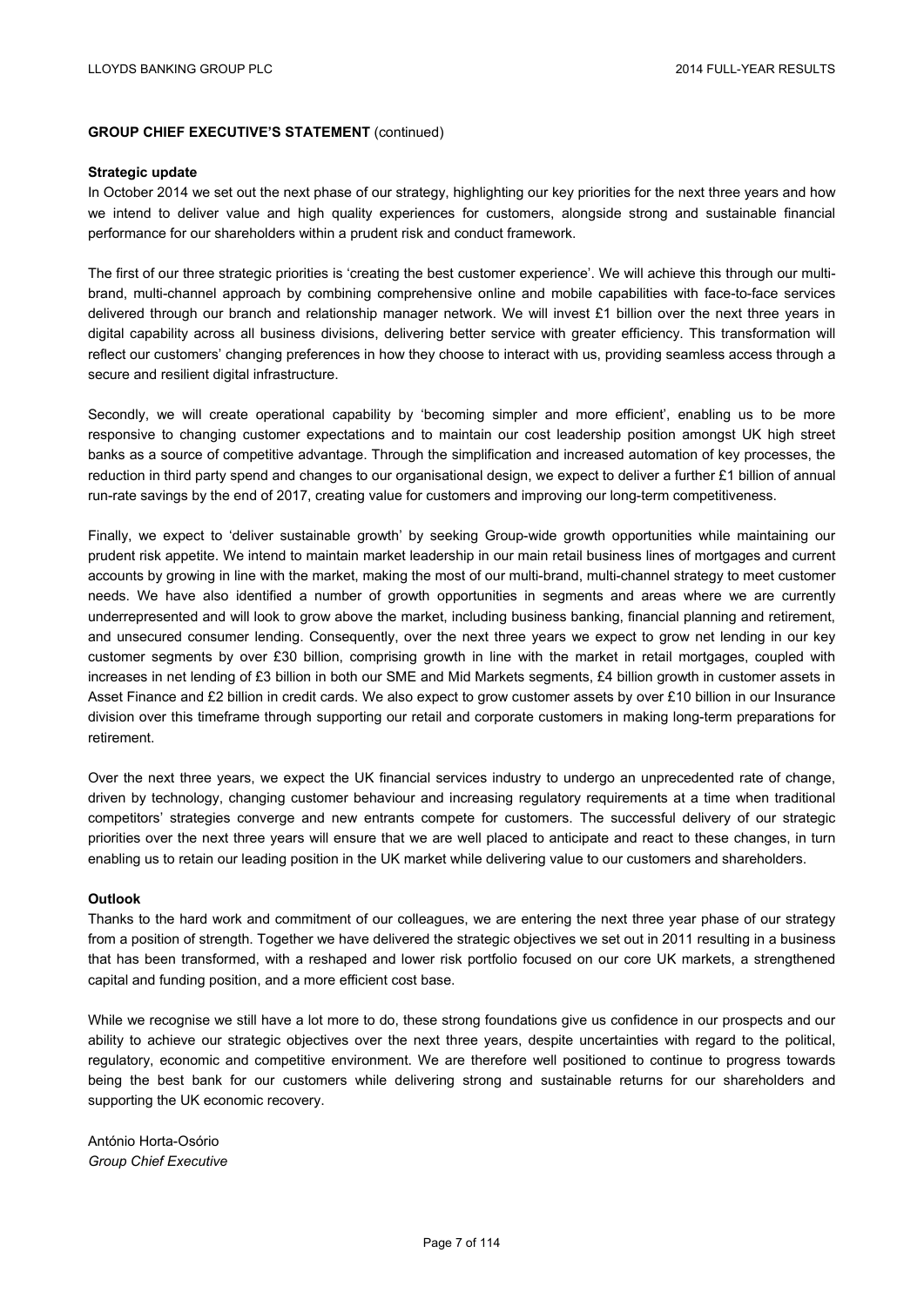**GROUP CHIEF EXECUTIVE'S STATEMENT** (continued)

**Strategic update**

In October 2014 we set out the next phase of our strategy, highlighting our key priorities for the next three years and how we intend to deliver value and high quality experiences for customers, alongside strong and sustainable financial performance for our shareholders within a prudent risk and conduct framework.

The first of our three strategic priorities is 'creating the best customer experience'. We will achieve this through our multi-brand, multi-channel approach by combining comprehensive online and mobile capabilities with face-to-face services delivered through our branch and relationship manager network. We will invest £1 billion over the next three years in digital capability across all business divisions, delivering better service with greater efficiency. This transformation will reflect our customers' changing preferences in how they choose to interact with us, providing seamless access through a secure and resilient digital infrastructure.

Secondly, we will create operational capability by 'becoming simpler and more efficient', enabling us to be more responsive to changing customer expectations and to maintain our cost leadership position amongst UK high street banks as a source of competitive advantage. Through the simplification and increased automation of key processes, the reduction in third party spend and changes to our organisational design, we expect to deliver a further £1 billion of annual run-rate savings by the end of 2017, creating value for customers and improving our long-term competitiveness.

Finally, we expect to 'deliver sustainable growth' by seeking Group-wide growth opportunities while maintaining our prudent risk appetite. We intend to maintain market leadership in our main retail business lines of mortgages and current accounts by growing in line with the market, making the most of our multi-brand, multi-channel strategy to meet customer needs. We have also identified a number of growth opportunities in segments and areas where we are currently underrepresented and will look to grow above the market, including business banking, financial planning and retirement, and unsecured consumer lending. Consequently, over the next three years we expect to grow net lending in our key customer segments by over £30 billion, comprising growth in line with the market in retail mortgages, coupled with increases in net lending of £3 billion in both our SME and Mid Markets segments, £4 billion growth in customer assets in Asset Finance and £2 billion in credit cards. We also expect to grow customer assets by over £10 billion in our Insurance division over this timeframe through supporting our retail and corporate customers in making long-term preparations for retirement.

Over the next three years, we expect the UK financial services industry to undergo an unprecedented rate of change, driven by technology, changing customer behaviour and increasing regulatory requirements at a time when traditional competitors' strategies converge and new entrants compete for customers. The successful delivery of our strategic priorities over the next three years will ensure that we are well placed to anticipate and react to these changes, in turn enabling us to retain our leading position in the UK market while delivering value to our customers and shareholders.

**Outlook**

Thanks to the hard work and commitment of our colleagues, we are entering the next three year phase of our strategy from a position of strength. Together we have delivered the strategic objectives we set out in 2011 resulting in a business that has been transformed, with a reshaped and lower risk portfolio focused on our core UK markets, a strengthened capital and funding position, and a more efficient cost base.

While we recognise we still have a lot more to do, these strong foundations give us confidence in our prospects and our ability to achieve our strategic objectives over the next three years, despite uncertainties with regard to the political, regulatory, economic and competitive environment. We are therefore well positioned to continue to progress towards being the best bank for our customers while delivering strong and sustainable returns for our shareholders and supporting the UK economic recovery.

António Horta-Osório
*Group Chief Executive*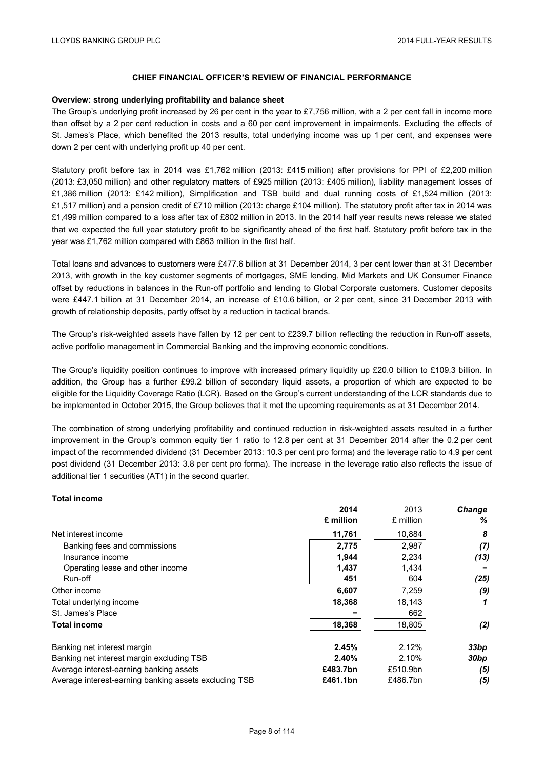## CHIEF FINANCIAL OFFICER'S REVIEW OF FINANCIAL PERFORMANCE

**Overview: strong underlying profitability and balance sheet**

The Group's underlying profit increased by 26 per cent in the year to £7,756 million, with a 2 per cent fall in income more than offset by a 2 per cent reduction in costs and a 60 per cent improvement in impairments. Excluding the effects of St. James's Place, which benefited the 2013 results, total underlying income was up 1 per cent, and expenses were down 2 per cent with underlying profit up 40 per cent.

Statutory profit before tax in 2014 was £1,762 million (2013: £415 million) after provisions for PPI of £2,200 million (2013: £3,050 million) and other regulatory matters of £925 million (2013: £405 million), liability management losses of £1,386 million (2013: £142 million), Simplification and TSB build and dual running costs of £1,524 million (2013: £1,517 million) and a pension credit of £710 million (2013: charge £104 million). The statutory profit after tax in 2014 was £1,499 million compared to a loss after tax of £802 million in 2013. In the 2014 half year results news release we stated that we expected the full year statutory profit to be significantly ahead of the first half. Statutory profit before tax in the year was £1,762 million compared with £863 million in the first half.

Total loans and advances to customers were £477.6 billion at 31 December 2014, 3 per cent lower than at 31 December 2013, with growth in the key customer segments of mortgages, SME lending, Mid Markets and UK Consumer Finance offset by reductions in balances in the Run-off portfolio and lending to Global Corporate customers. Customer deposits were £447.1 billion at 31 December 2014, an increase of £10.6 billion, or 2 per cent, since 31 December 2013 with growth of relationship deposits, partly offset by a reduction in tactical brands.

The Group's risk-weighted assets have fallen by 12 per cent to £239.7 billion reflecting the reduction in Run-off assets, active portfolio management in Commercial Banking and the improving economic conditions.

The Group's liquidity position continues to improve with increased primary liquidity up £20.0 billion to £109.3 billion. In addition, the Group has a further £99.2 billion of secondary liquid assets, a proportion of which are expected to be eligible for the Liquidity Coverage Ratio (LCR). Based on the Group's current understanding of the LCR standards due to be implemented in October 2015, the Group believes that it met the upcoming requirements as at 31 December 2014.

The combination of strong underlying profitability and continued reduction in risk-weighted assets resulted in a further improvement in the Group's common equity tier 1 ratio to 12.8 per cent at 31 December 2014 after the 0.2 per cent impact of the recommended dividend (31 December 2013: 10.3 per cent pro forma) and the leverage ratio to 4.9 per cent post dividend (31 December 2013: 3.8 per cent pro forma). The increase in the leverage ratio also reflects the issue of additional tier 1 securities (AT1) in the second quarter.

**Total income**

| | **2014 £ million** | 2013 £ million | ***Change %*** |
|---|---|---|---|
| Net interest income | **11,761** | 10,884 | ***8*** |
| Banking fees and commissions | **2,775** | 2,987 | ***(7)*** |
| Insurance income | **1,944** | 2,234 | ***(13)*** |
| Operating lease and other income | **1,437** | 1,434 | ***–*** |
| Run-off | **451** | 604 | ***(25)*** |
| Other income | **6,607** | 7,259 | ***(9)*** |
| Total underlying income | **18,368** | 18,143 | ***1*** |
| St. James's Place | **–** | 662 | |
| **Total income** | **18,368** | 18,805 | ***(2)*** |
| | | | |
| Banking net interest margin | **2.45%** | 2.12% | ***33bp*** |
| Banking net interest margin excluding TSB | **2.40%** | 2.10% | ***30bp*** |
| Average interest-earning banking assets | **£483.7bn** | £510.9bn | ***(5)*** |
| Average interest-earning banking assets excluding TSB | **£461.1bn** | £486.7bn | ***(5)*** |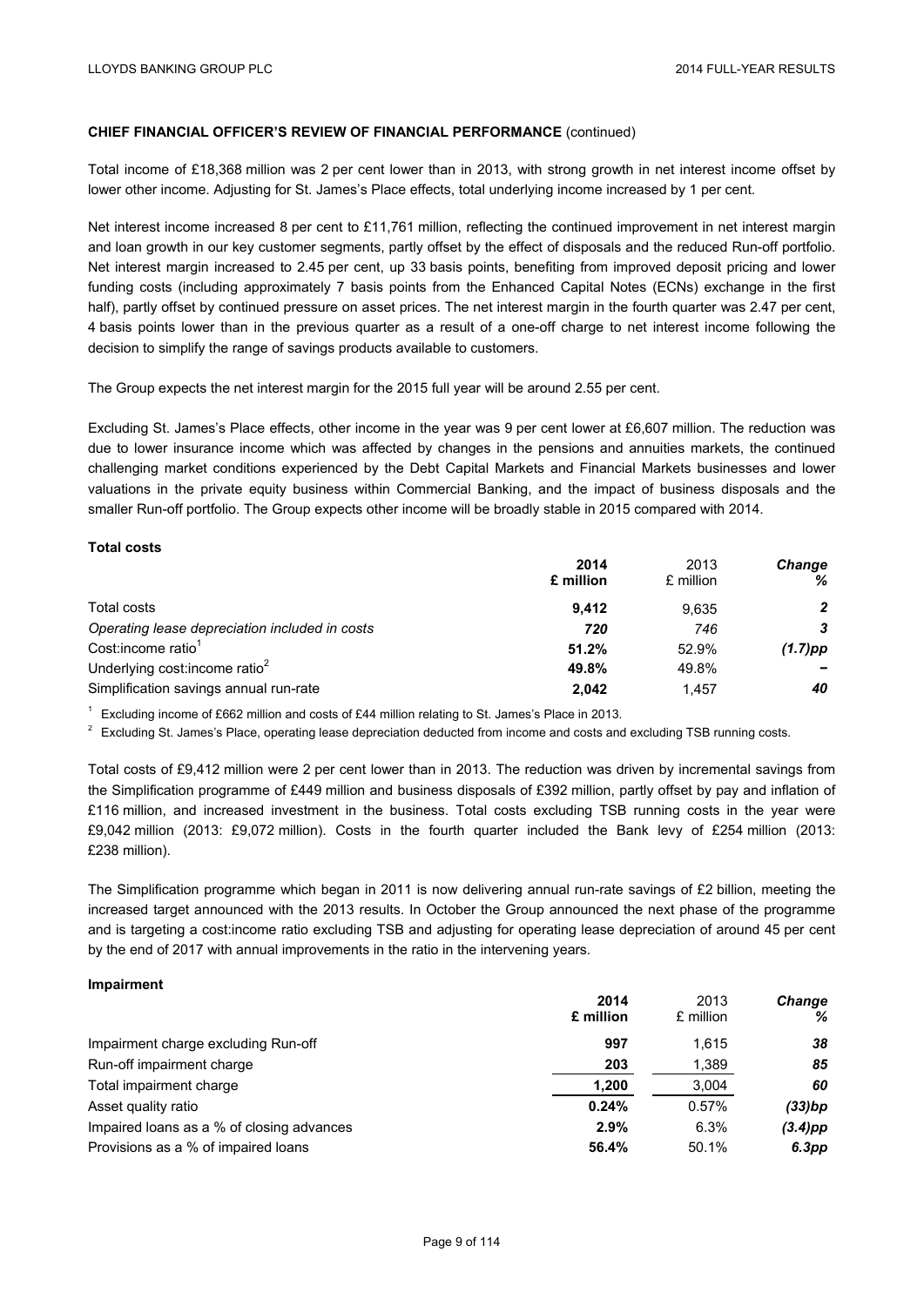**CHIEF FINANCIAL OFFICER'S REVIEW OF FINANCIAL PERFORMANCE** (continued)

Total income of £18,368 million was 2 per cent lower than in 2013, with strong growth in net interest income offset by lower other income. Adjusting for St. James's Place effects, total underlying income increased by 1 per cent.

Net interest income increased 8 per cent to £11,761 million, reflecting the continued improvement in net interest margin and loan growth in our key customer segments, partly offset by the effect of disposals and the reduced Run-off portfolio. Net interest margin increased to 2.45 per cent, up 33 basis points, benefiting from improved deposit pricing and lower funding costs (including approximately 7 basis points from the Enhanced Capital Notes (ECNs) exchange in the first half), partly offset by continued pressure on asset prices. The net interest margin in the fourth quarter was 2.47 per cent, 4 basis points lower than in the previous quarter as a result of a one-off charge to net interest income following the decision to simplify the range of savings products available to customers.

The Group expects the net interest margin for the 2015 full year will be around 2.55 per cent.

Excluding St. James's Place effects, other income in the year was 9 per cent lower at £6,607 million. The reduction was due to lower insurance income which was affected by changes in the pensions and annuities markets, the continued challenging market conditions experienced by the Debt Capital Markets and Financial Markets businesses and lower valuations in the private equity business within Commercial Banking, and the impact of business disposals and the smaller Run-off portfolio. The Group expects other income will be broadly stable in 2015 compared with 2014.

**Total costs**

| | **2014 £ million** | 2013 £ million | ***Change %*** |
|---|---|---|---|
| Total costs | **9,412** | 9,635 | ***2*** |
| *Operating lease depreciation included in costs* | ***720*** | *746* | ***3*** |
| Cost:income ratio[1] | **51.2%** | 52.9% | ***(1.7)pp*** |
| Underlying cost:income ratio[2] | **49.8%** | 49.8% | ***–*** |
| Simplification savings annual run-rate | **2,042** | 1,457 | ***40*** |

[1] Excluding income of £662 million and costs of £44 million relating to St. James's Place in 2013.

[2] Excluding St. James's Place, operating lease depreciation deducted from income and costs and excluding TSB running costs.

Total costs of £9,412 million were 2 per cent lower than in 2013. The reduction was driven by incremental savings from the Simplification programme of £449 million and business disposals of £392 million, partly offset by pay and inflation of £116 million, and increased investment in the business. Total costs excluding TSB running costs in the year were £9,042 million (2013: £9,072 million). Costs in the fourth quarter included the Bank levy of £254 million (2013: £238 million).

The Simplification programme which began in 2011 is now delivering annual run-rate savings of £2 billion, meeting the increased target announced with the 2013 results. In October the Group announced the next phase of the programme and is targeting a cost:income ratio excluding TSB and adjusting for operating lease depreciation of around 45 per cent by the end of 2017 with annual improvements in the ratio in the intervening years.

**Impairment**

| | **2014 £ million** | 2013 £ million | ***Change %*** |
|---|---|---|---|
| Impairment charge excluding Run-off | **997** | 1,615 | ***38*** |
| Run-off impairment charge | **203** | 1,389 | ***85*** |
| Total impairment charge | **1,200** | 3,004 | ***60*** |
| Asset quality ratio | **0.24%** | 0.57% | ***(33)bp*** |
| Impaired loans as a % of closing advances | **2.9%** | 6.3% | ***(3.4)pp*** |
| Provisions as a % of impaired loans | **56.4%** | 50.1% | ***6.3pp*** |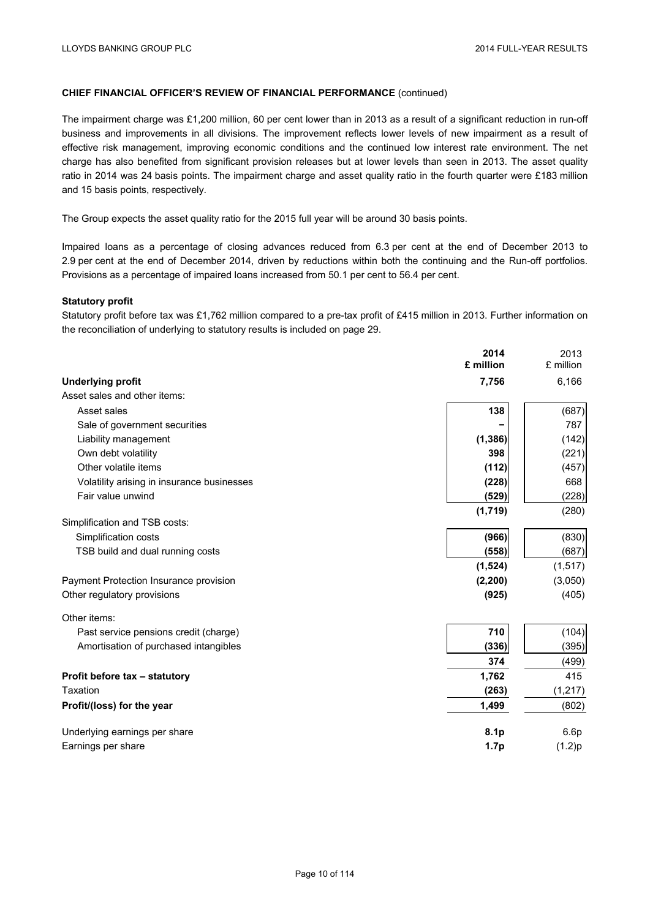## CHIEF FINANCIAL OFFICER'S REVIEW OF FINANCIAL PERFORMANCE (continued)

The impairment charge was £1,200 million, 60 per cent lower than in 2013 as a result of a significant reduction in run-off business and improvements in all divisions. The improvement reflects lower levels of new impairment as a result of effective risk management, improving economic conditions and the continued low interest rate environment. The net charge has also benefited from significant provision releases but at lower levels than seen in 2013. The asset quality ratio in 2014 was 24 basis points. The impairment charge and asset quality ratio in the fourth quarter were £183 million and 15 basis points, respectively.

The Group expects the asset quality ratio for the 2015 full year will be around 30 basis points.

Impaired loans as a percentage of closing advances reduced from 6.3 per cent at the end of December 2013 to 2.9 per cent at the end of December 2014, driven by reductions within both the continuing and the Run-off portfolios. Provisions as a percentage of impaired loans increased from 50.1 per cent to 56.4 per cent.

### Statutory profit

Statutory profit before tax was £1,762 million compared to a pre-tax profit of £415 million in 2013. Further information on the reconciliation of underlying to statutory results is included on page 29.

| | **2014 £ million** | 2013 £ million |
|---|---|---|
| **Underlying profit** | **7,756** | 6,166 |
| Asset sales and other items: | | |
| Asset sales | **138** | (687) |
| Sale of government securities | **–** | 787 |
| Liability management | **(1,386)** | (142) |
| Own debt volatility | **398** | (221) |
| Other volatile items | **(112)** | (457) |
| Volatility arising in insurance businesses | **(228)** | 668 |
| Fair value unwind | **(529)** | (228) |
| | **(1,719)** | (280) |
| Simplification and TSB costs: | | |
| Simplification costs | **(966)** | (830) |
| TSB build and dual running costs | **(558)** | (687) |
| | **(1,524)** | (1,517) |
| Payment Protection Insurance provision | **(2,200)** | (3,050) |
| Other regulatory provisions | **(925)** | (405) |
| Other items: | | |
| Past service pensions credit (charge) | **710** | (104) |
| Amortisation of purchased intangibles | **(336)** | (395) |
| | **374** | (499) |
| **Profit before tax – statutory** | **1,762** | 415 |
| Taxation | **(263)** | (1,217) |
| **Profit/(loss) for the year** | **1,499** | (802) |
| Underlying earnings per share | **8.1p** | 6.6p |
| Earnings per share | **1.7p** | (1.2)p |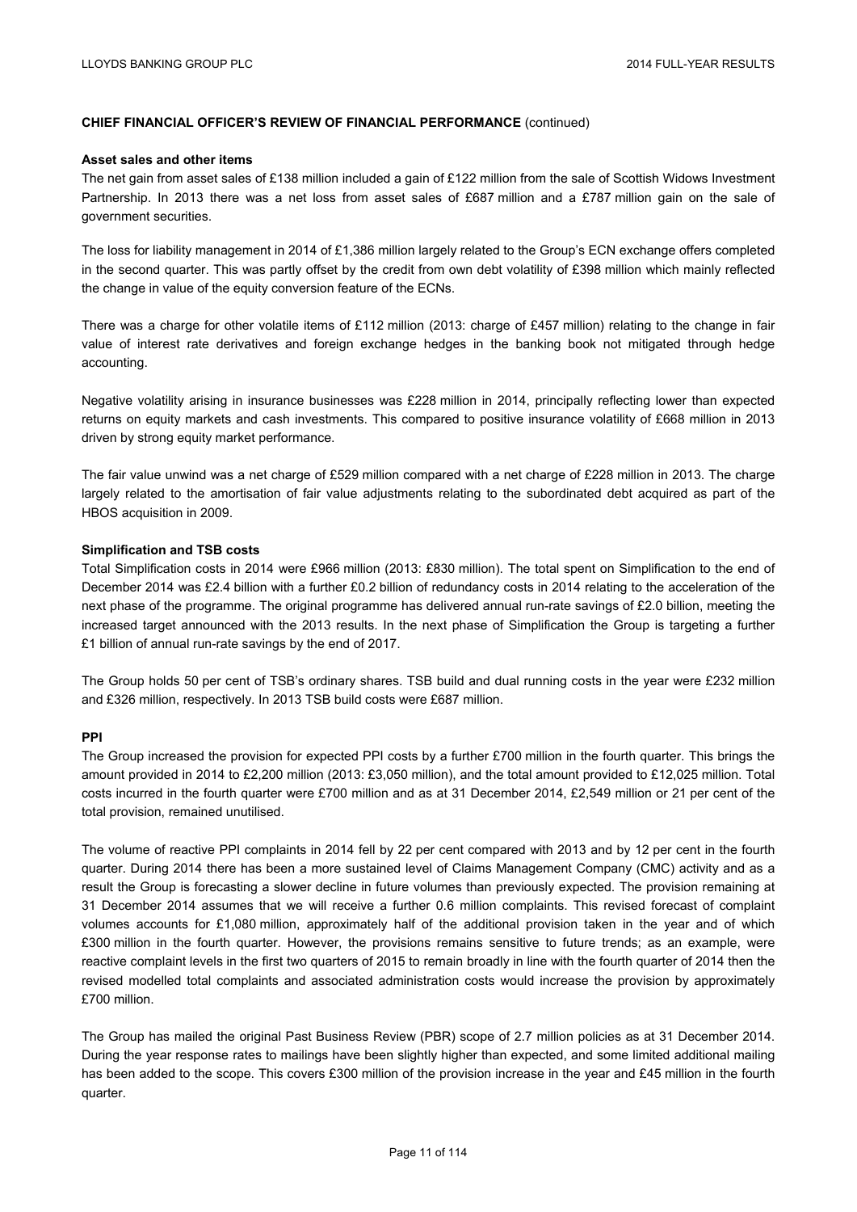**CHIEF FINANCIAL OFFICER'S REVIEW OF FINANCIAL PERFORMANCE** (continued)

**Asset sales and other items**

The net gain from asset sales of £138 million included a gain of £122 million from the sale of Scottish Widows Investment Partnership. In 2013 there was a net loss from asset sales of £687 million and a £787 million gain on the sale of government securities.

The loss for liability management in 2014 of £1,386 million largely related to the Group's ECN exchange offers completed in the second quarter. This was partly offset by the credit from own debt volatility of £398 million which mainly reflected the change in value of the equity conversion feature of the ECNs.

There was a charge for other volatile items of £112 million (2013: charge of £457 million) relating to the change in fair value of interest rate derivatives and foreign exchange hedges in the banking book not mitigated through hedge accounting.

Negative volatility arising in insurance businesses was £228 million in 2014, principally reflecting lower than expected returns on equity markets and cash investments. This compared to positive insurance volatility of £668 million in 2013 driven by strong equity market performance.

The fair value unwind was a net charge of £529 million compared with a net charge of £228 million in 2013. The charge largely related to the amortisation of fair value adjustments relating to the subordinated debt acquired as part of the HBOS acquisition in 2009.

**Simplification and TSB costs**

Total Simplification costs in 2014 were £966 million (2013: £830 million). The total spent on Simplification to the end of December 2014 was £2.4 billion with a further £0.2 billion of redundancy costs in 2014 relating to the acceleration of the next phase of the programme. The original programme has delivered annual run-rate savings of £2.0 billion, meeting the increased target announced with the 2013 results. In the next phase of Simplification the Group is targeting a further £1 billion of annual run-rate savings by the end of 2017.

The Group holds 50 per cent of TSB's ordinary shares. TSB build and dual running costs in the year were £232 million and £326 million, respectively. In 2013 TSB build costs were £687 million.

**PPI**

The Group increased the provision for expected PPI costs by a further £700 million in the fourth quarter. This brings the amount provided in 2014 to £2,200 million (2013: £3,050 million), and the total amount provided to £12,025 million. Total costs incurred in the fourth quarter were £700 million and as at 31 December 2014, £2,549 million or 21 per cent of the total provision, remained unutilised.

The volume of reactive PPI complaints in 2014 fell by 22 per cent compared with 2013 and by 12 per cent in the fourth quarter. During 2014 there has been a more sustained level of Claims Management Company (CMC) activity and as a result the Group is forecasting a slower decline in future volumes than previously expected. The provision remaining at 31 December 2014 assumes that we will receive a further 0.6 million complaints. This revised forecast of complaint volumes accounts for £1,080 million, approximately half of the additional provision taken in the year and of which £300 million in the fourth quarter. However, the provisions remains sensitive to future trends; as an example, were reactive complaint levels in the first two quarters of 2015 to remain broadly in line with the fourth quarter of 2014 then the revised modelled total complaints and associated administration costs would increase the provision by approximately £700 million.

The Group has mailed the original Past Business Review (PBR) scope of 2.7 million policies as at 31 December 2014. During the year response rates to mailings have been slightly higher than expected, and some limited additional mailing has been added to the scope. This covers £300 million of the provision increase in the year and £45 million in the fourth quarter.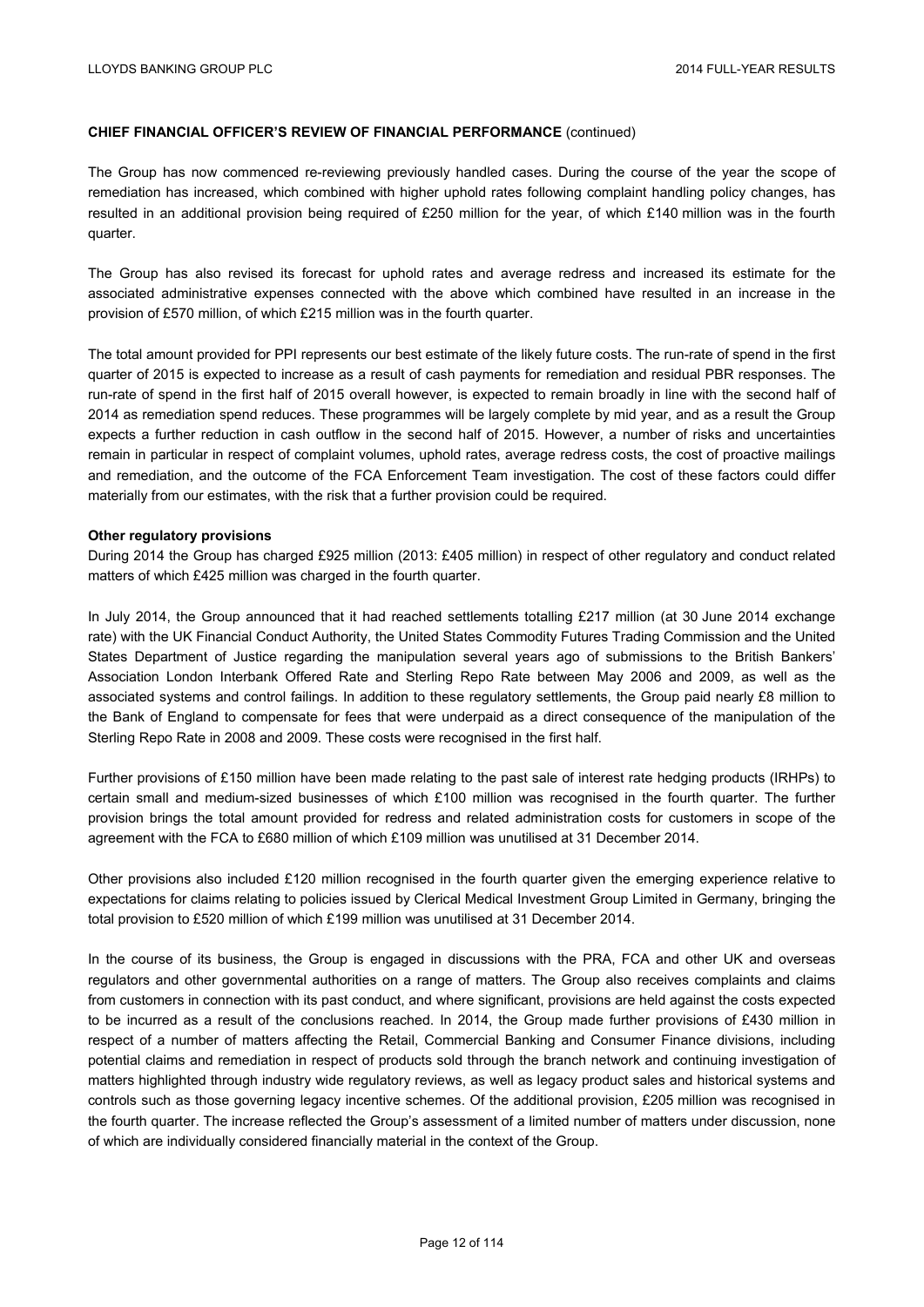**CHIEF FINANCIAL OFFICER'S REVIEW OF FINANCIAL PERFORMANCE** (continued)

The Group has now commenced re-reviewing previously handled cases. During the course of the year the scope of remediation has increased, which combined with higher uphold rates following complaint handling policy changes, has resulted in an additional provision being required of £250 million for the year, of which £140 million was in the fourth quarter.

The Group has also revised its forecast for uphold rates and average redress and increased its estimate for the associated administrative expenses connected with the above which combined have resulted in an increase in the provision of £570 million, of which £215 million was in the fourth quarter.

The total amount provided for PPI represents our best estimate of the likely future costs. The run-rate of spend in the first quarter of 2015 is expected to increase as a result of cash payments for remediation and residual PBR responses. The run-rate of spend in the first half of 2015 overall however, is expected to remain broadly in line with the second half of 2014 as remediation spend reduces. These programmes will be largely complete by mid year, and as a result the Group expects a further reduction in cash outflow in the second half of 2015. However, a number of risks and uncertainties remain in particular in respect of complaint volumes, uphold rates, average redress costs, the cost of proactive mailings and remediation, and the outcome of the FCA Enforcement Team investigation. The cost of these factors could differ materially from our estimates, with the risk that a further provision could be required.

**Other regulatory provisions**

During 2014 the Group has charged £925 million (2013: £405 million) in respect of other regulatory and conduct related matters of which £425 million was charged in the fourth quarter.

In July 2014, the Group announced that it had reached settlements totalling £217 million (at 30 June 2014 exchange rate) with the UK Financial Conduct Authority, the United States Commodity Futures Trading Commission and the United States Department of Justice regarding the manipulation several years ago of submissions to the British Bankers' Association London Interbank Offered Rate and Sterling Repo Rate between May 2006 and 2009, as well as the associated systems and control failings. In addition to these regulatory settlements, the Group paid nearly £8 million to the Bank of England to compensate for fees that were underpaid as a direct consequence of the manipulation of the Sterling Repo Rate in 2008 and 2009. These costs were recognised in the first half.

Further provisions of £150 million have been made relating to the past sale of interest rate hedging products (IRHPs) to certain small and medium-sized businesses of which £100 million was recognised in the fourth quarter. The further provision brings the total amount provided for redress and related administration costs for customers in scope of the agreement with the FCA to £680 million of which £109 million was unutilised at 31 December 2014.

Other provisions also included £120 million recognised in the fourth quarter given the emerging experience relative to expectations for claims relating to policies issued by Clerical Medical Investment Group Limited in Germany, bringing the total provision to £520 million of which £199 million was unutilised at 31 December 2014.

In the course of its business, the Group is engaged in discussions with the PRA, FCA and other UK and overseas regulators and other governmental authorities on a range of matters. The Group also receives complaints and claims from customers in connection with its past conduct, and where significant, provisions are held against the costs expected to be incurred as a result of the conclusions reached. In 2014, the Group made further provisions of £430 million in respect of a number of matters affecting the Retail, Commercial Banking and Consumer Finance divisions, including potential claims and remediation in respect of products sold through the branch network and continuing investigation of matters highlighted through industry wide regulatory reviews, as well as legacy product sales and historical systems and controls such as those governing legacy incentive schemes. Of the additional provision, £205 million was recognised in the fourth quarter. The increase reflected the Group's assessment of a limited number of matters under discussion, none of which are individually considered financially material in the context of the Group.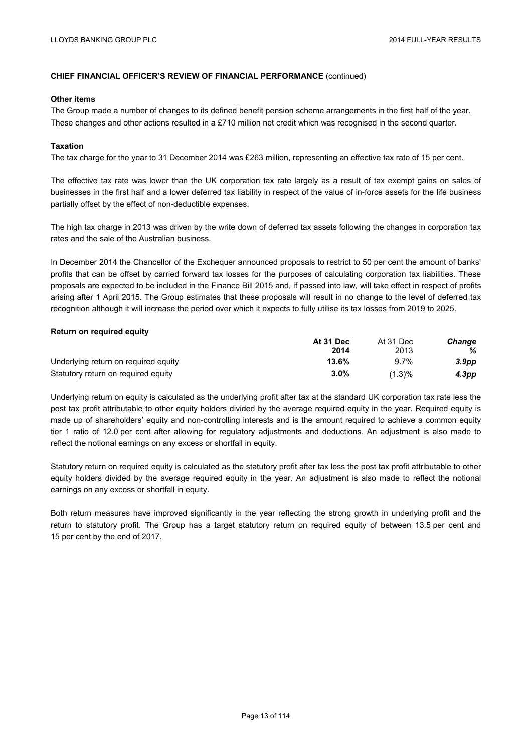## CHIEF FINANCIAL OFFICER'S REVIEW OF FINANCIAL PERFORMANCE (continued)

### Other items

The Group made a number of changes to its defined benefit pension scheme arrangements in the first half of the year. These changes and other actions resulted in a £710 million net credit which was recognised in the second quarter.

### Taxation

The tax charge for the year to 31 December 2014 was £263 million, representing an effective tax rate of 15 per cent.

The effective tax rate was lower than the UK corporation tax rate largely as a result of tax exempt gains on sales of businesses in the first half and a lower deferred tax liability in respect of the value of in-force assets for the life business partially offset by the effect of non-deductible expenses.

The high tax charge in 2013 was driven by the write down of deferred tax assets following the changes in corporation tax rates and the sale of the Australian business.

In December 2014 the Chancellor of the Exchequer announced proposals to restrict to 50 per cent the amount of banks' profits that can be offset by carried forward tax losses for the purposes of calculating corporation tax liabilities. These proposals are expected to be included in the Finance Bill 2015 and, if passed into law, will take effect in respect of profits arising after 1 April 2015. The Group estimates that these proposals will result in no change to the level of deferred tax recognition although it will increase the period over which it expects to fully utilise its tax losses from 2019 to 2025.

### Return on required equity

| | **At 31 Dec 2014** | At 31 Dec 2013 | ***Change %*** |
|---|---|---|---|
| Underlying return on required equity | **13.6%** | 9.7% | ***3.9pp*** |
| Statutory return on required equity | **3.0%** | (1.3)% | ***4.3pp*** |

Underlying return on equity is calculated as the underlying profit after tax at the standard UK corporation tax rate less the post tax profit attributable to other equity holders divided by the average required equity in the year. Required equity is made up of shareholders' equity and non-controlling interests and is the amount required to achieve a common equity tier 1 ratio of 12.0 per cent after allowing for regulatory adjustments and deductions. An adjustment is also made to reflect the notional earnings on any excess or shortfall in equity.

Statutory return on required equity is calculated as the statutory profit after tax less the post tax profit attributable to other equity holders divided by the average required equity in the year. An adjustment is also made to reflect the notional earnings on any excess or shortfall in equity.

Both return measures have improved significantly in the year reflecting the strong growth in underlying profit and the return to statutory profit. The Group has a target statutory return on required equity of between 13.5 per cent and 15 per cent by the end of 2017.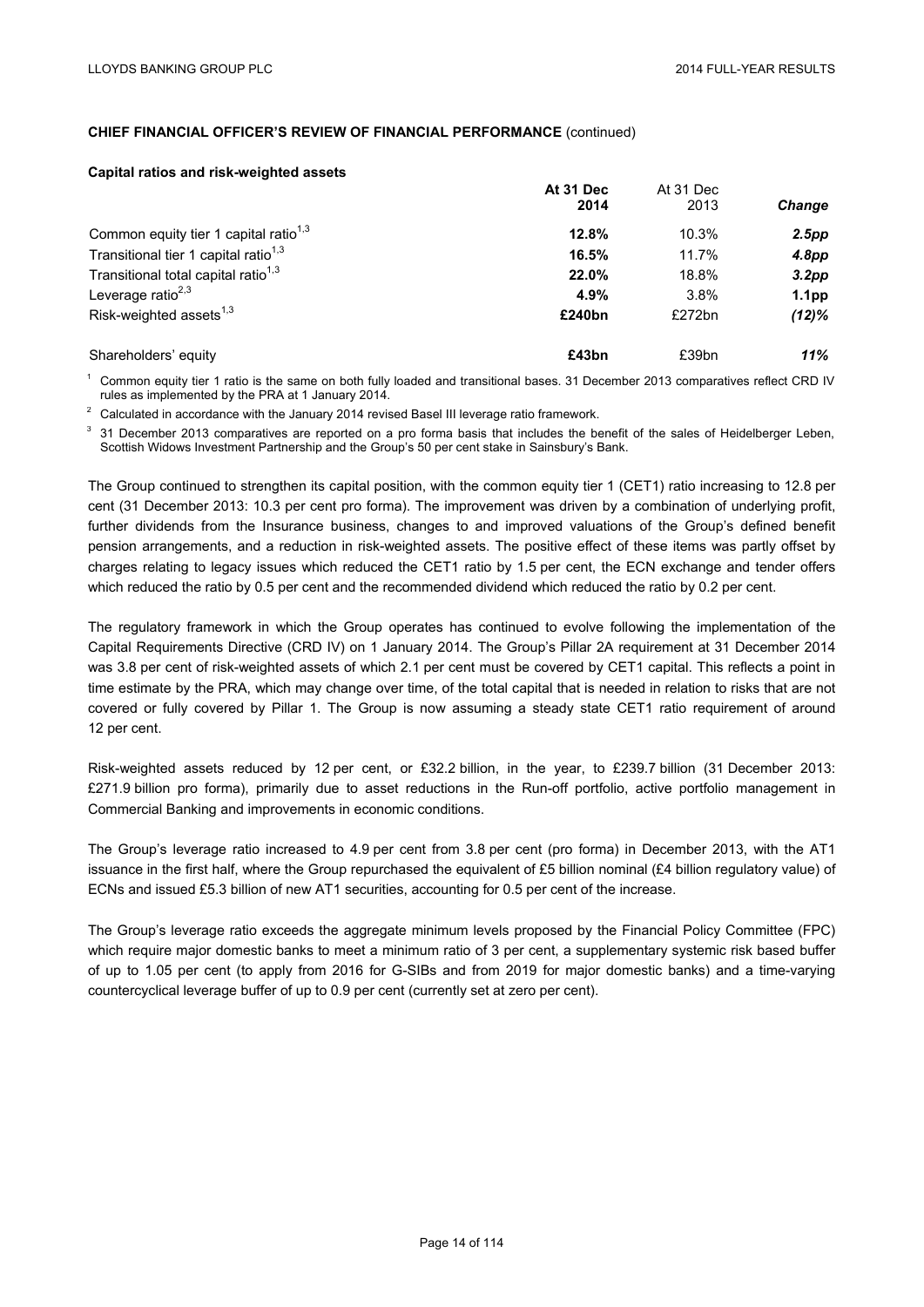**CHIEF FINANCIAL OFFICER'S REVIEW OF FINANCIAL PERFORMANCE** (continued)

**Capital ratios and risk-weighted assets**

| | At 31 Dec 2014 | At 31 Dec 2013 | Change |
|---|---|---|---|
| Common equity tier 1 capital ratio[1,3] | **12.8%** | 10.3% | ***2.5pp*** |
| Transitional tier 1 capital ratio[1,3] | **16.5%** | 11.7% | ***4.8pp*** |
| Transitional total capital ratio[1,3] | **22.0%** | 18.8% | ***3.2pp*** |
| Leverage ratio[2,3] | **4.9%** | 3.8% | ***1.1pp*** |
| Risk-weighted assets[1,3] | **£240bn** | £272bn | ***(12)%*** |
| | | | |
| Shareholders' equity | **£43bn** | £39bn | ***11%*** |

[1] Common equity tier 1 ratio is the same on both fully loaded and transitional bases. 31 December 2013 comparatives reflect CRD IV rules as implemented by the PRA at 1 January 2014.

[2] Calculated in accordance with the January 2014 revised Basel III leverage ratio framework.

[3] 31 December 2013 comparatives are reported on a pro forma basis that includes the benefit of the sales of Heidelberger Leben, Scottish Widows Investment Partnership and the Group's 50 per cent stake in Sainsbury's Bank.

The Group continued to strengthen its capital position, with the common equity tier 1 (CET1) ratio increasing to 12.8 per cent (31 December 2013: 10.3 per cent pro forma). The improvement was driven by a combination of underlying profit, further dividends from the Insurance business, changes to and improved valuations of the Group's defined benefit pension arrangements, and a reduction in risk-weighted assets. The positive effect of these items was partly offset by charges relating to legacy issues which reduced the CET1 ratio by 1.5 per cent, the ECN exchange and tender offers which reduced the ratio by 0.5 per cent and the recommended dividend which reduced the ratio by 0.2 per cent.

The regulatory framework in which the Group operates has continued to evolve following the implementation of the Capital Requirements Directive (CRD IV) on 1 January 2014. The Group's Pillar 2A requirement at 31 December 2014 was 3.8 per cent of risk-weighted assets of which 2.1 per cent must be covered by CET1 capital. This reflects a point in time estimate by the PRA, which may change over time, of the total capital that is needed in relation to risks that are not covered or fully covered by Pillar 1. The Group is now assuming a steady state CET1 ratio requirement of around 12 per cent.

Risk-weighted assets reduced by 12 per cent, or £32.2 billion, in the year, to £239.7 billion (31 December 2013: £271.9 billion pro forma), primarily due to asset reductions in the Run-off portfolio, active portfolio management in Commercial Banking and improvements in economic conditions.

The Group's leverage ratio increased to 4.9 per cent from 3.8 per cent (pro forma) in December 2013, with the AT1 issuance in the first half, where the Group repurchased the equivalent of £5 billion nominal (£4 billion regulatory value) of ECNs and issued £5.3 billion of new AT1 securities, accounting for 0.5 per cent of the increase.

The Group's leverage ratio exceeds the aggregate minimum levels proposed by the Financial Policy Committee (FPC) which require major domestic banks to meet a minimum ratio of 3 per cent, a supplementary systemic risk based buffer of up to 1.05 per cent (to apply from 2016 for G-SIBs and from 2019 for major domestic banks) and a time-varying countercyclical leverage buffer of up to 0.9 per cent (currently set at zero per cent).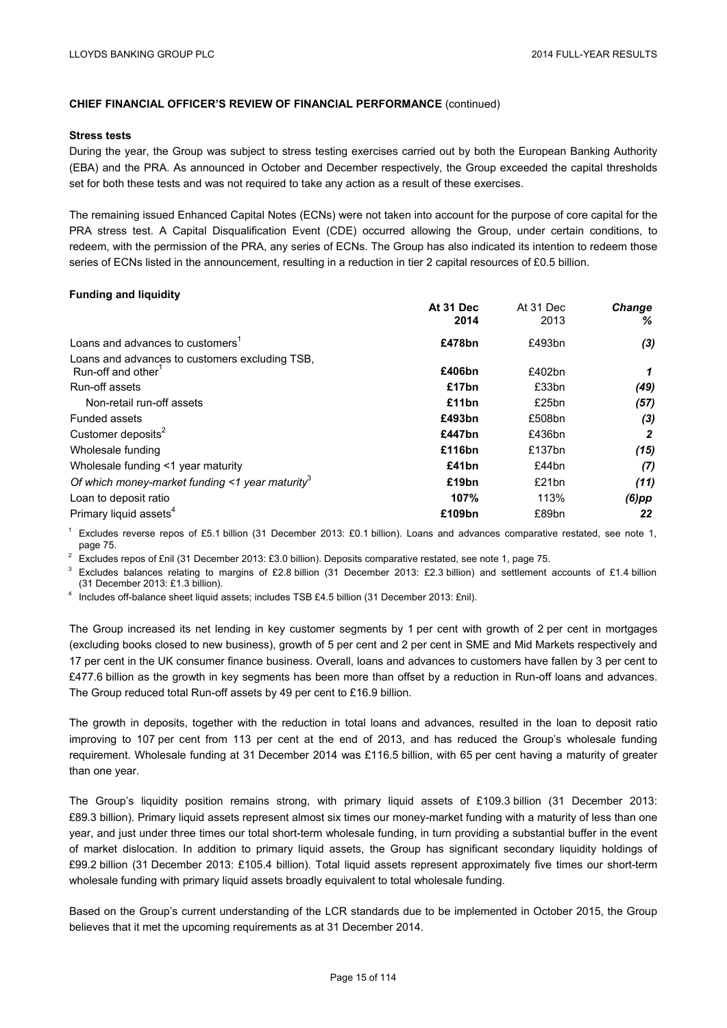## CHIEF FINANCIAL OFFICER'S REVIEW OF FINANCIAL PERFORMANCE (continued)

### Stress tests

During the year, the Group was subject to stress testing exercises carried out by both the European Banking Authority (EBA) and the PRA. As announced in October and December respectively, the Group exceeded the capital thresholds set for both these tests and was not required to take any action as a result of these exercises.

The remaining issued Enhanced Capital Notes (ECNs) were not taken into account for the purpose of core capital for the PRA stress test. A Capital Disqualification Event (CDE) occurred allowing the Group, under certain conditions, to redeem, with the permission of the PRA, any series of ECNs. The Group has also indicated its intention to redeem those series of ECNs listed in the announcement, resulting in a reduction in tier 2 capital resources of £0.5 billion.

### Funding and liquidity

| | At 31 Dec 2014 | At 31 Dec 2013 | Change % |
|---|---|---|---|
| Loans and advances to customers[1] | **£478bn** | £493bn | *(3)* |
| Loans and advances to customers excluding TSB, Run-off and other[1] | **£406bn** | £402bn | *1* |
| Run-off assets | **£17bn** | £33bn | *(49)* |
| Non-retail run-off assets | **£11bn** | £25bn | *(57)* |
| Funded assets | **£493bn** | £508bn | *(3)* |
| Customer deposits[2] | **£447bn** | £436bn | *2* |
| Wholesale funding | **£116bn** | £137bn | *(15)* |
| Wholesale funding <1 year maturity | **£41bn** | £44bn | *(7)* |
| *Of which money-market funding <1 year maturity*[3] | **£19bn** | £21bn | *(11)* |
| Loan to deposit ratio | **107%** | 113% | *(6)pp* |
| Primary liquid assets[4] | **£109bn** | £89bn | *22* |

[1] Excludes reverse repos of £5.1 billion (31 December 2013: £0.1 billion). Loans and advances comparative restated, see note 1, page 75.

[2] Excludes repos of £nil (31 December 2013: £3.0 billion). Deposits comparative restated, see note 1, page 75.

[3] Excludes balances relating to margins of £2.8 billion (31 December 2013: £2.3 billion) and settlement accounts of £1.4 billion (31 December 2013: £1.3 billion).

[4] Includes off-balance sheet liquid assets; includes TSB £4.5 billion (31 December 2013: £nil).

The Group increased its net lending in key customer segments by 1 per cent with growth of 2 per cent in mortgages (excluding books closed to new business), growth of 5 per cent and 2 per cent in SME and Mid Markets respectively and 17 per cent in the UK consumer finance business. Overall, loans and advances to customers have fallen by 3 per cent to £477.6 billion as the growth in key segments has been more than offset by a reduction in Run-off loans and advances. The Group reduced total Run-off assets by 49 per cent to £16.9 billion.

The growth in deposits, together with the reduction in total loans and advances, resulted in the loan to deposit ratio improving to 107 per cent from 113 per cent at the end of 2013, and has reduced the Group's wholesale funding requirement. Wholesale funding at 31 December 2014 was £116.5 billion, with 65 per cent having a maturity of greater than one year.

The Group's liquidity position remains strong, with primary liquid assets of £109.3 billion (31 December 2013: £89.3 billion). Primary liquid assets represent almost six times our money-market funding with a maturity of less than one year, and just under three times our total short-term wholesale funding, in turn providing a substantial buffer in the event of market dislocation. In addition to primary liquid assets, the Group has significant secondary liquidity holdings of £99.2 billion (31 December 2013: £105.4 billion). Total liquid assets represent approximately five times our short-term wholesale funding with primary liquid assets broadly equivalent to total wholesale funding.

Based on the Group's current understanding of the LCR standards due to be implemented in October 2015, the Group believes that it met the upcoming requirements as at 31 December 2014.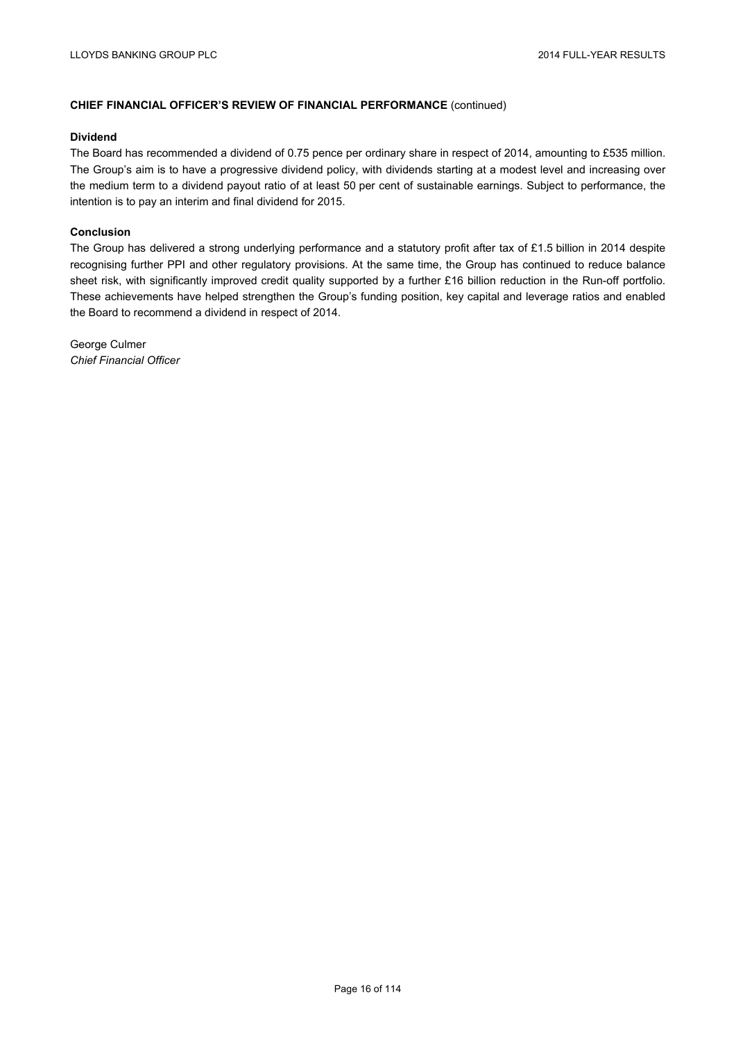**CHIEF FINANCIAL OFFICER'S REVIEW OF FINANCIAL PERFORMANCE** (continued)

**Dividend**

The Board has recommended a dividend of 0.75 pence per ordinary share in respect of 2014, amounting to £535 million. The Group's aim is to have a progressive dividend policy, with dividends starting at a modest level and increasing over the medium term to a dividend payout ratio of at least 50 per cent of sustainable earnings. Subject to performance, the intention is to pay an interim and final dividend for 2015.

**Conclusion**

The Group has delivered a strong underlying performance and a statutory profit after tax of £1.5 billion in 2014 despite recognising further PPI and other regulatory provisions. At the same time, the Group has continued to reduce balance sheet risk, with significantly improved credit quality supported by a further £16 billion reduction in the Run-off portfolio. These achievements have helped strengthen the Group's funding position, key capital and leverage ratios and enabled the Board to recommend a dividend in respect of 2014.

George Culmer
*Chief Financial Officer*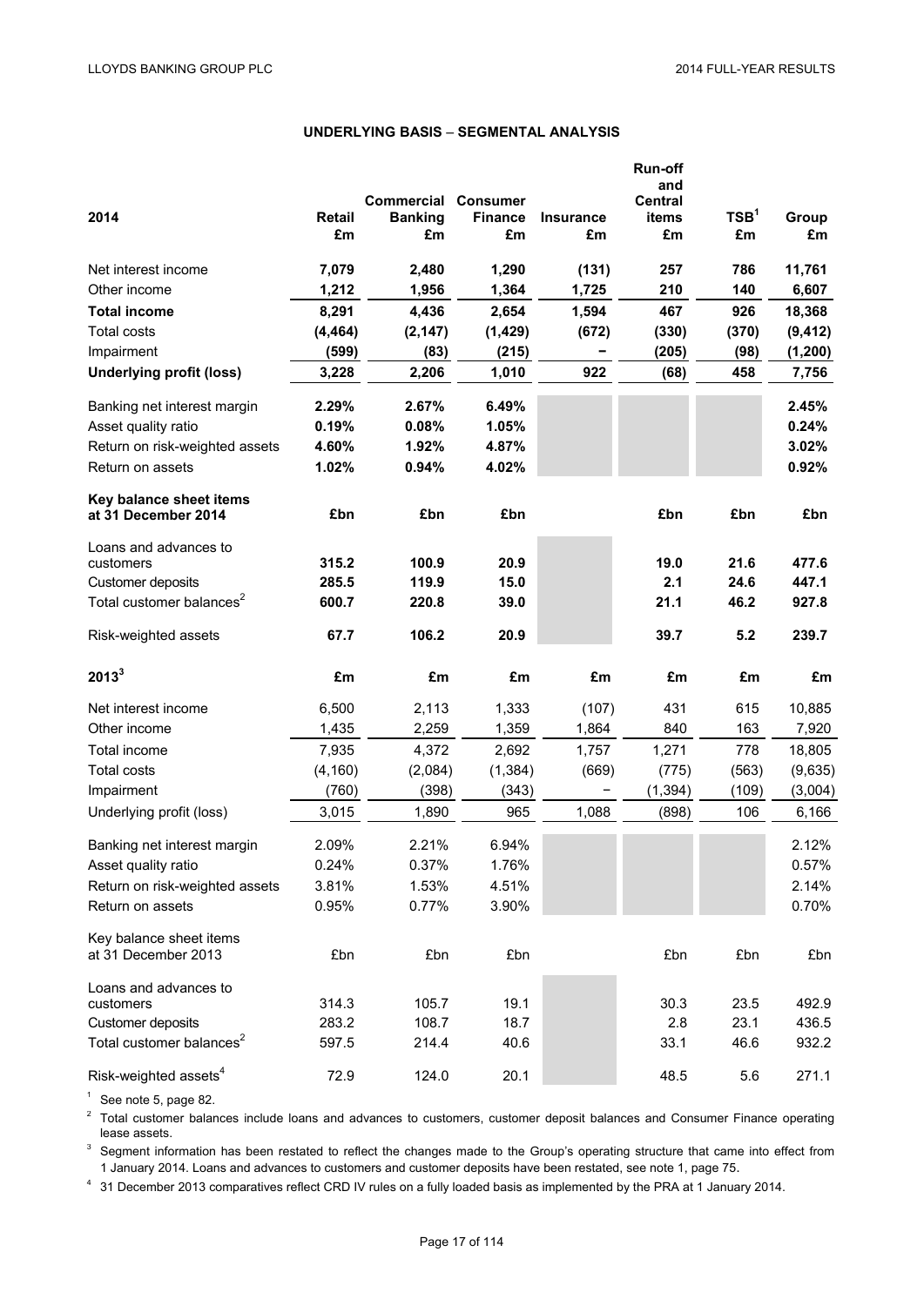## UNDERLYING BASIS – SEGMENTAL ANALYSIS

| 2014 | Retail £m | Commercial Banking £m | Consumer Finance £m | Insurance £m | Run-off and Central items £m | TSB[1] £m | Group £m |
|---|---|---|---|---|---|---|---|
| Net interest income | **7,079** | **2,480** | **1,290** | **(131)** | **257** | **786** | **11,761** |
| Other income | **1,212** | **1,956** | **1,364** | **1,725** | **210** | **140** | **6,607** |
| **Total income** | **8,291** | **4,436** | **2,654** | **1,594** | **467** | **926** | **18,368** |
| Total costs | **(4,464)** | **(2,147)** | **(1,429)** | **(672)** | **(330)** | **(370)** | **(9,412)** |
| Impairment | **(599)** | **(83)** | **(215)** | **–** | **(205)** | **(98)** | **(1,200)** |
| **Underlying profit (loss)** | **3,228** | **2,206** | **1,010** | **922** | **(68)** | **458** | **7,756** |
| Banking net interest margin | **2.29%** | **2.67%** | **6.49%** | | | | **2.45%** |
| Asset quality ratio | **0.19%** | **0.08%** | **1.05%** | | | | **0.24%** |
| Return on risk-weighted assets | **4.60%** | **1.92%** | **4.87%** | | | | **3.02%** |
| Return on assets | **1.02%** | **0.94%** | **4.02%** | | | | **0.92%** |
| **Key balance sheet items at 31 December 2014** | **£bn** | **£bn** | **£bn** | | **£bn** | **£bn** | **£bn** |
| Loans and advances to customers | **315.2** | **100.9** | **20.9** | | **19.0** | **21.6** | **477.6** |
| Customer deposits | **285.5** | **119.9** | **15.0** | | **2.1** | **24.6** | **447.1** |
| Total customer balances[2] | **600.7** | **220.8** | **39.0** | | **21.1** | **46.2** | **927.8** |
| Risk-weighted assets | **67.7** | **106.2** | **20.9** | | **39.7** | **5.2** | **239.7** |
| **2013[3]** | **£m** | **£m** | **£m** | **£m** | **£m** | **£m** | **£m** |
| Net interest income | 6,500 | 2,113 | 1,333 | (107) | 431 | 615 | 10,885 |
| Other income | 1,435 | 2,259 | 1,359 | 1,864 | 840 | 163 | 7,920 |
| Total income | 7,935 | 4,372 | 2,692 | 1,757 | 1,271 | 778 | 18,805 |
| Total costs | (4,160) | (2,084) | (1,384) | (669) | (775) | (563) | (9,635) |
| Impairment | (760) | (398) | (343) | – | (1,394) | (109) | (3,004) |
| Underlying profit (loss) | 3,015 | 1,890 | 965 | 1,088 | (898) | 106 | 6,166 |
| Banking net interest margin | 2.09% | 2.21% | 6.94% | | | | 2.12% |
| Asset quality ratio | 0.24% | 0.37% | 1.76% | | | | 0.57% |
| Return on risk-weighted assets | 3.81% | 1.53% | 4.51% | | | | 2.14% |
| Return on assets | 0.95% | 0.77% | 3.90% | | | | 0.70% |
| Key balance sheet items at 31 December 2013 | £bn | £bn | £bn | | £bn | £bn | £bn |
| Loans and advances to customers | 314.3 | 105.7 | 19.1 | | 30.3 | 23.5 | 492.9 |
| Customer deposits | 283.2 | 108.7 | 18.7 | | 2.8 | 23.1 | 436.5 |
| Total customer balances[2] | 597.5 | 214.4 | 40.6 | | 33.1 | 46.6 | 932.2 |
| Risk-weighted assets[4] | 72.9 | 124.0 | 20.1 | | 48.5 | 5.6 | 271.1 |

[1] See note 5, page 82.

[2] Total customer balances include loans and advances to customers, customer deposit balances and Consumer Finance operating lease assets.

[3] Segment information has been restated to reflect the changes made to the Group's operating structure that came into effect from 1 January 2014. Loans and advances to customers and customer deposits have been restated, see note 1, page 75.

[4] 31 December 2013 comparatives reflect CRD IV rules on a fully loaded basis as implemented by the PRA at 1 January 2014.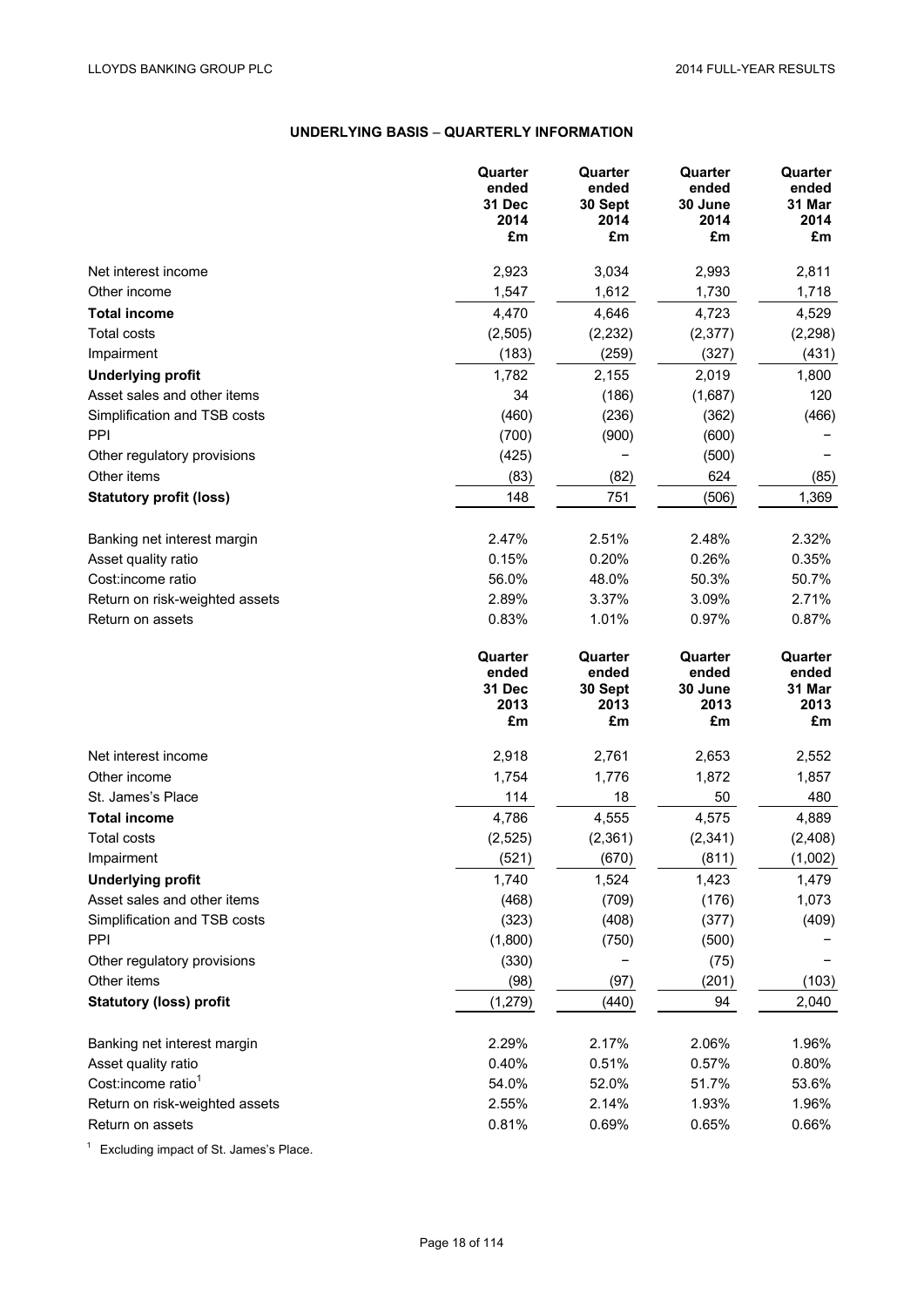## UNDERLYING BASIS – QUARTERLY INFORMATION

| | Quarter ended 31 Dec 2014 £m | Quarter ended 30 Sept 2014 £m | Quarter ended 30 June 2014 £m | Quarter ended 31 Mar 2014 £m |
|---|---|---|---|---|
| Net interest income | 2,923 | 3,034 | 2,993 | 2,811 |
| Other income | 1,547 | 1,612 | 1,730 | 1,718 |
| **Total income** | 4,470 | 4,646 | 4,723 | 4,529 |
| Total costs | (2,505) | (2,232) | (2,377) | (2,298) |
| Impairment | (183) | (259) | (327) | (431) |
| **Underlying profit** | 1,782 | 2,155 | 2,019 | 1,800 |
| Asset sales and other items | 34 | (186) | (1,687) | 120 |
| Simplification and TSB costs | (460) | (236) | (362) | (466) |
| PPI | (700) | (900) | (600) | – |
| Other regulatory provisions | (425) | – | (500) | – |
| Other items | (83) | (82) | 624 | (85) |
| **Statutory profit (loss)** | 148 | 751 | (506) | 1,369 |
| | | | | |
| Banking net interest margin | 2.47% | 2.51% | 2.48% | 2.32% |
| Asset quality ratio | 0.15% | 0.20% | 0.26% | 0.35% |
| Cost:income ratio | 56.0% | 48.0% | 50.3% | 50.7% |
| Return on risk-weighted assets | 2.89% | 3.37% | 3.09% | 2.71% |
| Return on assets | 0.83% | 1.01% | 0.97% | 0.87% |

| | Quarter ended 31 Dec 2013 £m | Quarter ended 30 Sept 2013 £m | Quarter ended 30 June 2013 £m | Quarter ended 31 Mar 2013 £m |
|---|---|---|---|---|
| Net interest income | 2,918 | 2,761 | 2,653 | 2,552 |
| Other income | 1,754 | 1,776 | 1,872 | 1,857 |
| St. James's Place | 114 | 18 | 50 | 480 |
| **Total income** | 4,786 | 4,555 | 4,575 | 4,889 |
| Total costs | (2,525) | (2,361) | (2,341) | (2,408) |
| Impairment | (521) | (670) | (811) | (1,002) |
| **Underlying profit** | 1,740 | 1,524 | 1,423 | 1,479 |
| Asset sales and other items | (468) | (709) | (176) | 1,073 |
| Simplification and TSB costs | (323) | (408) | (377) | (409) |
| PPI | (1,800) | (750) | (500) | – |
| Other regulatory provisions | (330) | – | (75) | – |
| Other items | (98) | (97) | (201) | (103) |
| **Statutory (loss) profit** | (1,279) | (440) | 94 | 2,040 |
| | | | | |
| Banking net interest margin | 2.29% | 2.17% | 2.06% | 1.96% |
| Asset quality ratio | 0.40% | 0.51% | 0.57% | 0.80% |
| Cost:income ratio[1] | 54.0% | 52.0% | 51.7% | 53.6% |
| Return on risk-weighted assets | 2.55% | 2.14% | 1.93% | 1.96% |
| Return on assets | 0.81% | 0.69% | 0.65% | 0.66% |

[1] Excluding impact of St. James's Place.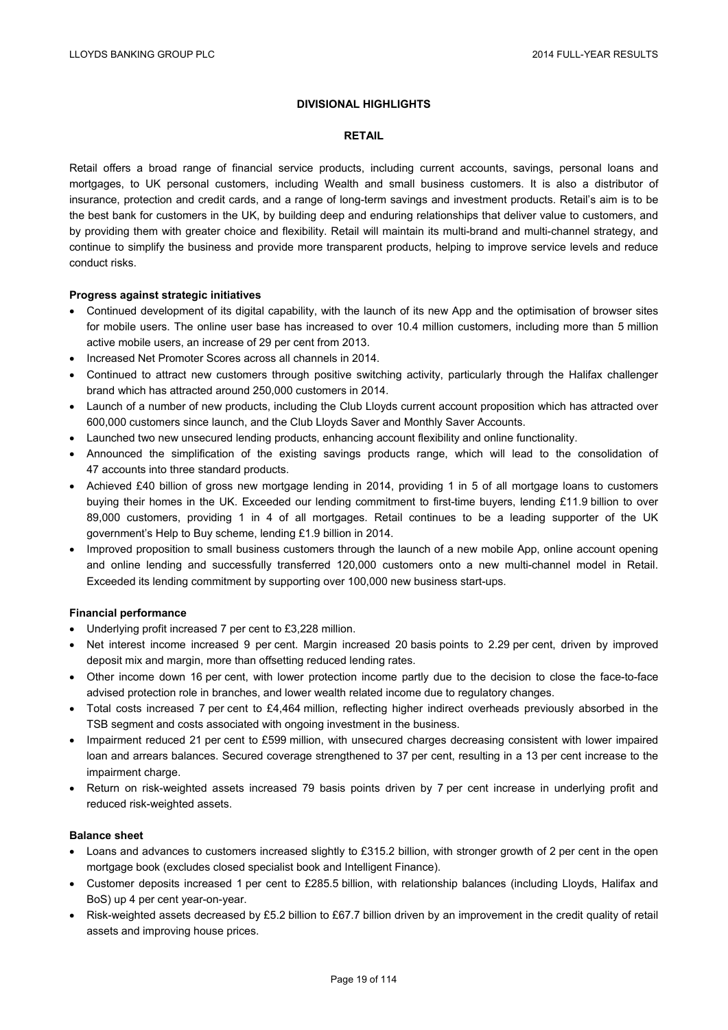# DIVISIONAL HIGHLIGHTS

## RETAIL

Retail offers a broad range of financial service products, including current accounts, savings, personal loans and mortgages, to UK personal customers, including Wealth and small business customers. It is also a distributor of insurance, protection and credit cards, and a range of long-term savings and investment products. Retail's aim is to be the best bank for customers in the UK, by building deep and enduring relationships that deliver value to customers, and by providing them with greater choice and flexibility. Retail will maintain its multi-brand and multi-channel strategy, and continue to simplify the business and provide more transparent products, helping to improve service levels and reduce conduct risks.

**Progress against strategic initiatives**

- Continued development of its digital capability, with the launch of its new App and the optimisation of browser sites for mobile users. The online user base has increased to over 10.4 million customers, including more than 5 million active mobile users, an increase of 29 per cent from 2013.
- Increased Net Promoter Scores across all channels in 2014.
- Continued to attract new customers through positive switching activity, particularly through the Halifax challenger brand which has attracted around 250,000 customers in 2014.
- Launch of a number of new products, including the Club Lloyds current account proposition which has attracted over 600,000 customers since launch, and the Club Lloyds Saver and Monthly Saver Accounts.
- Launched two new unsecured lending products, enhancing account flexibility and online functionality.
- Announced the simplification of the existing savings products range, which will lead to the consolidation of 47 accounts into three standard products.
- Achieved £40 billion of gross new mortgage lending in 2014, providing 1 in 5 of all mortgage loans to customers buying their homes in the UK. Exceeded our lending commitment to first-time buyers, lending £11.9 billion to over 89,000 customers, providing 1 in 4 of all mortgages. Retail continues to be a leading supporter of the UK government's Help to Buy scheme, lending £1.9 billion in 2014.
- Improved proposition to small business customers through the launch of a new mobile App, online account opening and online lending and successfully transferred 120,000 customers onto a new multi-channel model in Retail. Exceeded its lending commitment by supporting over 100,000 new business start-ups.

**Financial performance**

- Underlying profit increased 7 per cent to £3,228 million.
- Net interest income increased 9 per cent. Margin increased 20 basis points to 2.29 per cent, driven by improved deposit mix and margin, more than offsetting reduced lending rates.
- Other income down 16 per cent, with lower protection income partly due to the decision to close the face-to-face advised protection role in branches, and lower wealth related income due to regulatory changes.
- Total costs increased 7 per cent to £4,464 million, reflecting higher indirect overheads previously absorbed in the TSB segment and costs associated with ongoing investment in the business.
- Impairment reduced 21 per cent to £599 million, with unsecured charges decreasing consistent with lower impaired loan and arrears balances. Secured coverage strengthened to 37 per cent, resulting in a 13 per cent increase to the impairment charge.
- Return on risk-weighted assets increased 79 basis points driven by 7 per cent increase in underlying profit and reduced risk-weighted assets.

**Balance sheet**

- Loans and advances to customers increased slightly to £315.2 billion, with stronger growth of 2 per cent in the open mortgage book (excludes closed specialist book and Intelligent Finance).
- Customer deposits increased 1 per cent to £285.5 billion, with relationship balances (including Lloyds, Halifax and BoS) up 4 per cent year-on-year.
- Risk-weighted assets decreased by £5.2 billion to £67.7 billion driven by an improvement in the credit quality of retail assets and improving house prices.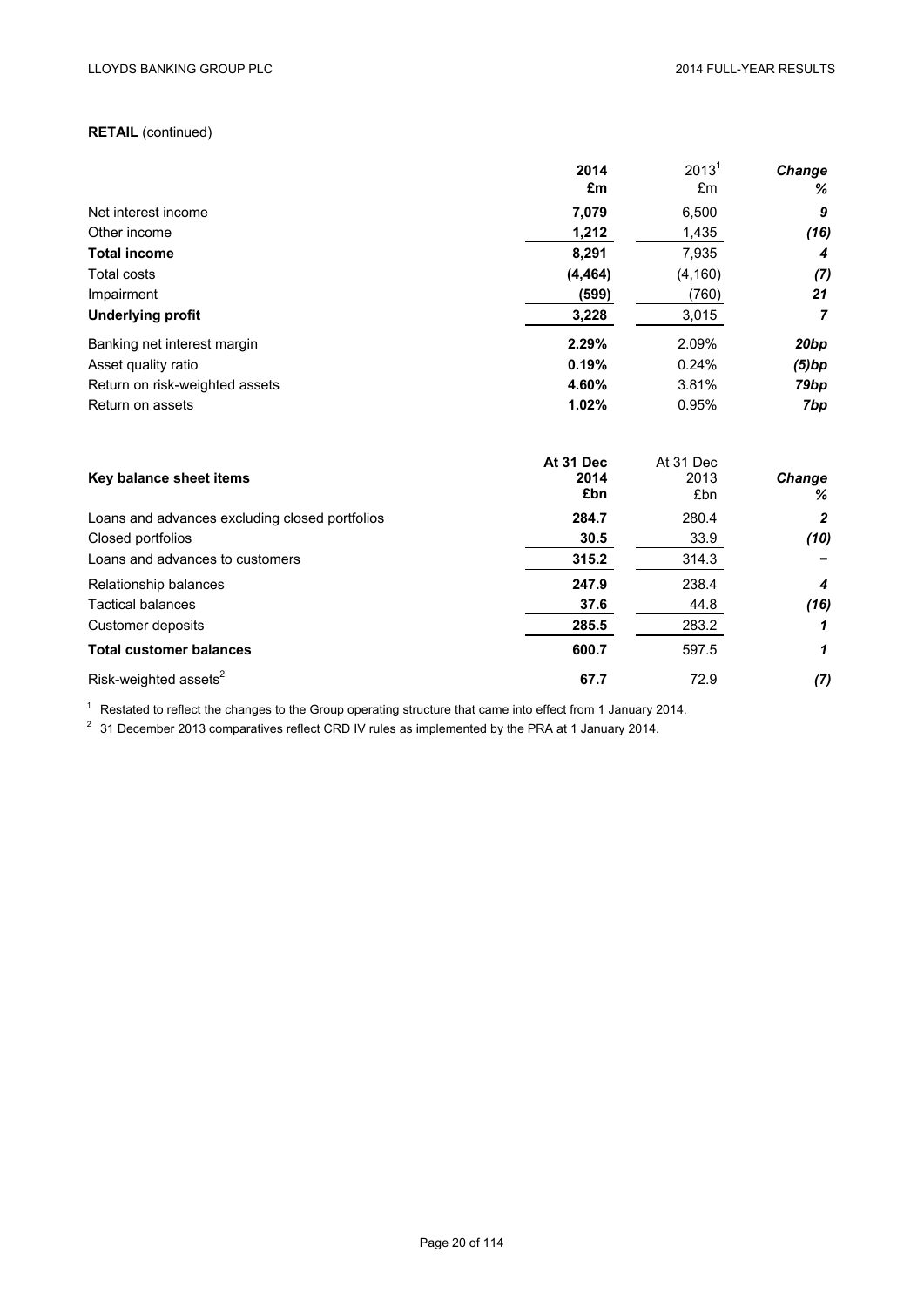**RETAIL** (continued)

| | 2014 £m | 2013[1] £m | *Change %* |
|---|---|---|---|
| Net interest income | **7,079** | 6,500 | ***9*** |
| Other income | **1,212** | 1,435 | ***(16)*** |
| **Total income** | **8,291** | 7,935 | ***4*** |
| Total costs | **(4,464)** | (4,160) | ***(7)*** |
| Impairment | **(599)** | (760) | ***21*** |
| **Underlying profit** | **3,228** | 3,015 | ***7*** |
| Banking net interest margin | **2.29%** | 2.09% | ***20bp*** |
| Asset quality ratio | **0.19%** | 0.24% | ***(5)bp*** |
| Return on risk-weighted assets | **4.60%** | 3.81% | ***79bp*** |
| Return on assets | **1.02%** | 0.95% | ***7bp*** |

| **Key balance sheet items** | At 31 Dec 2014 £bn | At 31 Dec 2013 £bn | *Change %* |
|---|---|---|---|
| Loans and advances excluding closed portfolios | **284.7** | 280.4 | ***2*** |
| Closed portfolios | **30.5** | 33.9 | ***(10)*** |
| Loans and advances to customers | **315.2** | 314.3 | ***–*** |
| Relationship balances | **247.9** | 238.4 | ***4*** |
| Tactical balances | **37.6** | 44.8 | ***(16)*** |
| Customer deposits | **285.5** | 283.2 | ***1*** |
| **Total customer balances** | **600.7** | 597.5 | ***1*** |
| Risk-weighted assets[2] | **67.7** | 72.9 | ***(7)*** |

[1] Restated to reflect the changes to the Group operating structure that came into effect from 1 January 2014.

[2] 31 December 2013 comparatives reflect CRD IV rules as implemented by the PRA at 1 January 2014.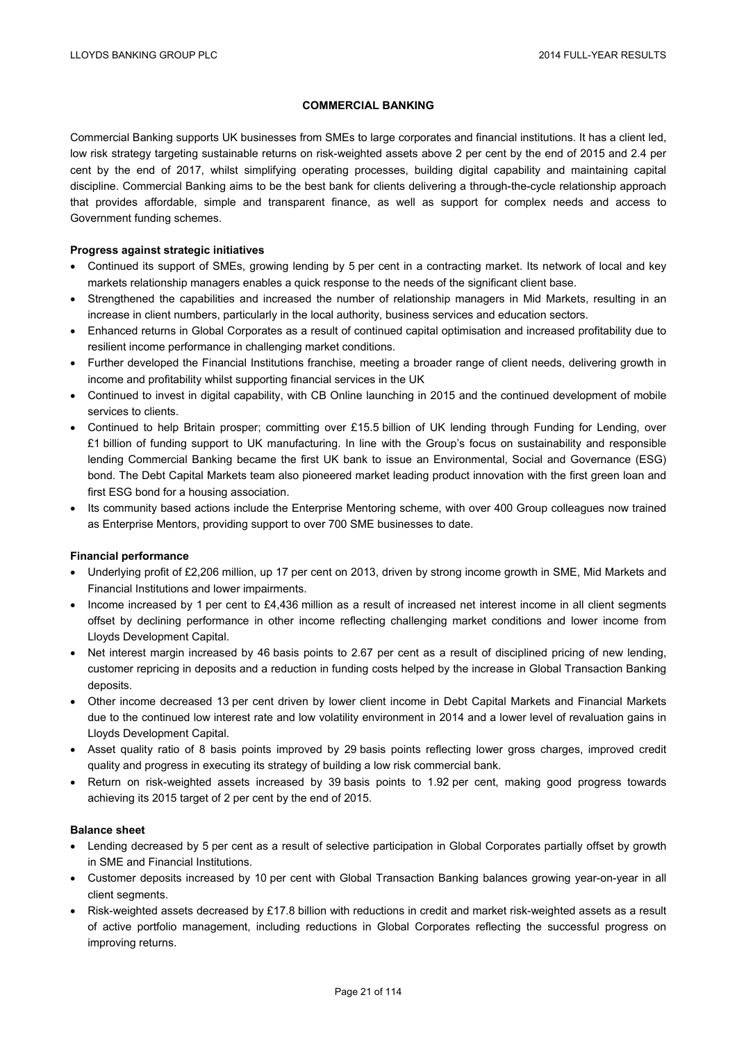## COMMERCIAL BANKING

Commercial Banking supports UK businesses from SMEs to large corporates and financial institutions. It has a client led, low risk strategy targeting sustainable returns on risk-weighted assets above 2 per cent by the end of 2015 and 2.4 per cent by the end of 2017, whilst simplifying operating processes, building digital capability and maintaining capital discipline. Commercial Banking aims to be the best bank for clients delivering a through-the-cycle relationship approach that provides affordable, simple and transparent finance, as well as support for complex needs and access to Government funding schemes.

**Progress against strategic initiatives**

- Continued its support of SMEs, growing lending by 5 per cent in a contracting market. Its network of local and key markets relationship managers enables a quick response to the needs of the significant client base.
- Strengthened the capabilities and increased the number of relationship managers in Mid Markets, resulting in an increase in client numbers, particularly in the local authority, business services and education sectors.
- Enhanced returns in Global Corporates as a result of continued capital optimisation and increased profitability due to resilient income performance in challenging market conditions.
- Further developed the Financial Institutions franchise, meeting a broader range of client needs, delivering growth in income and profitability whilst supporting financial services in the UK
- Continued to invest in digital capability, with CB Online launching in 2015 and the continued development of mobile services to clients.
- Continued to help Britain prosper; committing over £15.5 billion of UK lending through Funding for Lending, over £1 billion of funding support to UK manufacturing. In line with the Group's focus on sustainability and responsible lending Commercial Banking became the first UK bank to issue an Environmental, Social and Governance (ESG) bond. The Debt Capital Markets team also pioneered market leading product innovation with the first green loan and first ESG bond for a housing association.
- Its community based actions include the Enterprise Mentoring scheme, with over 400 Group colleagues now trained as Enterprise Mentors, providing support to over 700 SME businesses to date.

**Financial performance**

- Underlying profit of £2,206 million, up 17 per cent on 2013, driven by strong income growth in SME, Mid Markets and Financial Institutions and lower impairments.
- Income increased by 1 per cent to £4,436 million as a result of increased net interest income in all client segments offset by declining performance in other income reflecting challenging market conditions and lower income from Lloyds Development Capital.
- Net interest margin increased by 46 basis points to 2.67 per cent as a result of disciplined pricing of new lending, customer repricing in deposits and a reduction in funding costs helped by the increase in Global Transaction Banking deposits.
- Other income decreased 13 per cent driven by lower client income in Debt Capital Markets and Financial Markets due to the continued low interest rate and low volatility environment in 2014 and a lower level of revaluation gains in Lloyds Development Capital.
- Asset quality ratio of 8 basis points improved by 29 basis points reflecting lower gross charges, improved credit quality and progress in executing its strategy of building a low risk commercial bank.
- Return on risk-weighted assets increased by 39 basis points to 1.92 per cent, making good progress towards achieving its 2015 target of 2 per cent by the end of 2015.

**Balance sheet**

- Lending decreased by 5 per cent as a result of selective participation in Global Corporates partially offset by growth in SME and Financial Institutions.
- Customer deposits increased by 10 per cent with Global Transaction Banking balances growing year-on-year in all client segments.
- Risk-weighted assets decreased by £17.8 billion with reductions in credit and market risk-weighted assets as a result of active portfolio management, including reductions in Global Corporates reflecting the successful progress on improving returns.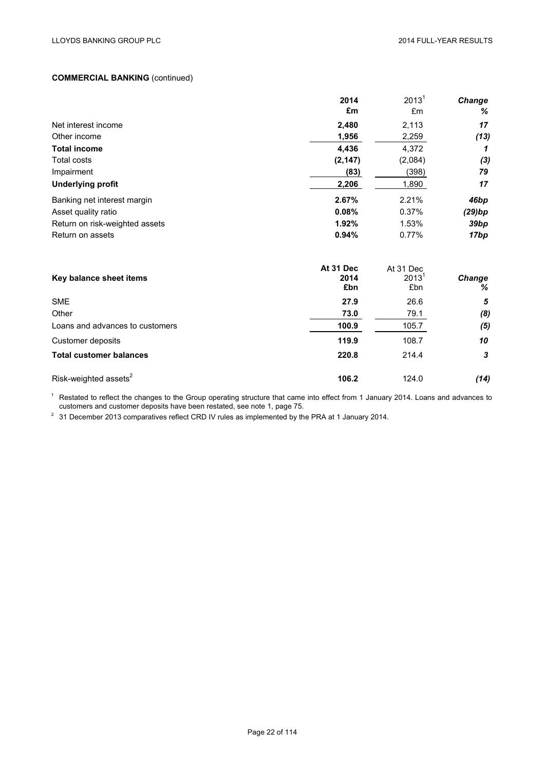**COMMERCIAL BANKING** (continued)

| | **2014 £m** | 2013[1] £m | ***Change %*** |
|---|---|---|---|
| Net interest income | **2,480** | 2,113 | ***17*** |
| Other income | **1,956** | 2,259 | ***(13)*** |
| **Total income** | **4,436** | 4,372 | ***1*** |
| Total costs | **(2,147)** | (2,084) | ***(3)*** |
| Impairment | **(83)** | (398) | ***79*** |
| **Underlying profit** | **2,206** | 1,890 | ***17*** |
| Banking net interest margin | **2.67%** | 2.21% | ***46bp*** |
| Asset quality ratio | **0.08%** | 0.37% | ***(29)bp*** |
| Return on risk-weighted assets | **1.92%** | 1.53% | ***39bp*** |
| Return on assets | **0.94%** | 0.77% | ***17bp*** |

| **Key balance sheet items** | **At 31 Dec 2014 £bn** | At 31 Dec 2013[1] £bn | ***Change %*** |
|---|---|---|---|
| SME | **27.9** | 26.6 | ***5*** |
| Other | **73.0** | 79.1 | ***(8)*** |
| Loans and advances to customers | **100.9** | 105.7 | ***(5)*** |
| Customer deposits | **119.9** | 108.7 | ***10*** |
| **Total customer balances** | **220.8** | 214.4 | ***3*** |
| Risk-weighted assets[2] | **106.2** | 124.0 | ***(14)*** |

[1] Restated to reflect the changes to the Group operating structure that came into effect from 1 January 2014. Loans and advances to customers and customer deposits have been restated, see note 1, page 75.

[2] 31 December 2013 comparatives reflect CRD IV rules as implemented by the PRA at 1 January 2014.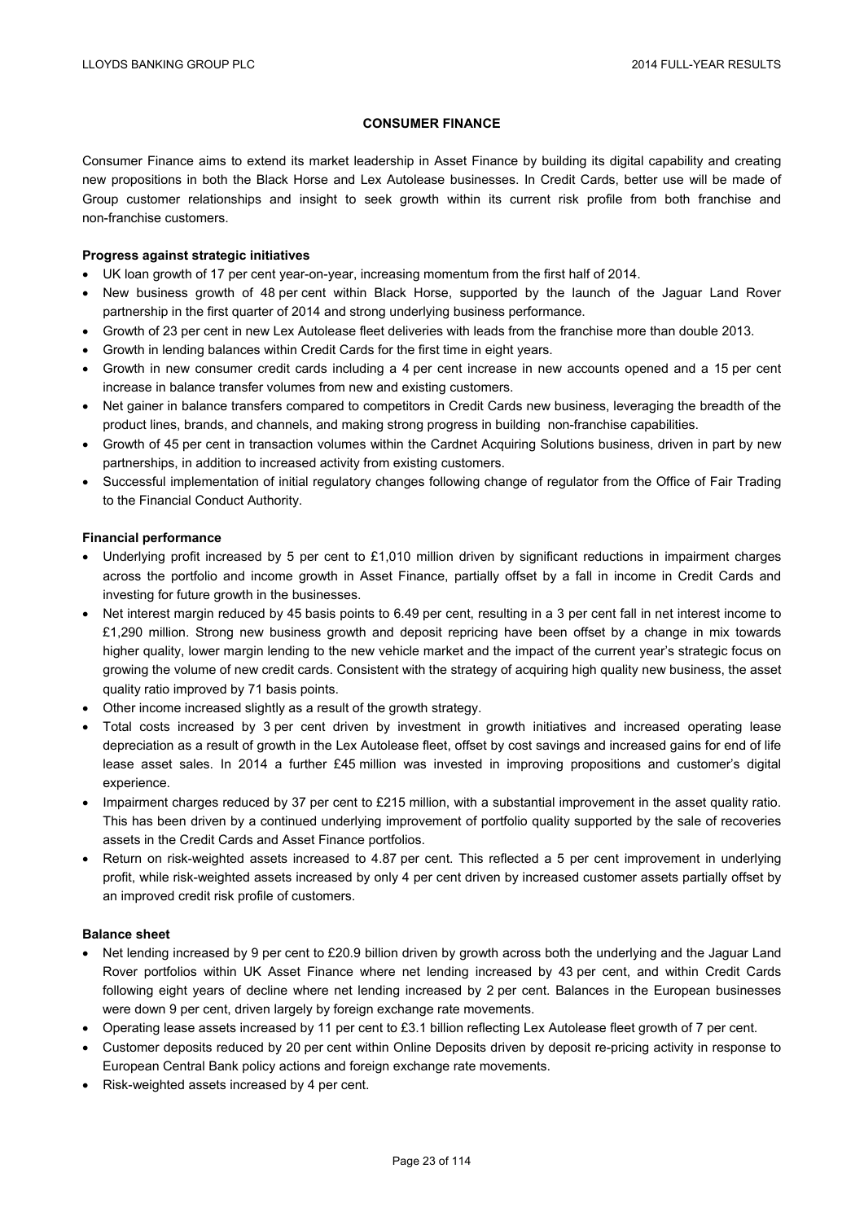## CONSUMER FINANCE

Consumer Finance aims to extend its market leadership in Asset Finance by building its digital capability and creating new propositions in both the Black Horse and Lex Autolease businesses. In Credit Cards, better use will be made of Group customer relationships and insight to seek growth within its current risk profile from both franchise and non-franchise customers.

**Progress against strategic initiatives**

- UK loan growth of 17 per cent year-on-year, increasing momentum from the first half of 2014.
- New business growth of 48 per cent within Black Horse, supported by the launch of the Jaguar Land Rover partnership in the first quarter of 2014 and strong underlying business performance.
- Growth of 23 per cent in new Lex Autolease fleet deliveries with leads from the franchise more than double 2013.
- Growth in lending balances within Credit Cards for the first time in eight years.
- Growth in new consumer credit cards including a 4 per cent increase in new accounts opened and a 15 per cent increase in balance transfer volumes from new and existing customers.
- Net gainer in balance transfers compared to competitors in Credit Cards new business, leveraging the breadth of the product lines, brands, and channels, and making strong progress in building non-franchise capabilities.
- Growth of 45 per cent in transaction volumes within the Cardnet Acquiring Solutions business, driven in part by new partnerships, in addition to increased activity from existing customers.
- Successful implementation of initial regulatory changes following change of regulator from the Office of Fair Trading to the Financial Conduct Authority.

**Financial performance**

- Underlying profit increased by 5 per cent to £1,010 million driven by significant reductions in impairment charges across the portfolio and income growth in Asset Finance, partially offset by a fall in income in Credit Cards and investing for future growth in the businesses.
- Net interest margin reduced by 45 basis points to 6.49 per cent, resulting in a 3 per cent fall in net interest income to £1,290 million. Strong new business growth and deposit repricing have been offset by a change in mix towards higher quality, lower margin lending to the new vehicle market and the impact of the current year's strategic focus on growing the volume of new credit cards. Consistent with the strategy of acquiring high quality new business, the asset quality ratio improved by 71 basis points.
- Other income increased slightly as a result of the growth strategy.
- Total costs increased by 3 per cent driven by investment in growth initiatives and increased operating lease depreciation as a result of growth in the Lex Autolease fleet, offset by cost savings and increased gains for end of life lease asset sales. In 2014 a further £45 million was invested in improving propositions and customer's digital experience.
- Impairment charges reduced by 37 per cent to £215 million, with a substantial improvement in the asset quality ratio. This has been driven by a continued underlying improvement of portfolio quality supported by the sale of recoveries assets in the Credit Cards and Asset Finance portfolios.
- Return on risk-weighted assets increased to 4.87 per cent. This reflected a 5 per cent improvement in underlying profit, while risk-weighted assets increased by only 4 per cent driven by increased customer assets partially offset by an improved credit risk profile of customers.

**Balance sheet**

- Net lending increased by 9 per cent to £20.9 billion driven by growth across both the underlying and the Jaguar Land Rover portfolios within UK Asset Finance where net lending increased by 43 per cent, and within Credit Cards following eight years of decline where net lending increased by 2 per cent. Balances in the European businesses were down 9 per cent, driven largely by foreign exchange rate movements.
- Operating lease assets increased by 11 per cent to £3.1 billion reflecting Lex Autolease fleet growth of 7 per cent.
- Customer deposits reduced by 20 per cent within Online Deposits driven by deposit re-pricing activity in response to European Central Bank policy actions and foreign exchange rate movements.
- Risk-weighted assets increased by 4 per cent.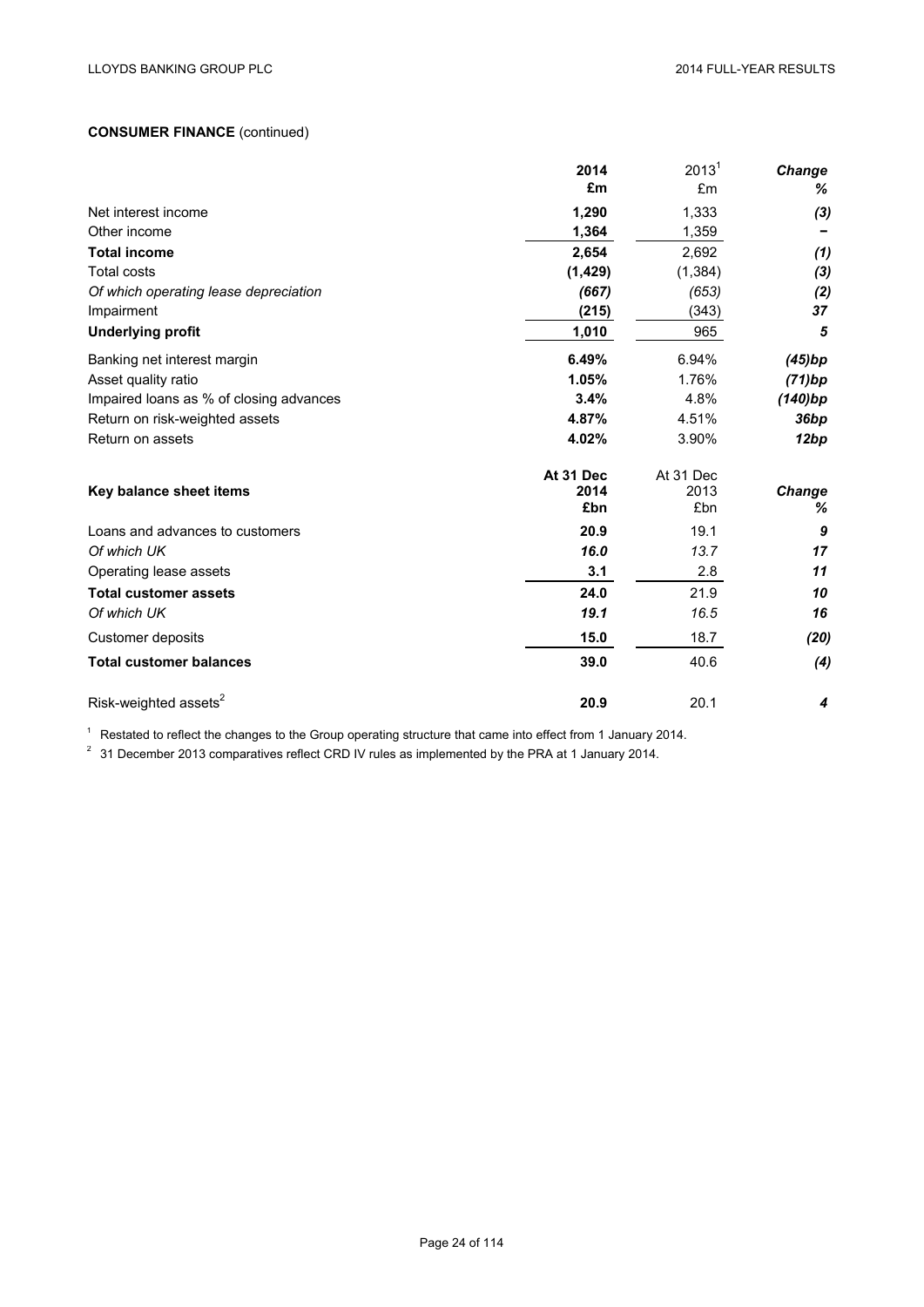**CONSUMER FINANCE** (continued)

| | 2014<br>£m | 2013[1]<br>£m | Change<br>% |
|---|---|---|---|
| Net interest income | **1,290** | 1,333 | *(3)* |
| Other income | **1,364** | 1,359 | *–* |
| **Total income** | **2,654** | 2,692 | *(1)* |
| Total costs | **(1,429)** | (1,384) | *(3)* |
| *Of which operating lease depreciation* | ***(667)*** | *(653)* | *(2)* |
| Impairment | **(215)** | (343) | *37* |
| **Underlying profit** | **1,010** | 965 | *5* |
| Banking net interest margin | **6.49%** | 6.94% | *(45)bp* |
| Asset quality ratio | **1.05%** | 1.76% | *(71)bp* |
| Impaired loans as % of closing advances | **3.4%** | 4.8% | *(140)bp* |
| Return on risk-weighted assets | **4.87%** | 4.51% | *36bp* |
| Return on assets | **4.02%** | 3.90% | *12bp* |

| Key balance sheet items | At 31 Dec 2014<br>£bn | At 31 Dec 2013<br>£bn | Change<br>% |
|---|---|---|---|
| Loans and advances to customers | **20.9** | 19.1 | *9* |
| *Of which UK* | ***16.0*** | *13.7* | *17* |
| Operating lease assets | **3.1** | 2.8 | *11* |
| **Total customer assets** | **24.0** | 21.9 | *10* |
| *Of which UK* | ***19.1*** | *16.5* | *16* |
| Customer deposits | **15.0** | 18.7 | *(20)* |
| **Total customer balances** | **39.0** | 40.6 | *(4)* |
| Risk-weighted assets[2] | **20.9** | 20.1 | *4* |

[1] Restated to reflect the changes to the Group operating structure that came into effect from 1 January 2014.

[2] 31 December 2013 comparatives reflect CRD IV rules as implemented by the PRA at 1 January 2014.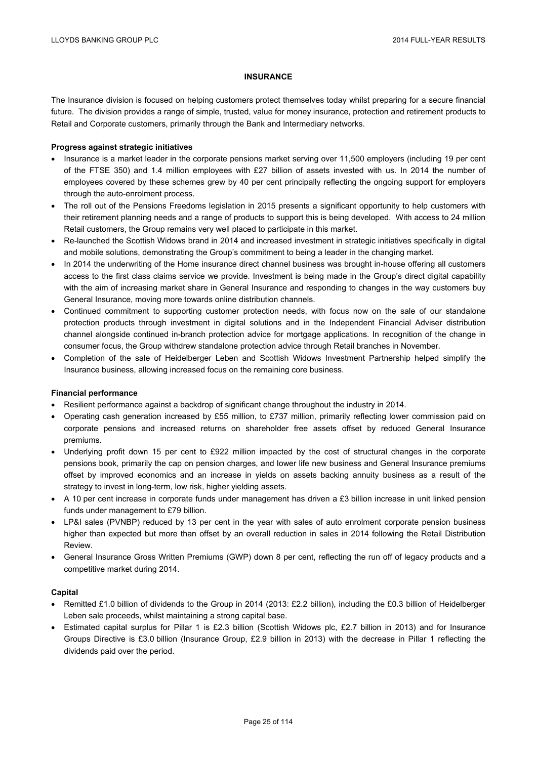# INSURANCE

The Insurance division is focused on helping customers protect themselves today whilst preparing for a secure financial future. The division provides a range of simple, trusted, value for money insurance, protection and retirement products to Retail and Corporate customers, primarily through the Bank and Intermediary networks.

**Progress against strategic initiatives**

- Insurance is a market leader in the corporate pensions market serving over 11,500 employers (including 19 per cent of the FTSE 350) and 1.4 million employees with £27 billion of assets invested with us. In 2014 the number of employees covered by these schemes grew by 40 per cent principally reflecting the ongoing support for employers through the auto-enrolment process.
- The roll out of the Pensions Freedoms legislation in 2015 presents a significant opportunity to help customers with their retirement planning needs and a range of products to support this is being developed. With access to 24 million Retail customers, the Group remains very well placed to participate in this market.
- Re-launched the Scottish Widows brand in 2014 and increased investment in strategic initiatives specifically in digital and mobile solutions, demonstrating the Group's commitment to being a leader in the changing market.
- In 2014 the underwriting of the Home insurance direct channel business was brought in-house offering all customers access to the first class claims service we provide. Investment is being made in the Group's direct digital capability with the aim of increasing market share in General Insurance and responding to changes in the way customers buy General Insurance, moving more towards online distribution channels.
- Continued commitment to supporting customer protection needs, with focus now on the sale of our standalone protection products through investment in digital solutions and in the Independent Financial Adviser distribution channel alongside continued in-branch protection advice for mortgage applications. In recognition of the change in consumer focus, the Group withdrew standalone protection advice through Retail branches in November.
- Completion of the sale of Heidelberger Leben and Scottish Widows Investment Partnership helped simplify the Insurance business, allowing increased focus on the remaining core business.

**Financial performance**

- Resilient performance against a backdrop of significant change throughout the industry in 2014.
- Operating cash generation increased by £55 million, to £737 million, primarily reflecting lower commission paid on corporate pensions and increased returns on shareholder free assets offset by reduced General Insurance premiums.
- Underlying profit down 15 per cent to £922 million impacted by the cost of structural changes in the corporate pensions book, primarily the cap on pension charges, and lower life new business and General Insurance premiums offset by improved economics and an increase in yields on assets backing annuity business as a result of the strategy to invest in long-term, low risk, higher yielding assets.
- A 10 per cent increase in corporate funds under management has driven a £3 billion increase in unit linked pension funds under management to £79 billion.
- LP&I sales (PVNBP) reduced by 13 per cent in the year with sales of auto enrolment corporate pension business higher than expected but more than offset by an overall reduction in sales in 2014 following the Retail Distribution Review.
- General Insurance Gross Written Premiums (GWP) down 8 per cent, reflecting the run off of legacy products and a competitive market during 2014.

**Capital**

- Remitted £1.0 billion of dividends to the Group in 2014 (2013: £2.2 billion), including the £0.3 billion of Heidelberger Leben sale proceeds, whilst maintaining a strong capital base.
- Estimated capital surplus for Pillar 1 is £2.3 billion (Scottish Widows plc, £2.7 billion in 2013) and for Insurance Groups Directive is £3.0 billion (Insurance Group, £2.9 billion in 2013) with the decrease in Pillar 1 reflecting the dividends paid over the period.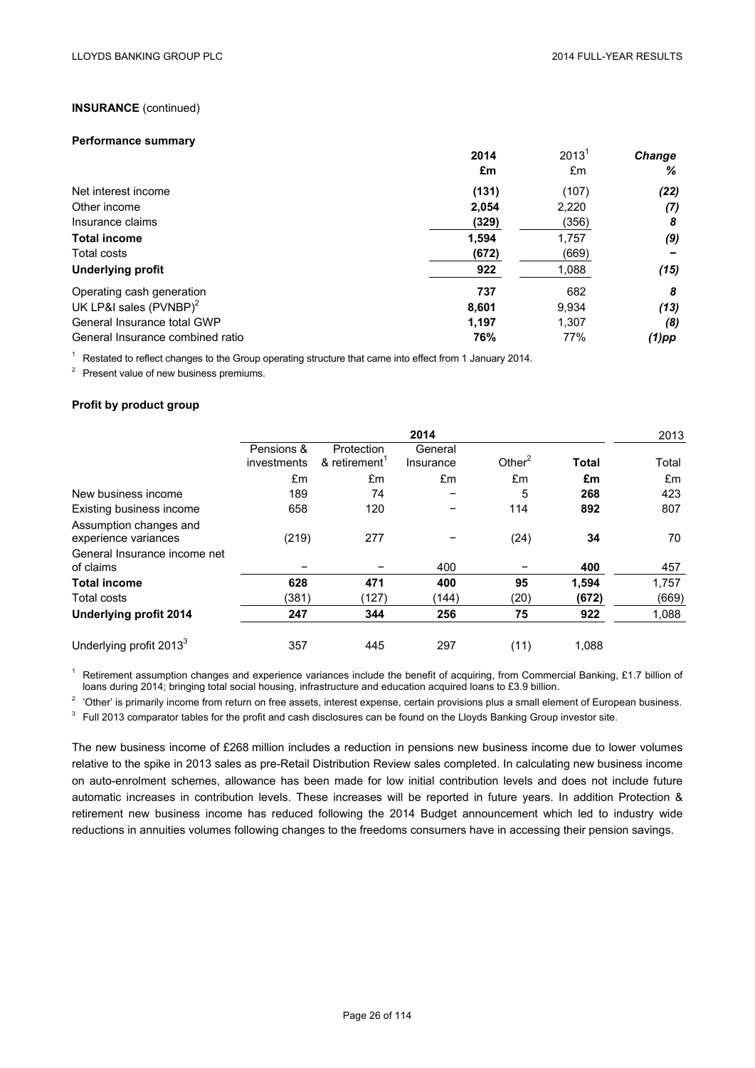**INSURANCE** (continued)

**Performance summary**

| | 2014 | 2013[1] | *Change* |
|---|---|---|---|
| | £m | £m | % |
| Net interest income | (131) | (107) | *(22)* |
| Other income | 2,054 | 2,220 | *(7)* |
| Insurance claims | (329) | (356) | *8* |
| **Total income** | **1,594** | 1,757 | *(9)* |
| Total costs | (672) | (669) | *–* |
| **Underlying profit** | **922** | 1,088 | *(15)* |
| Operating cash generation | 737 | 682 | *8* |
| UK LP&I sales (PVNBP)[2] | 8,601 | 9,934 | *(13)* |
| General Insurance total GWP | 1,197 | 1,307 | *(8)* |
| General Insurance combined ratio | 76% | 77% | *(1)pp* |

[1] Restated to reflect changes to the Group operating structure that came into effect from 1 January 2014.

[2] Present value of new business premiums.

**Profit by product group**

| | 2014 | | | | | 2013 |
|---|---|---|---|---|---|---|
| | Pensions & investments | Protection & retirement[1] | General Insurance | Other[2] | **Total** | Total |
| | £m | £m | £m | £m | **£m** | £m |
| New business income | 189 | 74 | – | 5 | **268** | 423 |
| Existing business income | 658 | 120 | – | 114 | **892** | 807 |
| Assumption changes and experience variances | (219) | 277 | – | (24) | **34** | 70 |
| General Insurance income net of claims | – | – | 400 | – | **400** | 457 |
| **Total income** | **628** | **471** | **400** | **95** | **1,594** | 1,757 |
| Total costs | (381) | (127) | (144) | (20) | **(672)** | (669) |
| **Underlying profit 2014** | **247** | **344** | **256** | **75** | **922** | 1,088 |
| Underlying profit 2013[3] | 357 | 445 | 297 | (11) | 1,088 | |

[1] Retirement assumption changes and experience variances include the benefit of acquiring, from Commercial Banking, £1.7 billion of loans during 2014; bringing total social housing, infrastructure and education acquired loans to £3.9 billion.

[2] 'Other' is primarily income from return on free assets, interest expense, certain provisions plus a small element of European business.

[3] Full 2013 comparator tables for the profit and cash disclosures can be found on the Lloyds Banking Group investor site.

The new business income of £268 million includes a reduction in pensions new business income due to lower volumes relative to the spike in 2013 sales as pre-Retail Distribution Review sales completed. In calculating new business income on auto-enrolment schemes, allowance has been made for low initial contribution levels and does not include future automatic increases in contribution levels. These increases will be reported in future years. In addition Protection & retirement new business income has reduced following the 2014 Budget announcement which led to industry wide reductions in annuities volumes following changes to the freedoms consumers have in accessing their pension savings.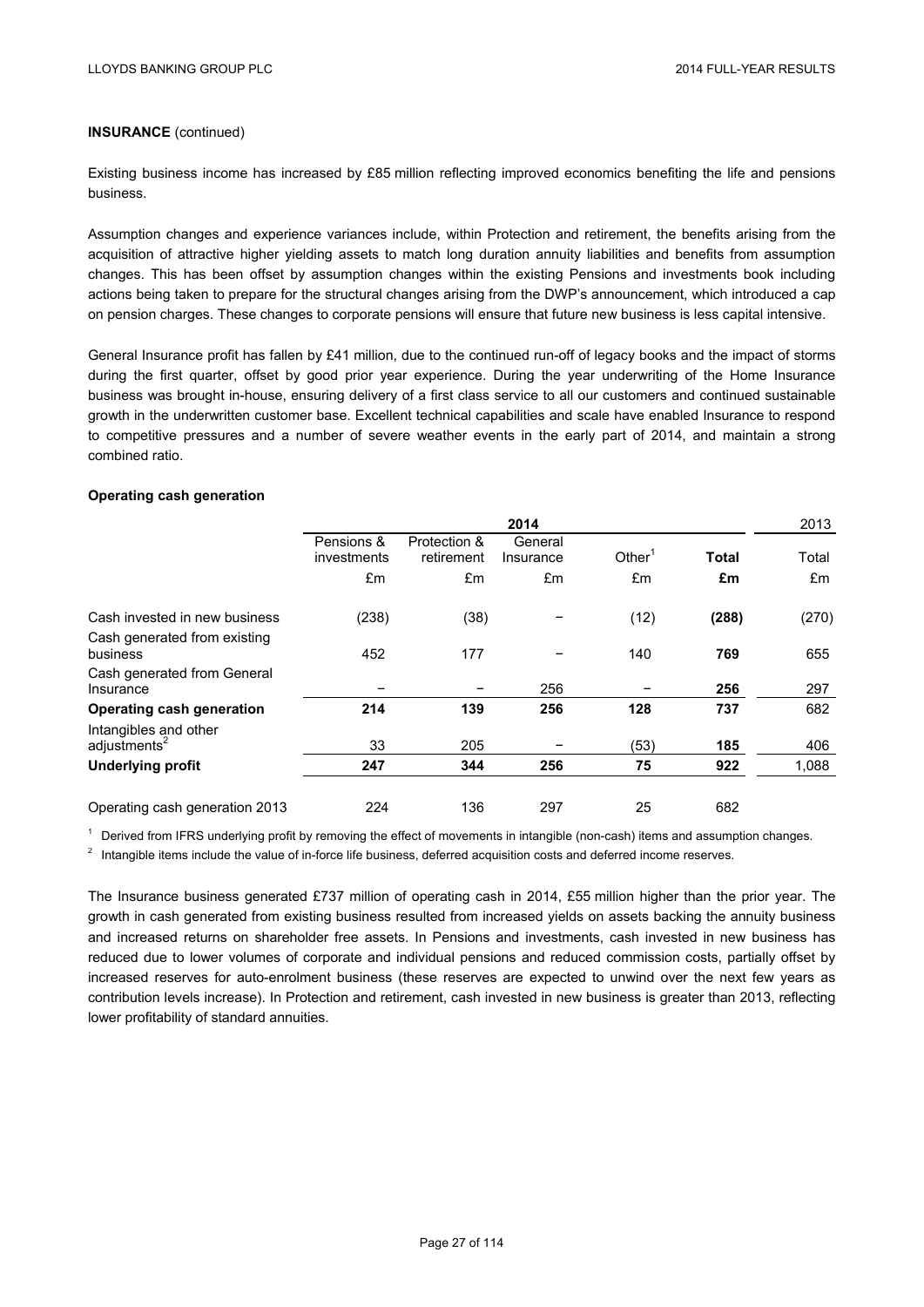**INSURANCE** (continued)

Existing business income has increased by £85 million reflecting improved economics benefiting the life and pensions business.

Assumption changes and experience variances include, within Protection and retirement, the benefits arising from the acquisition of attractive higher yielding assets to match long duration annuity liabilities and benefits from assumption changes. This has been offset by assumption changes within the existing Pensions and investments book including actions being taken to prepare for the structural changes arising from the DWP's announcement, which introduced a cap on pension charges. These changes to corporate pensions will ensure that future new business is less capital intensive.

General Insurance profit has fallen by £41 million, due to the continued run-off of legacy books and the impact of storms during the first quarter, offset by good prior year experience. During the year underwriting of the Home Insurance business was brought in-house, ensuring delivery of a first class service to all our customers and continued sustainable growth in the underwritten customer base. Excellent technical capabilities and scale have enabled Insurance to respond to competitive pressures and a number of severe weather events in the early part of 2014, and maintain a strong combined ratio.

**Operating cash generation**

| | 2014 | | | | | 2013 |
|---|---|---|---|---|---|---|
| | Pensions & investments | Protection & retirement | General Insurance | Other[1] | **Total** | Total |
| | £m | £m | £m | £m | **£m** | £m |
| Cash invested in new business | (238) | (38) | – | (12) | **(288)** | (270) |
| Cash generated from existing business | 452 | 177 | – | 140 | **769** | 655 |
| Cash generated from General Insurance | – | – | 256 | – | **256** | 297 |
| **Operating cash generation** | **214** | **139** | **256** | **128** | **737** | 682 |
| Intangibles and other adjustments[2] | 33 | 205 | – | (53) | **185** | 406 |
| **Underlying profit** | **247** | **344** | **256** | **75** | **922** | 1,088 |
| Operating cash generation 2013 | 224 | 136 | 297 | 25 | 682 | |

[1] Derived from IFRS underlying profit by removing the effect of movements in intangible (non-cash) items and assumption changes.

[2] Intangible items include the value of in-force life business, deferred acquisition costs and deferred income reserves.

The Insurance business generated £737 million of operating cash in 2014, £55 million higher than the prior year. The growth in cash generated from existing business resulted from increased yields on assets backing the annuity business and increased returns on shareholder free assets. In Pensions and investments, cash invested in new business has reduced due to lower volumes of corporate and individual pensions and reduced commission costs, partially offset by increased reserves for auto-enrolment business (these reserves are expected to unwind over the next few years as contribution levels increase). In Protection and retirement, cash invested in new business is greater than 2013, reflecting lower profitability of standard annuities.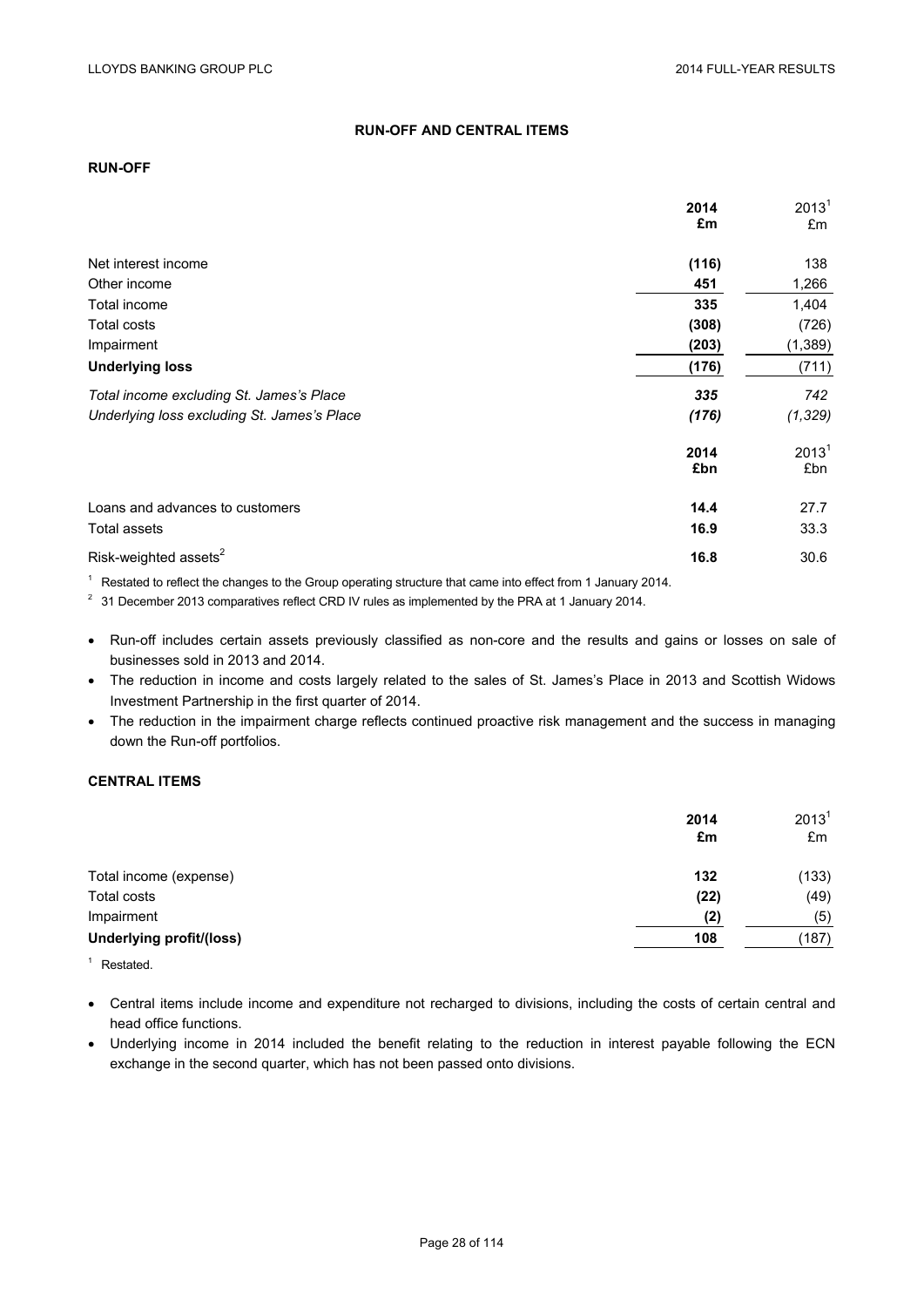## RUN-OFF AND CENTRAL ITEMS

### RUN-OFF

| | 2014 £m | 2013[1] £m |
|---|---|---|
| Net interest income | **(116)** | 138 |
| Other income | **451** | 1,266 |
| Total income | **335** | 1,404 |
| Total costs | **(308)** | (726) |
| Impairment | **(203)** | (1,389) |
| **Underlying loss** | **(176)** | (711) |
| *Total income excluding St. James's Place* | ***335*** | *742* |
| *Underlying loss excluding St. James's Place* | ***(176)*** | *(1,329)* |

| | 2014 £bn | 2013[1] £bn |
|---|---|---|
| Loans and advances to customers | **14.4** | 27.7 |
| Total assets | **16.9** | 33.3 |
| Risk-weighted assets[2] | **16.8** | 30.6 |

[1] Restated to reflect the changes to the Group operating structure that came into effect from 1 January 2014.

[2] 31 December 2013 comparatives reflect CRD IV rules as implemented by the PRA at 1 January 2014.

- Run-off includes certain assets previously classified as non-core and the results and gains or losses on sale of businesses sold in 2013 and 2014.
- The reduction in income and costs largely related to the sales of St. James's Place in 2013 and Scottish Widows Investment Partnership in the first quarter of 2014.
- The reduction in the impairment charge reflects continued proactive risk management and the success in managing down the Run-off portfolios.

### CENTRAL ITEMS

| | 2014 £m | 2013[1] £m |
|---|---|---|
| Total income (expense) | **132** | (133) |
| Total costs | **(22)** | (49) |
| Impairment | **(2)** | (5) |
| **Underlying profit/(loss)** | **108** | (187) |

[1] Restated.

- Central items include income and expenditure not recharged to divisions, including the costs of certain central and head office functions.
- Underlying income in 2014 included the benefit relating to the reduction in interest payable following the ECN exchange in the second quarter, which has not been passed onto divisions.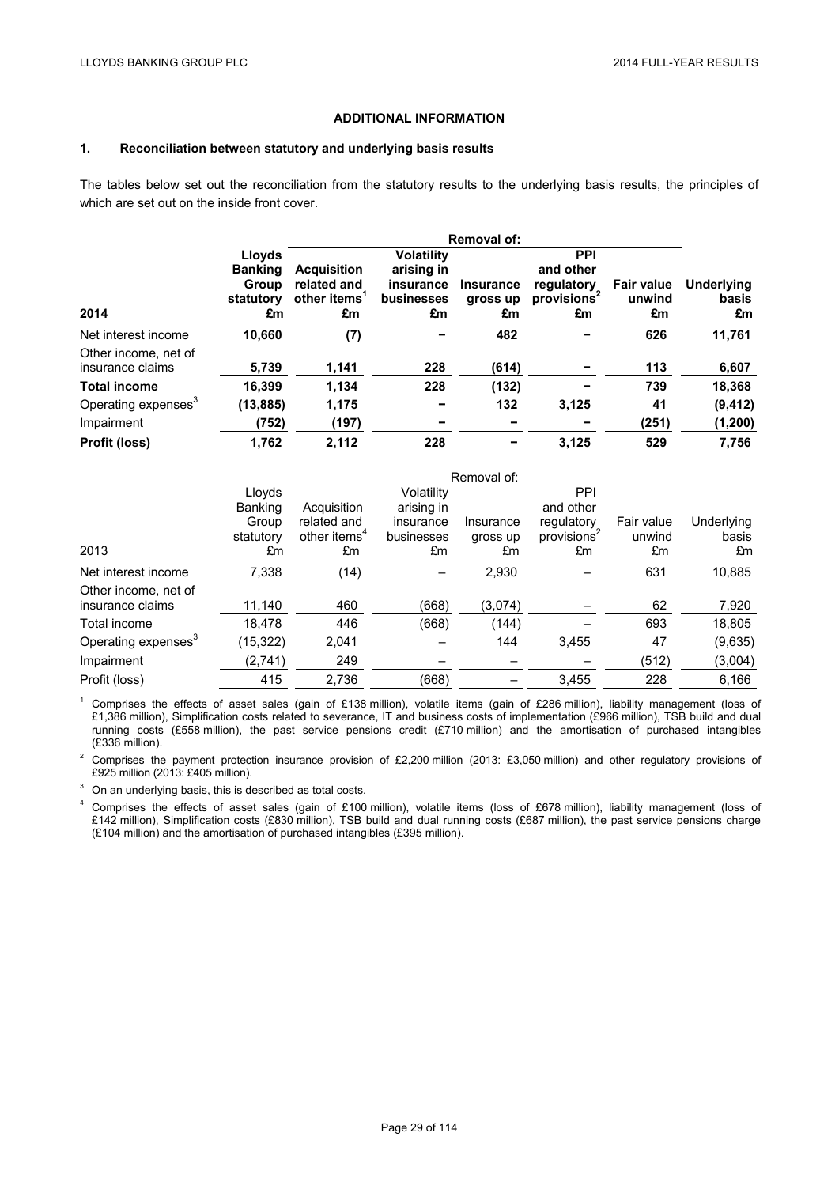## ADDITIONAL INFORMATION

### 1. Reconciliation between statutory and underlying basis results

The tables below set out the reconciliation from the statutory results to the underlying basis results, the principles of which are set out on the inside front cover.

| | | Removal of: | | | | | |
|---|---|---|---|---|---|---|---|
| **2014** | **Lloyds Banking Group statutory £m** | **Acquisition related and other items[1] £m** | **Volatility arising in insurance businesses £m** | **Insurance gross up £m** | **PPI and other regulatory provisions[2] £m** | **Fair value unwind £m** | **Underlying basis £m** |
| Net interest income | **10,660** | **(7)** | **–** | **482** | **–** | **626** | **11,761** |
| Other income, net of insurance claims | **5,739** | **1,141** | **228** | **(614)** | **–** | **113** | **6,607** |
| **Total income** | **16,399** | **1,134** | **228** | **(132)** | **–** | **739** | **18,368** |
| Operating expenses[3] | **(13,885)** | **1,175** | **–** | **132** | **3,125** | **41** | **(9,412)** |
| Impairment | **(752)** | **(197)** | **–** | **–** | **–** | **(251)** | **(1,200)** |
| **Profit (loss)** | **1,762** | **2,112** | **228** | **–** | **3,125** | **529** | **7,756** |

| | | Removal of: | | | | | |
|---|---|---|---|---|---|---|---|
| 2013 | Lloyds Banking Group statutory £m | Acquisition related and other items[4] £m | Volatility arising in insurance businesses £m | Insurance gross up £m | PPI and other regulatory provisions[2] £m | Fair value unwind £m | Underlying basis £m |
| Net interest income | 7,338 | (14) | – | 2,930 | – | 631 | 10,885 |
| Other income, net of insurance claims | 11,140 | 460 | (668) | (3,074) | – | 62 | 7,920 |
| Total income | 18,478 | 446 | (668) | (144) | – | 693 | 18,805 |
| Operating expenses[3] | (15,322) | 2,041 | – | 144 | 3,455 | 47 | (9,635) |
| Impairment | (2,741) | 249 | – | – | – | (512) | (3,004) |
| Profit (loss) | 415 | 2,736 | (668) | – | 3,455 | 228 | 6,166 |

[1] Comprises the effects of asset sales (gain of £138 million), volatile items (gain of £286 million), liability management (loss of £1,386 million), Simplification costs related to severance, IT and business costs of implementation (£966 million), TSB build and dual running costs (£558 million), the past service pensions credit (£710 million) and the amortisation of purchased intangibles (£336 million).

[2] Comprises the payment protection insurance provision of £2,200 million (2013: £3,050 million) and other regulatory provisions of £925 million (2013: £405 million).

[3] On an underlying basis, this is described as total costs.

[4] Comprises the effects of asset sales (gain of £100 million), volatile items (loss of £678 million), liability management (loss of £142 million), Simplification costs (£830 million), TSB build and dual running costs (£687 million), the past service pensions charge (£104 million) and the amortisation of purchased intangibles (£395 million).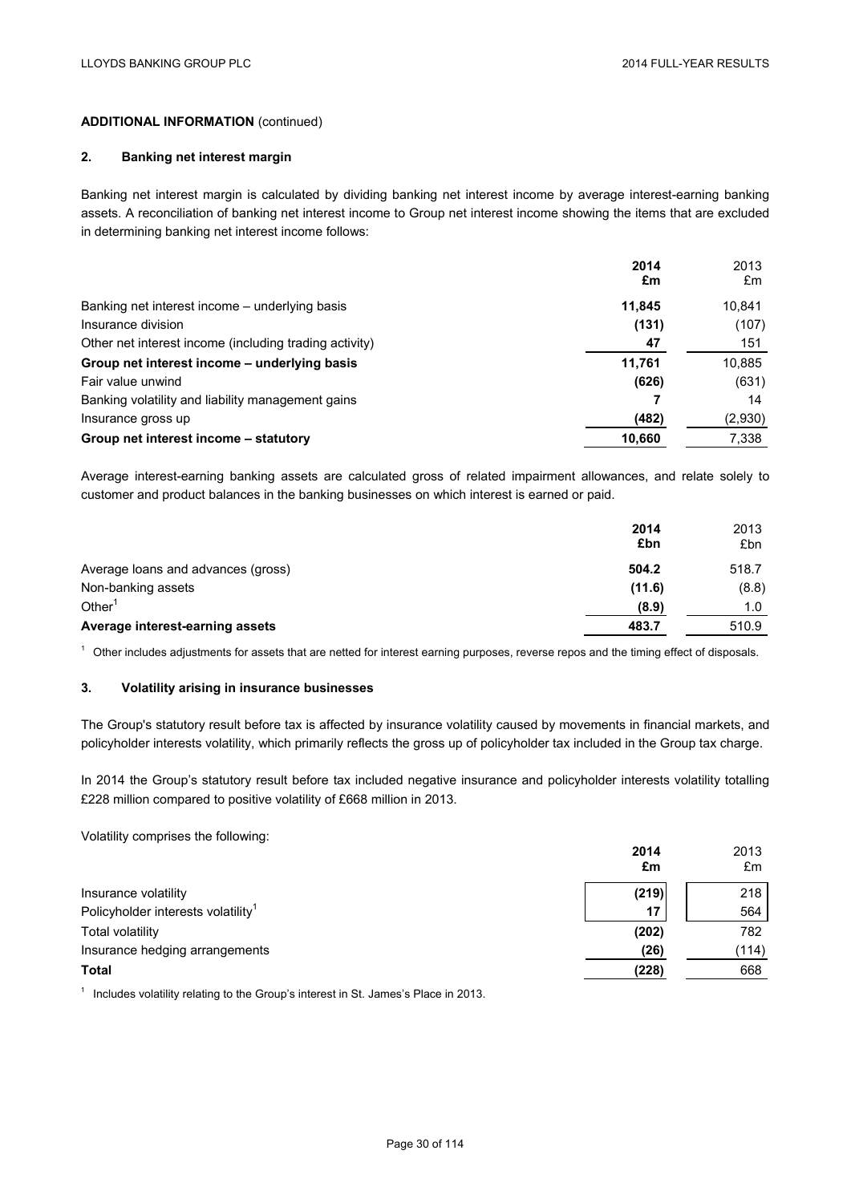**ADDITIONAL INFORMATION** (continued)

## 2. Banking net interest margin

Banking net interest margin is calculated by dividing banking net interest income by average interest-earning banking assets. A reconciliation of banking net interest income to Group net interest income showing the items that are excluded in determining banking net interest income follows:

| | **2014 £m** | 2013 £m |
|---|---|---|
| Banking net interest income – underlying basis | **11,845** | 10,841 |
| Insurance division | **(131)** | (107) |
| Other net interest income (including trading activity) | **47** | 151 |
| **Group net interest income – underlying basis** | **11,761** | 10,885 |
| Fair value unwind | **(626)** | (631) |
| Banking volatility and liability management gains | **7** | 14 |
| Insurance gross up | **(482)** | (2,930) |
| **Group net interest income – statutory** | **10,660** | 7,338 |

Average interest-earning banking assets are calculated gross of related impairment allowances, and relate solely to customer and product balances in the banking businesses on which interest is earned or paid.

| | **2014 £bn** | 2013 £bn |
|---|---|---|
| Average loans and advances (gross) | **504.2** | 518.7 |
| Non-banking assets | **(11.6)** | (8.8) |
| Other[1] | **(8.9)** | 1.0 |
| **Average interest-earning assets** | **483.7** | 510.9 |

[1] Other includes adjustments for assets that are netted for interest earning purposes, reverse repos and the timing effect of disposals.

## 3. Volatility arising in insurance businesses

The Group's statutory result before tax is affected by insurance volatility caused by movements in financial markets, and policyholder interests volatility, which primarily reflects the gross up of policyholder tax included in the Group tax charge.

In 2014 the Group's statutory result before tax included negative insurance and policyholder interests volatility totalling £228 million compared to positive volatility of £668 million in 2013.

Volatility comprises the following:

| | **2014 £m** | 2013 £m |
|---|---|---|
| Insurance volatility | **(219)** | 218 |
| Policyholder interests volatility[1] | **17** | 564 |
| Total volatility | **(202)** | 782 |
| Insurance hedging arrangements | **(26)** | (114) |
| **Total** | **(228)** | 668 |

[1] Includes volatility relating to the Group's interest in St. James's Place in 2013.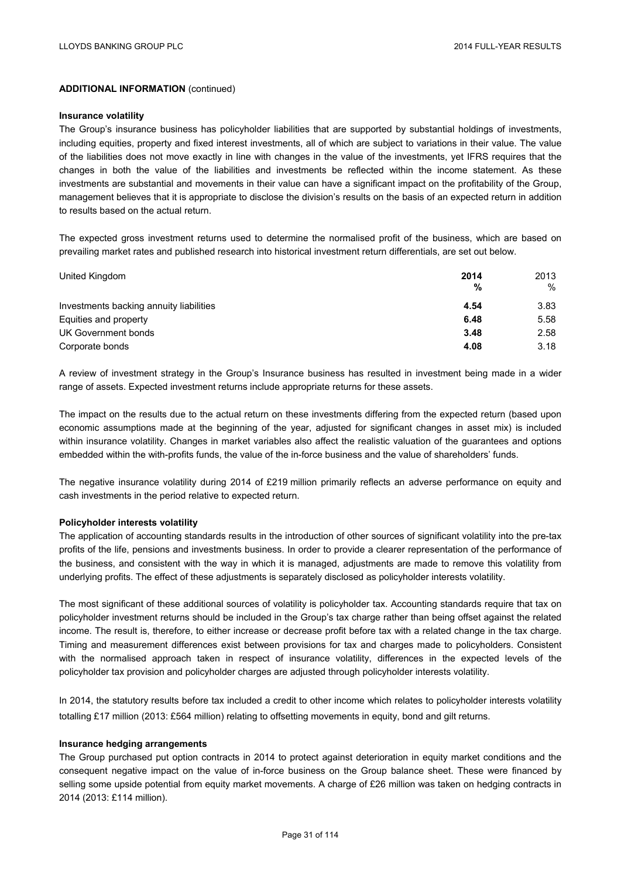**ADDITIONAL INFORMATION** (continued)

**Insurance volatility**

The Group's insurance business has policyholder liabilities that are supported by substantial holdings of investments, including equities, property and fixed interest investments, all of which are subject to variations in their value. The value of the liabilities does not move exactly in line with changes in the value of the investments, yet IFRS requires that the changes in both the value of the liabilities and investments be reflected within the income statement. As these investments are substantial and movements in their value can have a significant impact on the profitability of the Group, management believes that it is appropriate to disclose the division's results on the basis of an expected return in addition to results based on the actual return.

The expected gross investment returns used to determine the normalised profit of the business, which are based on prevailing market rates and published research into historical investment return differentials, are set out below.

| United Kingdom | **2014** | 2013 |
|---|---|---|
| | **%** | % |
| Investments backing annuity liabilities | **4.54** | 3.83 |
| Equities and property | **6.48** | 5.58 |
| UK Government bonds | **3.48** | 2.58 |
| Corporate bonds | **4.08** | 3.18 |

A review of investment strategy in the Group's Insurance business has resulted in investment being made in a wider range of assets. Expected investment returns include appropriate returns for these assets.

The impact on the results due to the actual return on these investments differing from the expected return (based upon economic assumptions made at the beginning of the year, adjusted for significant changes in asset mix) is included within insurance volatility. Changes in market variables also affect the realistic valuation of the guarantees and options embedded within the with-profits funds, the value of the in-force business and the value of shareholders' funds.

The negative insurance volatility during 2014 of £219 million primarily reflects an adverse performance on equity and cash investments in the period relative to expected return.

**Policyholder interests volatility**

The application of accounting standards results in the introduction of other sources of significant volatility into the pre-tax profits of the life, pensions and investments business. In order to provide a clearer representation of the performance of the business, and consistent with the way in which it is managed, adjustments are made to remove this volatility from underlying profits. The effect of these adjustments is separately disclosed as policyholder interests volatility.

The most significant of these additional sources of volatility is policyholder tax. Accounting standards require that tax on policyholder investment returns should be included in the Group's tax charge rather than being offset against the related income. The result is, therefore, to either increase or decrease profit before tax with a related change in the tax charge. Timing and measurement differences exist between provisions for tax and charges made to policyholders. Consistent with the normalised approach taken in respect of insurance volatility, differences in the expected levels of the policyholder tax provision and policyholder charges are adjusted through policyholder interests volatility.

In 2014, the statutory results before tax included a credit to other income which relates to policyholder interests volatility totalling £17 million (2013: £564 million) relating to offsetting movements in equity, bond and gilt returns.

**Insurance hedging arrangements**

The Group purchased put option contracts in 2014 to protect against deterioration in equity market conditions and the consequent negative impact on the value of in-force business on the Group balance sheet. These were financed by selling some upside potential from equity market movements. A charge of £26 million was taken on hedging contracts in 2014 (2013: £114 million).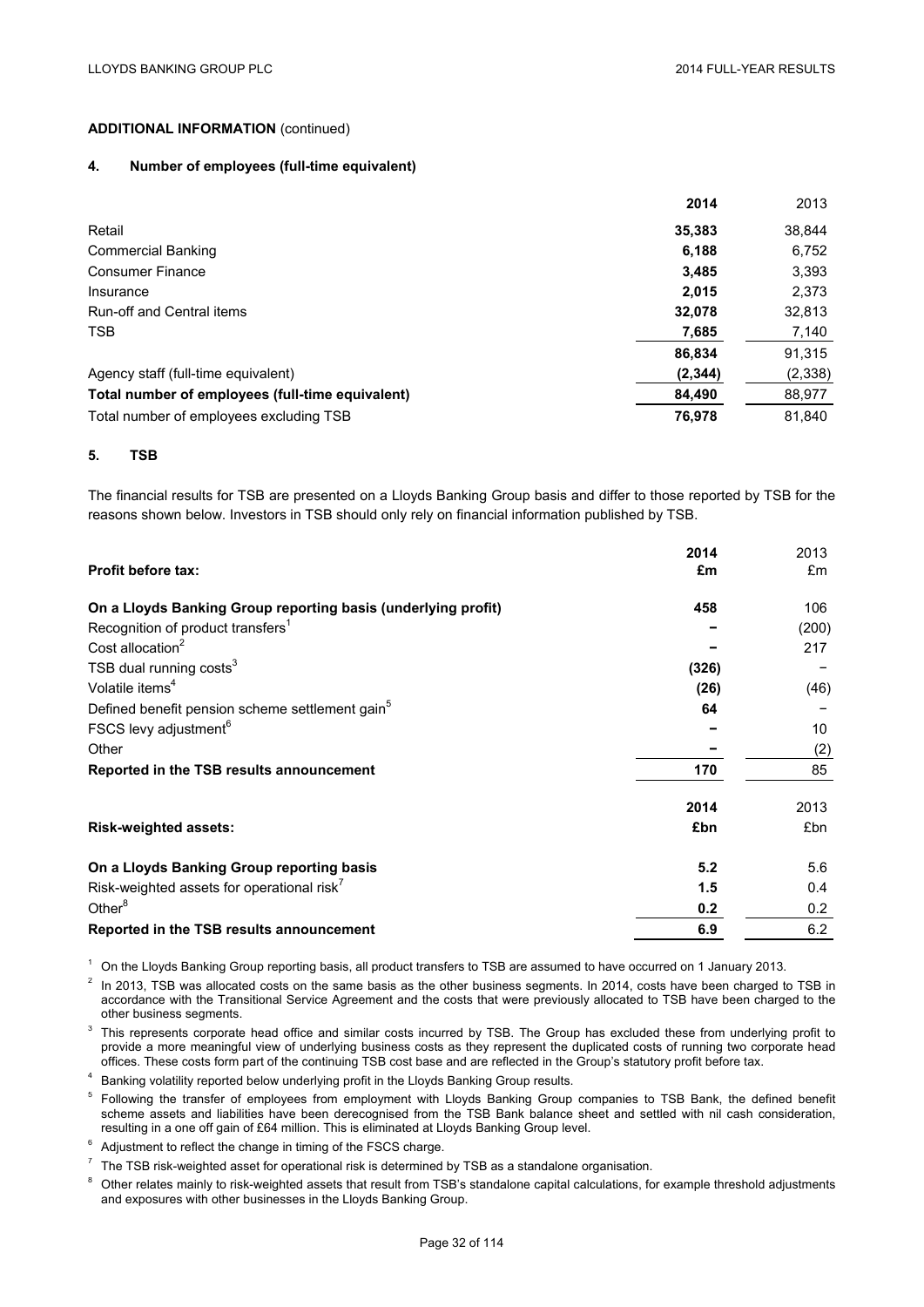**ADDITIONAL INFORMATION** (continued)

## 4. Number of employees (full-time equivalent)

| | 2014 | 2013 |
|---|---|---|
| Retail | **35,383** | 38,844 |
| Commercial Banking | **6,188** | 6,752 |
| Consumer Finance | **3,485** | 3,393 |
| Insurance | **2,015** | 2,373 |
| Run-off and Central items | **32,078** | 32,813 |
| TSB | **7,685** | 7,140 |
| | **86,834** | 91,315 |
| Agency staff (full-time equivalent) | **(2,344)** | (2,338) |
| **Total number of employees (full-time equivalent)** | **84,490** | 88,977 |
| Total number of employees excluding TSB | **76,978** | 81,840 |

## 5. TSB

The financial results for TSB are presented on a Lloyds Banking Group basis and differ to those reported by TSB for the reasons shown below. Investors in TSB should only rely on financial information published by TSB.

| **Profit before tax:** | 2014 £m | 2013 £m |
|---|---|---|
| **On a Lloyds Banking Group reporting basis (underlying profit)** | **458** | 106 |
| Recognition of product transfers[1] | **–** | (200) |
| Cost allocation[2] | **–** | 217 |
| TSB dual running costs[3] | **(326)** | – |
| Volatile items[4] | **(26)** | (46) |
| Defined benefit pension scheme settlement gain[5] | **64** | – |
| FSCS levy adjustment[6] | **–** | 10 |
| Other | **–** | (2) |
| **Reported in the TSB results announcement** | **170** | 85 |

| **Risk-weighted assets:** | 2014 £bn | 2013 £bn |
|---|---|---|
| **On a Lloyds Banking Group reporting basis** | **5.2** | 5.6 |
| Risk-weighted assets for operational risk[7] | **1.5** | 0.4 |
| Other[8] | **0.2** | 0.2 |
| **Reported in the TSB results announcement** | **6.9** | 6.2 |

[1] On the Lloyds Banking Group reporting basis, all product transfers to TSB are assumed to have occurred on 1 January 2013.

[2] In 2013, TSB was allocated costs on the same basis as the other business segments. In 2014, costs have been charged to TSB in accordance with the Transitional Service Agreement and the costs that were previously allocated to TSB have been charged to the other business segments.

[3] This represents corporate head office and similar costs incurred by TSB. The Group has excluded these from underlying profit to provide a more meaningful view of underlying business costs as they represent the duplicated costs of running two corporate head offices. These costs form part of the continuing TSB cost base and are reflected in the Group's statutory profit before tax.

[4] Banking volatility reported below underlying profit in the Lloyds Banking Group results.

[5] Following the transfer of employees from employment with Lloyds Banking Group companies to TSB Bank, the defined benefit scheme assets and liabilities have been derecognised from the TSB Bank balance sheet and settled with nil cash consideration, resulting in a one off gain of £64 million. This is eliminated at Lloyds Banking Group level.

[6] Adjustment to reflect the change in timing of the FSCS charge.

[7] The TSB risk-weighted asset for operational risk is determined by TSB as a standalone organisation.

[8] Other relates mainly to risk-weighted assets that result from TSB's standalone capital calculations, for example threshold adjustments and exposures with other businesses in the Lloyds Banking Group.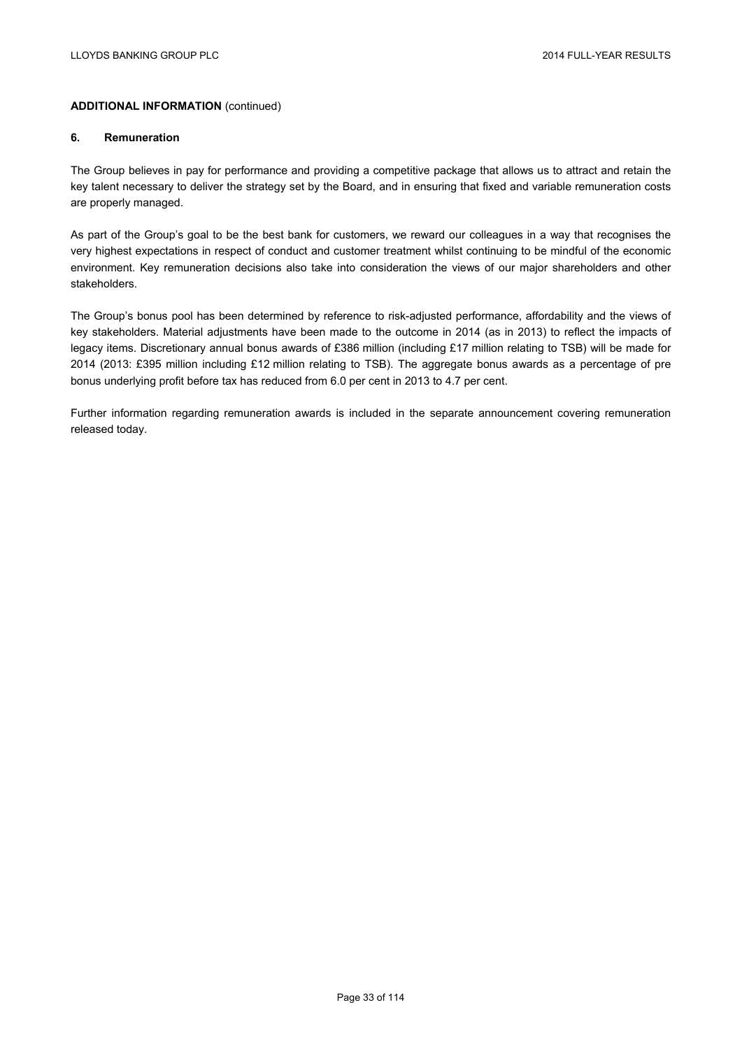**ADDITIONAL INFORMATION** (continued)

## 6. Remuneration

The Group believes in pay for performance and providing a competitive package that allows us to attract and retain the key talent necessary to deliver the strategy set by the Board, and in ensuring that fixed and variable remuneration costs are properly managed.

As part of the Group's goal to be the best bank for customers, we reward our colleagues in a way that recognises the very highest expectations in respect of conduct and customer treatment whilst continuing to be mindful of the economic environment. Key remuneration decisions also take into consideration the views of our major shareholders and other stakeholders.

The Group's bonus pool has been determined by reference to risk-adjusted performance, affordability and the views of key stakeholders. Material adjustments have been made to the outcome in 2014 (as in 2013) to reflect the impacts of legacy items. Discretionary annual bonus awards of £386 million (including £17 million relating to TSB) will be made for 2014 (2013: £395 million including £12 million relating to TSB). The aggregate bonus awards as a percentage of pre bonus underlying profit before tax has reduced from 6.0 per cent in 2013 to 4.7 per cent.

Further information regarding remuneration awards is included in the separate announcement covering remuneration released today.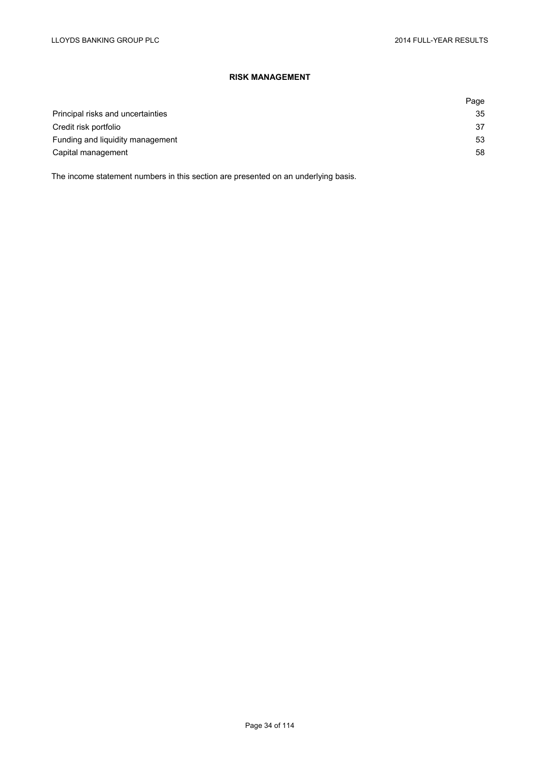## RISK MANAGEMENT

| | Page |
|---|---|
| Principal risks and uncertainties | 35 |
| Credit risk portfolio | 37 |
| Funding and liquidity management | 53 |
| Capital management | 58 |

The income statement numbers in this section are presented on an underlying basis.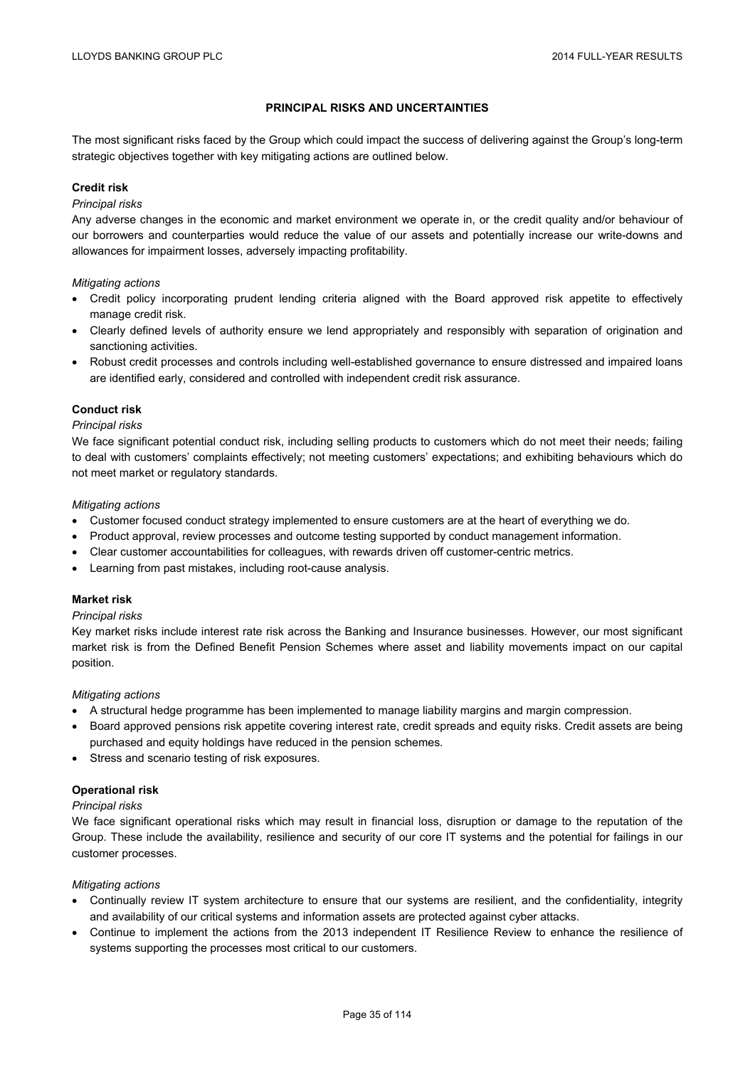## PRINCIPAL RISKS AND UNCERTAINTIES

The most significant risks faced by the Group which could impact the success of delivering against the Group's long-term strategic objectives together with key mitigating actions are outlined below.

### Credit risk

*Principal risks*

Any adverse changes in the economic and market environment we operate in, or the credit quality and/or behaviour of our borrowers and counterparties would reduce the value of our assets and potentially increase our write-downs and allowances for impairment losses, adversely impacting profitability.

*Mitigating actions*

- Credit policy incorporating prudent lending criteria aligned with the Board approved risk appetite to effectively manage credit risk.
- Clearly defined levels of authority ensure we lend appropriately and responsibly with separation of origination and sanctioning activities.
- Robust credit processes and controls including well-established governance to ensure distressed and impaired loans are identified early, considered and controlled with independent credit risk assurance.

### Conduct risk

*Principal risks*

We face significant potential conduct risk, including selling products to customers which do not meet their needs; failing to deal with customers' complaints effectively; not meeting customers' expectations; and exhibiting behaviours which do not meet market or regulatory standards.

*Mitigating actions*

- Customer focused conduct strategy implemented to ensure customers are at the heart of everything we do.
- Product approval, review processes and outcome testing supported by conduct management information.
- Clear customer accountabilities for colleagues, with rewards driven off customer-centric metrics.
- Learning from past mistakes, including root-cause analysis.

### Market risk

*Principal risks*

Key market risks include interest rate risk across the Banking and Insurance businesses. However, our most significant market risk is from the Defined Benefit Pension Schemes where asset and liability movements impact on our capital position.

*Mitigating actions*

- A structural hedge programme has been implemented to manage liability margins and margin compression.
- Board approved pensions risk appetite covering interest rate, credit spreads and equity risks. Credit assets are being purchased and equity holdings have reduced in the pension schemes.
- Stress and scenario testing of risk exposures.

### Operational risk

*Principal risks*

We face significant operational risks which may result in financial loss, disruption or damage to the reputation of the Group. These include the availability, resilience and security of our core IT systems and the potential for failings in our customer processes.

*Mitigating actions*

- Continually review IT system architecture to ensure that our systems are resilient, and the confidentiality, integrity and availability of our critical systems and information assets are protected against cyber attacks.
- Continue to implement the actions from the 2013 independent IT Resilience Review to enhance the resilience of systems supporting the processes most critical to our customers.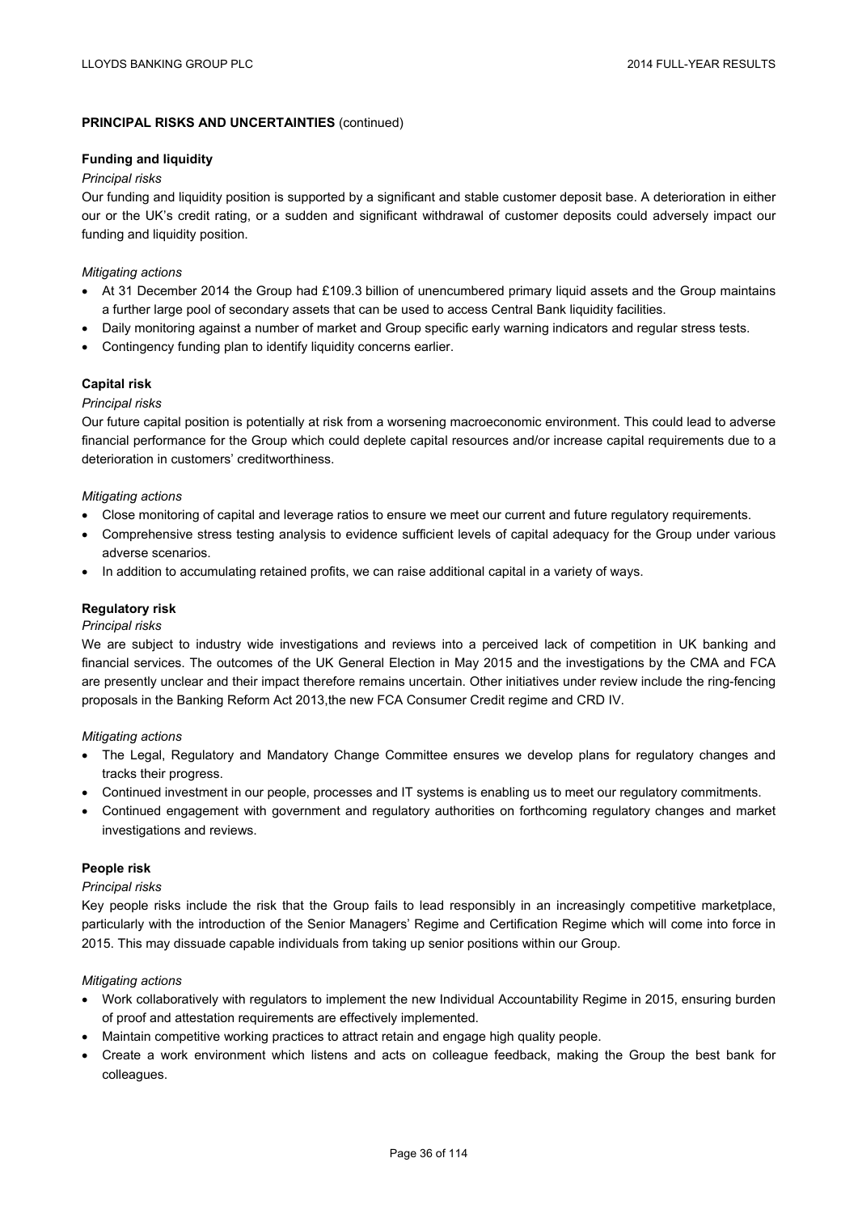## PRINCIPAL RISKS AND UNCERTAINTIES (continued)

### Funding and liquidity

*Principal risks*

Our funding and liquidity position is supported by a significant and stable customer deposit base. A deterioration in either our or the UK's credit rating, or a sudden and significant withdrawal of customer deposits could adversely impact our funding and liquidity position.

*Mitigating actions*

- At 31 December 2014 the Group had £109.3 billion of unencumbered primary liquid assets and the Group maintains a further large pool of secondary assets that can be used to access Central Bank liquidity facilities.
- Daily monitoring against a number of market and Group specific early warning indicators and regular stress tests.
- Contingency funding plan to identify liquidity concerns earlier.

### Capital risk

*Principal risks*

Our future capital position is potentially at risk from a worsening macroeconomic environment. This could lead to adverse financial performance for the Group which could deplete capital resources and/or increase capital requirements due to a deterioration in customers' creditworthiness.

*Mitigating actions*

- Close monitoring of capital and leverage ratios to ensure we meet our current and future regulatory requirements.
- Comprehensive stress testing analysis to evidence sufficient levels of capital adequacy for the Group under various adverse scenarios.
- In addition to accumulating retained profits, we can raise additional capital in a variety of ways.

### Regulatory risk

*Principal risks*

We are subject to industry wide investigations and reviews into a perceived lack of competition in UK banking and financial services. The outcomes of the UK General Election in May 2015 and the investigations by the CMA and FCA are presently unclear and their impact therefore remains uncertain. Other initiatives under review include the ring-fencing proposals in the Banking Reform Act 2013,the new FCA Consumer Credit regime and CRD IV.

*Mitigating actions*

- The Legal, Regulatory and Mandatory Change Committee ensures we develop plans for regulatory changes and tracks their progress.
- Continued investment in our people, processes and IT systems is enabling us to meet our regulatory commitments.
- Continued engagement with government and regulatory authorities on forthcoming regulatory changes and market investigations and reviews.

### People risk

*Principal risks*

Key people risks include the risk that the Group fails to lead responsibly in an increasingly competitive marketplace, particularly with the introduction of the Senior Managers' Regime and Certification Regime which will come into force in 2015. This may dissuade capable individuals from taking up senior positions within our Group.

*Mitigating actions*

- Work collaboratively with regulators to implement the new Individual Accountability Regime in 2015, ensuring burden of proof and attestation requirements are effectively implemented.
- Maintain competitive working practices to attract retain and engage high quality people.
- Create a work environment which listens and acts on colleague feedback, making the Group the best bank for colleagues.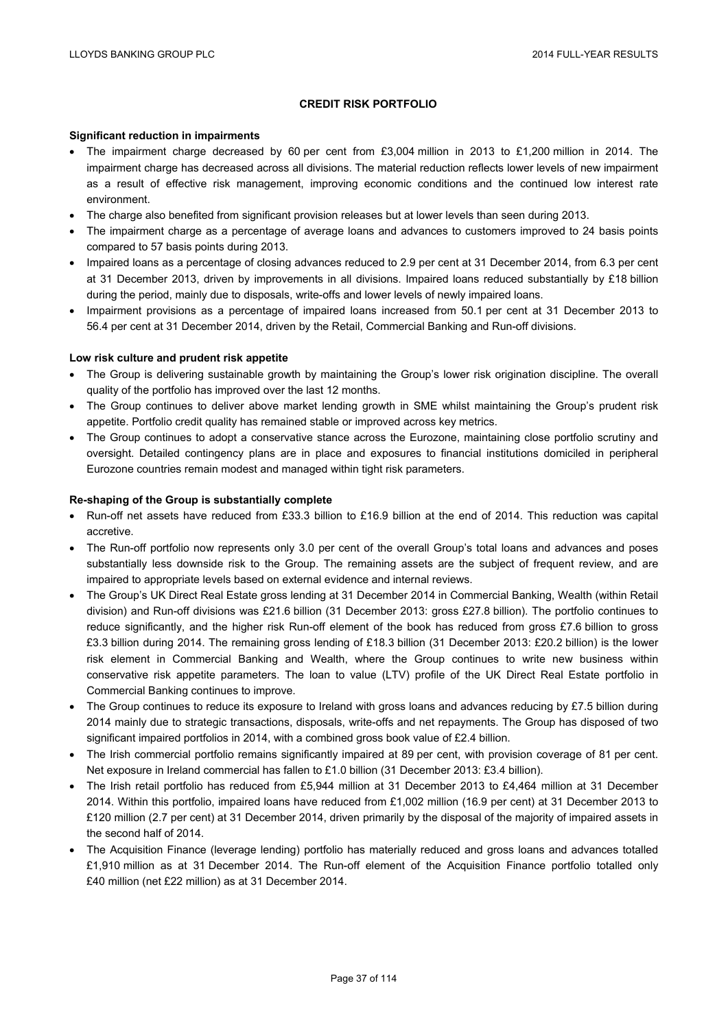# CREDIT RISK PORTFOLIO

**Significant reduction in impairments**

- The impairment charge decreased by 60 per cent from £3,004 million in 2013 to £1,200 million in 2014. The impairment charge has decreased across all divisions. The material reduction reflects lower levels of new impairment as a result of effective risk management, improving economic conditions and the continued low interest rate environment.
- The charge also benefited from significant provision releases but at lower levels than seen during 2013.
- The impairment charge as a percentage of average loans and advances to customers improved to 24 basis points compared to 57 basis points during 2013.
- Impaired loans as a percentage of closing advances reduced to 2.9 per cent at 31 December 2014, from 6.3 per cent at 31 December 2013, driven by improvements in all divisions. Impaired loans reduced substantially by £18 billion during the period, mainly due to disposals, write-offs and lower levels of newly impaired loans.
- Impairment provisions as a percentage of impaired loans increased from 50.1 per cent at 31 December 2013 to 56.4 per cent at 31 December 2014, driven by the Retail, Commercial Banking and Run-off divisions.

**Low risk culture and prudent risk appetite**

- The Group is delivering sustainable growth by maintaining the Group's lower risk origination discipline. The overall quality of the portfolio has improved over the last 12 months.
- The Group continues to deliver above market lending growth in SME whilst maintaining the Group's prudent risk appetite. Portfolio credit quality has remained stable or improved across key metrics.
- The Group continues to adopt a conservative stance across the Eurozone, maintaining close portfolio scrutiny and oversight. Detailed contingency plans are in place and exposures to financial institutions domiciled in peripheral Eurozone countries remain modest and managed within tight risk parameters.

**Re-shaping of the Group is substantially complete**

- Run-off net assets have reduced from £33.3 billion to £16.9 billion at the end of 2014. This reduction was capital accretive.
- The Run-off portfolio now represents only 3.0 per cent of the overall Group's total loans and advances and poses substantially less downside risk to the Group. The remaining assets are the subject of frequent review, and are impaired to appropriate levels based on external evidence and internal reviews.
- The Group's UK Direct Real Estate gross lending at 31 December 2014 in Commercial Banking, Wealth (within Retail division) and Run-off divisions was £21.6 billion (31 December 2013: gross £27.8 billion). The portfolio continues to reduce significantly, and the higher risk Run-off element of the book has reduced from gross £7.6 billion to gross £3.3 billion during 2014. The remaining gross lending of £18.3 billion (31 December 2013: £20.2 billion) is the lower risk element in Commercial Banking and Wealth, where the Group continues to write new business within conservative risk appetite parameters. The loan to value (LTV) profile of the UK Direct Real Estate portfolio in Commercial Banking continues to improve.
- The Group continues to reduce its exposure to Ireland with gross loans and advances reducing by £7.5 billion during 2014 mainly due to strategic transactions, disposals, write-offs and net repayments. The Group has disposed of two significant impaired portfolios in 2014, with a combined gross book value of £2.4 billion.
- The Irish commercial portfolio remains significantly impaired at 89 per cent, with provision coverage of 81 per cent. Net exposure in Ireland commercial has fallen to £1.0 billion (31 December 2013: £3.4 billion).
- The Irish retail portfolio has reduced from £5,944 million at 31 December 2013 to £4,464 million at 31 December 2014. Within this portfolio, impaired loans have reduced from £1,002 million (16.9 per cent) at 31 December 2013 to £120 million (2.7 per cent) at 31 December 2014, driven primarily by the disposal of the majority of impaired assets in the second half of 2014.
- The Acquisition Finance (leverage lending) portfolio has materially reduced and gross loans and advances totalled £1,910 million as at 31 December 2014. The Run-off element of the Acquisition Finance portfolio totalled only £40 million (net £22 million) as at 31 December 2014.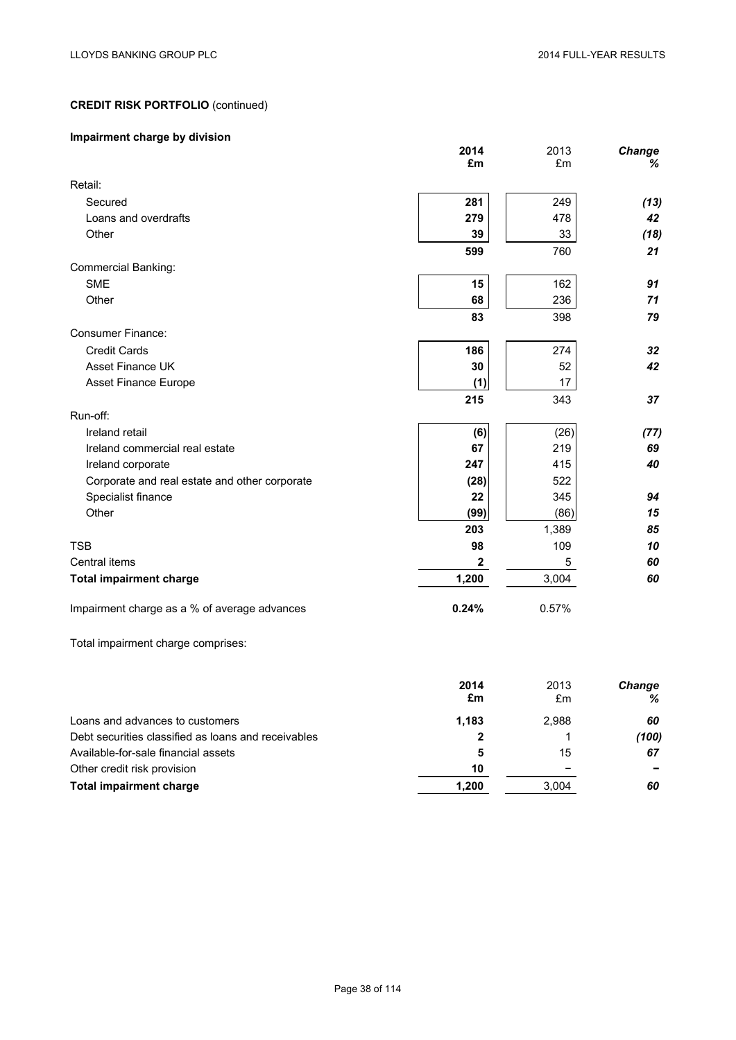**CREDIT RISK PORTFOLIO** (continued)

**Impairment charge by division**

| | **2014 £m** | 2013 £m | ***Change %*** |
|---|---|---|---|
| Retail: | | | |
| Secured | **281** | 249 | ***(13)*** |
| Loans and overdrafts | **279** | 478 | ***42*** |
| Other | **39** | 33 | ***(18)*** |
| | **599** | 760 | ***21*** |
| Commercial Banking: | | | |
| SME | **15** | 162 | ***91*** |
| Other | **68** | 236 | ***71*** |
| | **83** | 398 | ***79*** |
| Consumer Finance: | | | |
| Credit Cards | **186** | 274 | ***32*** |
| Asset Finance UK | **30** | 52 | ***42*** |
| Asset Finance Europe | **(1)** | 17 | |
| | **215** | 343 | ***37*** |
| Run-off: | | | |
| Ireland retail | **(6)** | (26) | ***(77)*** |
| Ireland commercial real estate | **67** | 219 | ***69*** |
| Ireland corporate | **247** | 415 | ***40*** |
| Corporate and real estate and other corporate | **(28)** | 522 | |
| Specialist finance | **22** | 345 | ***94*** |
| Other | **(99)** | (86) | ***15*** |
| | **203** | 1,389 | ***85*** |
| TSB | **98** | 109 | ***10*** |
| Central items | **2** | 5 | ***60*** |
| **Total impairment charge** | **1,200** | 3,004 | ***60*** |
| Impairment charge as a % of average advances | **0.24%** | 0.57% | |

Total impairment charge comprises:

| | **2014 £m** | 2013 £m | ***Change %*** |
|---|---|---|---|
| Loans and advances to customers | **1,183** | 2,988 | ***60*** |
| Debt securities classified as loans and receivables | **2** | 1 | ***(100)*** |
| Available-for-sale financial assets | **5** | 15 | ***67*** |
| Other credit risk provision | **10** | – | ***–*** |
| **Total impairment charge** | **1,200** | 3,004 | ***60*** |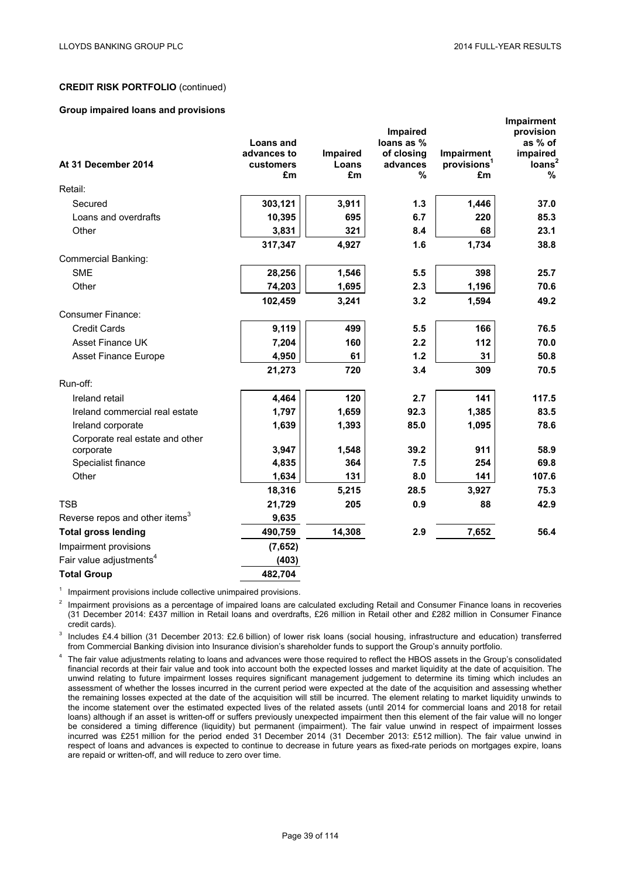**CREDIT RISK PORTFOLIO** (continued)

**Group impaired loans and provisions**

| At 31 December 2014 | Loans and advances to customers £m | Impaired Loans £m | Impaired loans as % of closing advances % | Impairment provisions[1] £m | Impairment provision as % of impaired loans[2] % |
|---|---|---|---|---|---|
| Retail: | | | | | |
| Secured | 303,121 | 3,911 | 1.3 | 1,446 | 37.0 |
| Loans and overdrafts | 10,395 | 695 | 6.7 | 220 | 85.3 |
| Other | 3,831 | 321 | 8.4 | 68 | 23.1 |
| | 317,347 | 4,927 | 1.6 | 1,734 | 38.8 |
| Commercial Banking: | | | | | |
| SME | 28,256 | 1,546 | 5.5 | 398 | 25.7 |
| Other | 74,203 | 1,695 | 2.3 | 1,196 | 70.6 |
| | 102,459 | 3,241 | 3.2 | 1,594 | 49.2 |
| Consumer Finance: | | | | | |
| Credit Cards | 9,119 | 499 | 5.5 | 166 | 76.5 |
| Asset Finance UK | 7,204 | 160 | 2.2 | 112 | 70.0 |
| Asset Finance Europe | 4,950 | 61 | 1.2 | 31 | 50.8 |
| | 21,273 | 720 | 3.4 | 309 | 70.5 |
| Run-off: | | | | | |
| Ireland retail | 4,464 | 120 | 2.7 | 141 | 117.5 |
| Ireland commercial real estate | 1,797 | 1,659 | 92.3 | 1,385 | 83.5 |
| Ireland corporate | 1,639 | 1,393 | 85.0 | 1,095 | 78.6 |
| Corporate real estate and other corporate | 3,947 | 1,548 | 39.2 | 911 | 58.9 |
| Specialist finance | 4,835 | 364 | 7.5 | 254 | 69.8 |
| Other | 1,634 | 131 | 8.0 | 141 | 107.6 |
| | 18,316 | 5,215 | 28.5 | 3,927 | 75.3 |
| TSB | 21,729 | 205 | 0.9 | 88 | 42.9 |
| Reverse repos and other items[3] | 9,635 | | | | |
| **Total gross lending** | **490,759** | **14,308** | **2.9** | **7,652** | **56.4** |
| Impairment provisions | (7,652) | | | | |
| Fair value adjustments[4] | (403) | | | | |
| **Total Group** | **482,704** | | | | |

[1] Impairment provisions include collective unimpaired provisions.

[2] Impairment provisions as a percentage of impaired loans are calculated excluding Retail and Consumer Finance loans in recoveries (31 December 2014: £437 million in Retail loans and overdrafts, £26 million in Retail other and £282 million in Consumer Finance credit cards).

[3] Includes £4.4 billion (31 December 2013: £2.6 billion) of lower risk loans (social housing, infrastructure and education) transferred from Commercial Banking division into Insurance division's shareholder funds to support the Group's annuity portfolio.

[4] The fair value adjustments relating to loans and advances were those required to reflect the HBOS assets in the Group's consolidated financial records at their fair value and took into account both the expected losses and market liquidity at the date of acquisition. The unwind relating to future impairment losses requires significant management judgement to determine its timing which includes an assessment of whether the losses incurred in the current period were expected at the date of the acquisition and assessing whether the remaining losses expected at the date of the acquisition will still be incurred. The element relating to market liquidity unwinds to the income statement over the estimated expected lives of the related assets (until 2014 for commercial loans and 2018 for retail loans) although if an asset is written-off or suffers previously unexpected impairment then this element of the fair value will no longer be considered a timing difference (liquidity) but permanent (impairment). The fair value unwind in respect of impairment losses incurred was £251 million for the period ended 31 December 2014 (31 December 2013: £512 million). The fair value unwind in respect of loans and advances is expected to continue to decrease in future years as fixed-rate periods on mortgages expire, loans are repaid or written-off, and will reduce to zero over time.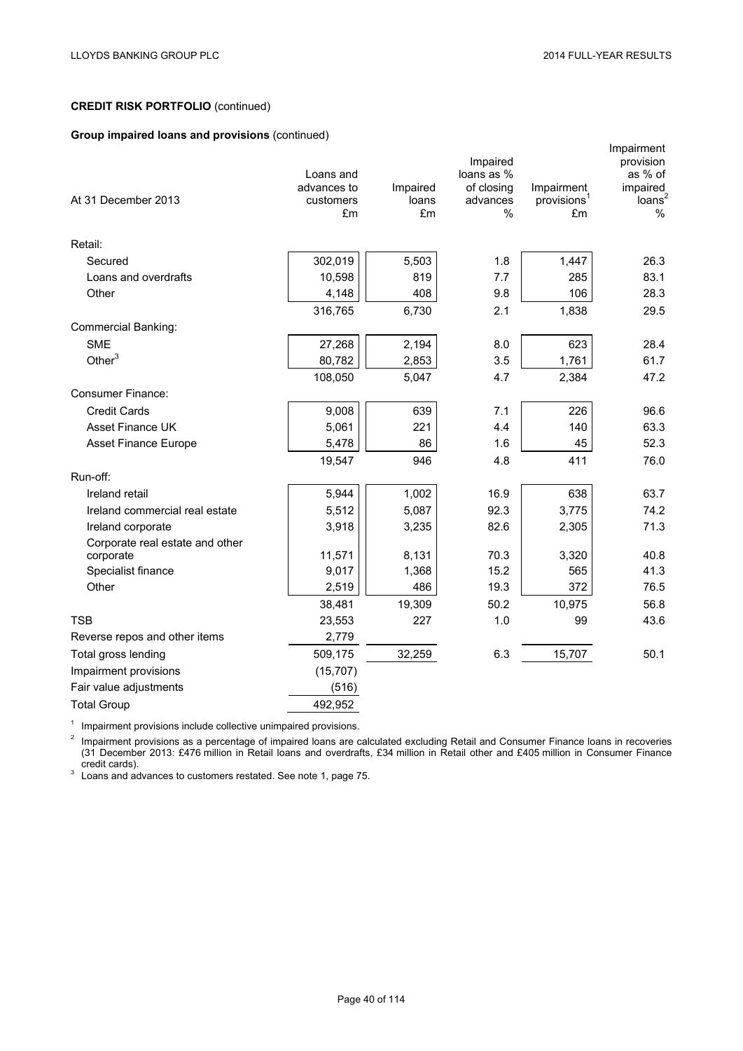**CREDIT RISK PORTFOLIO** (continued)

**Group impaired loans and provisions** (continued)

| At 31 December 2013 | Loans and advances to customers £m | Impaired loans £m | Impaired loans as % of closing advances % | Impairment provisions[1] £m | Impairment provision as % of impaired loans[2] % |
|---|---|---|---|---|---|
| Retail: | | | | | |
| Secured | 302,019 | 5,503 | 1.8 | 1,447 | 26.3 |
| Loans and overdrafts | 10,598 | 819 | 7.7 | 285 | 83.1 |
| Other | 4,148 | 408 | 9.8 | 106 | 28.3 |
| | 316,765 | 6,730 | 2.1 | 1,838 | 29.5 |
| Commercial Banking: | | | | | |
| SME | 27,268 | 2,194 | 8.0 | 623 | 28.4 |
| Other[3] | 80,782 | 2,853 | 3.5 | 1,761 | 61.7 |
| | 108,050 | 5,047 | 4.7 | 2,384 | 47.2 |
| Consumer Finance: | | | | | |
| Credit Cards | 9,008 | 639 | 7.1 | 226 | 96.6 |
| Asset Finance UK | 5,061 | 221 | 4.4 | 140 | 63.3 |
| Asset Finance Europe | 5,478 | 86 | 1.6 | 45 | 52.3 |
| | 19,547 | 946 | 4.8 | 411 | 76.0 |
| Run-off: | | | | | |
| Ireland retail | 5,944 | 1,002 | 16.9 | 638 | 63.7 |
| Ireland commercial real estate | 5,512 | 5,087 | 92.3 | 3,775 | 74.2 |
| Ireland corporate | 3,918 | 3,235 | 82.6 | 2,305 | 71.3 |
| Corporate real estate and other corporate | 11,571 | 8,131 | 70.3 | 3,320 | 40.8 |
| Specialist finance | 9,017 | 1,368 | 15.2 | 565 | 41.3 |
| Other | 2,519 | 486 | 19.3 | 372 | 76.5 |
| | 38,481 | 19,309 | 50.2 | 10,975 | 56.8 |
| TSB | 23,553 | 227 | 1.0 | 99 | 43.6 |
| Reverse repos and other items | 2,779 | | | | |
| Total gross lending | 509,175 | 32,259 | 6.3 | 15,707 | 50.1 |
| Impairment provisions | (15,707) | | | | |
| Fair value adjustments | (516) | | | | |
| Total Group | 492,952 | | | | |

[1] Impairment provisions include collective unimpaired provisions.

[2] Impairment provisions as a percentage of impaired loans are calculated excluding Retail and Consumer Finance loans in recoveries (31 December 2013: £476 million in Retail loans and overdrafts, £34 million in Retail other and £405 million in Consumer Finance credit cards).

[3] Loans and advances to customers restated. See note 1, page 75.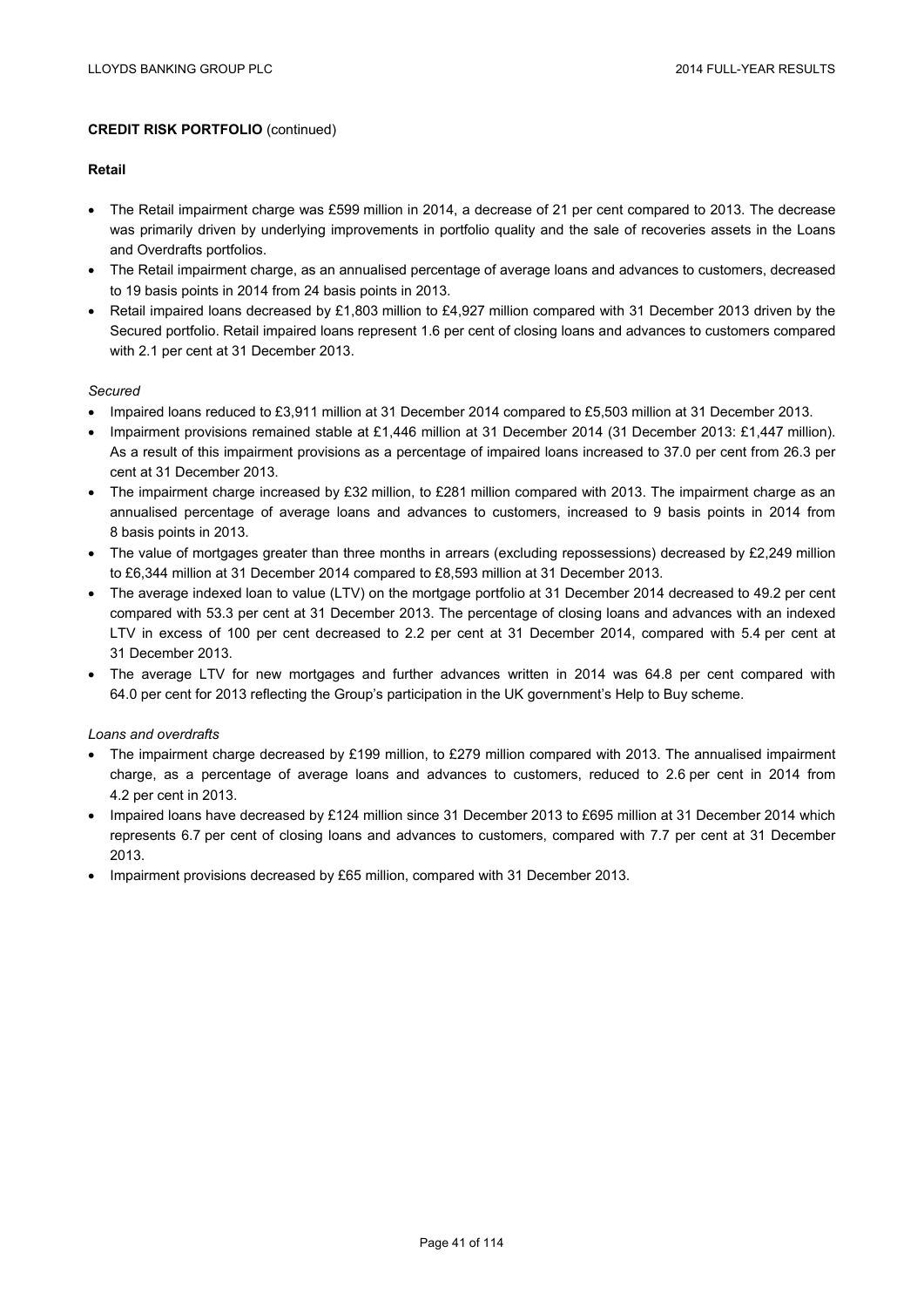**CREDIT RISK PORTFOLIO** (continued)

**Retail**

- The Retail impairment charge was £599 million in 2014, a decrease of 21 per cent compared to 2013. The decrease was primarily driven by underlying improvements in portfolio quality and the sale of recoveries assets in the Loans and Overdrafts portfolios.
- The Retail impairment charge, as an annualised percentage of average loans and advances to customers, decreased to 19 basis points in 2014 from 24 basis points in 2013.
- Retail impaired loans decreased by £1,803 million to £4,927 million compared with 31 December 2013 driven by the Secured portfolio. Retail impaired loans represent 1.6 per cent of closing loans and advances to customers compared with 2.1 per cent at 31 December 2013.

*Secured*

- Impaired loans reduced to £3,911 million at 31 December 2014 compared to £5,503 million at 31 December 2013.
- Impairment provisions remained stable at £1,446 million at 31 December 2014 (31 December 2013: £1,447 million). As a result of this impairment provisions as a percentage of impaired loans increased to 37.0 per cent from 26.3 per cent at 31 December 2013.
- The impairment charge increased by £32 million, to £281 million compared with 2013. The impairment charge as an annualised percentage of average loans and advances to customers, increased to 9 basis points in 2014 from 8 basis points in 2013.
- The value of mortgages greater than three months in arrears (excluding repossessions) decreased by £2,249 million to £6,344 million at 31 December 2014 compared to £8,593 million at 31 December 2013.
- The average indexed loan to value (LTV) on the mortgage portfolio at 31 December 2014 decreased to 49.2 per cent compared with 53.3 per cent at 31 December 2013. The percentage of closing loans and advances with an indexed LTV in excess of 100 per cent decreased to 2.2 per cent at 31 December 2014, compared with 5.4 per cent at 31 December 2013.
- The average LTV for new mortgages and further advances written in 2014 was 64.8 per cent compared with 64.0 per cent for 2013 reflecting the Group's participation in the UK government's Help to Buy scheme.

*Loans and overdrafts*

- The impairment charge decreased by £199 million, to £279 million compared with 2013. The annualised impairment charge, as a percentage of average loans and advances to customers, reduced to 2.6 per cent in 2014 from 4.2 per cent in 2013.
- Impaired loans have decreased by £124 million since 31 December 2013 to £695 million at 31 December 2014 which represents 6.7 per cent of closing loans and advances to customers, compared with 7.7 per cent at 31 December 2013.
- Impairment provisions decreased by £65 million, compared with 31 December 2013.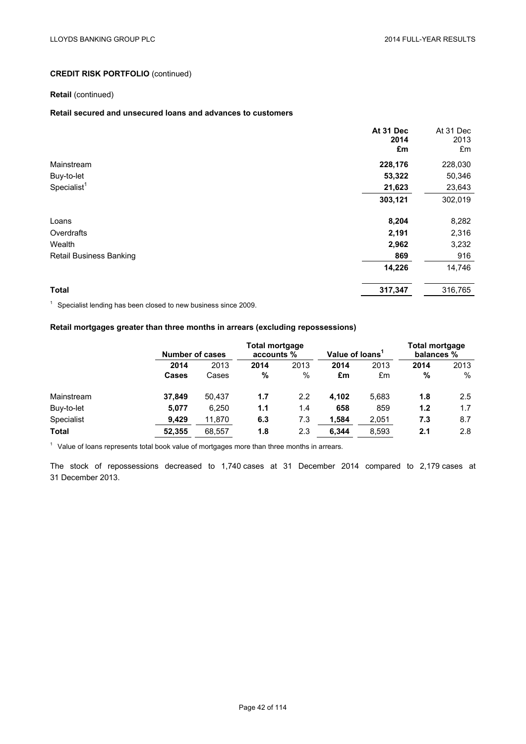**CREDIT RISK PORTFOLIO** (continued)

**Retail** (continued)

**Retail secured and unsecured loans and advances to customers**

| | **At 31 Dec 2014 £m** | At 31 Dec 2013 £m |
|---|---|---|
| Mainstream | **228,176** | 228,030 |
| Buy-to-let | **53,322** | 50,346 |
| Specialist[1] | **21,623** | 23,643 |
| | **303,121** | 302,019 |
| Loans | **8,204** | 8,282 |
| Overdrafts | **2,191** | 2,316 |
| Wealth | **2,962** | 3,232 |
| Retail Business Banking | **869** | 916 |
| | **14,226** | 14,746 |
| **Total** | **317,347** | 316,765 |

[1] Specialist lending has been closed to new business since 2009.

**Retail mortgages greater than three months in arrears (excluding repossessions)**

| | **Number of cases** | | **Total mortgage accounts %** | | **Value of loans[1]** | | **Total mortgage balances %** | |
|---|---|---|---|---|---|---|---|---|
| | **2014 Cases** | 2013 Cases | **2014 %** | 2013 % | **2014 £m** | 2013 £m | **2014 %** | 2013 % |
| Mainstream | **37,849** | 50,437 | **1.7** | 2.2 | **4,102** | 5,683 | **1.8** | 2.5 |
| Buy-to-let | **5,077** | 6,250 | **1.1** | 1.4 | **658** | 859 | **1.2** | 1.7 |
| Specialist | **9,429** | 11,870 | **6.3** | 7.3 | **1,584** | 2,051 | **7.3** | 8.7 |
| **Total** | **52,355** | 68,557 | **1.8** | 2.3 | **6,344** | 8,593 | **2.1** | 2.8 |

[1] Value of loans represents total book value of mortgages more than three months in arrears.

The stock of repossessions decreased to 1,740 cases at 31 December 2014 compared to 2,179 cases at 31 December 2013.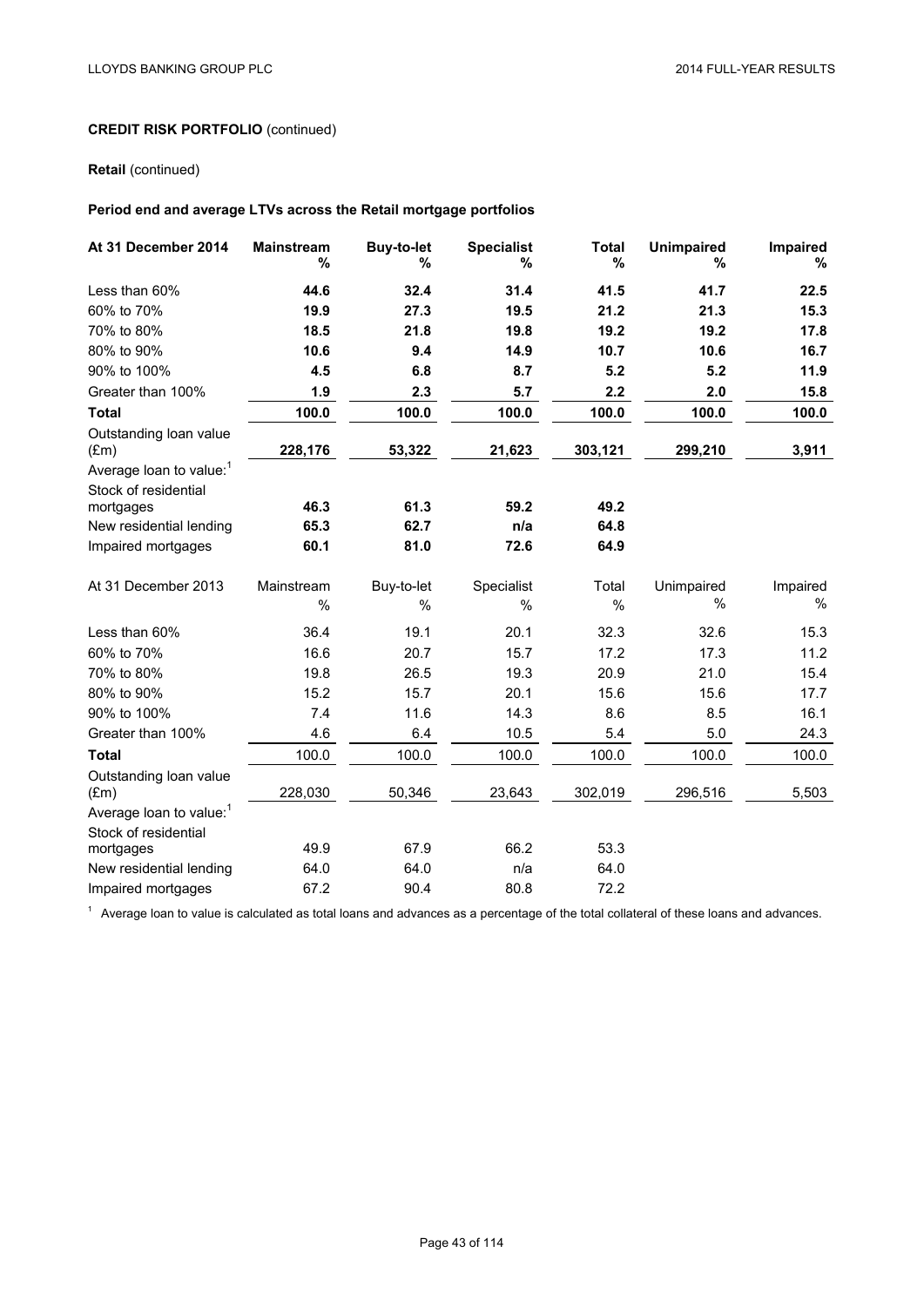**CREDIT RISK PORTFOLIO** (continued)

**Retail** (continued)

**Period end and average LTVs across the Retail mortgage portfolios**

| At 31 December 2014 | Mainstream % | Buy-to-let % | Specialist % | Total % | Unimpaired % | Impaired % |
|---|---|---|---|---|---|---|
| Less than 60% | **44.6** | **32.4** | **31.4** | **41.5** | **41.7** | **22.5** |
| 60% to 70% | **19.9** | **27.3** | **19.5** | **21.2** | **21.3** | **15.3** |
| 70% to 80% | **18.5** | **21.8** | **19.8** | **19.2** | **19.2** | **17.8** |
| 80% to 90% | **10.6** | **9.4** | **14.9** | **10.7** | **10.6** | **16.7** |
| 90% to 100% | **4.5** | **6.8** | **8.7** | **5.2** | **5.2** | **11.9** |
| Greater than 100% | **1.9** | **2.3** | **5.7** | **2.2** | **2.0** | **15.8** |
| **Total** | **100.0** | **100.0** | **100.0** | **100.0** | **100.0** | **100.0** |
| Outstanding loan value (£m) | **228,176** | **53,322** | **21,623** | **303,121** | **299,210** | **3,911** |
| Average loan to value:[1] | | | | | | |
| Stock of residential mortgages | **46.3** | **61.3** | **59.2** | **49.2** | | |
| New residential lending | **65.3** | **62.7** | **n/a** | **64.8** | | |
| Impaired mortgages | **60.1** | **81.0** | **72.6** | **64.9** | | |

| At 31 December 2013 | Mainstream % | Buy-to-let % | Specialist % | Total % | Unimpaired % | Impaired % |
|---|---|---|---|---|---|---|
| Less than 60% | 36.4 | 19.1 | 20.1 | 32.3 | 32.6 | 15.3 |
| 60% to 70% | 16.6 | 20.7 | 15.7 | 17.2 | 17.3 | 11.2 |
| 70% to 80% | 19.8 | 26.5 | 19.3 | 20.9 | 21.0 | 15.4 |
| 80% to 90% | 15.2 | 15.7 | 20.1 | 15.6 | 15.6 | 17.7 |
| 90% to 100% | 7.4 | 11.6 | 14.3 | 8.6 | 8.5 | 16.1 |
| Greater than 100% | 4.6 | 6.4 | 10.5 | 5.4 | 5.0 | 24.3 |
| **Total** | 100.0 | 100.0 | 100.0 | 100.0 | 100.0 | 100.0 |
| Outstanding loan value (£m) | 228,030 | 50,346 | 23,643 | 302,019 | 296,516 | 5,503 |
| Average loan to value:[1] | | | | | | |
| Stock of residential mortgages | 49.9 | 67.9 | 66.2 | 53.3 | | |
| New residential lending | 64.0 | 64.0 | n/a | 64.0 | | |
| Impaired mortgages | 67.2 | 90.4 | 80.8 | 72.2 | | |

[1] Average loan to value is calculated as total loans and advances as a percentage of the total collateral of these loans and advances.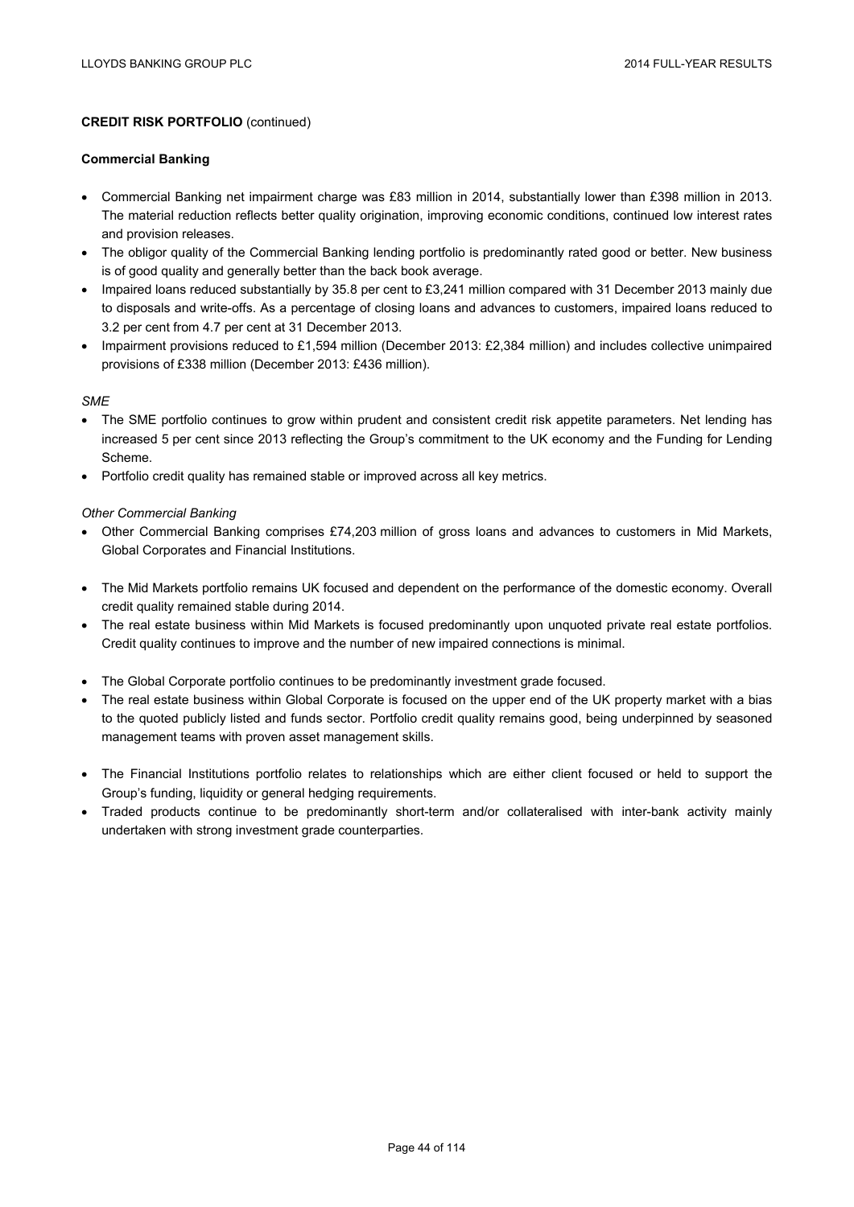**CREDIT RISK PORTFOLIO** (continued)

**Commercial Banking**

- Commercial Banking net impairment charge was £83 million in 2014, substantially lower than £398 million in 2013. The material reduction reflects better quality origination, improving economic conditions, continued low interest rates and provision releases.
- The obligor quality of the Commercial Banking lending portfolio is predominantly rated good or better. New business is of good quality and generally better than the back book average.
- Impaired loans reduced substantially by 35.8 per cent to £3,241 million compared with 31 December 2013 mainly due to disposals and write-offs. As a percentage of closing loans and advances to customers, impaired loans reduced to 3.2 per cent from 4.7 per cent at 31 December 2013.
- Impairment provisions reduced to £1,594 million (December 2013: £2,384 million) and includes collective unimpaired provisions of £338 million (December 2013: £436 million).

*SME*

- The SME portfolio continues to grow within prudent and consistent credit risk appetite parameters. Net lending has increased 5 per cent since 2013 reflecting the Group's commitment to the UK economy and the Funding for Lending Scheme.
- Portfolio credit quality has remained stable or improved across all key metrics.

*Other Commercial Banking*

- Other Commercial Banking comprises £74,203 million of gross loans and advances to customers in Mid Markets, Global Corporates and Financial Institutions.

- The Mid Markets portfolio remains UK focused and dependent on the performance of the domestic economy. Overall credit quality remained stable during 2014.
- The real estate business within Mid Markets is focused predominantly upon unquoted private real estate portfolios. Credit quality continues to improve and the number of new impaired connections is minimal.

- The Global Corporate portfolio continues to be predominantly investment grade focused.
- The real estate business within Global Corporate is focused on the upper end of the UK property market with a bias to the quoted publicly listed and funds sector. Portfolio credit quality remains good, being underpinned by seasoned management teams with proven asset management skills.

- The Financial Institutions portfolio relates to relationships which are either client focused or held to support the Group's funding, liquidity or general hedging requirements.
- Traded products continue to be predominantly short-term and/or collateralised with inter-bank activity mainly undertaken with strong investment grade counterparties.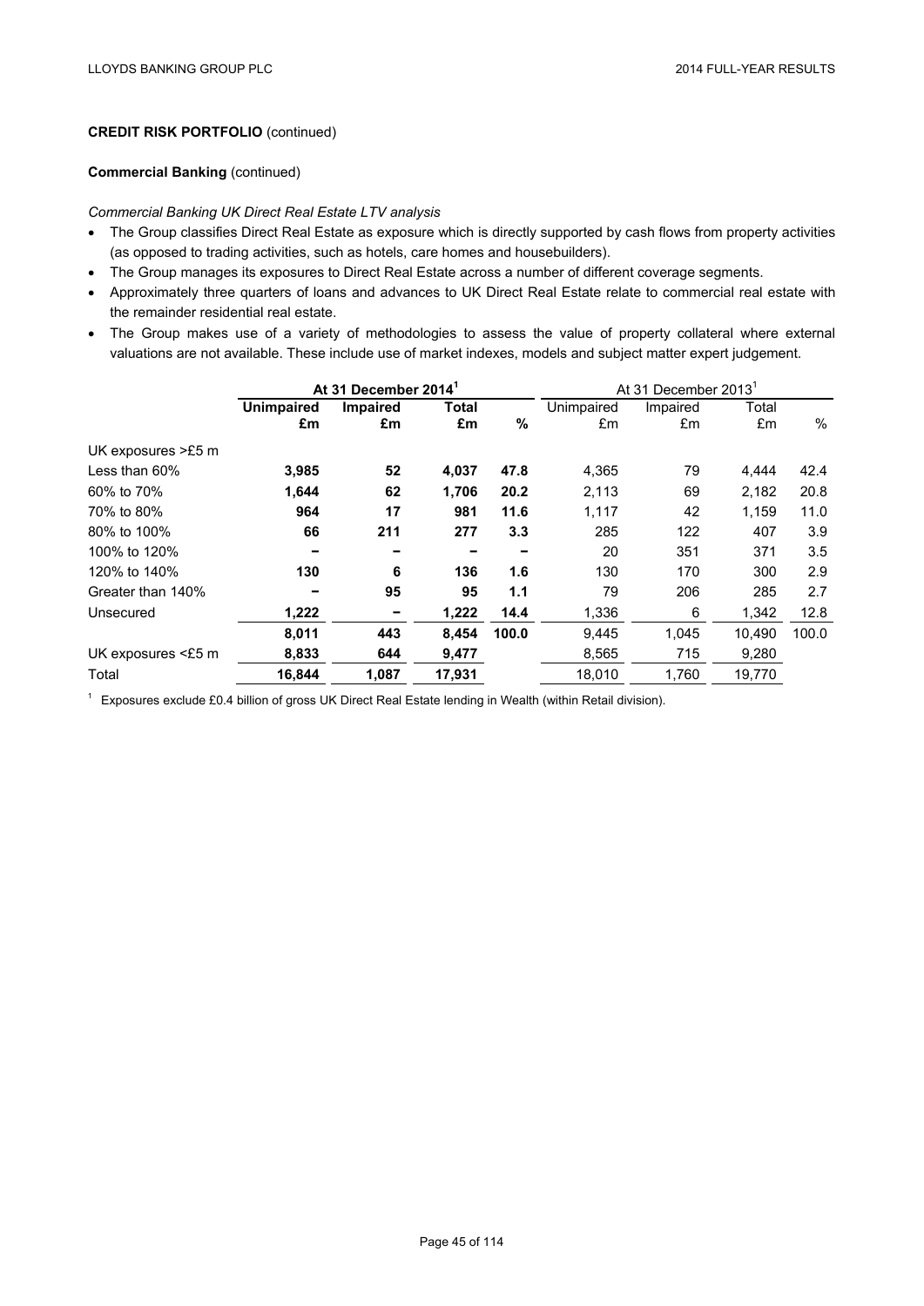**CREDIT RISK PORTFOLIO** (continued)

**Commercial Banking** (continued)

*Commercial Banking UK Direct Real Estate LTV analysis*

- The Group classifies Direct Real Estate as exposure which is directly supported by cash flows from property activities (as opposed to trading activities, such as hotels, care homes and housebuilders).
- The Group manages its exposures to Direct Real Estate across a number of different coverage segments.
- Approximately three quarters of loans and advances to UK Direct Real Estate relate to commercial real estate with the remainder residential real estate.
- The Group makes use of a variety of methodologies to assess the value of property collateral where external valuations are not available. These include use of market indexes, models and subject matter expert judgement.

| | **At 31 December 2014[1]** | | | | At 31 December 2013[1] | | | |
|---|---|---|---|---|---|---|---|---|
| | **Unimpaired £m** | **Impaired £m** | **Total £m** | **%** | Unimpaired £m | Impaired £m | Total £m | % |
| UK exposures >£5 m | | | | | | | | |
| Less than 60% | **3,985** | **52** | **4,037** | **47.8** | 4,365 | 79 | 4,444 | 42.4 |
| 60% to 70% | **1,644** | **62** | **1,706** | **20.2** | 2,113 | 69 | 2,182 | 20.8 |
| 70% to 80% | **964** | **17** | **981** | **11.6** | 1,117 | 42 | 1,159 | 11.0 |
| 80% to 100% | **66** | **211** | **277** | **3.3** | 285 | 122 | 407 | 3.9 |
| 100% to 120% | **–** | **–** | **–** | **–** | 20 | 351 | 371 | 3.5 |
| 120% to 140% | **130** | **6** | **136** | **1.6** | 130 | 170 | 300 | 2.9 |
| Greater than 140% | **–** | **95** | **95** | **1.1** | 79 | 206 | 285 | 2.7 |
| Unsecured | **1,222** | **–** | **1,222** | **14.4** | 1,336 | 6 | 1,342 | 12.8 |
| | **8,011** | **443** | **8,454** | **100.0** | 9,445 | 1,045 | 10,490 | 100.0 |
| UK exposures <£5 m | **8,833** | **644** | **9,477** | | 8,565 | 715 | 9,280 | |
| Total | **16,844** | **1,087** | **17,931** | | 18,010 | 1,760 | 19,770 | |

[1] Exposures exclude £0.4 billion of gross UK Direct Real Estate lending in Wealth (within Retail division).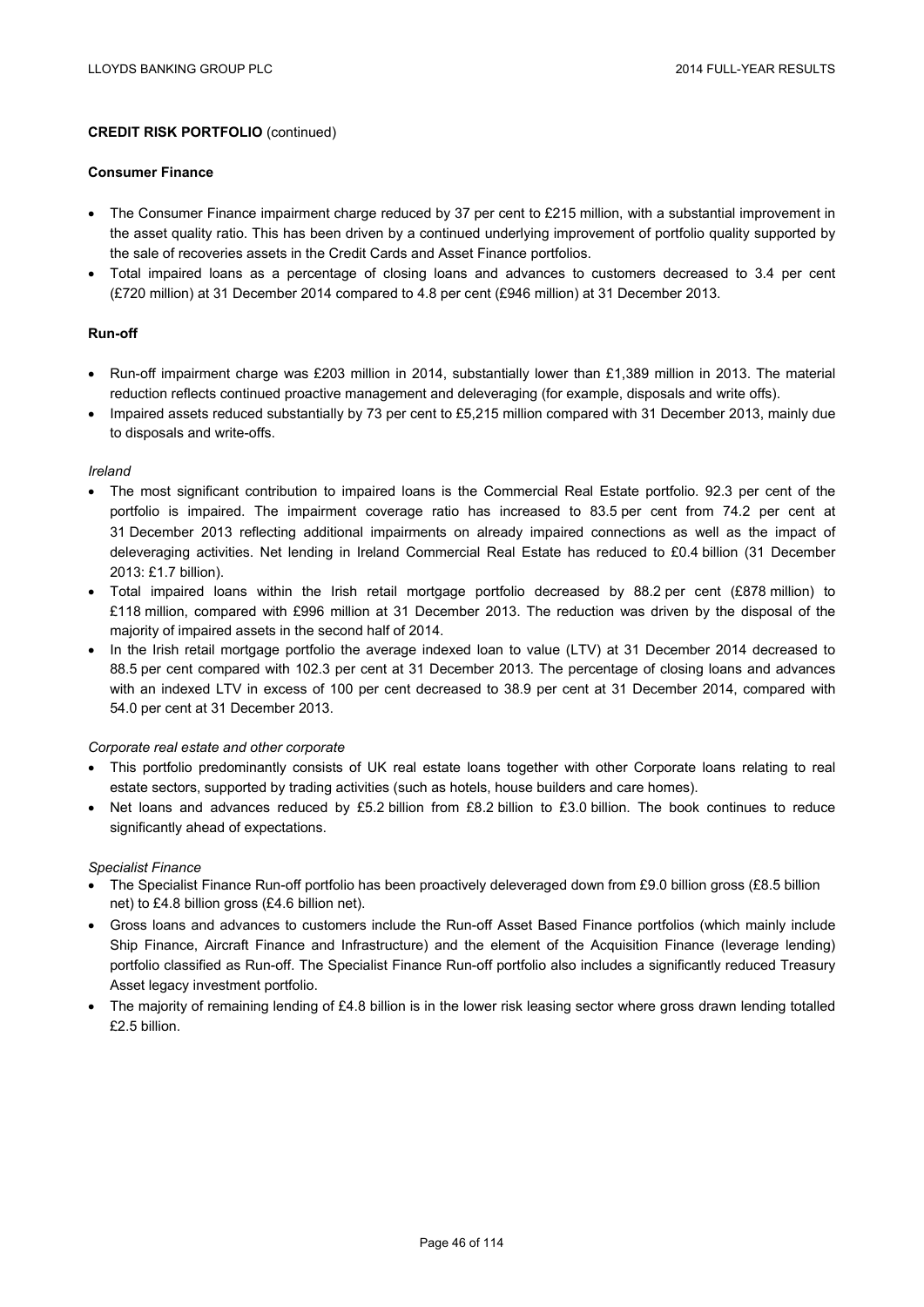**CREDIT RISK PORTFOLIO** (continued)

**Consumer Finance**

- The Consumer Finance impairment charge reduced by 37 per cent to £215 million, with a substantial improvement in the asset quality ratio. This has been driven by a continued underlying improvement of portfolio quality supported by the sale of recoveries assets in the Credit Cards and Asset Finance portfolios.
- Total impaired loans as a percentage of closing loans and advances to customers decreased to 3.4 per cent (£720 million) at 31 December 2014 compared to 4.8 per cent (£946 million) at 31 December 2013.

**Run-off**

- Run-off impairment charge was £203 million in 2014, substantially lower than £1,389 million in 2013. The material reduction reflects continued proactive management and deleveraging (for example, disposals and write offs).
- Impaired assets reduced substantially by 73 per cent to £5,215 million compared with 31 December 2013, mainly due to disposals and write-offs.

*Ireland*

- The most significant contribution to impaired loans is the Commercial Real Estate portfolio. 92.3 per cent of the portfolio is impaired. The impairment coverage ratio has increased to 83.5 per cent from 74.2 per cent at 31 December 2013 reflecting additional impairments on already impaired connections as well as the impact of deleveraging activities. Net lending in Ireland Commercial Real Estate has reduced to £0.4 billion (31 December 2013: £1.7 billion).
- Total impaired loans within the Irish retail mortgage portfolio decreased by 88.2 per cent (£878 million) to £118 million, compared with £996 million at 31 December 2013. The reduction was driven by the disposal of the majority of impaired assets in the second half of 2014.
- In the Irish retail mortgage portfolio the average indexed loan to value (LTV) at 31 December 2014 decreased to 88.5 per cent compared with 102.3 per cent at 31 December 2013. The percentage of closing loans and advances with an indexed LTV in excess of 100 per cent decreased to 38.9 per cent at 31 December 2014, compared with 54.0 per cent at 31 December 2013.

*Corporate real estate and other corporate*

- This portfolio predominantly consists of UK real estate loans together with other Corporate loans relating to real estate sectors, supported by trading activities (such as hotels, house builders and care homes).
- Net loans and advances reduced by £5.2 billion from £8.2 billion to £3.0 billion. The book continues to reduce significantly ahead of expectations.

*Specialist Finance*

- The Specialist Finance Run-off portfolio has been proactively deleveraged down from £9.0 billion gross (£8.5 billion net) to £4.8 billion gross (£4.6 billion net).
- Gross loans and advances to customers include the Run-off Asset Based Finance portfolios (which mainly include Ship Finance, Aircraft Finance and Infrastructure) and the element of the Acquisition Finance (leverage lending) portfolio classified as Run-off. The Specialist Finance Run-off portfolio also includes a significantly reduced Treasury Asset legacy investment portfolio.
- The majority of remaining lending of £4.8 billion is in the lower risk leasing sector where gross drawn lending totalled £2.5 billion.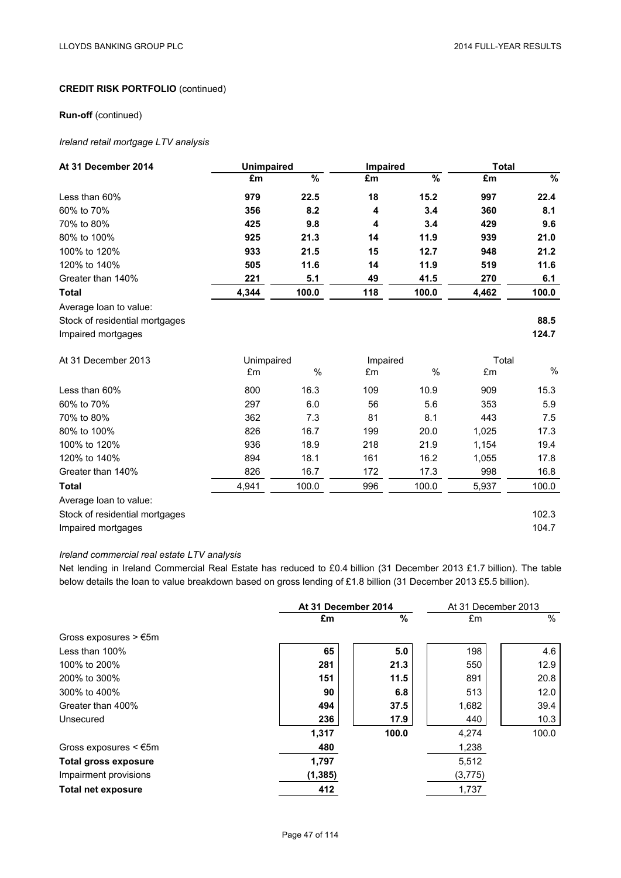**CREDIT RISK PORTFOLIO** (continued)

**Run-off** (continued)

*Ireland retail mortgage LTV analysis*

| At 31 December 2014 | Unimpaired | | Impaired | | Total | |
|---|---|---|---|---|---|---|
| | £m | % | £m | % | £m | % |
| Less than 60% | **979** | **22.5** | **18** | **15.2** | **997** | **22.4** |
| 60% to 70% | **356** | **8.2** | **4** | **3.4** | **360** | **8.1** |
| 70% to 80% | **425** | **9.8** | **4** | **3.4** | **429** | **9.6** |
| 80% to 100% | **925** | **21.3** | **14** | **11.9** | **939** | **21.0** |
| 100% to 120% | **933** | **21.5** | **15** | **12.7** | **948** | **21.2** |
| 120% to 140% | **505** | **11.6** | **14** | **11.9** | **519** | **11.6** |
| Greater than 140% | **221** | **5.1** | **49** | **41.5** | **270** | **6.1** |
| **Total** | **4,344** | **100.0** | **118** | **100.0** | **4,462** | **100.0** |
| Average loan to value: | | | | | | |
| Stock of residential mortgages | | | | | | **88.5** |
| Impaired mortgages | | | | | | **124.7** |

| At 31 December 2013 | Unimpaired | | Impaired | | Total | |
|---|---|---|---|---|---|---|
| | £m | % | £m | % | £m | % |
| Less than 60% | 800 | 16.3 | 109 | 10.9 | 909 | 15.3 |
| 60% to 70% | 297 | 6.0 | 56 | 5.6 | 353 | 5.9 |
| 70% to 80% | 362 | 7.3 | 81 | 8.1 | 443 | 7.5 |
| 80% to 100% | 826 | 16.7 | 199 | 20.0 | 1,025 | 17.3 |
| 100% to 120% | 936 | 18.9 | 218 | 21.9 | 1,154 | 19.4 |
| 120% to 140% | 894 | 18.1 | 161 | 16.2 | 1,055 | 17.8 |
| Greater than 140% | 826 | 16.7 | 172 | 17.3 | 998 | 16.8 |
| **Total** | 4,941 | 100.0 | 996 | 100.0 | 5,937 | 100.0 |
| Average loan to value: | | | | | | |
| Stock of residential mortgages | | | | | | 102.3 |
| Impaired mortgages | | | | | | 104.7 |

*Ireland commercial real estate LTV analysis*

Net lending in Ireland Commercial Real Estate has reduced to £0.4 billion (31 December 2013 £1.7 billion). The table below details the loan to value breakdown based on gross lending of £1.8 billion (31 December 2013 £5.5 billion).

| | At 31 December 2014 | | At 31 December 2013 | |
|---|---|---|---|---|
| | £m | % | £m | % |
| Gross exposures > €5m | | | | |
| Less than 100% | **65** | **5.0** | 198 | 4.6 |
| 100% to 200% | **281** | **21.3** | 550 | 12.9 |
| 200% to 300% | **151** | **11.5** | 891 | 20.8 |
| 300% to 400% | **90** | **6.8** | 513 | 12.0 |
| Greater than 400% | **494** | **37.5** | 1,682 | 39.4 |
| Unsecured | **236** | **17.9** | 440 | 10.3 |
| | **1,317** | **100.0** | 4,274 | 100.0 |
| Gross exposures < €5m | **480** | | 1,238 | |
| **Total gross exposure** | **1,797** | | 5,512 | |
| Impairment provisions | **(1,385)** | | (3,775) | |
| **Total net exposure** | **412** | | 1,737 | |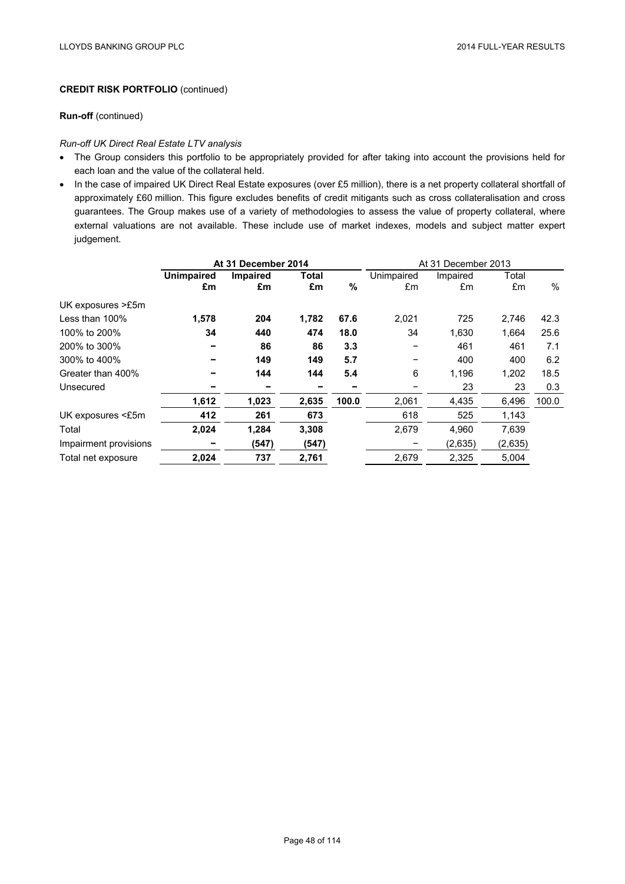**CREDIT RISK PORTFOLIO** (continued)

**Run-off** (continued)

*Run-off UK Direct Real Estate LTV analysis*

- The Group considers this portfolio to be appropriately provided for after taking into account the provisions held for each loan and the value of the collateral held.
- In the case of impaired UK Direct Real Estate exposures (over £5 million), there is a net property collateral shortfall of approximately £60 million. This figure excludes benefits of credit mitigants such as cross collateralisation and cross guarantees. The Group makes use of a variety of methodologies to assess the value of property collateral, where external valuations are not available. These include use of market indexes, models and subject matter expert judgement.

| | **At 31 December 2014** | | | | At 31 December 2013 | | | |
|---|---|---|---|---|---|---|---|---|
| | **Unimpaired £m** | **Impaired £m** | **Total £m** | **%** | Unimpaired £m | Impaired £m | Total £m | % |
| UK exposures >£5m | | | | | | | | |
| Less than 100% | **1,578** | **204** | **1,782** | **67.6** | 2,021 | 725 | 2,746 | 42.3 |
| 100% to 200% | **34** | **440** | **474** | **18.0** | 34 | 1,630 | 1,664 | 25.6 |
| 200% to 300% | **–** | **86** | **86** | **3.3** | – | 461 | 461 | 7.1 |
| 300% to 400% | **–** | **149** | **149** | **5.7** | – | 400 | 400 | 6.2 |
| Greater than 400% | **–** | **144** | **144** | **5.4** | 6 | 1,196 | 1,202 | 18.5 |
| Unsecured | **–** | **–** | **–** | **–** | – | 23 | 23 | 0.3 |
| | **1,612** | **1,023** | **2,635** | **100.0** | 2,061 | 4,435 | 6,496 | 100.0 |
| UK exposures <£5m | **412** | **261** | **673** | | 618 | 525 | 1,143 | |
| Total | **2,024** | **1,284** | **3,308** | | 2,679 | 4,960 | 7,639 | |
| Impairment provisions | **–** | **(547)** | **(547)** | | – | (2,635) | (2,635) | |
| Total net exposure | **2,024** | **737** | **2,761** | | 2,679 | 2,325 | 5,004 | |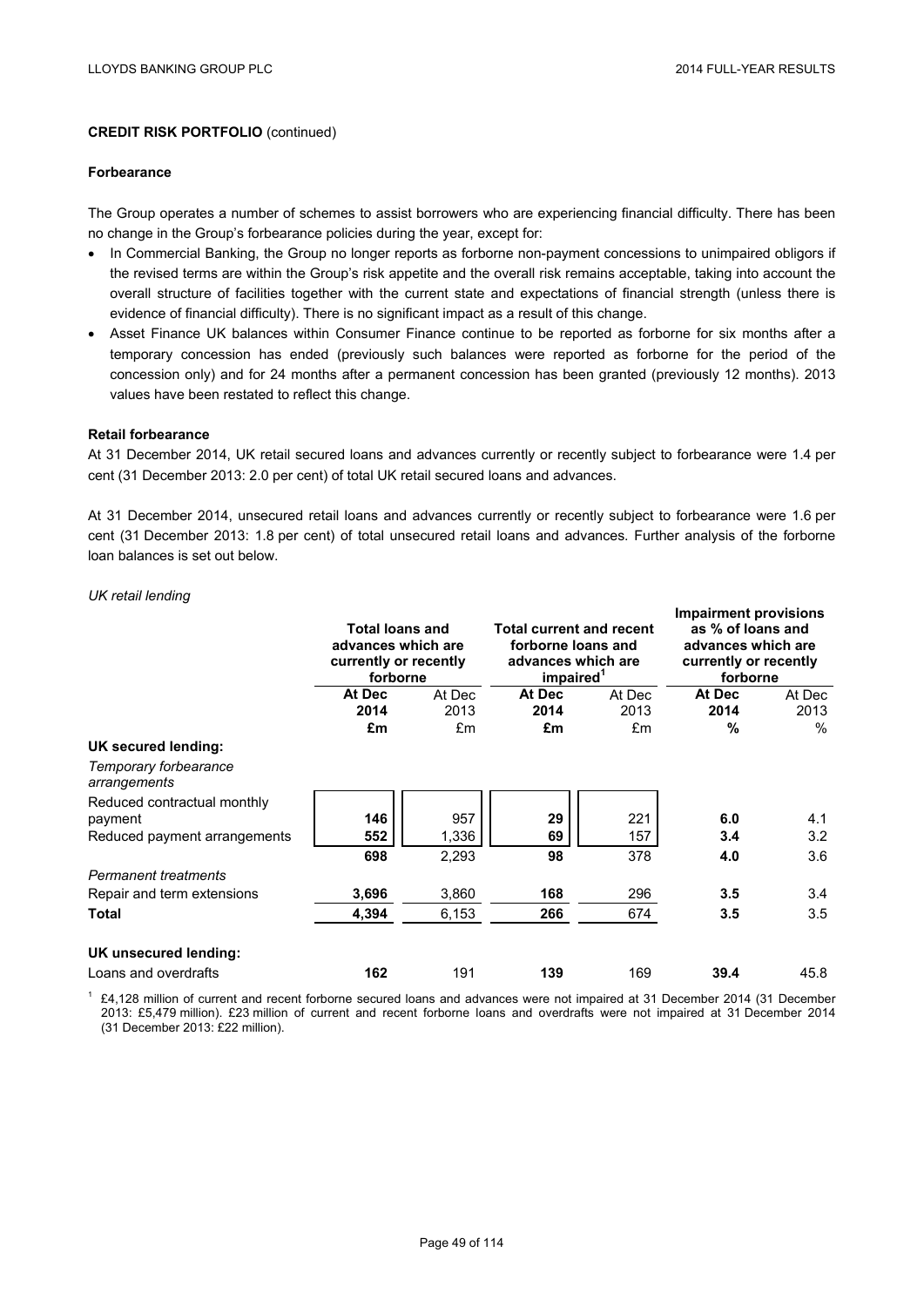**CREDIT RISK PORTFOLIO** (continued)

**Forbearance**

The Group operates a number of schemes to assist borrowers who are experiencing financial difficulty. There has been no change in the Group's forbearance policies during the year, except for:

- In Commercial Banking, the Group no longer reports as forborne non-payment concessions to unimpaired obligors if the revised terms are within the Group's risk appetite and the overall risk remains acceptable, taking into account the overall structure of facilities together with the current state and expectations of financial strength (unless there is evidence of financial difficulty). There is no significant impact as a result of this change.
- Asset Finance UK balances within Consumer Finance continue to be reported as forborne for six months after a temporary concession has ended (previously such balances were reported as forborne for the period of the concession only) and for 24 months after a permanent concession has been granted (previously 12 months). 2013 values have been restated to reflect this change.

**Retail forbearance**

At 31 December 2014, UK retail secured loans and advances currently or recently subject to forbearance were 1.4 per cent (31 December 2013: 2.0 per cent) of total UK retail secured loans and advances.

At 31 December 2014, unsecured retail loans and advances currently or recently subject to forbearance were 1.6 per cent (31 December 2013: 1.8 per cent) of total unsecured retail loans and advances. Further analysis of the forborne loan balances is set out below.

*UK retail lending*

| | Total loans and advances which are currently or recently forborne | | Total current and recent forborne loans and advances which are impaired[1] | | Impairment provisions as % of loans and advances which are currently or recently forborne | |
|---|---|---|---|---|---|---|
| | **At Dec 2014** | At Dec 2013 | **At Dec 2014** | At Dec 2013 | **At Dec 2014** | At Dec 2013 |
| | **£m** | £m | **£m** | £m | **%** | % |
| **UK secured lending:** | | | | | | |
| *Temporary forbearance arrangements* | | | | | | |
| Reduced contractual monthly payment | **146** | 957 | **29** | 221 | **6.0** | 4.1 |
| Reduced payment arrangements | **552** | 1,336 | **69** | 157 | **3.4** | 3.2 |
| | **698** | 2,293 | **98** | 378 | **4.0** | 3.6 |
| *Permanent treatments* | | | | | | |
| Repair and term extensions | **3,696** | 3,860 | **168** | 296 | **3.5** | 3.4 |
| **Total** | **4,394** | 6,153 | **266** | 674 | **3.5** | 3.5 |
| | | | | | | |
| **UK unsecured lending:** | | | | | | |
| Loans and overdrafts | **162** | 191 | **139** | 169 | **39.4** | 45.8 |

[1] £4,128 million of current and recent forborne secured loans and advances were not impaired at 31 December 2014 (31 December 2013: £5,479 million). £23 million of current and recent forborne loans and overdrafts were not impaired at 31 December 2014 (31 December 2013: £22 million).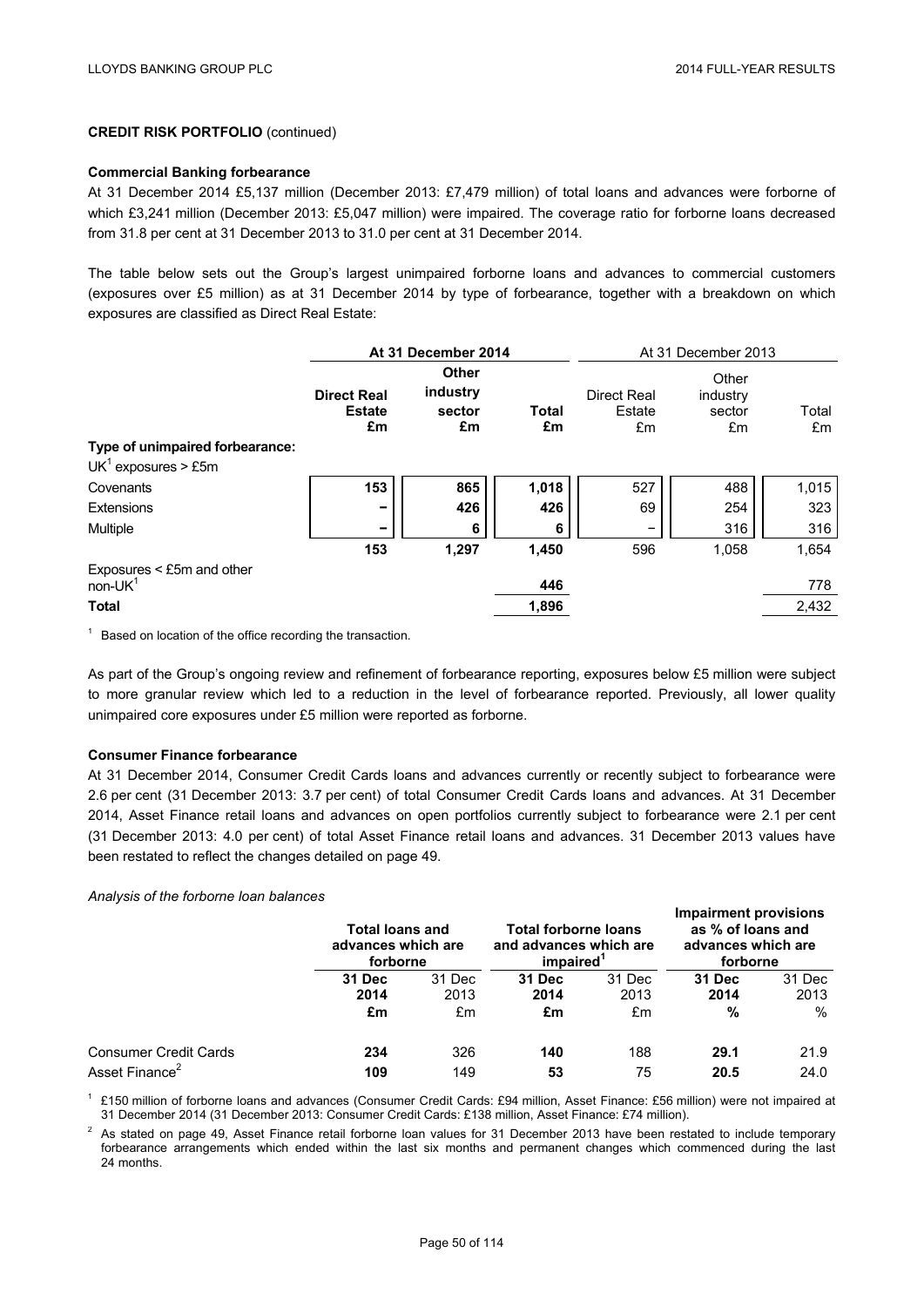**CREDIT RISK PORTFOLIO** (continued)

**Commercial Banking forbearance**

At 31 December 2014 £5,137 million (December 2013: £7,479 million) of total loans and advances were forborne of which £3,241 million (December 2013: £5,047 million) were impaired. The coverage ratio for forborne loans decreased from 31.8 per cent at 31 December 2013 to 31.0 per cent at 31 December 2014.

The table below sets out the Group's largest unimpaired forborne loans and advances to commercial customers (exposures over £5 million) as at 31 December 2014 by type of forbearance, together with a breakdown on which exposures are classified as Direct Real Estate:

| | **At 31 December 2014** | | | At 31 December 2013 | | |
|---|---|---|---|---|---|---|
| | **Direct Real Estate £m** | **Other industry sector £m** | **Total £m** | Direct Real Estate £m | Other industry sector £m | Total £m |
| **Type of unimpaired forbearance:** | | | | | | |
| UK[1] exposures > £5m | | | | | | |
| Covenants | **153** | **865** | **1,018** | 527 | 488 | 1,015 |
| Extensions | **–** | **426** | **426** | 69 | 254 | 323 |
| Multiple | **–** | **6** | **6** | – | 316 | 316 |
| | **153** | **1,297** | **1,450** | 596 | 1,058 | 1,654 |
| Exposures < £5m and other non-UK[1] | | | **446** | | | 778 |
| **Total** | | | **1,896** | | | 2,432 |

[1] Based on location of the office recording the transaction.

As part of the Group's ongoing review and refinement of forbearance reporting, exposures below £5 million were subject to more granular review which led to a reduction in the level of forbearance reported. Previously, all lower quality unimpaired core exposures under £5 million were reported as forborne.

**Consumer Finance forbearance**

At 31 December 2014, Consumer Credit Cards loans and advances currently or recently subject to forbearance were 2.6 per cent (31 December 2013: 3.7 per cent) of total Consumer Credit Cards loans and advances. At 31 December 2014, Asset Finance retail loans and advances on open portfolios currently subject to forbearance were 2.1 per cent (31 December 2013: 4.0 per cent) of total Asset Finance retail loans and advances. 31 December 2013 values have been restated to reflect the changes detailed on page 49.

*Analysis of the forborne loan balances*

| | **Total loans and advances which are forborne** | | **Total forborne loans and advances which are impaired[1]** | | **Impairment provisions as % of loans and advances which are forborne** | |
|---|---|---|---|---|---|---|
| | **31 Dec 2014 £m** | 31 Dec 2013 £m | **31 Dec 2014 £m** | 31 Dec 2013 £m | **31 Dec 2014 %** | 31 Dec 2013 % |
| Consumer Credit Cards | **234** | 326 | **140** | 188 | **29.1** | 21.9 |
| Asset Finance[2] | **109** | 149 | **53** | 75 | **20.5** | 24.0 |

[1] £150 million of forborne loans and advances (Consumer Credit Cards: £94 million, Asset Finance: £56 million) were not impaired at 31 December 2014 (31 December 2013: Consumer Credit Cards: £138 million, Asset Finance: £74 million).

[2] As stated on page 49, Asset Finance retail forborne loan values for 31 December 2013 have been restated to include temporary forbearance arrangements which ended within the last six months and permanent changes which commenced during the last 24 months.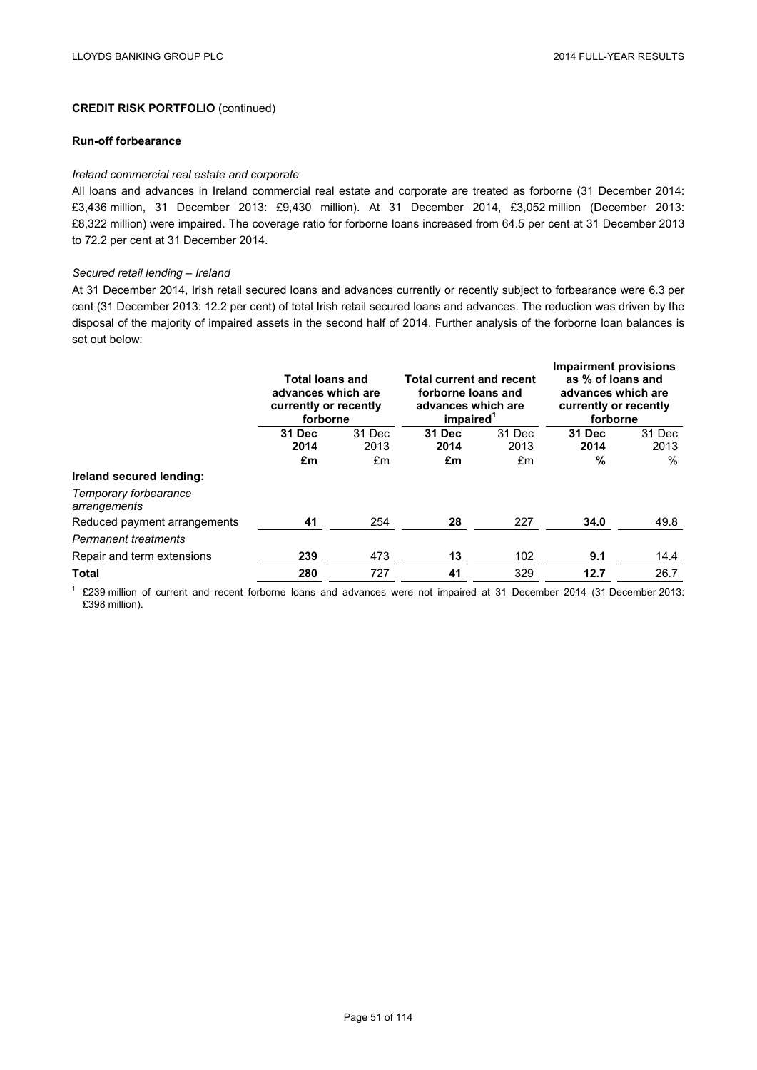**CREDIT RISK PORTFOLIO** (continued)

**Run-off forbearance**

*Ireland commercial real estate and corporate*

All loans and advances in Ireland commercial real estate and corporate are treated as forborne (31 December 2014: £3,436 million, 31 December 2013: £9,430 million). At 31 December 2014, £3,052 million (December 2013: £8,322 million) were impaired. The coverage ratio for forborne loans increased from 64.5 per cent at 31 December 2013 to 72.2 per cent at 31 December 2014.

*Secured retail lending – Ireland*

At 31 December 2014, Irish retail secured loans and advances currently or recently subject to forbearance were 6.3 per cent (31 December 2013: 12.2 per cent) of total Irish retail secured loans and advances. The reduction was driven by the disposal of the majority of impaired assets in the second half of 2014. Further analysis of the forborne loan balances is set out below:

| | **Total loans and advances which are currently or recently forborne** | | **Total current and recent forborne loans and advances which are impaired**[1] | | **Impairment provisions as % of loans and advances which are currently or recently forborne** | |
|---|---|---|---|---|---|---|
| | **31 Dec 2014** | 31 Dec 2013 | **31 Dec 2014** | 31 Dec 2013 | **31 Dec 2014** | 31 Dec 2013 |
| | **£m** | £m | **£m** | £m | **%** | % |
| **Ireland secured lending:** | | | | | | |
| *Temporary forbearance arrangements* | | | | | | |
| Reduced payment arrangements | **41** | 254 | **28** | 227 | **34.0** | 49.8 |
| *Permanent treatments* | | | | | | |
| Repair and term extensions | **239** | 473 | **13** | 102 | **9.1** | 14.4 |
| **Total** | **280** | 727 | **41** | 329 | **12.7** | 26.7 |

[1] £239 million of current and recent forborne loans and advances were not impaired at 31 December 2014 (31 December 2013: £398 million).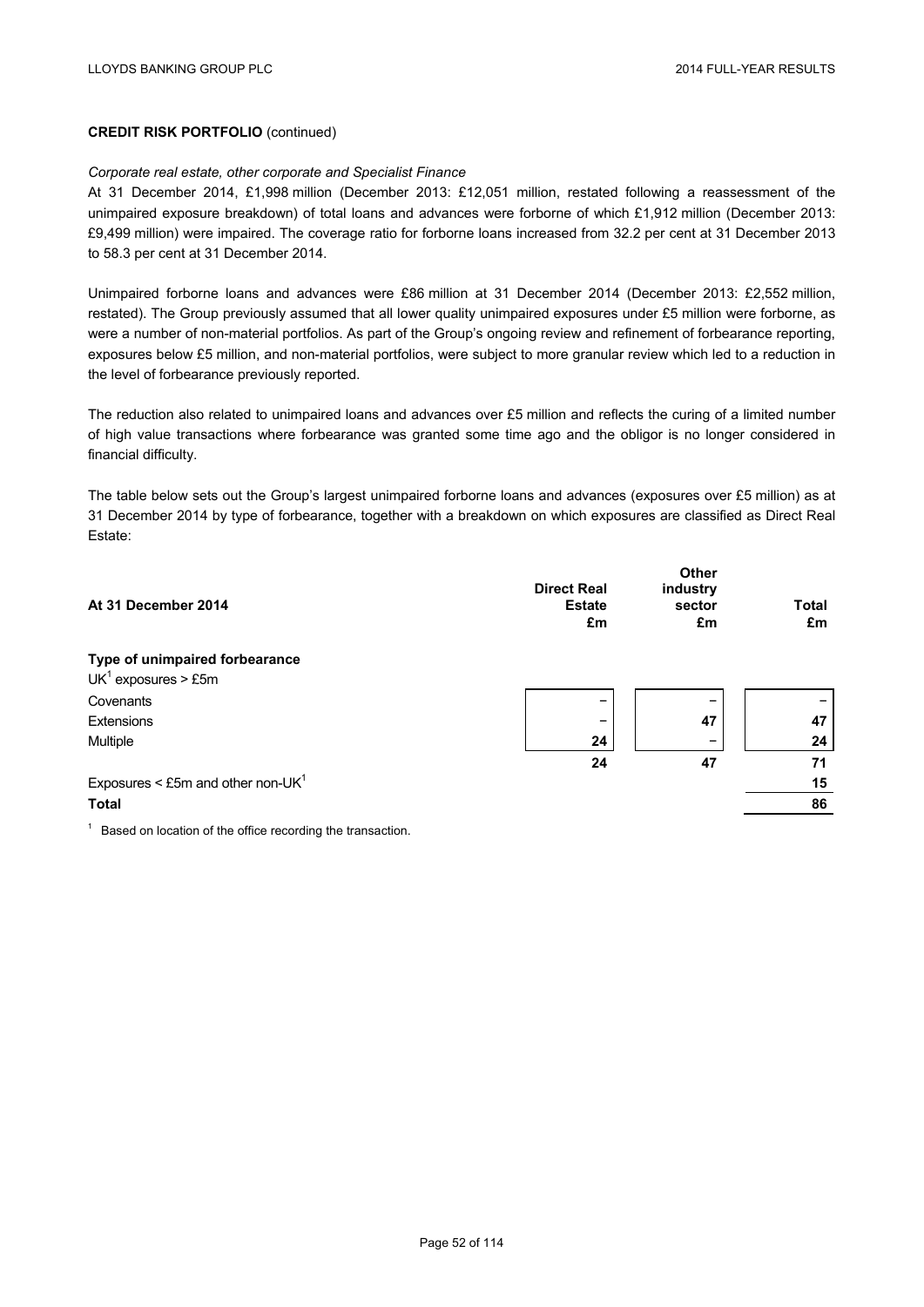**CREDIT RISK PORTFOLIO** (continued)

*Corporate real estate, other corporate and Specialist Finance*

At 31 December 2014, £1,998 million (December 2013: £12,051 million, restated following a reassessment of the unimpaired exposure breakdown) of total loans and advances were forborne of which £1,912 million (December 2013: £9,499 million) were impaired. The coverage ratio for forborne loans increased from 32.2 per cent at 31 December 2013 to 58.3 per cent at 31 December 2014.

Unimpaired forborne loans and advances were £86 million at 31 December 2014 (December 2013: £2,552 million, restated). The Group previously assumed that all lower quality unimpaired exposures under £5 million were forborne, as were a number of non-material portfolios. As part of the Group's ongoing review and refinement of forbearance reporting, exposures below £5 million, and non-material portfolios, were subject to more granular review which led to a reduction in the level of forbearance previously reported.

The reduction also related to unimpaired loans and advances over £5 million and reflects the curing of a limited number of high value transactions where forbearance was granted some time ago and the obligor is no longer considered in financial difficulty.

The table below sets out the Group's largest unimpaired forborne loans and advances (exposures over £5 million) as at 31 December 2014 by type of forbearance, together with a breakdown on which exposures are classified as Direct Real Estate:

| At 31 December 2014 | Direct Real Estate £m | Other industry sector £m | Total £m |
|---|---|---|---|
| **Type of unimpaired forbearance** | | | |
| UK[1] exposures > £5m | | | |
| Covenants | – | – | – |
| Extensions | – | 47 | 47 |
| Multiple | 24 | – | 24 |
| | 24 | 47 | 71 |
| Exposures < £5m and other non-UK[1] | | | 15 |
| **Total** | | | 86 |

[1] Based on location of the office recording the transaction.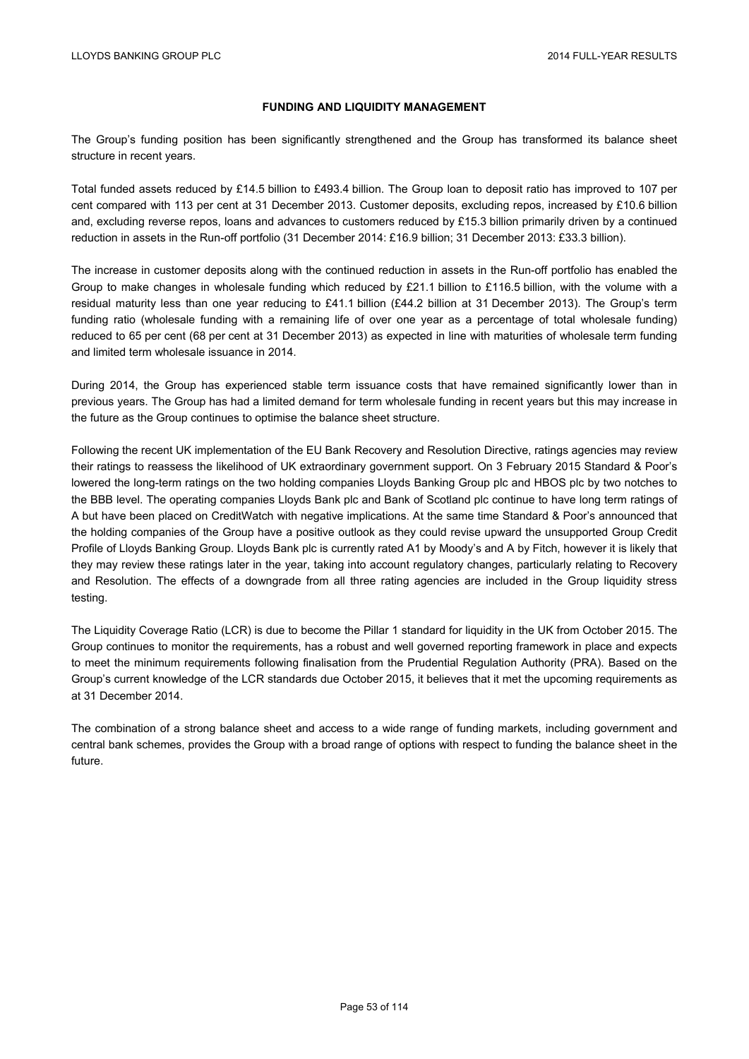## FUNDING AND LIQUIDITY MANAGEMENT

The Group's funding position has been significantly strengthened and the Group has transformed its balance sheet structure in recent years.

Total funded assets reduced by £14.5 billion to £493.4 billion. The Group loan to deposit ratio has improved to 107 per cent compared with 113 per cent at 31 December 2013. Customer deposits, excluding repos, increased by £10.6 billion and, excluding reverse repos, loans and advances to customers reduced by £15.3 billion primarily driven by a continued reduction in assets in the Run-off portfolio (31 December 2014: £16.9 billion; 31 December 2013: £33.3 billion).

The increase in customer deposits along with the continued reduction in assets in the Run-off portfolio has enabled the Group to make changes in wholesale funding which reduced by £21.1 billion to £116.5 billion, with the volume with a residual maturity less than one year reducing to £41.1 billion (£44.2 billion at 31 December 2013). The Group's term funding ratio (wholesale funding with a remaining life of over one year as a percentage of total wholesale funding) reduced to 65 per cent (68 per cent at 31 December 2013) as expected in line with maturities of wholesale term funding and limited term wholesale issuance in 2014.

During 2014, the Group has experienced stable term issuance costs that have remained significantly lower than in previous years. The Group has had a limited demand for term wholesale funding in recent years but this may increase in the future as the Group continues to optimise the balance sheet structure.

Following the recent UK implementation of the EU Bank Recovery and Resolution Directive, ratings agencies may review their ratings to reassess the likelihood of UK extraordinary government support. On 3 February 2015 Standard & Poor's lowered the long-term ratings on the two holding companies Lloyds Banking Group plc and HBOS plc by two notches to the BBB level. The operating companies Lloyds Bank plc and Bank of Scotland plc continue to have long term ratings of A but have been placed on CreditWatch with negative implications. At the same time Standard & Poor's announced that the holding companies of the Group have a positive outlook as they could revise upward the unsupported Group Credit Profile of Lloyds Banking Group. Lloyds Bank plc is currently rated A1 by Moody's and A by Fitch, however it is likely that they may review these ratings later in the year, taking into account regulatory changes, particularly relating to Recovery and Resolution. The effects of a downgrade from all three rating agencies are included in the Group liquidity stress testing.

The Liquidity Coverage Ratio (LCR) is due to become the Pillar 1 standard for liquidity in the UK from October 2015. The Group continues to monitor the requirements, has a robust and well governed reporting framework in place and expects to meet the minimum requirements following finalisation from the Prudential Regulation Authority (PRA). Based on the Group's current knowledge of the LCR standards due October 2015, it believes that it met the upcoming requirements as at 31 December 2014.

The combination of a strong balance sheet and access to a wide range of funding markets, including government and central bank schemes, provides the Group with a broad range of options with respect to funding the balance sheet in the future.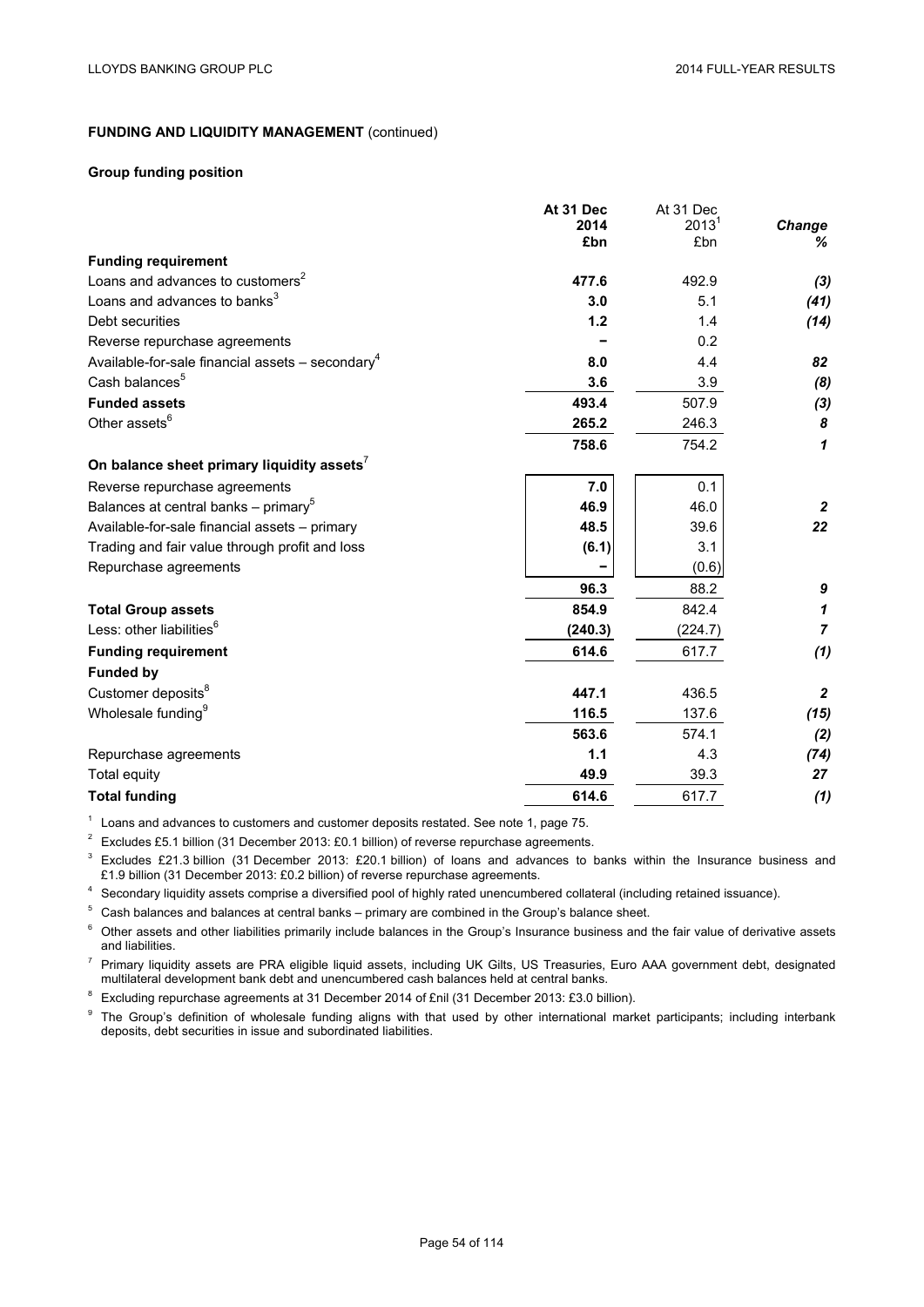**FUNDING AND LIQUIDITY MANAGEMENT** (continued)

**Group funding position**

| | At 31 Dec 2014 £bn | At 31 Dec 2013[1] £bn | Change % |
|---|---|---|---|
| **Funding requirement** | | | |
| Loans and advances to customers[2] | **477.6** | 492.9 | *(3)* |
| Loans and advances to banks[3] | **3.0** | 5.1 | *(41)* |
| Debt securities | **1.2** | 1.4 | *(14)* |
| Reverse repurchase agreements | **–** | 0.2 | |
| Available-for-sale financial assets – secondary[4] | **8.0** | 4.4 | *82* |
| Cash balances[5] | **3.6** | 3.9 | *(8)* |
| **Funded assets** | **493.4** | 507.9 | *(3)* |
| Other assets[6] | **265.2** | 246.3 | *8* |
| | **758.6** | 754.2 | *1* |
| **On balance sheet primary liquidity assets**[7] | | | |
| Reverse repurchase agreements | **7.0** | 0.1 | |
| Balances at central banks – primary[5] | **46.9** | 46.0 | *2* |
| Available-for-sale financial assets – primary | **48.5** | 39.6 | *22* |
| Trading and fair value through profit and loss | **(6.1)** | 3.1 | |
| Repurchase agreements | **–** | (0.6) | |
| | **96.3** | 88.2 | *9* |
| **Total Group assets** | **854.9** | 842.4 | *1* |
| Less: other liabilities[6] | **(240.3)** | (224.7) | *7* |
| **Funding requirement** | **614.6** | 617.7 | *(1)* |
| **Funded by** | | | |
| Customer deposits[8] | **447.1** | 436.5 | *2* |
| Wholesale funding[9] | **116.5** | 137.6 | *(15)* |
| | **563.6** | 574.1 | *(2)* |
| Repurchase agreements | **1.1** | 4.3 | *(74)* |
| Total equity | **49.9** | 39.3 | *27* |
| **Total funding** | **614.6** | 617.7 | *(1)* |

[1] Loans and advances to customers and customer deposits restated. See note 1, page 75.

[2] Excludes £5.1 billion (31 December 2013: £0.1 billion) of reverse repurchase agreements.

[3] Excludes £21.3 billion (31 December 2013: £20.1 billion) of loans and advances to banks within the Insurance business and £1.9 billion (31 December 2013: £0.2 billion) of reverse repurchase agreements.

[4] Secondary liquidity assets comprise a diversified pool of highly rated unencumbered collateral (including retained issuance).

[5] Cash balances and balances at central banks – primary are combined in the Group's balance sheet.

[6] Other assets and other liabilities primarily include balances in the Group's Insurance business and the fair value of derivative assets and liabilities.

[7] Primary liquidity assets are PRA eligible liquid assets, including UK Gilts, US Treasuries, Euro AAA government debt, designated multilateral development bank debt and unencumbered cash balances held at central banks.

[8] Excluding repurchase agreements at 31 December 2014 of £nil (31 December 2013: £3.0 billion).

[9] The Group's definition of wholesale funding aligns with that used by other international market participants; including interbank deposits, debt securities in issue and subordinated liabilities.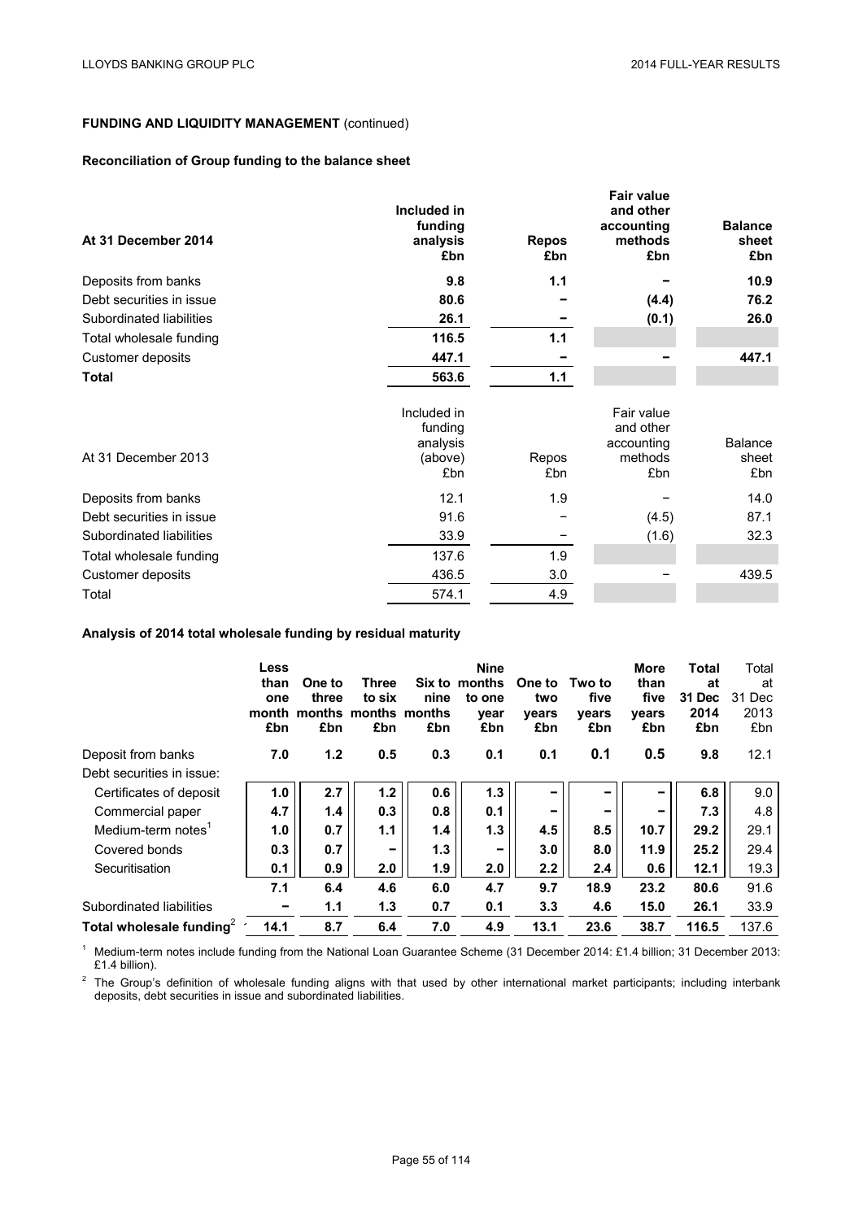## FUNDING AND LIQUIDITY MANAGEMENT (continued)

### Reconciliation of Group funding to the balance sheet

| At 31 December 2014 | Included in funding analysis £bn | Repos £bn | Fair value and other accounting methods £bn | Balance sheet £bn |
|---|---|---|---|---|
| Deposits from banks | **9.8** | **1.1** | **–** | **10.9** |
| Debt securities in issue | **80.6** | **–** | **(4.4)** | **76.2** |
| Subordinated liabilities | **26.1** | **–** | **(0.1)** | **26.0** |
| Total wholesale funding | **116.5** | **1.1** | | |
| Customer deposits | **447.1** | **–** | **–** | **447.1** |
| **Total** | **563.6** | **1.1** | | |

| At 31 December 2013 | Included in funding analysis (above) £bn | Repos £bn | Fair value and other accounting methods £bn | Balance sheet £bn |
|---|---|---|---|---|
| Deposits from banks | 12.1 | 1.9 | – | 14.0 |
| Debt securities in issue | 91.6 | – | (4.5) | 87.1 |
| Subordinated liabilities | 33.9 | – | (1.6) | 32.3 |
| Total wholesale funding | 137.6 | 1.9 | | |
| Customer deposits | 436.5 | 3.0 | – | 439.5 |
| Total | 574.1 | 4.9 | | |

### Analysis of 2014 total wholesale funding by residual maturity

| | Less than one month £bn | One to three months £bn | Three to six months £bn | Six to nine months £bn | Nine months to one year £bn | One to two years £bn | Two to five years £bn | More than five years £bn | Total at 31 Dec 2014 £bn | Total at 31 Dec 2013 £bn |
|---|---|---|---|---|---|---|---|---|---|---|
| Deposit from banks | **7.0** | **1.2** | **0.5** | **0.3** | **0.1** | **0.1** | **0.1** | **0.5** | **9.8** | 12.1 |
| Debt securities in issue: | | | | | | | | | | |
| Certificates of deposit | **1.0** | **2.7** | **1.2** | **0.6** | **1.3** | **–** | **–** | **–** | **6.8** | 9.0 |
| Commercial paper | **4.7** | **1.4** | **0.3** | **0.8** | **0.1** | **–** | **–** | **–** | **7.3** | 4.8 |
| Medium-term notes[1] | **1.0** | **0.7** | **1.1** | **1.4** | **1.3** | **4.5** | **8.5** | **10.7** | **29.2** | 29.1 |
| Covered bonds | **0.3** | **0.7** | **–** | **1.3** | **–** | **3.0** | **8.0** | **11.9** | **25.2** | 29.4 |
| Securitisation | **0.1** | **0.9** | **2.0** | **1.9** | **2.0** | **2.2** | **2.4** | **0.6** | **12.1** | 19.3 |
| | **7.1** | **6.4** | **4.6** | **6.0** | **4.7** | **9.7** | **18.9** | **23.2** | **80.6** | 91.6 |
| Subordinated liabilities | **–** | **1.1** | **1.3** | **0.7** | **0.1** | **3.3** | **4.6** | **15.0** | **26.1** | 33.9 |
| **Total wholesale funding[2]** | **14.1** | **8.7** | **6.4** | **7.0** | **4.9** | **13.1** | **23.6** | **38.7** | **116.5** | 137.6 |

[1] Medium-term notes include funding from the National Loan Guarantee Scheme (31 December 2014: £1.4 billion; 31 December 2013: £1.4 billion).

[2] The Group's definition of wholesale funding aligns with that used by other international market participants; including interbank deposits, debt securities in issue and subordinated liabilities.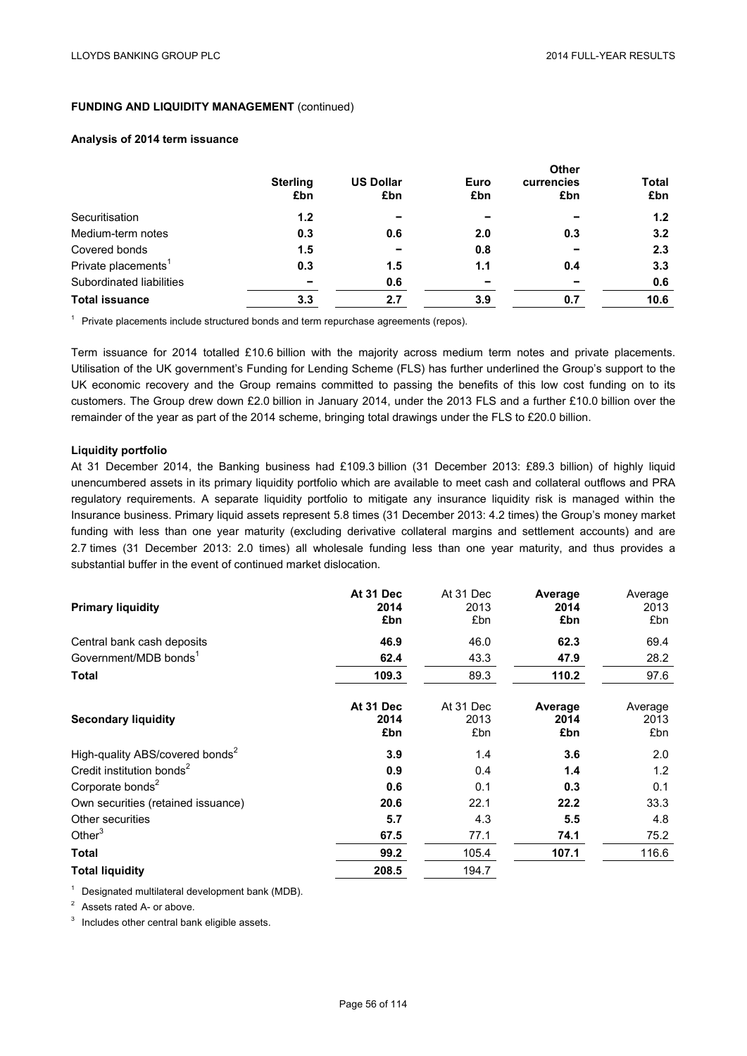**FUNDING AND LIQUIDITY MANAGEMENT** (continued)

**Analysis of 2014 term issuance**

| | Sterling £bn | US Dollar £bn | Euro £bn | Other currencies £bn | Total £bn |
|---|---|---|---|---|---|
| Securitisation | 1.2 | – | – | – | 1.2 |
| Medium-term notes | 0.3 | 0.6 | 2.0 | 0.3 | 3.2 |
| Covered bonds | 1.5 | – | 0.8 | – | 2.3 |
| Private placements[1] | 0.3 | 1.5 | 1.1 | 0.4 | 3.3 |
| Subordinated liabilities | – | 0.6 | – | – | 0.6 |
| **Total issuance** | 3.3 | 2.7 | 3.9 | 0.7 | 10.6 |

[1] Private placements include structured bonds and term repurchase agreements (repos).

Term issuance for 2014 totalled £10.6 billion with the majority across medium term notes and private placements. Utilisation of the UK government's Funding for Lending Scheme (FLS) has further underlined the Group's support to the UK economic recovery and the Group remains committed to passing the benefits of this low cost funding on to its customers. The Group drew down £2.0 billion in January 2014, under the 2013 FLS and a further £10.0 billion over the remainder of the year as part of the 2014 scheme, bringing total drawings under the FLS to £20.0 billion.

**Liquidity portfolio**

At 31 December 2014, the Banking business had £109.3 billion (31 December 2013: £89.3 billion) of highly liquid unencumbered assets in its primary liquidity portfolio which are available to meet cash and collateral outflows and PRA regulatory requirements. A separate liquidity portfolio to mitigate any insurance liquidity risk is managed within the Insurance business. Primary liquid assets represent 5.8 times (31 December 2013: 4.2 times) the Group's money market funding with less than one year maturity (excluding derivative collateral margins and settlement accounts) and are 2.7 times (31 December 2013: 2.0 times) all wholesale funding less than one year maturity, and thus provides a substantial buffer in the event of continued market dislocation.

| **Primary liquidity** | **At 31 Dec 2014 £bn** | At 31 Dec 2013 £bn | **Average 2014 £bn** | Average 2013 £bn |
|---|---|---|---|---|
| Central bank cash deposits | **46.9** | 46.0 | **62.3** | 69.4 |
| Government/MDB bonds[1] | **62.4** | 43.3 | **47.9** | 28.2 |
| **Total** | **109.3** | 89.3 | **110.2** | 97.6 |

| **Secondary liquidity** | **At 31 Dec 2014 £bn** | At 31 Dec 2013 £bn | **Average 2014 £bn** | Average 2013 £bn |
|---|---|---|---|---|
| High-quality ABS/covered bonds[2] | **3.9** | 1.4 | **3.6** | 2.0 |
| Credit institution bonds[2] | **0.9** | 0.4 | **1.4** | 1.2 |
| Corporate bonds[2] | **0.6** | 0.1 | **0.3** | 0.1 |
| Own securities (retained issuance) | **20.6** | 22.1 | **22.2** | 33.3 |
| Other securities | **5.7** | 4.3 | **5.5** | 4.8 |
| Other[3] | **67.5** | 77.1 | **74.1** | 75.2 |
| **Total** | **99.2** | 105.4 | **107.1** | 116.6 |
| **Total liquidity** | **208.5** | 194.7 | | |

[1] Designated multilateral development bank (MDB).

[2] Assets rated A- or above.

[3] Includes other central bank eligible assets.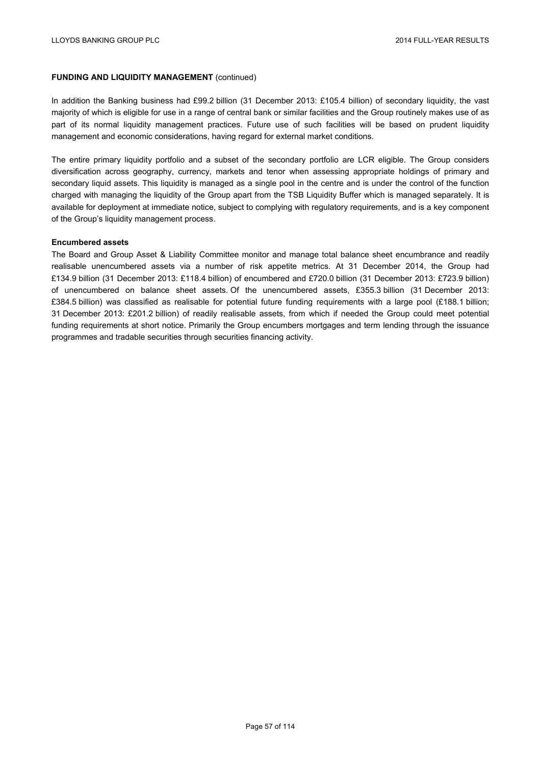**FUNDING AND LIQUIDITY MANAGEMENT** (continued)

In addition the Banking business had £99.2 billion (31 December 2013: £105.4 billion) of secondary liquidity, the vast majority of which is eligible for use in a range of central bank or similar facilities and the Group routinely makes use of as part of its normal liquidity management practices. Future use of such facilities will be based on prudent liquidity management and economic considerations, having regard for external market conditions.

The entire primary liquidity portfolio and a subset of the secondary portfolio are LCR eligible. The Group considers diversification across geography, currency, markets and tenor when assessing appropriate holdings of primary and secondary liquid assets. This liquidity is managed as a single pool in the centre and is under the control of the function charged with managing the liquidity of the Group apart from the TSB Liquidity Buffer which is managed separately. It is available for deployment at immediate notice, subject to complying with regulatory requirements, and is a key component of the Group's liquidity management process.

**Encumbered assets**

The Board and Group Asset & Liability Committee monitor and manage total balance sheet encumbrance and readily realisable unencumbered assets via a number of risk appetite metrics. At 31 December 2014, the Group had £134.9 billion (31 December 2013: £118.4 billion) of encumbered and £720.0 billion (31 December 2013: £723.9 billion) of unencumbered on balance sheet assets. Of the unencumbered assets, £355.3 billion (31 December 2013: £384.5 billion) was classified as realisable for potential future funding requirements with a large pool (£188.1 billion; 31 December 2013: £201.2 billion) of readily realisable assets, from which if needed the Group could meet potential funding requirements at short notice. Primarily the Group encumbers mortgages and term lending through the issuance programmes and tradable securities through securities financing activity.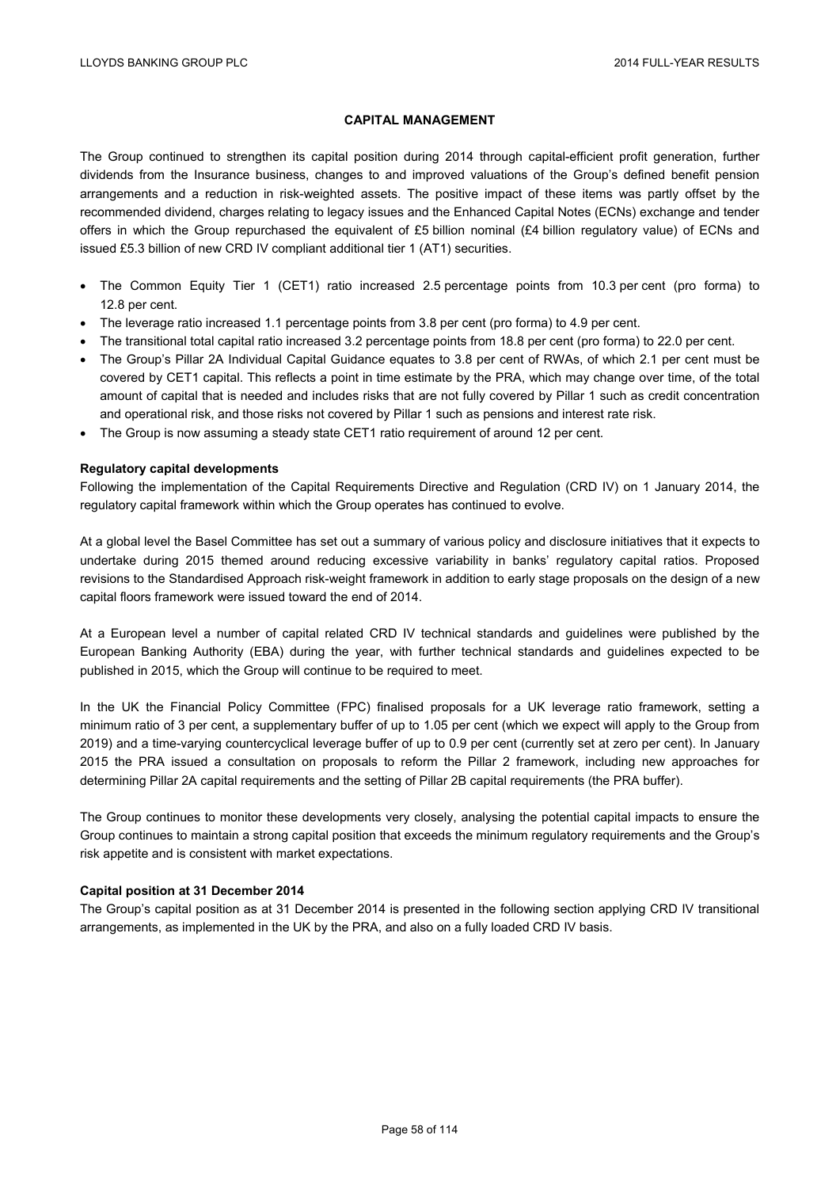## CAPITAL MANAGEMENT

The Group continued to strengthen its capital position during 2014 through capital-efficient profit generation, further dividends from the Insurance business, changes to and improved valuations of the Group's defined benefit pension arrangements and a reduction in risk-weighted assets. The positive impact of these items was partly offset by the recommended dividend, charges relating to legacy issues and the Enhanced Capital Notes (ECNs) exchange and tender offers in which the Group repurchased the equivalent of £5 billion nominal (£4 billion regulatory value) of ECNs and issued £5.3 billion of new CRD IV compliant additional tier 1 (AT1) securities.

- The Common Equity Tier 1 (CET1) ratio increased 2.5 percentage points from 10.3 per cent (pro forma) to 12.8 per cent.
- The leverage ratio increased 1.1 percentage points from 3.8 per cent (pro forma) to 4.9 per cent.
- The transitional total capital ratio increased 3.2 percentage points from 18.8 per cent (pro forma) to 22.0 per cent.
- The Group's Pillar 2A Individual Capital Guidance equates to 3.8 per cent of RWAs, of which 2.1 per cent must be covered by CET1 capital. This reflects a point in time estimate by the PRA, which may change over time, of the total amount of capital that is needed and includes risks that are not fully covered by Pillar 1 such as credit concentration and operational risk, and those risks not covered by Pillar 1 such as pensions and interest rate risk.
- The Group is now assuming a steady state CET1 ratio requirement of around 12 per cent.

**Regulatory capital developments**

Following the implementation of the Capital Requirements Directive and Regulation (CRD IV) on 1 January 2014, the regulatory capital framework within which the Group operates has continued to evolve.

At a global level the Basel Committee has set out a summary of various policy and disclosure initiatives that it expects to undertake during 2015 themed around reducing excessive variability in banks' regulatory capital ratios. Proposed revisions to the Standardised Approach risk-weight framework in addition to early stage proposals on the design of a new capital floors framework were issued toward the end of 2014.

At a European level a number of capital related CRD IV technical standards and guidelines were published by the European Banking Authority (EBA) during the year, with further technical standards and guidelines expected to be published in 2015, which the Group will continue to be required to meet.

In the UK the Financial Policy Committee (FPC) finalised proposals for a UK leverage ratio framework, setting a minimum ratio of 3 per cent, a supplementary buffer of up to 1.05 per cent (which we expect will apply to the Group from 2019) and a time-varying countercyclical leverage buffer of up to 0.9 per cent (currently set at zero per cent). In January 2015 the PRA issued a consultation on proposals to reform the Pillar 2 framework, including new approaches for determining Pillar 2A capital requirements and the setting of Pillar 2B capital requirements (the PRA buffer).

The Group continues to monitor these developments very closely, analysing the potential capital impacts to ensure the Group continues to maintain a strong capital position that exceeds the minimum regulatory requirements and the Group's risk appetite and is consistent with market expectations.

**Capital position at 31 December 2014**

The Group's capital position as at 31 December 2014 is presented in the following section applying CRD IV transitional arrangements, as implemented in the UK by the PRA, and also on a fully loaded CRD IV basis.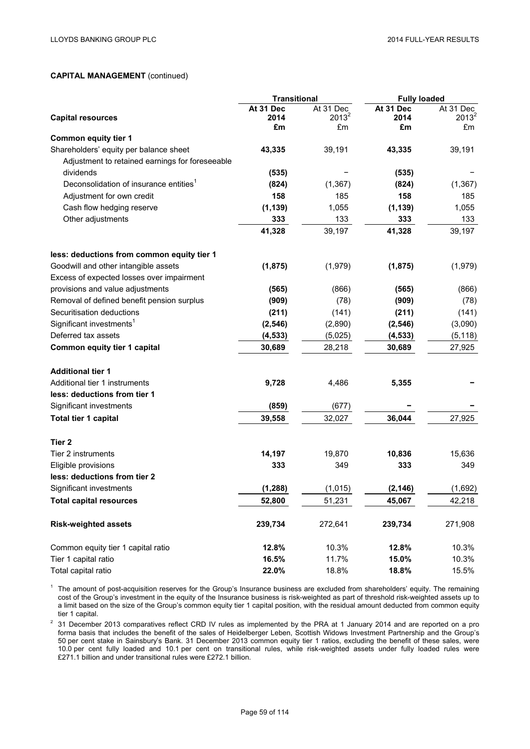**CAPITAL MANAGEMENT** (continued)

| | Transitional | | Fully loaded | |
|---|---|---|---|---|
| **Capital resources** | **At 31 Dec 2014 £m** | At 31 Dec 2013[2] £m | **At 31 Dec 2014 £m** | At 31 Dec 2013[2] £m |
| **Common equity tier 1** | | | | |
| Shareholders' equity per balance sheet | **43,335** | 39,191 | **43,335** | 39,191 |
| Adjustment to retained earnings for foreseeable dividends | **(535)** | – | **(535)** | – |
| Deconsolidation of insurance entities[1] | **(824)** | (1,367) | **(824)** | (1,367) |
| Adjustment for own credit | **158** | 185 | **158** | 185 |
| Cash flow hedging reserve | **(1,139)** | 1,055 | **(1,139)** | 1,055 |
| Other adjustments | **333** | 133 | **333** | 133 |
| | **41,328** | 39,197 | **41,328** | 39,197 |
| **less: deductions from common equity tier 1** | | | | |
| Goodwill and other intangible assets | **(1,875)** | (1,979) | **(1,875)** | (1,979) |
| Excess of expected losses over impairment provisions and value adjustments | **(565)** | (866) | **(565)** | (866) |
| Removal of defined benefit pension surplus | **(909)** | (78) | **(909)** | (78) |
| Securitisation deductions | **(211)** | (141) | **(211)** | (141) |
| Significant investments[1] | **(2,546)** | (2,890) | **(2,546)** | (3,090) |
| Deferred tax assets | **(4,533)** | (5,025) | **(4,533)** | (5,118) |
| **Common equity tier 1 capital** | **30,689** | 28,218 | **30,689** | 27,925 |
| **Additional tier 1** | | | | |
| Additional tier 1 instruments | **9,728** | 4,486 | **5,355** | **–** |
| **less: deductions from tier 1** | | | | |
| Significant investments | **(859)** | (677) | **–** | **–** |
| **Total tier 1 capital** | **39,558** | 32,027 | **36,044** | 27,925 |
| **Tier 2** | | | | |
| Tier 2 instruments | **14,197** | 19,870 | **10,836** | 15,636 |
| Eligible provisions | **333** | 349 | **333** | 349 |
| **less: deductions from tier 2** | | | | |
| Significant investments | **(1,288)** | (1,015) | **(2,146)** | (1,692) |
| **Total capital resources** | **52,800** | 51,231 | **45,067** | 42,218 |
| **Risk-weighted assets** | **239,734** | 272,641 | **239,734** | 271,908 |
| Common equity tier 1 capital ratio | **12.8%** | 10.3% | **12.8%** | 10.3% |
| Tier 1 capital ratio | **16.5%** | 11.7% | **15.0%** | 10.3% |
| Total capital ratio | **22.0%** | 18.8% | **18.8%** | 15.5% |

[1] The amount of post-acquisition reserves for the Group's Insurance business are excluded from shareholders' equity. The remaining cost of the Group's investment in the equity of the Insurance business is risk-weighted as part of threshold risk-weighted assets up to a limit based on the size of the Group's common equity tier 1 capital position, with the residual amount deducted from common equity tier 1 capital.

[2] 31 December 2013 comparatives reflect CRD IV rules as implemented by the PRA at 1 January 2014 and are reported on a pro forma basis that includes the benefit of the sales of Heidelberger Leben, Scottish Widows Investment Partnership and the Group's 50 per cent stake in Sainsbury's Bank. 31 December 2013 common equity tier 1 ratios, excluding the benefit of these sales, were 10.0 per cent fully loaded and 10.1 per cent on transitional rules, while risk-weighted assets under fully loaded rules were £271.1 billion and under transitional rules were £272.1 billion.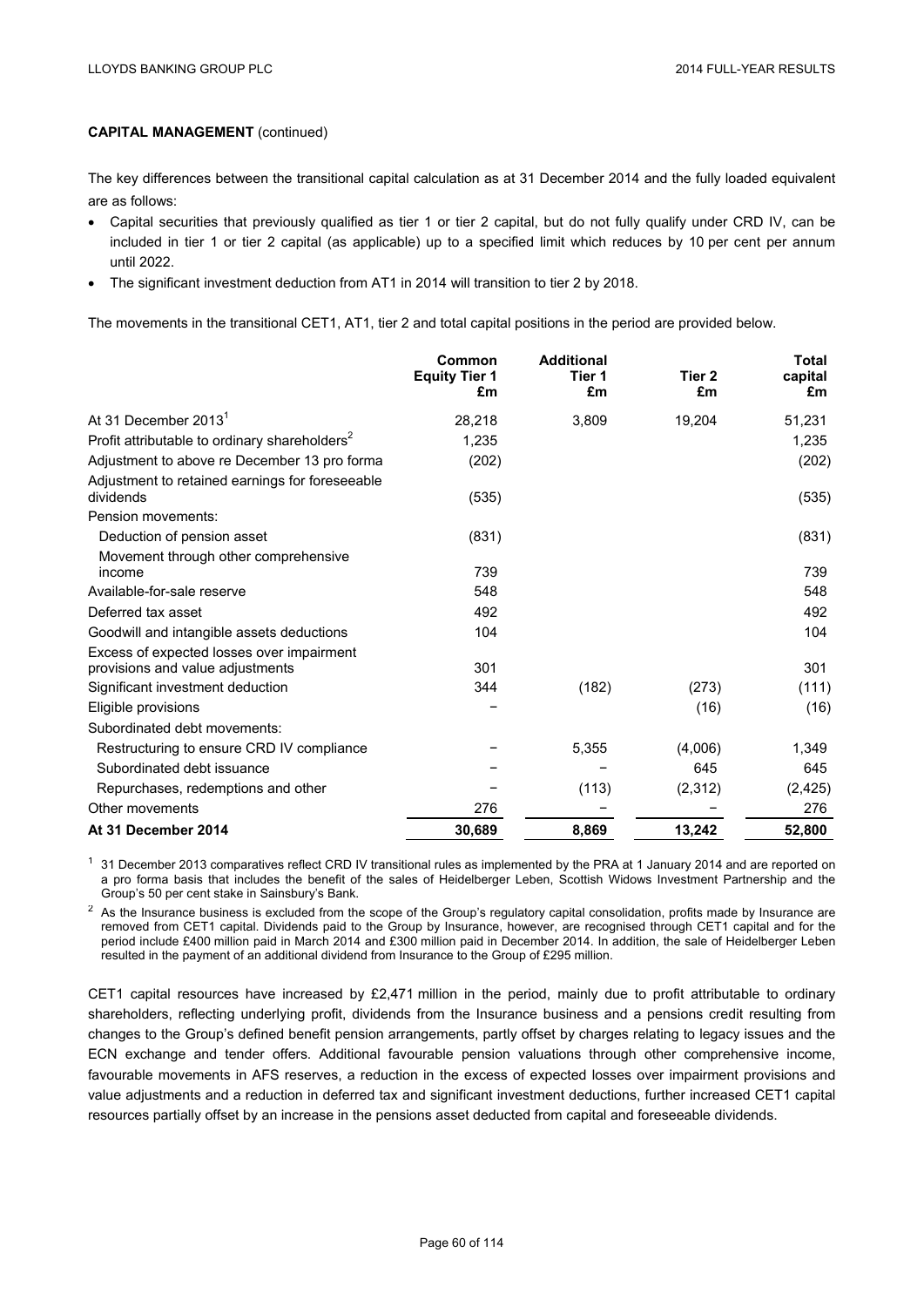**CAPITAL MANAGEMENT** (continued)

The key differences between the transitional capital calculation as at 31 December 2014 and the fully loaded equivalent are as follows:

- Capital securities that previously qualified as tier 1 or tier 2 capital, but do not fully qualify under CRD IV, can be included in tier 1 or tier 2 capital (as applicable) up to a specified limit which reduces by 10 per cent per annum until 2022.
- The significant investment deduction from AT1 in 2014 will transition to tier 2 by 2018.

The movements in the transitional CET1, AT1, tier 2 and total capital positions in the period are provided below.

| | Common Equity Tier 1 £m | Additional Tier 1 £m | Tier 2 £m | Total capital £m |
|---|---|---|---|---|
| At 31 December 2013[1] | 28,218 | 3,809 | 19,204 | 51,231 |
| Profit attributable to ordinary shareholders[2] | 1,235 | | | 1,235 |
| Adjustment to above re December 13 pro forma | (202) | | | (202) |
| Adjustment to retained earnings for foreseeable dividends | (535) | | | (535) |
| Pension movements: | | | | |
| Deduction of pension asset | (831) | | | (831) |
| Movement through other comprehensive income | 739 | | | 739 |
| Available-for-sale reserve | 548 | | | 548 |
| Deferred tax asset | 492 | | | 492 |
| Goodwill and intangible assets deductions | 104 | | | 104 |
| Excess of expected losses over impairment provisions and value adjustments | 301 | | | 301 |
| Significant investment deduction | 344 | (182) | (273) | (111) |
| Eligible provisions | – | | (16) | (16) |
| Subordinated debt movements: | | | | |
| Restructuring to ensure CRD IV compliance | – | 5,355 | (4,006) | 1,349 |
| Subordinated debt issuance | – | – | 645 | 645 |
| Repurchases, redemptions and other | – | (113) | (2,312) | (2,425) |
| Other movements | 276 | – | – | 276 |
| **At 31 December 2014** | **30,689** | **8,869** | **13,242** | **52,800** |

[1] 31 December 2013 comparatives reflect CRD IV transitional rules as implemented by the PRA at 1 January 2014 and are reported on a pro forma basis that includes the benefit of the sales of Heidelberger Leben, Scottish Widows Investment Partnership and the Group's 50 per cent stake in Sainsbury's Bank.

[2] As the Insurance business is excluded from the scope of the Group's regulatory capital consolidation, profits made by Insurance are removed from CET1 capital. Dividends paid to the Group by Insurance, however, are recognised through CET1 capital and for the period include £400 million paid in March 2014 and £300 million paid in December 2014. In addition, the sale of Heidelberger Leben resulted in the payment of an additional dividend from Insurance to the Group of £295 million.

CET1 capital resources have increased by £2,471 million in the period, mainly due to profit attributable to ordinary shareholders, reflecting underlying profit, dividends from the Insurance business and a pensions credit resulting from changes to the Group's defined benefit pension arrangements, partly offset by charges relating to legacy issues and the ECN exchange and tender offers. Additional favourable pension valuations through other comprehensive income, favourable movements in AFS reserves, a reduction in the excess of expected losses over impairment provisions and value adjustments and a reduction in deferred tax and significant investment deductions, further increased CET1 capital resources partially offset by an increase in the pensions asset deducted from capital and foreseeable dividends.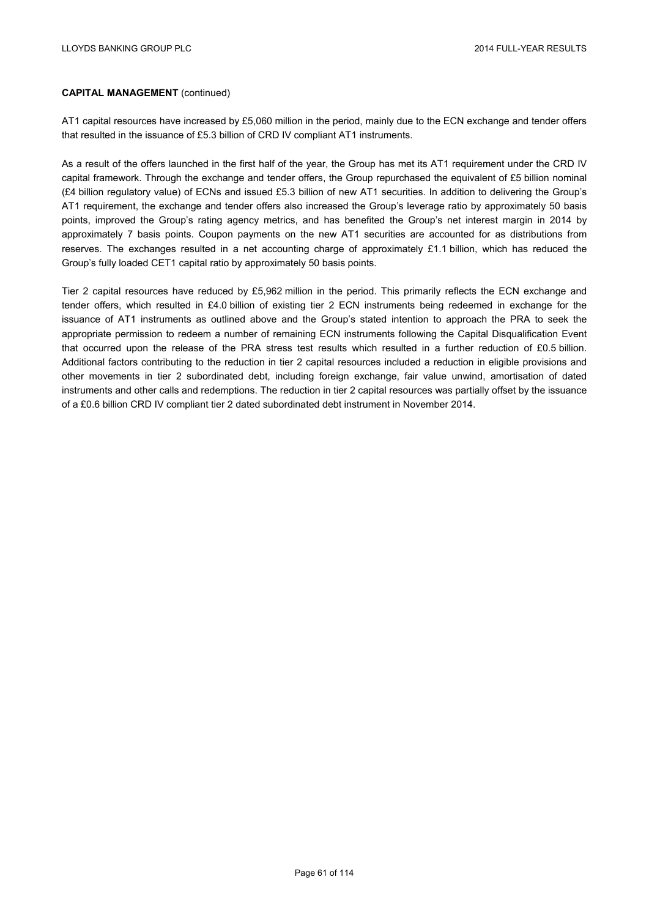**CAPITAL MANAGEMENT** (continued)

AT1 capital resources have increased by £5,060 million in the period, mainly due to the ECN exchange and tender offers that resulted in the issuance of £5.3 billion of CRD IV compliant AT1 instruments.

As a result of the offers launched in the first half of the year, the Group has met its AT1 requirement under the CRD IV capital framework. Through the exchange and tender offers, the Group repurchased the equivalent of £5 billion nominal (£4 billion regulatory value) of ECNs and issued £5.3 billion of new AT1 securities. In addition to delivering the Group's AT1 requirement, the exchange and tender offers also increased the Group's leverage ratio by approximately 50 basis points, improved the Group's rating agency metrics, and has benefited the Group's net interest margin in 2014 by approximately 7 basis points. Coupon payments on the new AT1 securities are accounted for as distributions from reserves. The exchanges resulted in a net accounting charge of approximately £1.1 billion, which has reduced the Group's fully loaded CET1 capital ratio by approximately 50 basis points.

Tier 2 capital resources have reduced by £5,962 million in the period. This primarily reflects the ECN exchange and tender offers, which resulted in £4.0 billion of existing tier 2 ECN instruments being redeemed in exchange for the issuance of AT1 instruments as outlined above and the Group's stated intention to approach the PRA to seek the appropriate permission to redeem a number of remaining ECN instruments following the Capital Disqualification Event that occurred upon the release of the PRA stress test results which resulted in a further reduction of £0.5 billion. Additional factors contributing to the reduction in tier 2 capital resources included a reduction in eligible provisions and other movements in tier 2 subordinated debt, including foreign exchange, fair value unwind, amortisation of dated instruments and other calls and redemptions. The reduction in tier 2 capital resources was partially offset by the issuance of a £0.6 billion CRD IV compliant tier 2 dated subordinated debt instrument in November 2014.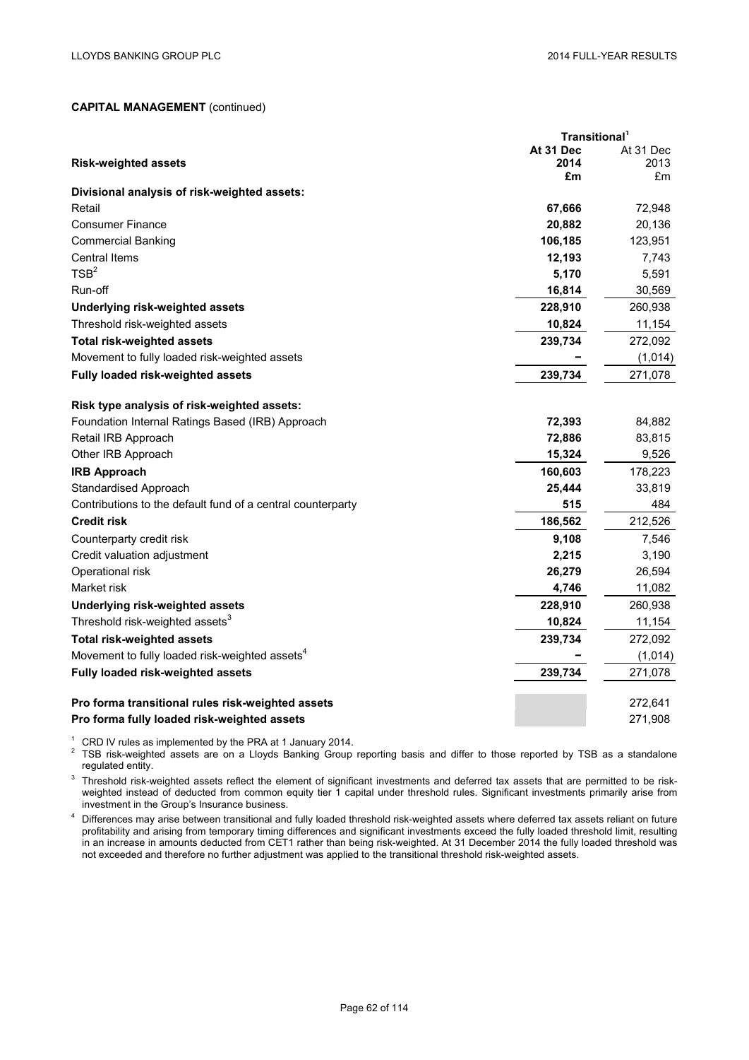**CAPITAL MANAGEMENT** (continued)

| Risk-weighted assets | Transitional[1] At 31 Dec 2014 £m | At 31 Dec 2013 £m |
|---|---|---|
| **Divisional analysis of risk-weighted assets:** | | |
| Retail | **67,666** | 72,948 |
| Consumer Finance | **20,882** | 20,136 |
| Commercial Banking | **106,185** | 123,951 |
| Central Items | **12,193** | 7,743 |
| TSB[2] | **5,170** | 5,591 |
| Run-off | **16,814** | 30,569 |
| **Underlying risk-weighted assets** | **228,910** | 260,938 |
| Threshold risk-weighted assets | **10,824** | 11,154 |
| **Total risk-weighted assets** | **239,734** | 272,092 |
| Movement to fully loaded risk-weighted assets | **–** | (1,014) |
| **Fully loaded risk-weighted assets** | **239,734** | 271,078 |
| | | |
| **Risk type analysis of risk-weighted assets:** | | |
| Foundation Internal Ratings Based (IRB) Approach | **72,393** | 84,882 |
| Retail IRB Approach | **72,886** | 83,815 |
| Other IRB Approach | **15,324** | 9,526 |
| **IRB Approach** | **160,603** | 178,223 |
| Standardised Approach | **25,444** | 33,819 |
| Contributions to the default fund of a central counterparty | **515** | 484 |
| **Credit risk** | **186,562** | 212,526 |
| Counterparty credit risk | **9,108** | 7,546 |
| Credit valuation adjustment | **2,215** | 3,190 |
| Operational risk | **26,279** | 26,594 |
| Market risk | **4,746** | 11,082 |
| **Underlying risk-weighted assets** | **228,910** | 260,938 |
| Threshold risk-weighted assets[3] | **10,824** | 11,154 |
| **Total risk-weighted assets** | **239,734** | 272,092 |
| Movement to fully loaded risk-weighted assets[4] | **–** | (1,014) |
| **Fully loaded risk-weighted assets** | **239,734** | 271,078 |
| | | |
| **Pro forma transitional rules risk-weighted assets** | | 272,641 |
| **Pro forma fully loaded risk-weighted assets** | | 271,908 |

[1] CRD IV rules as implemented by the PRA at 1 January 2014.

[2] TSB risk-weighted assets are on a Lloyds Banking Group reporting basis and differ to those reported by TSB as a standalone regulated entity.

[3] Threshold risk-weighted assets reflect the element of significant investments and deferred tax assets that are permitted to be risk-weighted instead of deducted from common equity tier 1 capital under threshold rules. Significant investments primarily arise from investment in the Group's Insurance business.

[4] Differences may arise between transitional and fully loaded threshold risk-weighted assets where deferred tax assets reliant on future profitability and arising from temporary timing differences and significant investments exceed the fully loaded threshold limit, resulting in an increase in amounts deducted from CET1 rather than being risk-weighted. At 31 December 2014 the fully loaded threshold was not exceeded and therefore no further adjustment was applied to the transitional threshold risk-weighted assets.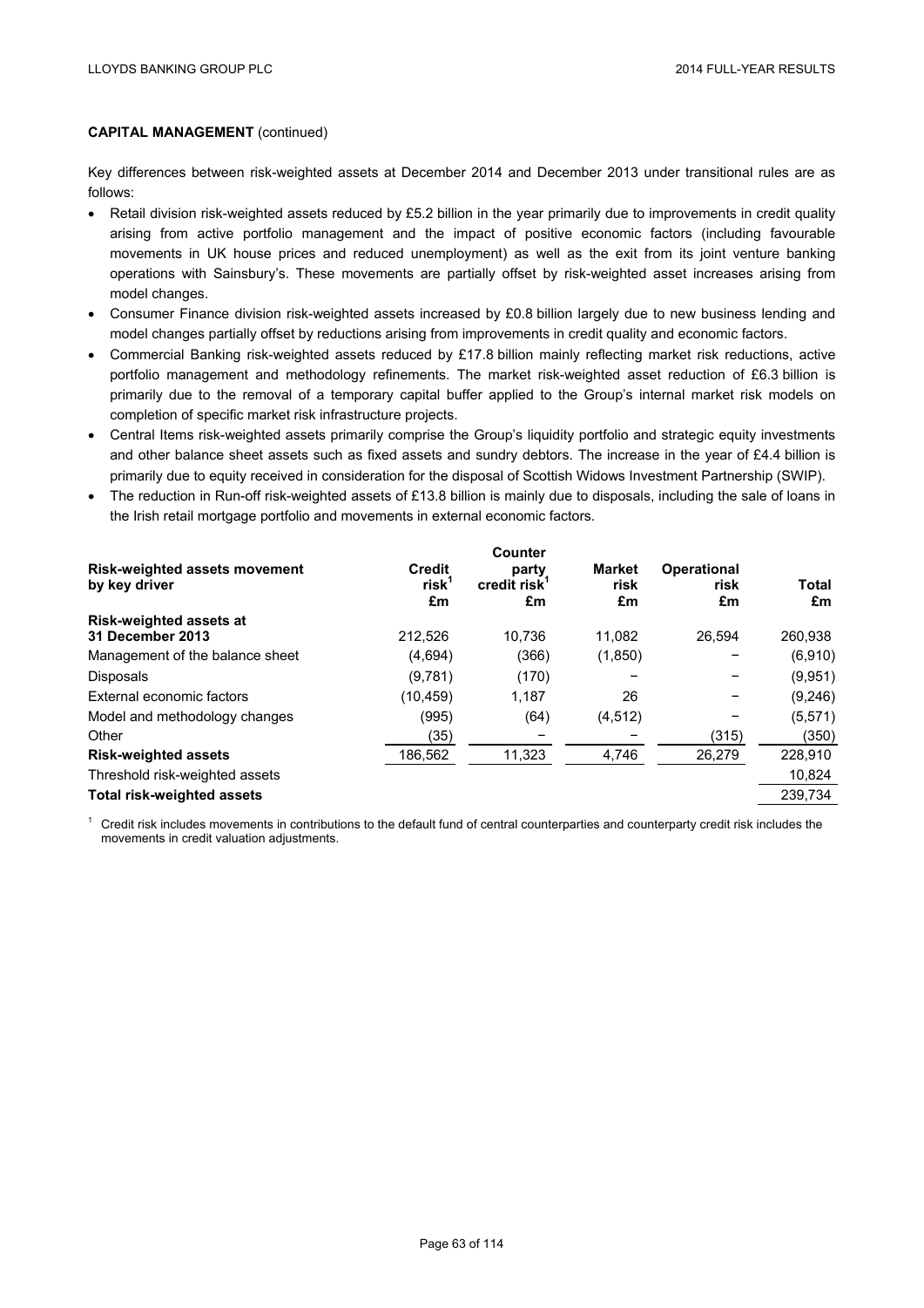**CAPITAL MANAGEMENT** (continued)

Key differences between risk-weighted assets at December 2014 and December 2013 under transitional rules are as follows:

- Retail division risk-weighted assets reduced by £5.2 billion in the year primarily due to improvements in credit quality arising from active portfolio management and the impact of positive economic factors (including favourable movements in UK house prices and reduced unemployment) as well as the exit from its joint venture banking operations with Sainsbury's. These movements are partially offset by risk-weighted asset increases arising from model changes.
- Consumer Finance division risk-weighted assets increased by £0.8 billion largely due to new business lending and model changes partially offset by reductions arising from improvements in credit quality and economic factors.
- Commercial Banking risk-weighted assets reduced by £17.8 billion mainly reflecting market risk reductions, active portfolio management and methodology refinements. The market risk-weighted asset reduction of £6.3 billion is primarily due to the removal of a temporary capital buffer applied to the Group's internal market risk models on completion of specific market risk infrastructure projects.
- Central Items risk-weighted assets primarily comprise the Group's liquidity portfolio and strategic equity investments and other balance sheet assets such as fixed assets and sundry debtors. The increase in the year of £4.4 billion is primarily due to equity received in consideration for the disposal of Scottish Widows Investment Partnership (SWIP).
- The reduction in Run-off risk-weighted assets of £13.8 billion is mainly due to disposals, including the sale of loans in the Irish retail mortgage portfolio and movements in external economic factors.

| Risk-weighted assets movement by key driver | Credit risk[1] £m | Counter party credit risk[1] £m | Market risk £m | Operational risk £m | Total £m |
|---|---|---|---|---|---|
| **Risk-weighted assets at 31 December 2013** | 212,526 | 10,736 | 11,082 | 26,594 | 260,938 |
| Management of the balance sheet | (4,694) | (366) | (1,850) | – | (6,910) |
| Disposals | (9,781) | (170) | – | – | (9,951) |
| External economic factors | (10,459) | 1,187 | 26 | – | (9,246) |
| Model and methodology changes | (995) | (64) | (4,512) | – | (5,571) |
| Other | (35) | – | – | (315) | (350) |
| **Risk-weighted assets** | 186,562 | 11,323 | 4,746 | 26,279 | 228,910 |
| Threshold risk-weighted assets | | | | | 10,824 |
| **Total risk-weighted assets** | | | | | 239,734 |

[1] Credit risk includes movements in contributions to the default fund of central counterparties and counterparty credit risk includes the movements in credit valuation adjustments.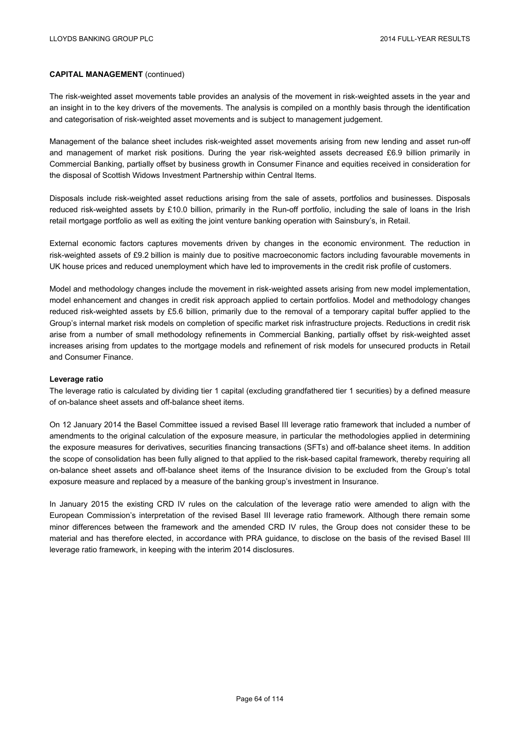**CAPITAL MANAGEMENT** (continued)

The risk-weighted asset movements table provides an analysis of the movement in risk-weighted assets in the year and an insight in to the key drivers of the movements. The analysis is compiled on a monthly basis through the identification and categorisation of risk-weighted asset movements and is subject to management judgement.

Management of the balance sheet includes risk-weighted asset movements arising from new lending and asset run-off and management of market risk positions. During the year risk-weighted assets decreased £6.9 billion primarily in Commercial Banking, partially offset by business growth in Consumer Finance and equities received in consideration for the disposal of Scottish Widows Investment Partnership within Central Items.

Disposals include risk-weighted asset reductions arising from the sale of assets, portfolios and businesses. Disposals reduced risk-weighted assets by £10.0 billion, primarily in the Run-off portfolio, including the sale of loans in the Irish retail mortgage portfolio as well as exiting the joint venture banking operation with Sainsbury's, in Retail.

External economic factors captures movements driven by changes in the economic environment. The reduction in risk-weighted assets of £9.2 billion is mainly due to positive macroeconomic factors including favourable movements in UK house prices and reduced unemployment which have led to improvements in the credit risk profile of customers.

Model and methodology changes include the movement in risk-weighted assets arising from new model implementation, model enhancement and changes in credit risk approach applied to certain portfolios. Model and methodology changes reduced risk-weighted assets by £5.6 billion, primarily due to the removal of a temporary capital buffer applied to the Group's internal market risk models on completion of specific market risk infrastructure projects. Reductions in credit risk arise from a number of small methodology refinements in Commercial Banking, partially offset by risk-weighted asset increases arising from updates to the mortgage models and refinement of risk models for unsecured products in Retail and Consumer Finance.

**Leverage ratio**

The leverage ratio is calculated by dividing tier 1 capital (excluding grandfathered tier 1 securities) by a defined measure of on-balance sheet assets and off-balance sheet items.

On 12 January 2014 the Basel Committee issued a revised Basel III leverage ratio framework that included a number of amendments to the original calculation of the exposure measure, in particular the methodologies applied in determining the exposure measures for derivatives, securities financing transactions (SFTs) and off-balance sheet items. In addition the scope of consolidation has been fully aligned to that applied to the risk-based capital framework, thereby requiring all on-balance sheet assets and off-balance sheet items of the Insurance division to be excluded from the Group's total exposure measure and replaced by a measure of the banking group's investment in Insurance.

In January 2015 the existing CRD IV rules on the calculation of the leverage ratio were amended to align with the European Commission's interpretation of the revised Basel III leverage ratio framework. Although there remain some minor differences between the framework and the amended CRD IV rules, the Group does not consider these to be material and has therefore elected, in accordance with PRA guidance, to disclose on the basis of the revised Basel III leverage ratio framework, in keeping with the interim 2014 disclosures.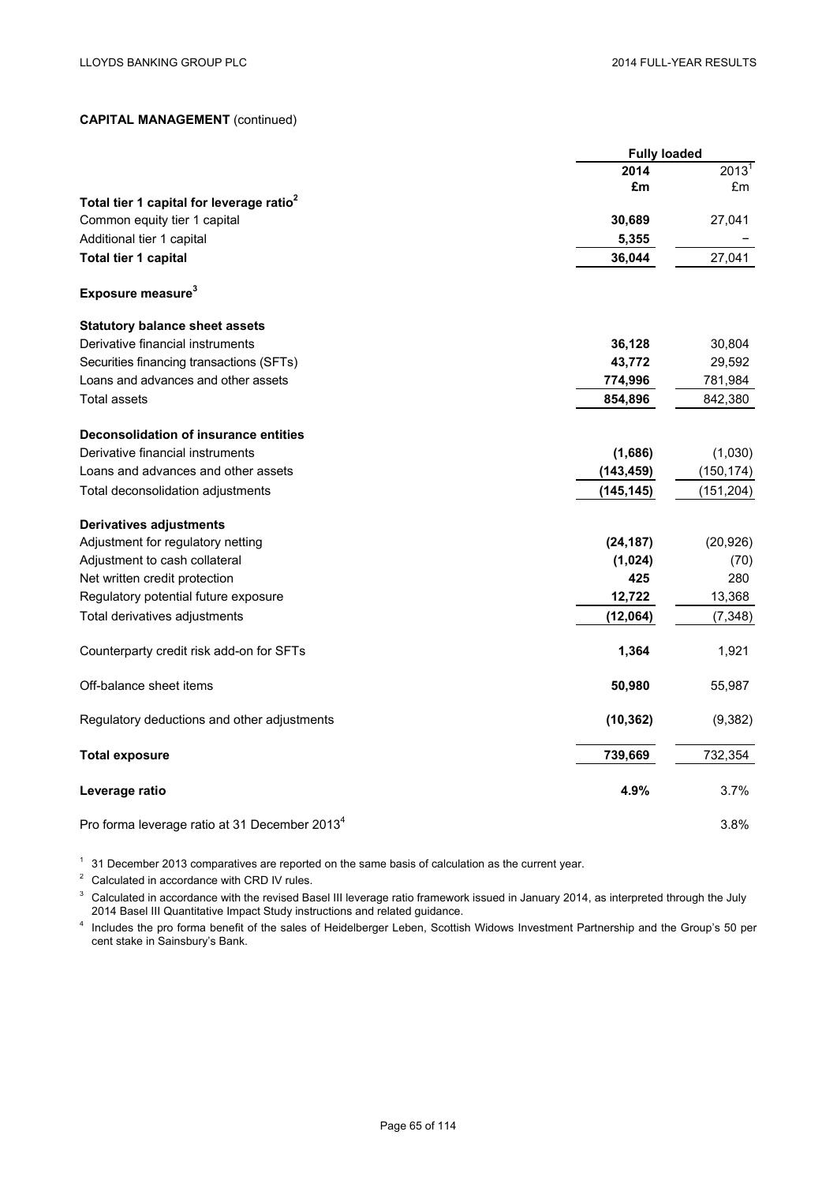**CAPITAL MANAGEMENT** (continued)

| | Fully loaded | |
|---|---|---|
| | **2014** | 2013[1] |
| | **£m** | £m |
| **Total tier 1 capital for leverage ratio[2]** | | |
| Common equity tier 1 capital | **30,689** | 27,041 |
| Additional tier 1 capital | **5,355** | – |
| **Total tier 1 capital** | **36,044** | 27,041 |
| **Exposure measure[3]** | | |
| **Statutory balance sheet assets** | | |
| Derivative financial instruments | **36,128** | 30,804 |
| Securities financing transactions (SFTs) | **43,772** | 29,592 |
| Loans and advances and other assets | **774,996** | 781,984 |
| Total assets | **854,896** | 842,380 |
| **Deconsolidation of insurance entities** | | |
| Derivative financial instruments | **(1,686)** | (1,030) |
| Loans and advances and other assets | **(143,459)** | (150,174) |
| Total deconsolidation adjustments | **(145,145)** | (151,204) |
| **Derivatives adjustments** | | |
| Adjustment for regulatory netting | **(24,187)** | (20,926) |
| Adjustment to cash collateral | **(1,024)** | (70) |
| Net written credit protection | **425** | 280 |
| Regulatory potential future exposure | **12,722** | 13,368 |
| Total derivatives adjustments | **(12,064)** | (7,348) |
| Counterparty credit risk add-on for SFTs | **1,364** | 1,921 |
| Off-balance sheet items | **50,980** | 55,987 |
| Regulatory deductions and other adjustments | **(10,362)** | (9,382) |
| **Total exposure** | **739,669** | 732,354 |
| **Leverage ratio** | **4.9%** | 3.7% |
| Pro forma leverage ratio at 31 December 2013[4] | | 3.8% |

[1] 31 December 2013 comparatives are reported on the same basis of calculation as the current year.

[2] Calculated in accordance with CRD IV rules.

[3] Calculated in accordance with the revised Basel III leverage ratio framework issued in January 2014, as interpreted through the July 2014 Basel III Quantitative Impact Study instructions and related guidance.

[4] Includes the pro forma benefit of the sales of Heidelberger Leben, Scottish Widows Investment Partnership and the Group's 50 per cent stake in Sainsbury's Bank.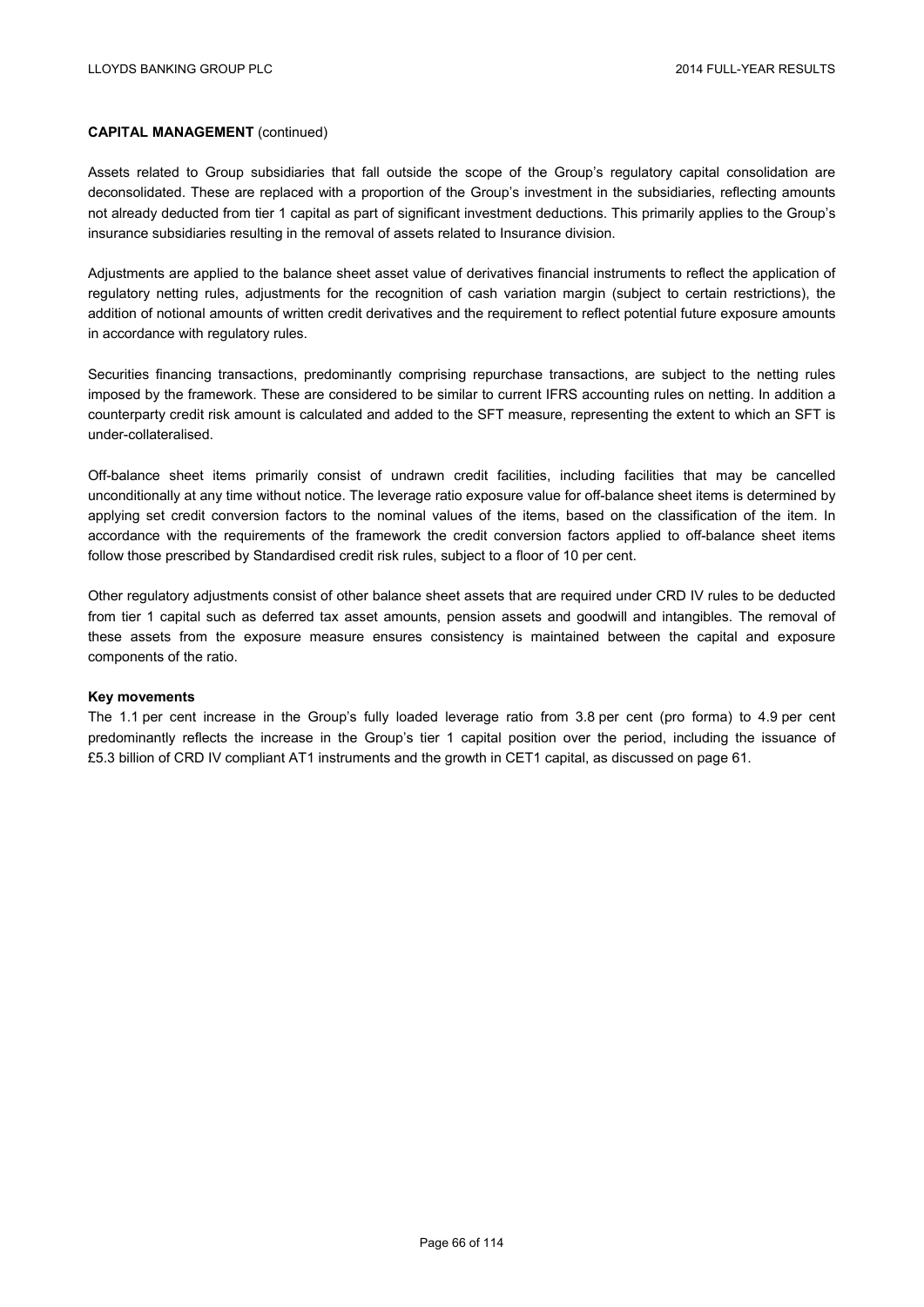**CAPITAL MANAGEMENT** (continued)

Assets related to Group subsidiaries that fall outside the scope of the Group's regulatory capital consolidation are deconsolidated. These are replaced with a proportion of the Group's investment in the subsidiaries, reflecting amounts not already deducted from tier 1 capital as part of significant investment deductions. This primarily applies to the Group's insurance subsidiaries resulting in the removal of assets related to Insurance division.

Adjustments are applied to the balance sheet asset value of derivatives financial instruments to reflect the application of regulatory netting rules, adjustments for the recognition of cash variation margin (subject to certain restrictions), the addition of notional amounts of written credit derivatives and the requirement to reflect potential future exposure amounts in accordance with regulatory rules.

Securities financing transactions, predominantly comprising repurchase transactions, are subject to the netting rules imposed by the framework. These are considered to be similar to current IFRS accounting rules on netting. In addition a counterparty credit risk amount is calculated and added to the SFT measure, representing the extent to which an SFT is under-collateralised.

Off-balance sheet items primarily consist of undrawn credit facilities, including facilities that may be cancelled unconditionally at any time without notice. The leverage ratio exposure value for off-balance sheet items is determined by applying set credit conversion factors to the nominal values of the items, based on the classification of the item. In accordance with the requirements of the framework the credit conversion factors applied to off-balance sheet items follow those prescribed by Standardised credit risk rules, subject to a floor of 10 per cent.

Other regulatory adjustments consist of other balance sheet assets that are required under CRD IV rules to be deducted from tier 1 capital such as deferred tax asset amounts, pension assets and goodwill and intangibles. The removal of these assets from the exposure measure ensures consistency is maintained between the capital and exposure components of the ratio.

**Key movements**

The 1.1 per cent increase in the Group's fully loaded leverage ratio from 3.8 per cent (pro forma) to 4.9 per cent predominantly reflects the increase in the Group's tier 1 capital position over the period, including the issuance of £5.3 billion of CRD IV compliant AT1 instruments and the growth in CET1 capital, as discussed on page 61.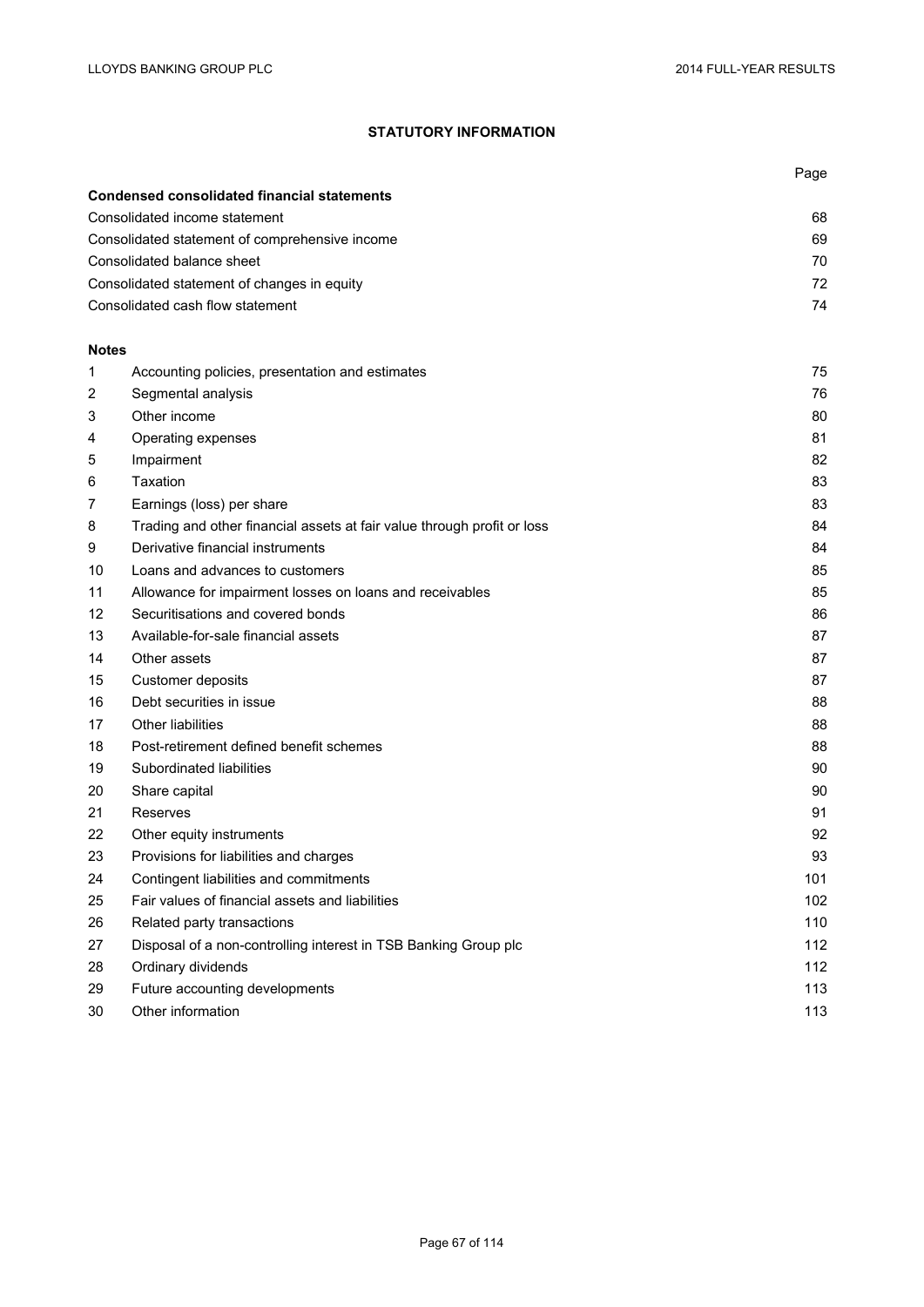# STATUTORY INFORMATION

| | | Page |
|---|---|---|
| **Condensed consolidated financial statements** | | |
| Consolidated income statement | | 68 |
| Consolidated statement of comprehensive income | | 69 |
| Consolidated balance sheet | | 70 |
| Consolidated statement of changes in equity | | 72 |
| Consolidated cash flow statement | | 74 |
| | | |
| **Notes** | | |
| 1 | Accounting policies, presentation and estimates | 75 |
| 2 | Segmental analysis | 76 |
| 3 | Other income | 80 |
| 4 | Operating expenses | 81 |
| 5 | Impairment | 82 |
| 6 | Taxation | 83 |
| 7 | Earnings (loss) per share | 83 |
| 8 | Trading and other financial assets at fair value through profit or loss | 84 |
| 9 | Derivative financial instruments | 84 |
| 10 | Loans and advances to customers | 85 |
| 11 | Allowance for impairment losses on loans and receivables | 85 |
| 12 | Securitisations and covered bonds | 86 |
| 13 | Available-for-sale financial assets | 87 |
| 14 | Other assets | 87 |
| 15 | Customer deposits | 87 |
| 16 | Debt securities in issue | 88 |
| 17 | Other liabilities | 88 |
| 18 | Post-retirement defined benefit schemes | 88 |
| 19 | Subordinated liabilities | 90 |
| 20 | Share capital | 90 |
| 21 | Reserves | 91 |
| 22 | Other equity instruments | 92 |
| 23 | Provisions for liabilities and charges | 93 |
| 24 | Contingent liabilities and commitments | 101 |
| 25 | Fair values of financial assets and liabilities | 102 |
| 26 | Related party transactions | 110 |
| 27 | Disposal of a non-controlling interest in TSB Banking Group plc | 112 |
| 28 | Ordinary dividends | 112 |
| 29 | Future accounting developments | 113 |
| 30 | Other information | 113 |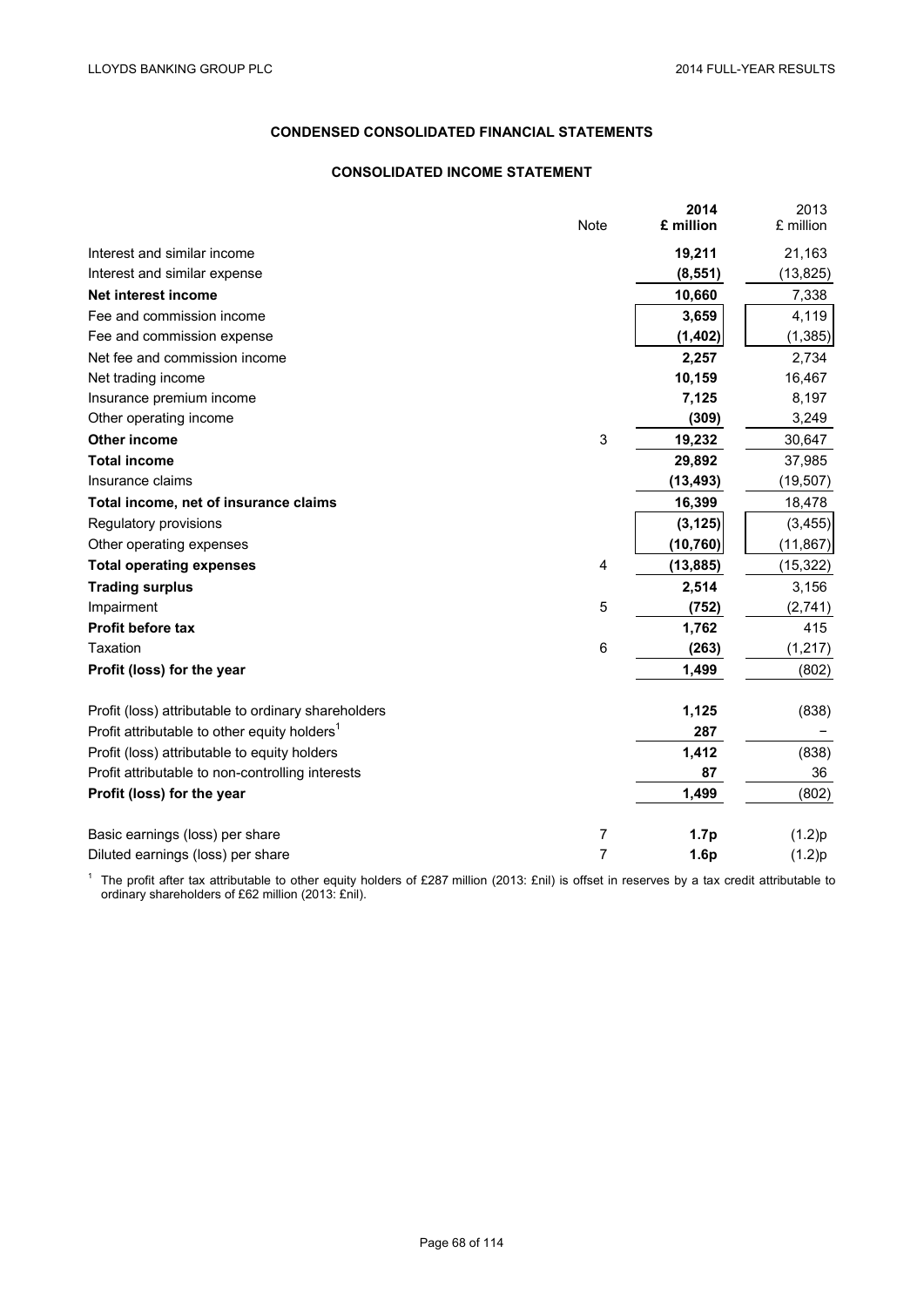## CONDENSED CONSOLIDATED FINANCIAL STATEMENTS

### CONSOLIDATED INCOME STATEMENT

| | Note | **2014 £ million** | 2013 £ million |
|---|---|---|---|
| Interest and similar income | | **19,211** | 21,163 |
| Interest and similar expense | | **(8,551)** | (13,825) |
| **Net interest income** | | **10,660** | 7,338 |
| Fee and commission income | | **3,659** | 4,119 |
| Fee and commission expense | | **(1,402)** | (1,385) |
| Net fee and commission income | | **2,257** | 2,734 |
| Net trading income | | **10,159** | 16,467 |
| Insurance premium income | | **7,125** | 8,197 |
| Other operating income | | **(309)** | 3,249 |
| **Other income** | 3 | **19,232** | 30,647 |
| **Total income** | | **29,892** | 37,985 |
| Insurance claims | | **(13,493)** | (19,507) |
| **Total income, net of insurance claims** | | **16,399** | 18,478 |
| Regulatory provisions | | **(3,125)** | (3,455) |
| Other operating expenses | | **(10,760)** | (11,867) |
| **Total operating expenses** | 4 | **(13,885)** | (15,322) |
| **Trading surplus** | | **2,514** | 3,156 |
| Impairment | 5 | **(752)** | (2,741) |
| **Profit before tax** | | **1,762** | 415 |
| Taxation | 6 | **(263)** | (1,217) |
| **Profit (loss) for the year** | | **1,499** | (802) |
| | | | |
| Profit (loss) attributable to ordinary shareholders | | **1,125** | (838) |
| Profit attributable to other equity holders[1] | | **287** | – |
| Profit (loss) attributable to equity holders | | **1,412** | (838) |
| Profit attributable to non-controlling interests | | **87** | 36 |
| **Profit (loss) for the year** | | **1,499** | (802) |
| | | | |
| Basic earnings (loss) per share | 7 | **1.7p** | (1.2)p |
| Diluted earnings (loss) per share | 7 | **1.6p** | (1.2)p |

[1] The profit after tax attributable to other equity holders of £287 million (2013: £nil) is offset in reserves by a tax credit attributable to ordinary shareholders of £62 million (2013: £nil).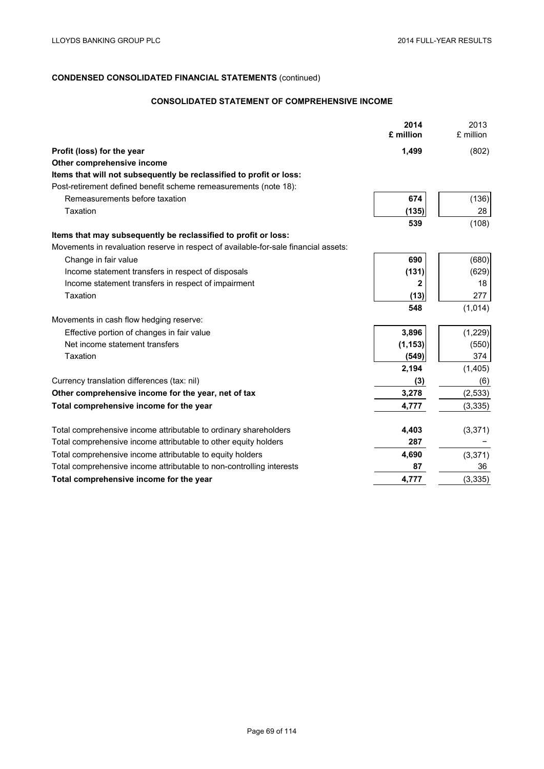**CONDENSED CONSOLIDATED FINANCIAL STATEMENTS** (continued)

## CONSOLIDATED STATEMENT OF COMPREHENSIVE INCOME

| | **2014 £ million** | 2013 £ million |
|---|---|---|
| **Profit (loss) for the year** | **1,499** | (802) |
| **Other comprehensive income** | | |
| **Items that will not subsequently be reclassified to profit or loss:** | | |
| Post-retirement defined benefit scheme remeasurements (note 18): | | |
| Remeasurements before taxation | **674** | (136) |
| Taxation | **(135)** | 28 |
| | **539** | (108) |
| **Items that may subsequently be reclassified to profit or loss:** | | |
| Movements in revaluation reserve in respect of available-for-sale financial assets: | | |
| Change in fair value | **690** | (680) |
| Income statement transfers in respect of disposals | **(131)** | (629) |
| Income statement transfers in respect of impairment | **2** | 18 |
| Taxation | **(13)** | 277 |
| | **548** | (1,014) |
| Movements in cash flow hedging reserve: | | |
| Effective portion of changes in fair value | **3,896** | (1,229) |
| Net income statement transfers | **(1,153)** | (550) |
| Taxation | **(549)** | 374 |
| | **2,194** | (1,405) |
| Currency translation differences (tax: nil) | **(3)** | (6) |
| **Other comprehensive income for the year, net of tax** | **3,278** | (2,533) |
| **Total comprehensive income for the year** | **4,777** | (3,335) |
| | | |
| Total comprehensive income attributable to ordinary shareholders | **4,403** | (3,371) |
| Total comprehensive income attributable to other equity holders | **287** | – |
| Total comprehensive income attributable to equity holders | **4,690** | (3,371) |
| Total comprehensive income attributable to non-controlling interests | **87** | 36 |
| **Total comprehensive income for the year** | **4,777** | (3,335) |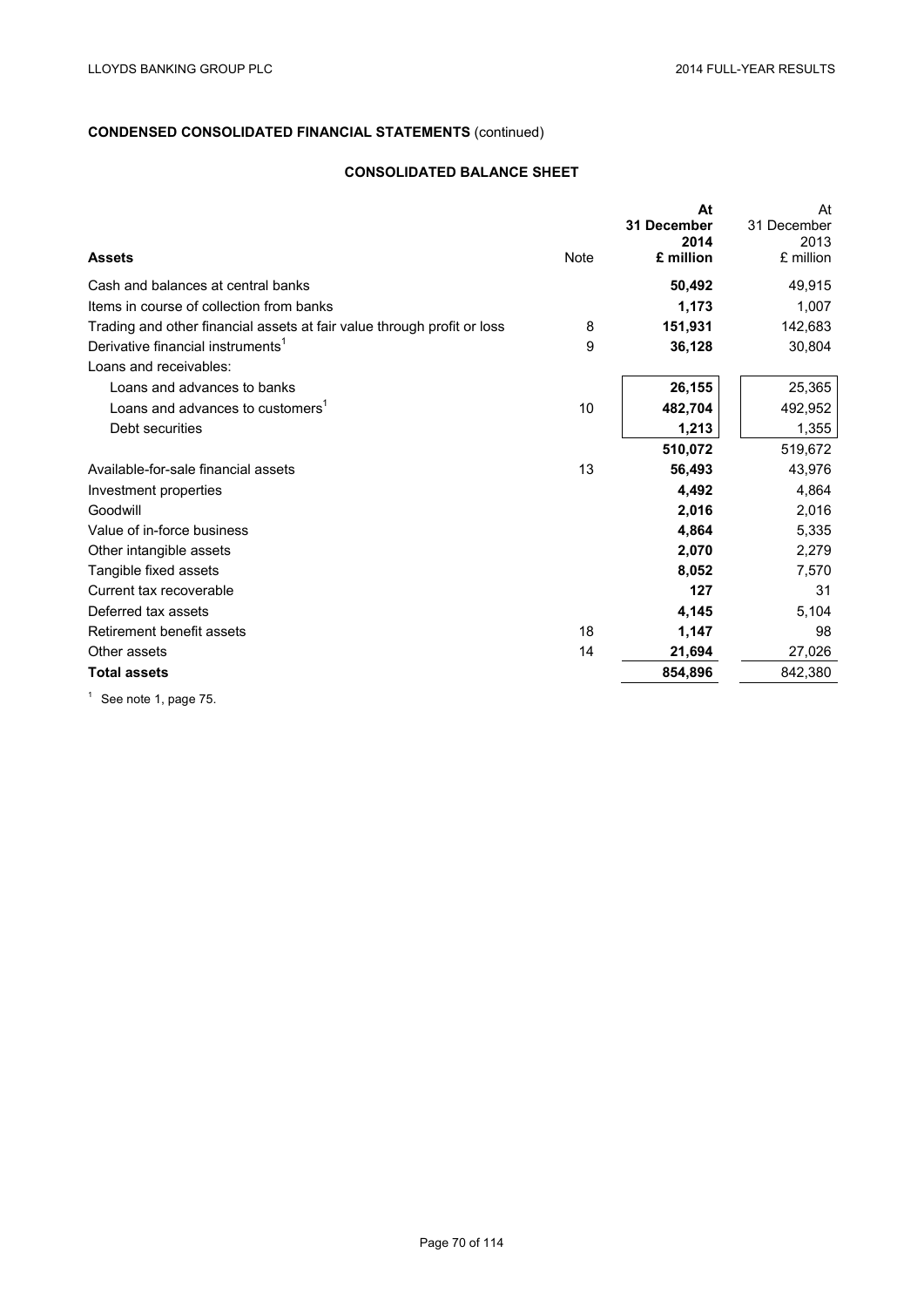**CONDENSED CONSOLIDATED FINANCIAL STATEMENTS** (continued)

**CONSOLIDATED BALANCE SHEET**

| **Assets** | Note | **At 31 December 2014 £ million** | At 31 December 2013 £ million |
|---|---|---|---|
| Cash and balances at central banks | | **50,492** | 49,915 |
| Items in course of collection from banks | | **1,173** | 1,007 |
| Trading and other financial assets at fair value through profit or loss | 8 | **151,931** | 142,683 |
| Derivative financial instruments[1] | 9 | **36,128** | 30,804 |
| Loans and receivables: | | | |
| Loans and advances to banks | | **26,155** | 25,365 |
| Loans and advances to customers[1] | 10 | **482,704** | 492,952 |
| Debt securities | | **1,213** | 1,355 |
| | | **510,072** | 519,672 |
| Available-for-sale financial assets | 13 | **56,493** | 43,976 |
| Investment properties | | **4,492** | 4,864 |
| Goodwill | | **2,016** | 2,016 |
| Value of in-force business | | **4,864** | 5,335 |
| Other intangible assets | | **2,070** | 2,279 |
| Tangible fixed assets | | **8,052** | 7,570 |
| Current tax recoverable | | **127** | 31 |
| Deferred tax assets | | **4,145** | 5,104 |
| Retirement benefit assets | 18 | **1,147** | 98 |
| Other assets | 14 | **21,694** | 27,026 |
| **Total assets** | | **854,896** | 842,380 |

[1] See note 1, page 75.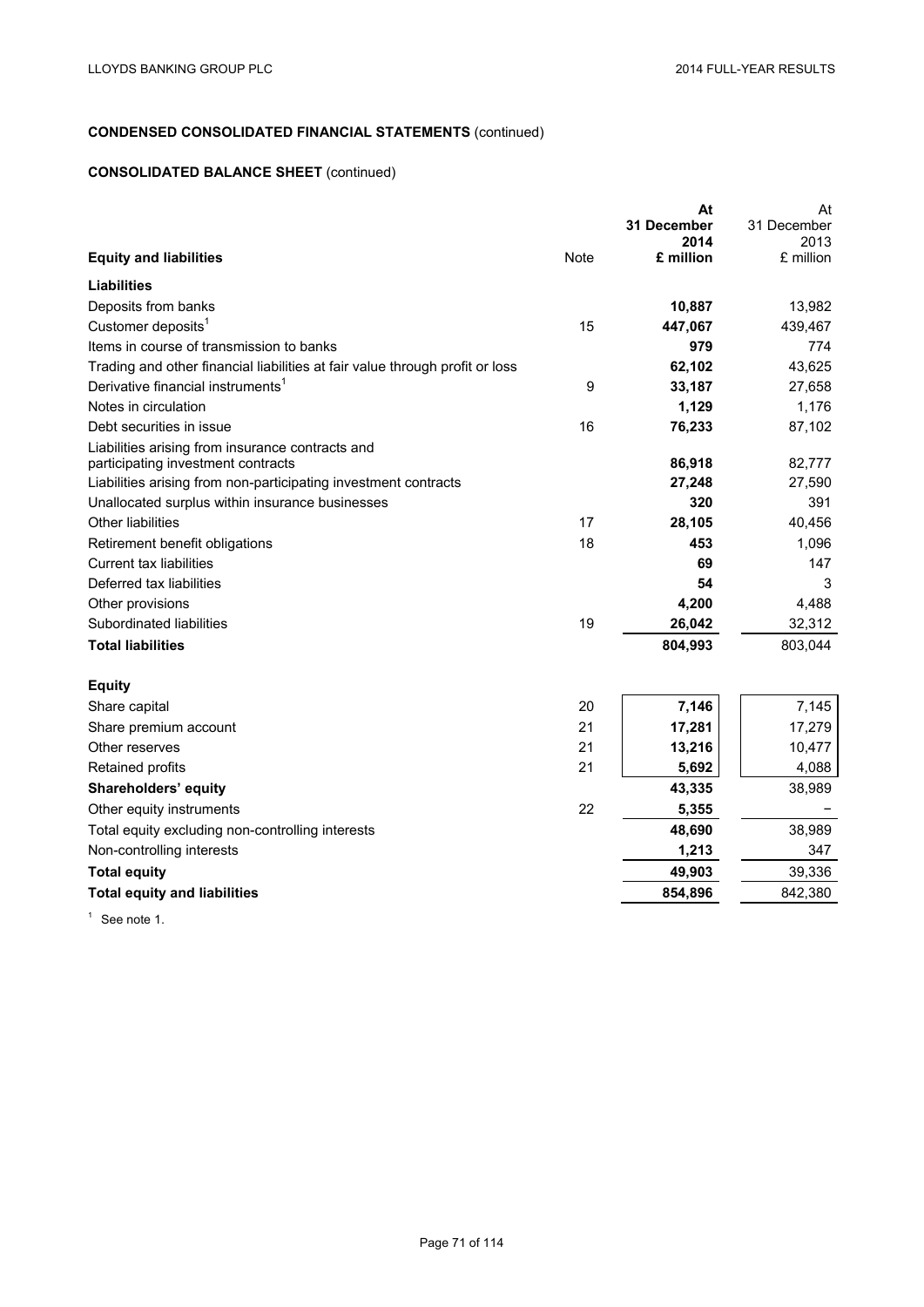## CONDENSED CONSOLIDATED FINANCIAL STATEMENTS (continued)

### CONSOLIDATED BALANCE SHEET (continued)

| Equity and liabilities | Note | At 31 December 2014 £ million | At 31 December 2013 £ million |
|---|---|---|---|
| **Liabilities** | | | |
| Deposits from banks | | **10,887** | 13,982 |
| Customer deposits[1] | 15 | **447,067** | 439,467 |
| Items in course of transmission to banks | | **979** | 774 |
| Trading and other financial liabilities at fair value through profit or loss | | **62,102** | 43,625 |
| Derivative financial instruments[1] | 9 | **33,187** | 27,658 |
| Notes in circulation | | **1,129** | 1,176 |
| Debt securities in issue | 16 | **76,233** | 87,102 |
| Liabilities arising from insurance contracts and participating investment contracts | | **86,918** | 82,777 |
| Liabilities arising from non-participating investment contracts | | **27,248** | 27,590 |
| Unallocated surplus within insurance businesses | | **320** | 391 |
| Other liabilities | 17 | **28,105** | 40,456 |
| Retirement benefit obligations | 18 | **453** | 1,096 |
| Current tax liabilities | | **69** | 147 |
| Deferred tax liabilities | | **54** | 3 |
| Other provisions | | **4,200** | 4,488 |
| Subordinated liabilities | 19 | **26,042** | 32,312 |
| **Total liabilities** | | **804,993** | 803,044 |
| **Equity** | | | |
| Share capital | 20 | **7,146** | 7,145 |
| Share premium account | 21 | **17,281** | 17,279 |
| Other reserves | 21 | **13,216** | 10,477 |
| Retained profits | 21 | **5,692** | 4,088 |
| **Shareholders' equity** | | **43,335** | 38,989 |
| Other equity instruments | 22 | **5,355** | – |
| Total equity excluding non-controlling interests | | **48,690** | 38,989 |
| Non-controlling interests | | **1,213** | 347 |
| **Total equity** | | **49,903** | 39,336 |
| **Total equity and liabilities** | | **854,896** | 842,380 |

[1] See note 1.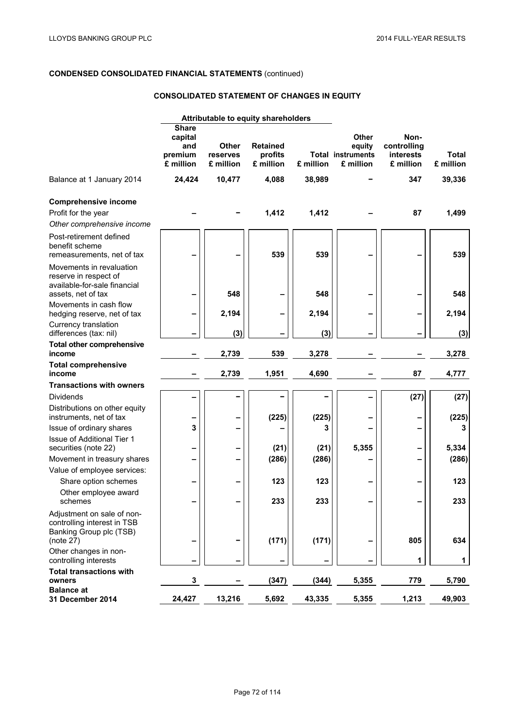## CONDENSED CONSOLIDATED FINANCIAL STATEMENTS (continued)

### CONSOLIDATED STATEMENT OF CHANGES IN EQUITY

| | Attributable to equity shareholders | | | | | | |
|---|---|---|---|---|---|---|---|
| | Share capital and premium £ million | Other reserves £ million | Retained profits £ million | Total £ million | Other equity instruments £ million | Non-controlling interests £ million | Total £ million |
| Balance at 1 January 2014 | **24,424** | **10,477** | **4,088** | **38,989** | **–** | **347** | **39,336** |
| **Comprehensive income** | | | | | | | |
| Profit for the year | – | – | 1,412 | 1,412 | – | 87 | 1,499 |
| *Other comprehensive income* | | | | | | | |
| Post-retirement defined benefit scheme remeasurements, net of tax | – | – | 539 | 539 | – | – | 539 |
| Movements in revaluation reserve in respect of available-for-sale financial assets, net of tax | – | 548 | – | 548 | – | – | 548 |
| Movements in cash flow hedging reserve, net of tax | – | 2,194 | – | 2,194 | – | – | 2,194 |
| Currency translation differences (tax: nil) | – | (3) | – | (3) | – | – | (3) |
| **Total other comprehensive income** | – | 2,739 | 539 | 3,278 | – | – | 3,278 |
| **Total comprehensive income** | – | 2,739 | 1,951 | 4,690 | – | 87 | 4,777 |
| **Transactions with owners** | | | | | | | |
| Dividends | – | – | – | – | – | (27) | (27) |
| Distributions on other equity instruments, net of tax | – | – | (225) | (225) | – | – | (225) |
| Issue of ordinary shares | 3 | – | – | 3 | – | – | 3 |
| Issue of Additional Tier 1 securities (note 22) | – | – | (21) | (21) | 5,355 | – | 5,334 |
| Movement in treasury shares | – | – | (286) | (286) | – | – | (286) |
| Value of employee services: | | | | | | | |
| Share option schemes | – | – | 123 | 123 | – | – | 123 |
| Other employee award schemes | – | – | 233 | 233 | – | – | 233 |
| Adjustment on sale of non-controlling interest in TSB Banking Group plc (TSB) (note 27) | – | – | (171) | (171) | – | 805 | 634 |
| Other changes in non-controlling interests | – | – | – | – | – | 1 | 1 |
| **Total transactions with owners** | **3** | **–** | **(347)** | **(344)** | **5,355** | **779** | **5,790** |
| **Balance at 31 December 2014** | **24,427** | **13,216** | **5,692** | **43,335** | **5,355** | **1,213** | **49,903** |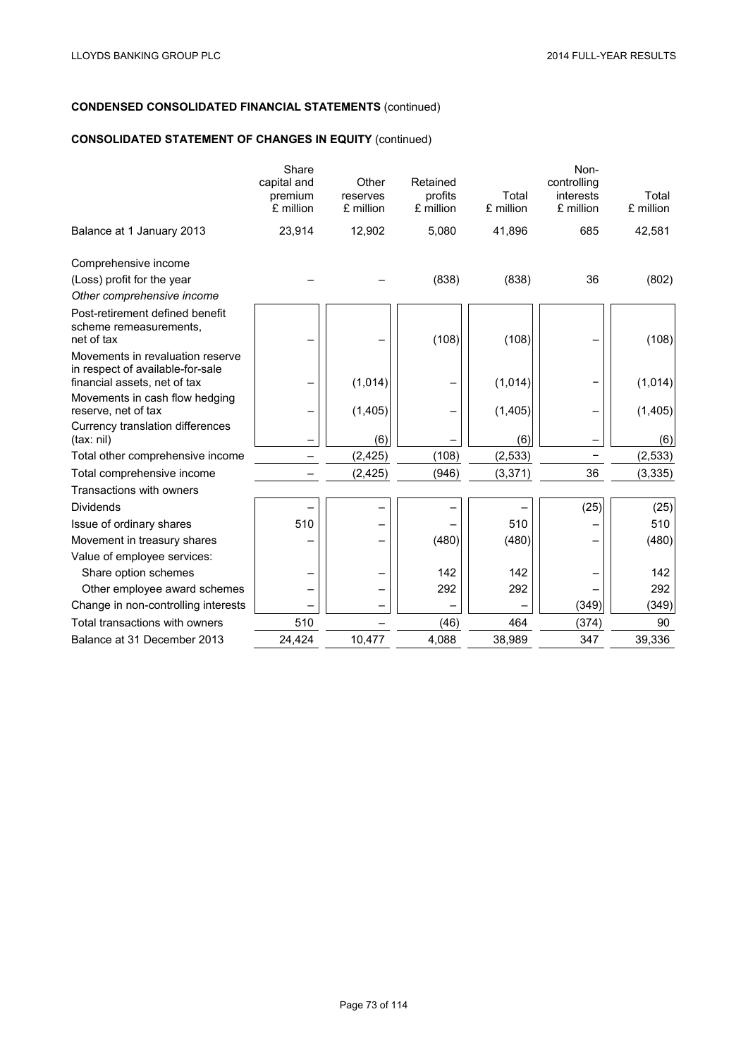## CONDENSED CONSOLIDATED FINANCIAL STATEMENTS (continued)

## CONSOLIDATED STATEMENT OF CHANGES IN EQUITY (continued)

| | Share capital and premium £ million | Other reserves £ million | Retained profits £ million | Total £ million | Non-controlling interests £ million | Total £ million |
|---|---|---|---|---|---|---|
| Balance at 1 January 2013 | 23,914 | 12,902 | 5,080 | 41,896 | 685 | 42,581 |
| Comprehensive income | | | | | | |
| (Loss) profit for the year | – | – | (838) | (838) | 36 | (802) |
| *Other comprehensive income* | | | | | | |
| Post-retirement defined benefit scheme remeasurements, net of tax | – | – | (108) | (108) | – | (108) |
| Movements in revaluation reserve in respect of available-for-sale financial assets, net of tax | – | (1,014) | – | (1,014) | – | (1,014) |
| Movements in cash flow hedging reserve, net of tax | – | (1,405) | – | (1,405) | – | (1,405) |
| Currency translation differences (tax: nil) | – | (6) | – | (6) | – | (6) |
| Total other comprehensive income | – | (2,425) | (108) | (2,533) | – | (2,533) |
| Total comprehensive income | – | (2,425) | (946) | (3,371) | 36 | (3,335) |
| Transactions with owners | | | | | | |
| Dividends | – | – | – | – | (25) | (25) |
| Issue of ordinary shares | 510 | – | – | 510 | – | 510 |
| Movement in treasury shares | – | – | (480) | (480) | – | (480) |
| Value of employee services: | | | | | | |
| Share option schemes | – | – | 142 | 142 | – | 142 |
| Other employee award schemes | – | – | 292 | 292 | – | 292 |
| Change in non-controlling interests | – | – | – | – | (349) | (349) |
| Total transactions with owners | 510 | – | (46) | 464 | (374) | 90 |
| Balance at 31 December 2013 | 24,424 | 10,477 | 4,088 | 38,989 | 347 | 39,336 |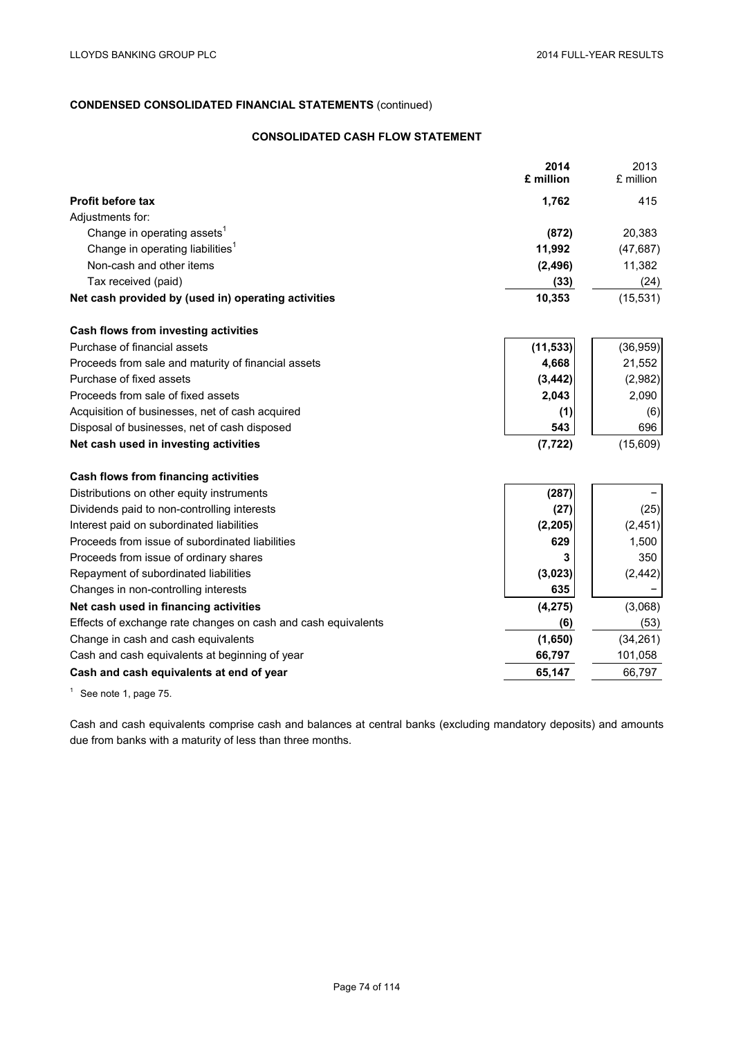**CONDENSED CONSOLIDATED FINANCIAL STATEMENTS** (continued)

**CONSOLIDATED CASH FLOW STATEMENT**

| | **2014 £ million** | 2013 £ million |
|---|---|---|
| **Profit before tax** | **1,762** | 415 |
| Adjustments for: | | |
| Change in operating assets[1] | **(872)** | 20,383 |
| Change in operating liabilities[1] | **11,992** | (47,687) |
| Non-cash and other items | **(2,496)** | 11,382 |
| Tax received (paid) | **(33)** | (24) |
| **Net cash provided by (used in) operating activities** | **10,353** | (15,531) |
| | | |
| **Cash flows from investing activities** | | |
| Purchase of financial assets | **(11,533)** | (36,959) |
| Proceeds from sale and maturity of financial assets | **4,668** | 21,552 |
| Purchase of fixed assets | **(3,442)** | (2,982) |
| Proceeds from sale of fixed assets | **2,043** | 2,090 |
| Acquisition of businesses, net of cash acquired | **(1)** | (6) |
| Disposal of businesses, net of cash disposed | **543** | 696 |
| **Net cash used in investing activities** | **(7,722)** | (15,609) |
| | | |
| **Cash flows from financing activities** | | |
| Distributions on other equity instruments | **(287)** | – |
| Dividends paid to non-controlling interests | **(27)** | (25) |
| Interest paid on subordinated liabilities | **(2,205)** | (2,451) |
| Proceeds from issue of subordinated liabilities | **629** | 1,500 |
| Proceeds from issue of ordinary shares | **3** | 350 |
| Repayment of subordinated liabilities | **(3,023)** | (2,442) |
| Changes in non-controlling interests | **635** | – |
| **Net cash used in financing activities** | **(4,275)** | (3,068) |
| Effects of exchange rate changes on cash and cash equivalents | **(6)** | (53) |
| Change in cash and cash equivalents | **(1,650)** | (34,261) |
| Cash and cash equivalents at beginning of year | **66,797** | 101,058 |
| **Cash and cash equivalents at end of year** | **65,147** | 66,797 |

[1] See note 1, page 75.

Cash and cash equivalents comprise cash and balances at central banks (excluding mandatory deposits) and amounts due from banks with a maturity of less than three months.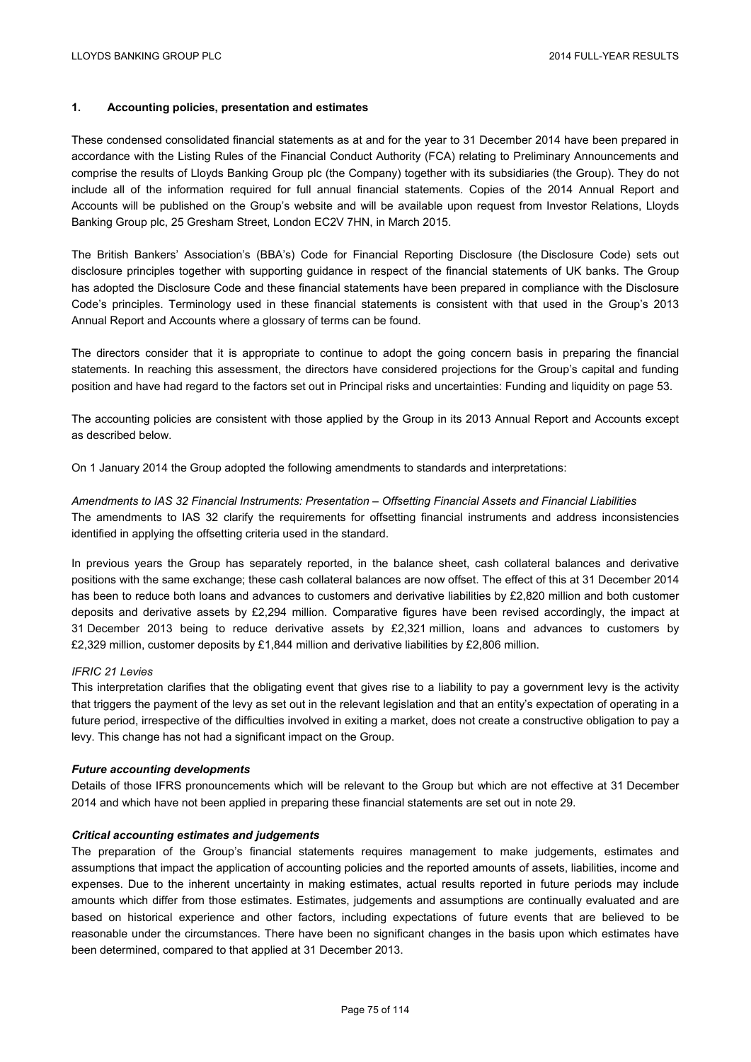## 1. Accounting policies, presentation and estimates

These condensed consolidated financial statements as at and for the year to 31 December 2014 have been prepared in accordance with the Listing Rules of the Financial Conduct Authority (FCA) relating to Preliminary Announcements and comprise the results of Lloyds Banking Group plc (the Company) together with its subsidiaries (the Group). They do not include all of the information required for full annual financial statements. Copies of the 2014 Annual Report and Accounts will be published on the Group's website and will be available upon request from Investor Relations, Lloyds Banking Group plc, 25 Gresham Street, London EC2V 7HN, in March 2015.

The British Bankers' Association's (BBA's) Code for Financial Reporting Disclosure (the Disclosure Code) sets out disclosure principles together with supporting guidance in respect of the financial statements of UK banks. The Group has adopted the Disclosure Code and these financial statements have been prepared in compliance with the Disclosure Code's principles. Terminology used in these financial statements is consistent with that used in the Group's 2013 Annual Report and Accounts where a glossary of terms can be found.

The directors consider that it is appropriate to continue to adopt the going concern basis in preparing the financial statements. In reaching this assessment, the directors have considered projections for the Group's capital and funding position and have had regard to the factors set out in Principal risks and uncertainties: Funding and liquidity on page 53.

The accounting policies are consistent with those applied by the Group in its 2013 Annual Report and Accounts except as described below.

On 1 January 2014 the Group adopted the following amendments to standards and interpretations:

*Amendments to IAS 32 Financial Instruments: Presentation – Offsetting Financial Assets and Financial Liabilities*
The amendments to IAS 32 clarify the requirements for offsetting financial instruments and address inconsistencies identified in applying the offsetting criteria used in the standard.

In previous years the Group has separately reported, in the balance sheet, cash collateral balances and derivative positions with the same exchange; these cash collateral balances are now offset. The effect of this at 31 December 2014 has been to reduce both loans and advances to customers and derivative liabilities by £2,820 million and both customer deposits and derivative assets by £2,294 million. Comparative figures have been revised accordingly, the impact at 31 December 2013 being to reduce derivative assets by £2,321 million, loans and advances to customers by £2,329 million, customer deposits by £1,844 million and derivative liabilities by £2,806 million.

*IFRIC 21 Levies*
This interpretation clarifies that the obligating event that gives rise to a liability to pay a government levy is the activity that triggers the payment of the levy as set out in the relevant legislation and that an entity's expectation of operating in a future period, irrespective of the difficulties involved in exiting a market, does not create a constructive obligation to pay a levy. This change has not had a significant impact on the Group.

***Future accounting developments***
Details of those IFRS pronouncements which will be relevant to the Group but which are not effective at 31 December 2014 and which have not been applied in preparing these financial statements are set out in note 29.

***Critical accounting estimates and judgements***
The preparation of the Group's financial statements requires management to make judgements, estimates and assumptions that impact the application of accounting policies and the reported amounts of assets, liabilities, income and expenses. Due to the inherent uncertainty in making estimates, actual results reported in future periods may include amounts which differ from those estimates. Estimates, judgements and assumptions are continually evaluated and are based on historical experience and other factors, including expectations of future events that are believed to be reasonable under the circumstances. There have been no significant changes in the basis upon which estimates have been determined, compared to that applied at 31 December 2013.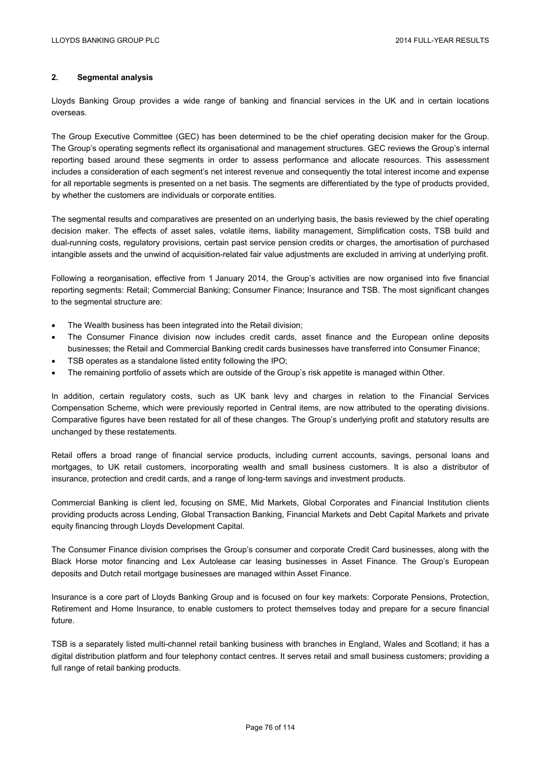## 2. Segmental analysis

Lloyds Banking Group provides a wide range of banking and financial services in the UK and in certain locations overseas.

The Group Executive Committee (GEC) has been determined to be the chief operating decision maker for the Group. The Group's operating segments reflect its organisational and management structures. GEC reviews the Group's internal reporting based around these segments in order to assess performance and allocate resources. This assessment includes a consideration of each segment's net interest revenue and consequently the total interest income and expense for all reportable segments is presented on a net basis. The segments are differentiated by the type of products provided, by whether the customers are individuals or corporate entities.

The segmental results and comparatives are presented on an underlying basis, the basis reviewed by the chief operating decision maker. The effects of asset sales, volatile items, liability management, Simplification costs, TSB build and dual-running costs, regulatory provisions, certain past service pension credits or charges, the amortisation of purchased intangible assets and the unwind of acquisition-related fair value adjustments are excluded in arriving at underlying profit.

Following a reorganisation, effective from 1 January 2014, the Group's activities are now organised into five financial reporting segments: Retail; Commercial Banking; Consumer Finance; Insurance and TSB. The most significant changes to the segmental structure are:

- The Wealth business has been integrated into the Retail division;
- The Consumer Finance division now includes credit cards, asset finance and the European online deposits businesses; the Retail and Commercial Banking credit cards businesses have transferred into Consumer Finance;
- TSB operates as a standalone listed entity following the IPO;
- The remaining portfolio of assets which are outside of the Group's risk appetite is managed within Other.

In addition, certain regulatory costs, such as UK bank levy and charges in relation to the Financial Services Compensation Scheme, which were previously reported in Central items, are now attributed to the operating divisions. Comparative figures have been restated for all of these changes. The Group's underlying profit and statutory results are unchanged by these restatements.

Retail offers a broad range of financial service products, including current accounts, savings, personal loans and mortgages, to UK retail customers, incorporating wealth and small business customers. It is also a distributor of insurance, protection and credit cards, and a range of long-term savings and investment products.

Commercial Banking is client led, focusing on SME, Mid Markets, Global Corporates and Financial Institution clients providing products across Lending, Global Transaction Banking, Financial Markets and Debt Capital Markets and private equity financing through Lloyds Development Capital.

The Consumer Finance division comprises the Group's consumer and corporate Credit Card businesses, along with the Black Horse motor financing and Lex Autolease car leasing businesses in Asset Finance. The Group's European deposits and Dutch retail mortgage businesses are managed within Asset Finance.

Insurance is a core part of Lloyds Banking Group and is focused on four key markets: Corporate Pensions, Protection, Retirement and Home Insurance, to enable customers to protect themselves today and prepare for a secure financial future.

TSB is a separately listed multi-channel retail banking business with branches in England, Wales and Scotland; it has a digital distribution platform and four telephony contact centres. It serves retail and small business customers; providing a full range of retail banking products.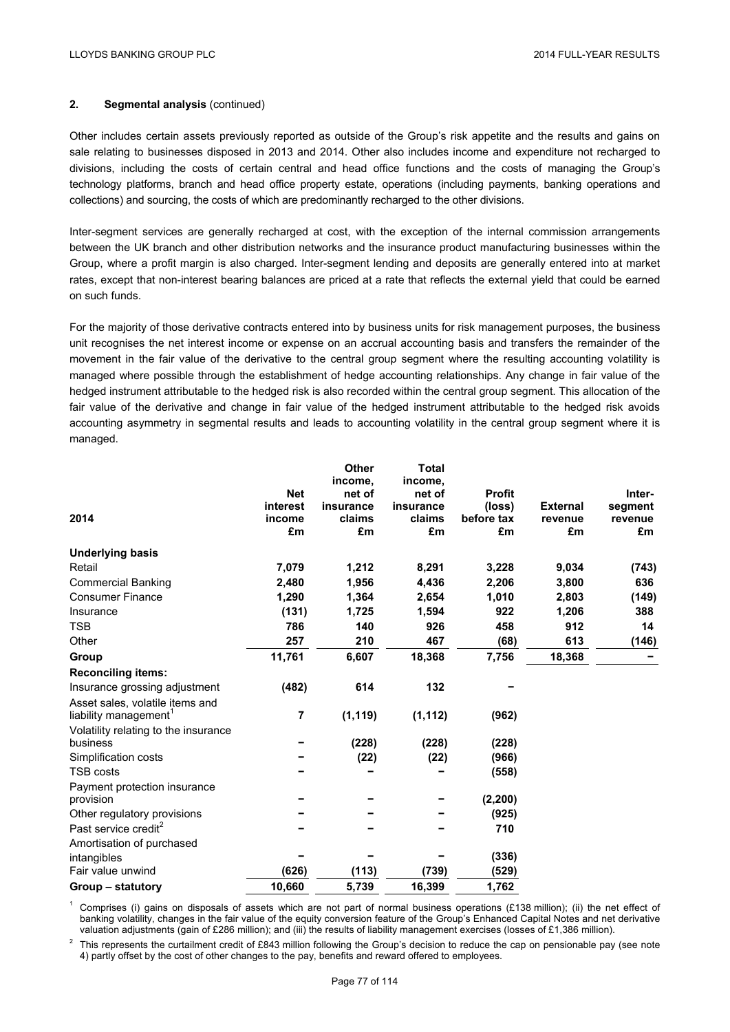## 2. Segmental analysis (continued)

Other includes certain assets previously reported as outside of the Group's risk appetite and the results and gains on sale relating to businesses disposed in 2013 and 2014. Other also includes income and expenditure not recharged to divisions, including the costs of certain central and head office functions and the costs of managing the Group's technology platforms, branch and head office property estate, operations (including payments, banking operations and collections) and sourcing, the costs of which are predominantly recharged to the other divisions.

Inter-segment services are generally recharged at cost, with the exception of the internal commission arrangements between the UK branch and other distribution networks and the insurance product manufacturing businesses within the Group, where a profit margin is also charged. Inter-segment lending and deposits are generally entered into at market rates, except that non-interest bearing balances are priced at a rate that reflects the external yield that could be earned on such funds.

For the majority of those derivative contracts entered into by business units for risk management purposes, the business unit recognises the net interest income or expense on an accrual accounting basis and transfers the remainder of the movement in the fair value of the derivative to the central group segment where the resulting accounting volatility is managed where possible through the establishment of hedge accounting relationships. Any change in fair value of the hedged instrument attributable to the hedged risk is also recorded within the central group segment. This allocation of the fair value of the derivative and change in fair value of the hedged instrument attributable to the hedged risk avoids accounting asymmetry in segmental results and leads to accounting volatility in the central group segment where it is managed.

| 2014 | Net interest income £m | Other income, net of insurance claims £m | Total income, net of insurance claims £m | Profit (loss) before tax £m | External revenue £m | Inter-segment revenue £m |
|---|---|---|---|---|---|---|
| **Underlying basis** | | | | | | |
| Retail | **7,079** | **1,212** | **8,291** | **3,228** | **9,034** | **(743)** |
| Commercial Banking | **2,480** | **1,956** | **4,436** | **2,206** | **3,800** | **636** |
| Consumer Finance | **1,290** | **1,364** | **2,654** | **1,010** | **2,803** | **(149)** |
| Insurance | **(131)** | **1,725** | **1,594** | **922** | **1,206** | **388** |
| TSB | **786** | **140** | **926** | **458** | **912** | **14** |
| Other | **257** | **210** | **467** | **(68)** | **613** | **(146)** |
| **Group** | **11,761** | **6,607** | **18,368** | **7,756** | **18,368** | **–** |
| **Reconciling items:** | | | | | | |
| Insurance grossing adjustment | **(482)** | **614** | **132** | **–** | | |
| Asset sales, volatile items and liability management[1] | **7** | **(1,119)** | **(1,112)** | **(962)** | | |
| Volatility relating to the insurance business | **–** | **(228)** | **(228)** | **(228)** | | |
| Simplification costs | **–** | **(22)** | **(22)** | **(966)** | | |
| TSB costs | **–** | **–** | **–** | **(558)** | | |
| Payment protection insurance provision | **–** | **–** | **–** | **(2,200)** | | |
| Other regulatory provisions | **–** | **–** | **–** | **(925)** | | |
| Past service credit[2] | **–** | **–** | **–** | **710** | | |
| Amortisation of purchased intangibles | **–** | **–** | **–** | **(336)** | | |
| Fair value unwind | **(626)** | **(113)** | **(739)** | **(529)** | | |
| **Group – statutory** | **10,660** | **5,739** | **16,399** | **1,762** | | |

[1] Comprises (i) gains on disposals of assets which are not part of normal business operations (£138 million); (ii) the net effect of banking volatility, changes in the fair value of the equity conversion feature of the Group's Enhanced Capital Notes and net derivative valuation adjustments (gain of £286 million); and (iii) the results of liability management exercises (losses of £1,386 million).

[2] This represents the curtailment credit of £843 million following the Group's decision to reduce the cap on pensionable pay (see note 4) partly offset by the cost of other changes to the pay, benefits and reward offered to employees.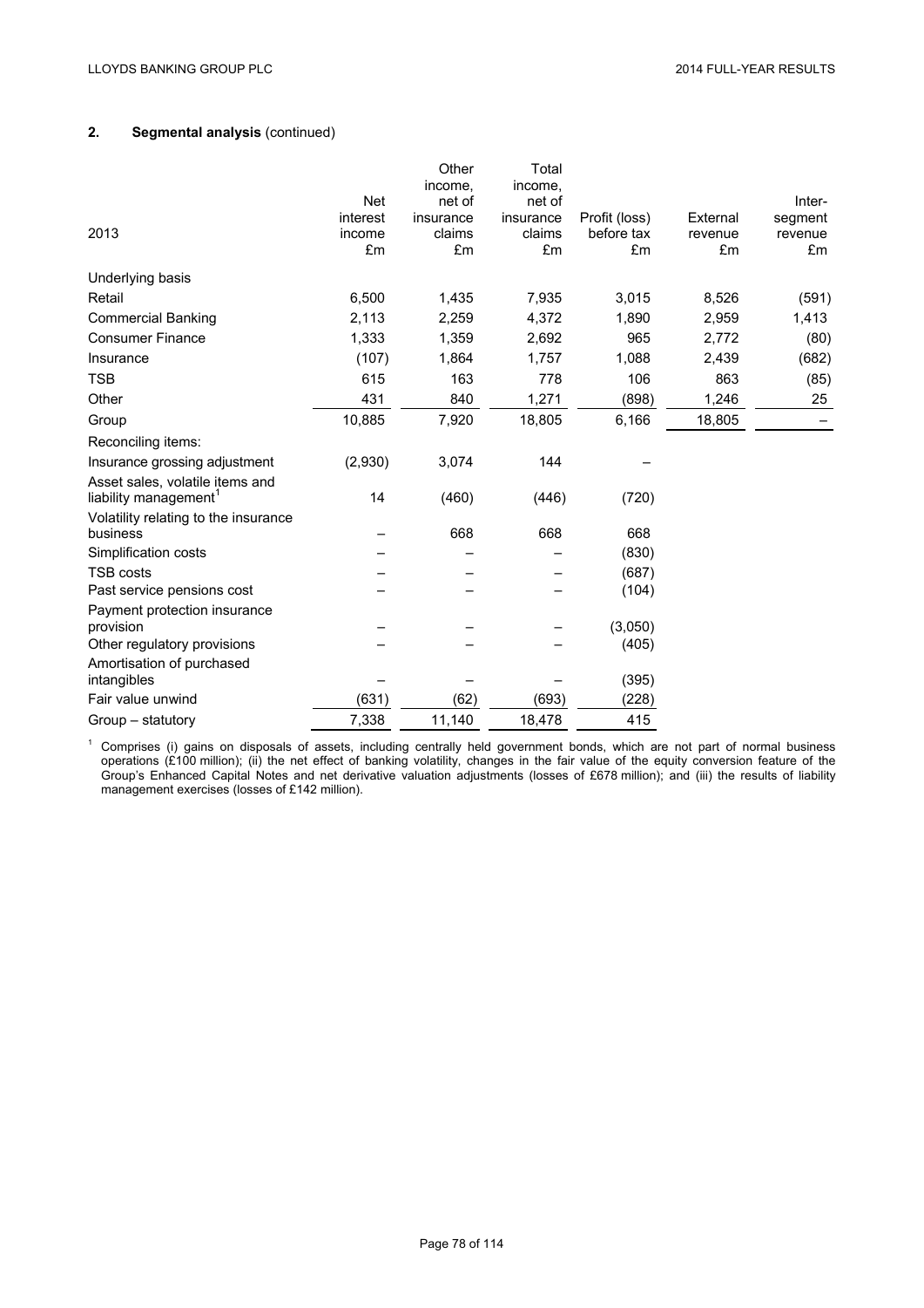## 2. Segmental analysis (continued)

| 2013 | Net interest income £m | Other income, net of insurance claims £m | Total income, net of insurance claims £m | Profit (loss) before tax £m | External revenue £m | Inter-segment revenue £m |
|---|---|---|---|---|---|---|
| Underlying basis | | | | | | |
| Retail | 6,500 | 1,435 | 7,935 | 3,015 | 8,526 | (591) |
| Commercial Banking | 2,113 | 2,259 | 4,372 | 1,890 | 2,959 | 1,413 |
| Consumer Finance | 1,333 | 1,359 | 2,692 | 965 | 2,772 | (80) |
| Insurance | (107) | 1,864 | 1,757 | 1,088 | 2,439 | (682) |
| TSB | 615 | 163 | 778 | 106 | 863 | (85) |
| Other | 431 | 840 | 1,271 | (898) | 1,246 | 25 |
| Group | 10,885 | 7,920 | 18,805 | 6,166 | 18,805 | – |
| Reconciling items: | | | | | | |
| Insurance grossing adjustment | (2,930) | 3,074 | 144 | – | | |
| Asset sales, volatile items and liability management[1] | 14 | (460) | (446) | (720) | | |
| Volatility relating to the insurance business | – | 668 | 668 | 668 | | |
| Simplification costs | – | – | – | (830) | | |
| TSB costs | – | – | – | (687) | | |
| Past service pensions cost | – | – | – | (104) | | |
| Payment protection insurance provision | – | – | – | (3,050) | | |
| Other regulatory provisions | – | – | – | (405) | | |
| Amortisation of purchased intangibles | – | – | – | (395) | | |
| Fair value unwind | (631) | (62) | (693) | (228) | | |
| Group – statutory | 7,338 | 11,140 | 18,478 | 415 | | |

[1] Comprises (i) gains on disposals of assets, including centrally held government bonds, which are not part of normal business operations (£100 million); (ii) the net effect of banking volatility, changes in the fair value of the equity conversion feature of the Group's Enhanced Capital Notes and net derivative valuation adjustments (losses of £678 million); and (iii) the results of liability management exercises (losses of £142 million).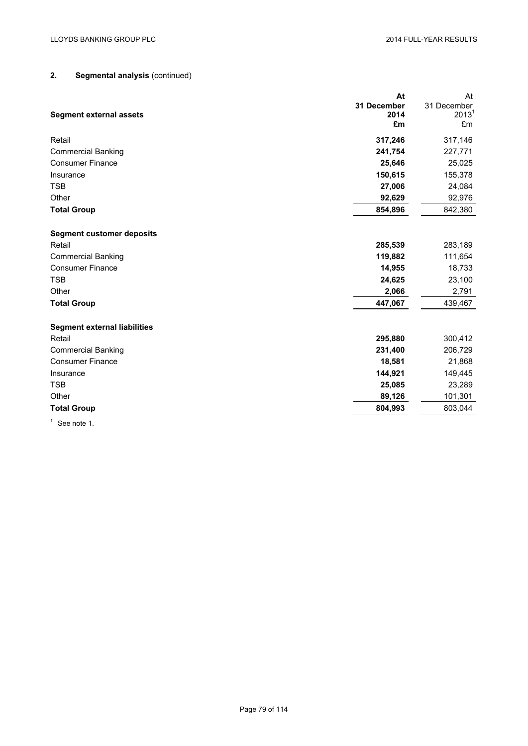## 2. Segmental analysis (continued)

| Segment external assets | At 31 December 2014 £m | At 31 December 2013[1] £m |
|---|---|---|
| Retail | **317,246** | 317,146 |
| Commercial Banking | **241,754** | 227,771 |
| Consumer Finance | **25,646** | 25,025 |
| Insurance | **150,615** | 155,378 |
| TSB | **27,006** | 24,084 |
| Other | **92,629** | 92,976 |
| **Total Group** | **854,896** | 842,380 |
| | | |
| **Segment customer deposits** | | |
| Retail | **285,539** | 283,189 |
| Commercial Banking | **119,882** | 111,654 |
| Consumer Finance | **14,955** | 18,733 |
| TSB | **24,625** | 23,100 |
| Other | **2,066** | 2,791 |
| **Total Group** | **447,067** | 439,467 |
| | | |
| **Segment external liabilities** | | |
| Retail | **295,880** | 300,412 |
| Commercial Banking | **231,400** | 206,729 |
| Consumer Finance | **18,581** | 21,868 |
| Insurance | **144,921** | 149,445 |
| TSB | **25,085** | 23,289 |
| Other | **89,126** | 101,301 |
| **Total Group** | **804,993** | 803,044 |

[1] See note 1.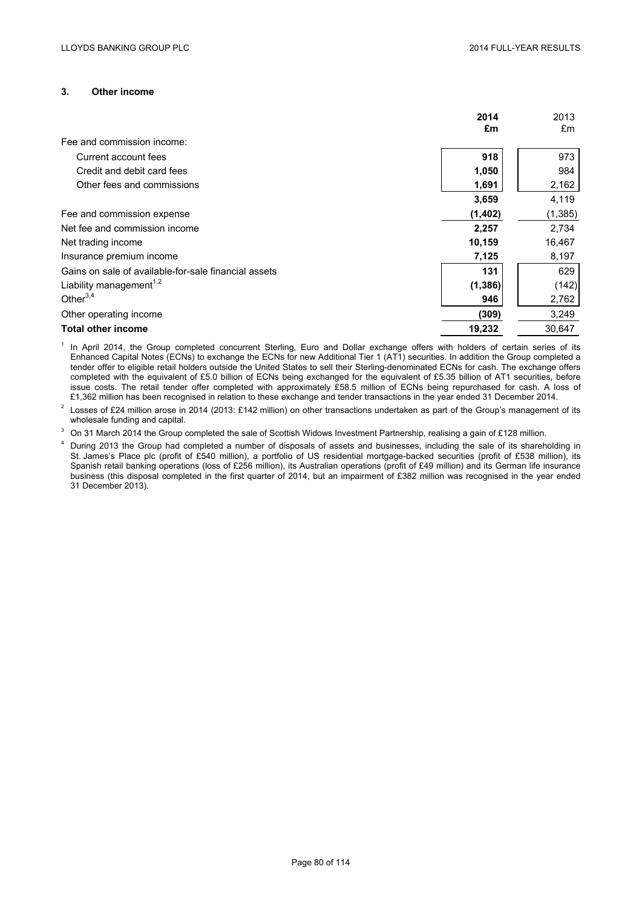## 3. Other income

| | 2014 £m | 2013 £m |
|---|---|---|
| Fee and commission income: | | |
| Current account fees | 918 | 973 |
| Credit and debit card fees | 1,050 | 984 |
| Other fees and commissions | 1,691 | 2,162 |
| | 3,659 | 4,119 |
| Fee and commission expense | (1,402) | (1,385) |
| Net fee and commission income | 2,257 | 2,734 |
| Net trading income | 10,159 | 16,467 |
| Insurance premium income | 7,125 | 8,197 |
| Gains on sale of available-for-sale financial assets | 131 | 629 |
| Liability management[1,2] | (1,386) | (142) |
| Other[3,4] | 946 | 2,762 |
| Other operating income | (309) | 3,249 |
| **Total other income** | **19,232** | 30,647 |

[1] In April 2014, the Group completed concurrent Sterling, Euro and Dollar exchange offers with holders of certain series of its Enhanced Capital Notes (ECNs) to exchange the ECNs for new Additional Tier 1 (AT1) securities. In addition the Group completed a tender offer to eligible retail holders outside the United States to sell their Sterling-denominated ECNs for cash. The exchange offers completed with the equivalent of £5.0 billion of ECNs being exchanged for the equivalent of £5.35 billion of AT1 securities, before issue costs. The retail tender offer completed with approximately £58.5 million of ECNs being repurchased for cash. A loss of £1,362 million has been recognised in relation to these exchange and tender transactions in the year ended 31 December 2014.

[2] Losses of £24 million arose in 2014 (2013: £142 million) on other transactions undertaken as part of the Group's management of its wholesale funding and capital.

[3] On 31 March 2014 the Group completed the sale of Scottish Widows Investment Partnership, realising a gain of £128 million.

[4] During 2013 the Group had completed a number of disposals of assets and businesses, including the sale of its shareholding in St. James's Place plc (profit of £540 million), a portfolio of US residential mortgage-backed securities (profit of £538 million), its Spanish retail banking operations (loss of £256 million), its Australian operations (profit of £49 million) and its German life insurance business (this disposal completed in the first quarter of 2014, but an impairment of £382 million was recognised in the year ended 31 December 2013).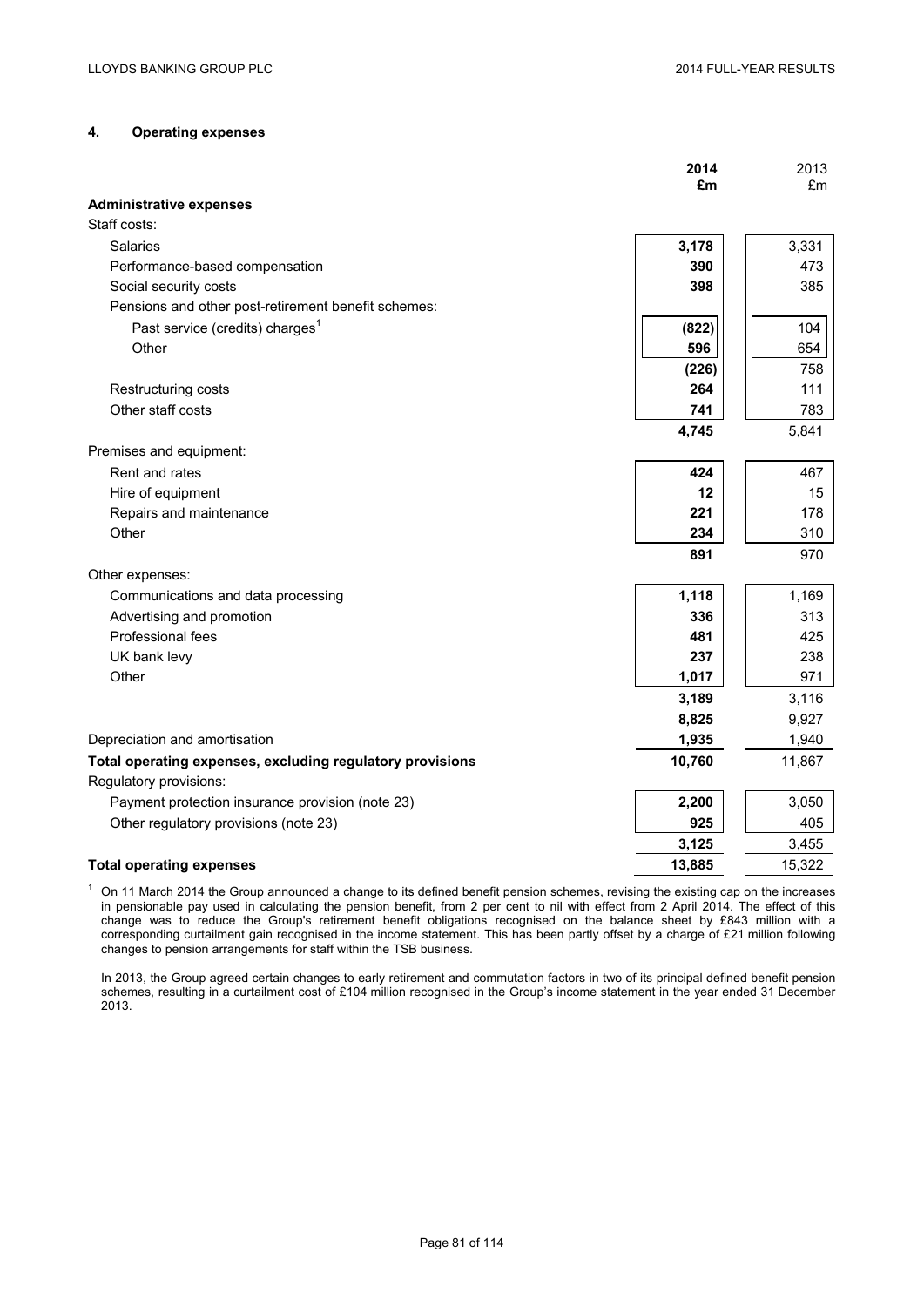## 4. Operating expenses

| | 2014 £m | 2013 £m |
|---|---|---|
| **Administrative expenses** | | |
| Staff costs: | | |
| Salaries | **3,178** | 3,331 |
| Performance-based compensation | **390** | 473 |
| Social security costs | **398** | 385 |
| Pensions and other post-retirement benefit schemes: | | |
| Past service (credits) charges[1] | **(822)** | 104 |
| Other | **596** | 654 |
| | **(226)** | 758 |
| Restructuring costs | **264** | 111 |
| Other staff costs | **741** | 783 |
| | **4,745** | 5,841 |
| Premises and equipment: | | |
| Rent and rates | **424** | 467 |
| Hire of equipment | **12** | 15 |
| Repairs and maintenance | **221** | 178 |
| Other | **234** | 310 |
| | **891** | 970 |
| Other expenses: | | |
| Communications and data processing | **1,118** | 1,169 |
| Advertising and promotion | **336** | 313 |
| Professional fees | **481** | 425 |
| UK bank levy | **237** | 238 |
| Other | **1,017** | 971 |
| | **3,189** | 3,116 |
| | **8,825** | 9,927 |
| Depreciation and amortisation | **1,935** | 1,940 |
| **Total operating expenses, excluding regulatory provisions** | **10,760** | 11,867 |
| Regulatory provisions: | | |
| Payment protection insurance provision (note 23) | **2,200** | 3,050 |
| Other regulatory provisions (note 23) | **925** | 405 |
| | **3,125** | 3,455 |
| **Total operating expenses** | **13,885** | 15,322 |

[1] On 11 March 2014 the Group announced a change to its defined benefit pension schemes, revising the existing cap on the increases in pensionable pay used in calculating the pension benefit, from 2 per cent to nil with effect from 2 April 2014. The effect of this change was to reduce the Group's retirement benefit obligations recognised on the balance sheet by £843 million with a corresponding curtailment gain recognised in the income statement. This has been partly offset by a charge of £21 million following changes to pension arrangements for staff within the TSB business.

In 2013, the Group agreed certain changes to early retirement and commutation factors in two of its principal defined benefit pension schemes, resulting in a curtailment cost of £104 million recognised in the Group's income statement in the year ended 31 December 2013.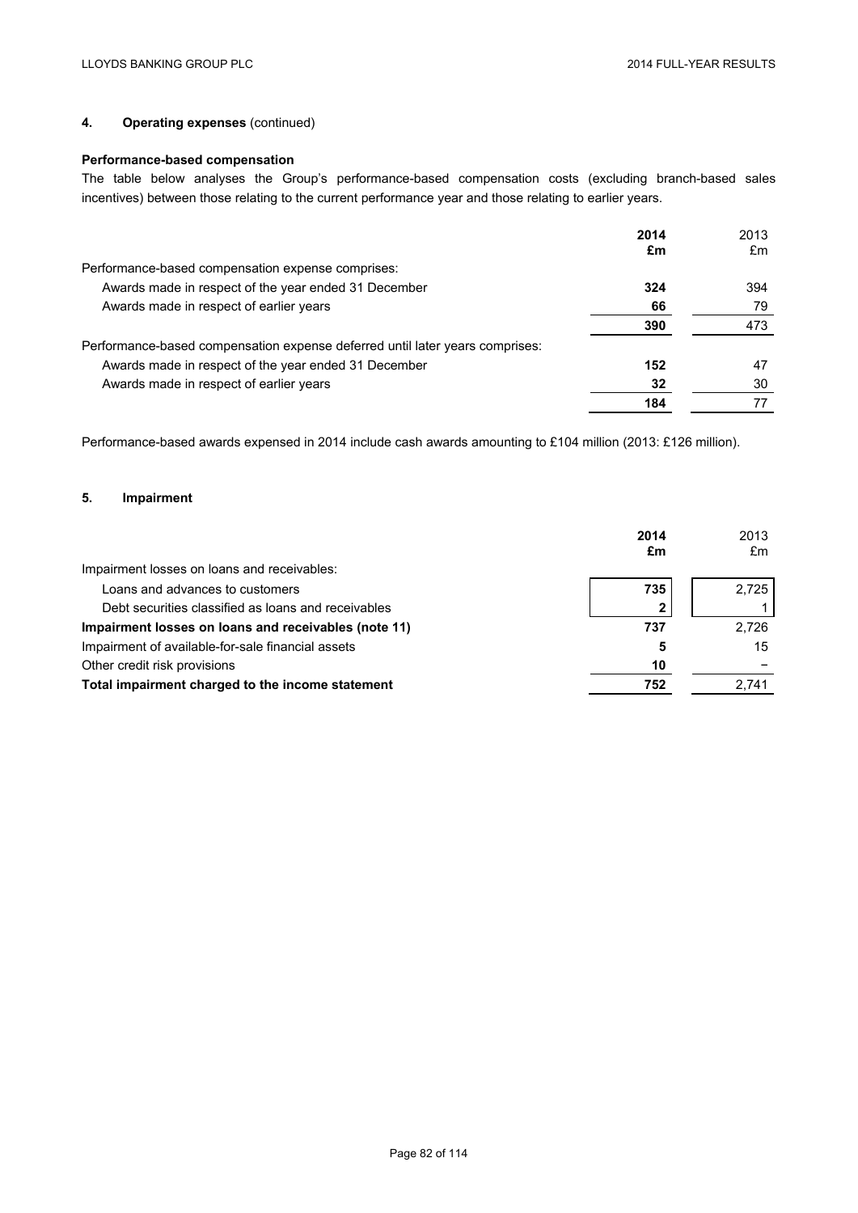## 4. Operating expenses (continued)

**Performance-based compensation**

The table below analyses the Group's performance-based compensation costs (excluding branch-based sales incentives) between those relating to the current performance year and those relating to earlier years.

| | 2014 £m | 2013 £m |
|---|---|---|
| Performance-based compensation expense comprises: | | |
| Awards made in respect of the year ended 31 December | **324** | 394 |
| Awards made in respect of earlier years | **66** | 79 |
| | **390** | 473 |
| Performance-based compensation expense deferred until later years comprises: | | |
| Awards made in respect of the year ended 31 December | **152** | 47 |
| Awards made in respect of earlier years | **32** | 30 |
| | **184** | 77 |

Performance-based awards expensed in 2014 include cash awards amounting to £104 million (2013: £126 million).

## 5. Impairment

| | 2014 £m | 2013 £m |
|---|---|---|
| Impairment losses on loans and receivables: | | |
| Loans and advances to customers | **735** | 2,725 |
| Debt securities classified as loans and receivables | **2** | 1 |
| **Impairment losses on loans and receivables (note 11)** | **737** | 2,726 |
| Impairment of available-for-sale financial assets | **5** | 15 |
| Other credit risk provisions | **10** | – |
| **Total impairment charged to the income statement** | **752** | 2,741 |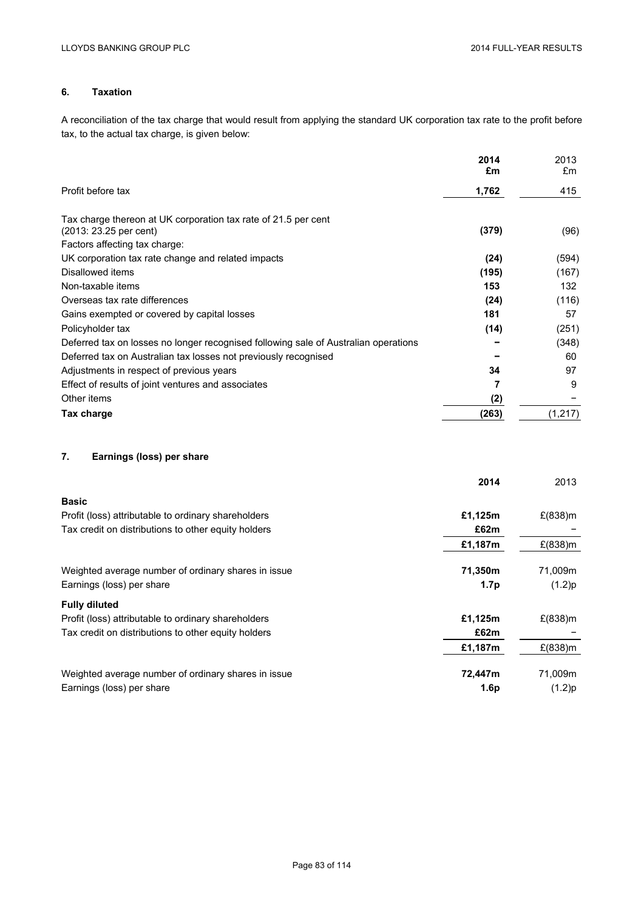## 6. Taxation

A reconciliation of the tax charge that would result from applying the standard UK corporation tax rate to the profit before tax, to the actual tax charge, is given below:

| | **2014 £m** | 2013 £m |
|---|---|---|
| Profit before tax | **1,762** | 415 |
| Tax charge thereon at UK corporation tax rate of 21.5 per cent (2013: 23.25 per cent) | **(379)** | (96) |
| Factors affecting tax charge: | | |
| UK corporation tax rate change and related impacts | **(24)** | (594) |
| Disallowed items | **(195)** | (167) |
| Non-taxable items | **153** | 132 |
| Overseas tax rate differences | **(24)** | (116) |
| Gains exempted or covered by capital losses | **181** | 57 |
| Policyholder tax | **(14)** | (251) |
| Deferred tax on losses no longer recognised following sale of Australian operations | **–** | (348) |
| Deferred tax on Australian tax losses not previously recognised | **–** | 60 |
| Adjustments in respect of previous years | **34** | 97 |
| Effect of results of joint ventures and associates | **7** | 9 |
| Other items | **(2)** | – |
| **Tax charge** | **(263)** | (1,217) |

## 7. Earnings (loss) per share

| | **2014** | 2013 |
|---|---|---|
| **Basic** | | |
| Profit (loss) attributable to ordinary shareholders | **£1,125m** | £(838)m |
| Tax credit on distributions to other equity holders | **£62m** | – |
| | **£1,187m** | £(838)m |
| Weighted average number of ordinary shares in issue | **71,350m** | 71,009m |
| Earnings (loss) per share | **1.7p** | (1.2)p |
| **Fully diluted** | | |
| Profit (loss) attributable to ordinary shareholders | **£1,125m** | £(838)m |
| Tax credit on distributions to other equity holders | **£62m** | – |
| | **£1,187m** | £(838)m |
| Weighted average number of ordinary shares in issue | **72,447m** | 71,009m |
| Earnings (loss) per share | **1.6p** | (1.2)p |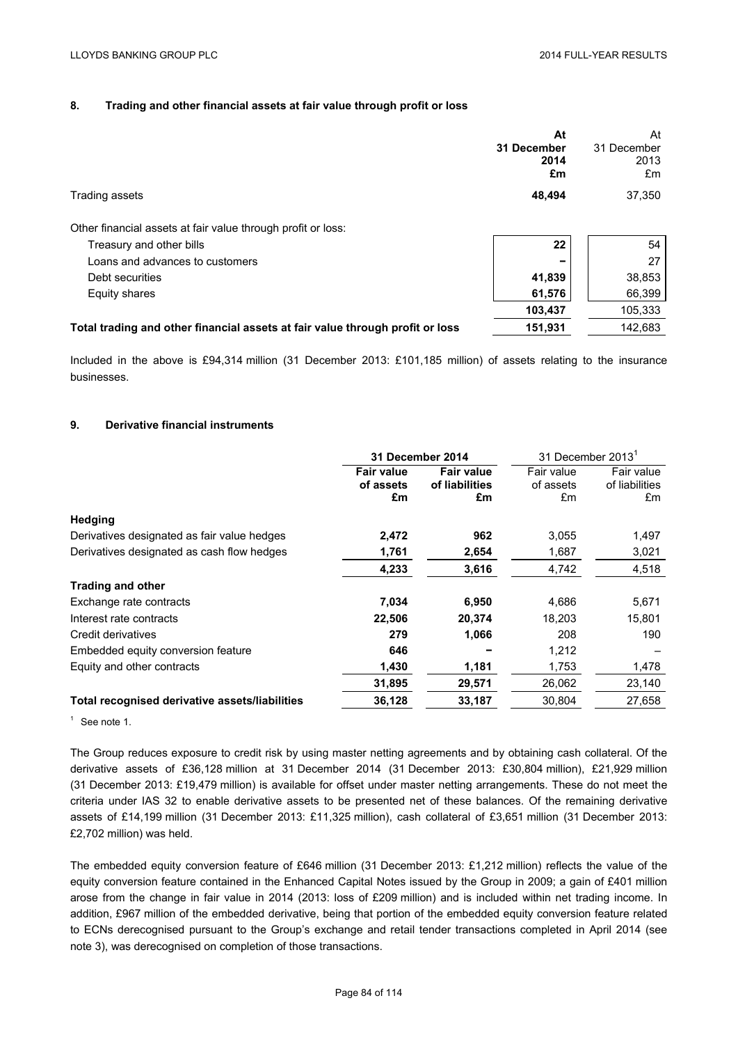## 8. Trading and other financial assets at fair value through profit or loss

| | At 31 December 2014 £m | At 31 December 2013 £m |
|---|---|---|
| Trading assets | **48,494** | 37,350 |
| Other financial assets at fair value through profit or loss: | | |
| Treasury and other bills | **22** | 54 |
| Loans and advances to customers | **–** | 27 |
| Debt securities | **41,839** | 38,853 |
| Equity shares | **61,576** | 66,399 |
| | **103,437** | 105,333 |
| **Total trading and other financial assets at fair value through profit or loss** | **151,931** | 142,683 |

Included in the above is £94,314 million (31 December 2013: £101,185 million) of assets relating to the insurance businesses.

## 9. Derivative financial instruments

| | 31 December 2014 | | 31 December 2013[1] | |
|---|---|---|---|---|
| | Fair value of assets £m | Fair value of liabilities £m | Fair value of assets £m | Fair value of liabilities £m |
| **Hedging** | | | | |
| Derivatives designated as fair value hedges | **2,472** | **962** | 3,055 | 1,497 |
| Derivatives designated as cash flow hedges | **1,761** | **2,654** | 1,687 | 3,021 |
| | **4,233** | **3,616** | 4,742 | 4,518 |
| **Trading and other** | | | | |
| Exchange rate contracts | **7,034** | **6,950** | 4,686 | 5,671 |
| Interest rate contracts | **22,506** | **20,374** | 18,203 | 15,801 |
| Credit derivatives | **279** | **1,066** | 208 | 190 |
| Embedded equity conversion feature | **646** | **–** | 1,212 | – |
| Equity and other contracts | **1,430** | **1,181** | 1,753 | 1,478 |
| | **31,895** | **29,571** | 26,062 | 23,140 |
| **Total recognised derivative assets/liabilities** | **36,128** | **33,187** | 30,804 | 27,658 |

[1] See note 1.

The Group reduces exposure to credit risk by using master netting agreements and by obtaining cash collateral. Of the derivative assets of £36,128 million at 31 December 2014 (31 December 2013: £30,804 million), £21,929 million (31 December 2013: £19,479 million) is available for offset under master netting arrangements. These do not meet the criteria under IAS 32 to enable derivative assets to be presented net of these balances. Of the remaining derivative assets of £14,199 million (31 December 2013: £11,325 million), cash collateral of £3,651 million (31 December 2013: £2,702 million) was held.

The embedded equity conversion feature of £646 million (31 December 2013: £1,212 million) reflects the value of the equity conversion feature contained in the Enhanced Capital Notes issued by the Group in 2009; a gain of £401 million arose from the change in fair value in 2014 (2013: loss of £209 million) and is included within net trading income. In addition, £967 million of the embedded derivative, being that portion of the embedded equity conversion feature related to ECNs derecognised pursuant to the Group's exchange and retail tender transactions completed in April 2014 (see note 3), was derecognised on completion of those transactions.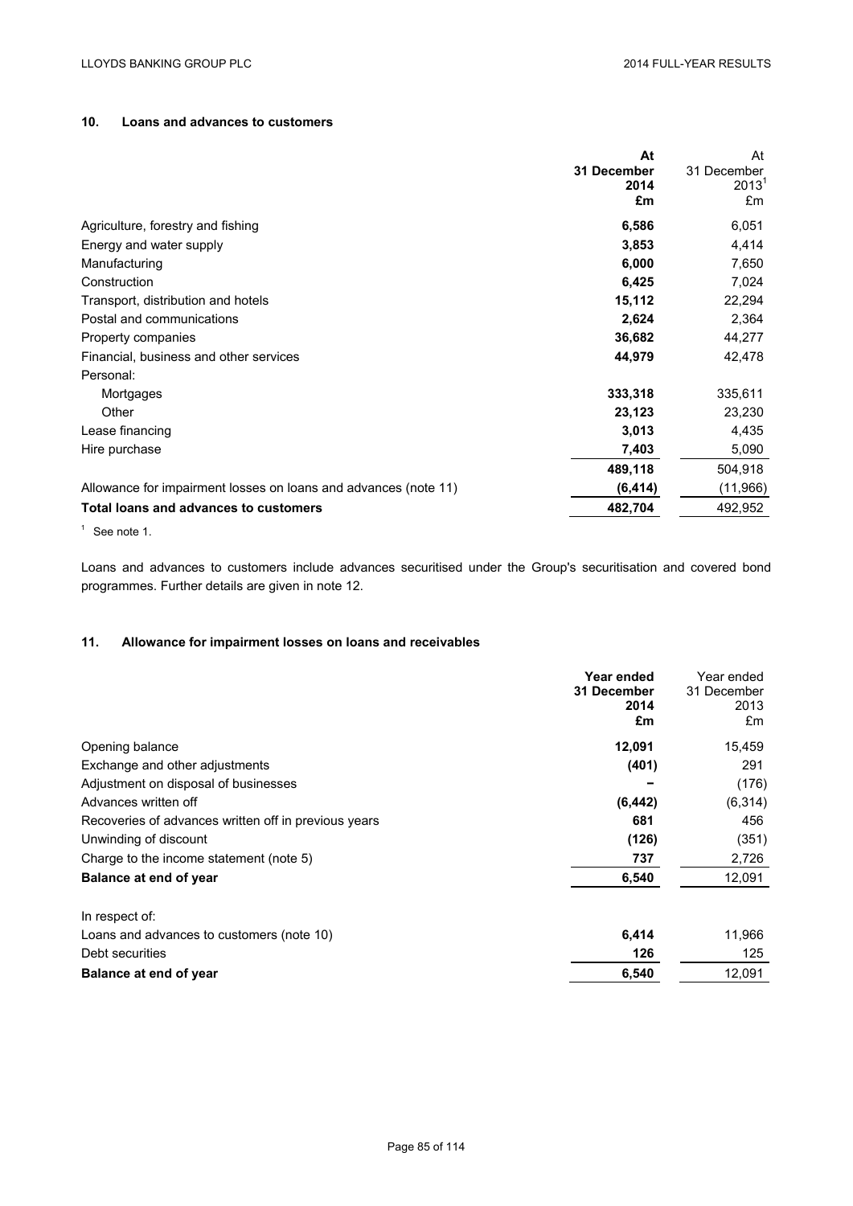## 10. Loans and advances to customers

| | At 31 December 2014 £m | At 31 December 2013[1] £m |
|---|---|---|
| Agriculture, forestry and fishing | **6,586** | 6,051 |
| Energy and water supply | **3,853** | 4,414 |
| Manufacturing | **6,000** | 7,650 |
| Construction | **6,425** | 7,024 |
| Transport, distribution and hotels | **15,112** | 22,294 |
| Postal and communications | **2,624** | 2,364 |
| Property companies | **36,682** | 44,277 |
| Financial, business and other services | **44,979** | 42,478 |
| Personal: | | |
| Mortgages | **333,318** | 335,611 |
| Other | **23,123** | 23,230 |
| Lease financing | **3,013** | 4,435 |
| Hire purchase | **7,403** | 5,090 |
| | **489,118** | 504,918 |
| Allowance for impairment losses on loans and advances (note 11) | **(6,414)** | (11,966) |
| **Total loans and advances to customers** | **482,704** | 492,952 |

[1] See note 1.

Loans and advances to customers include advances securitised under the Group's securitisation and covered bond programmes. Further details are given in note 12.

## 11. Allowance for impairment losses on loans and receivables

| | Year ended 31 December 2014 £m | Year ended 31 December 2013 £m |
|---|---|---|
| Opening balance | **12,091** | 15,459 |
| Exchange and other adjustments | **(401)** | 291 |
| Adjustment on disposal of businesses | **–** | (176) |
| Advances written off | **(6,442)** | (6,314) |
| Recoveries of advances written off in previous years | **681** | 456 |
| Unwinding of discount | **(126)** | (351) |
| Charge to the income statement (note 5) | **737** | 2,726 |
| **Balance at end of year** | **6,540** | 12,091 |
| | | |
| In respect of: | | |
| Loans and advances to customers (note 10) | **6,414** | 11,966 |
| Debt securities | **126** | 125 |
| **Balance at end of year** | **6,540** | 12,091 |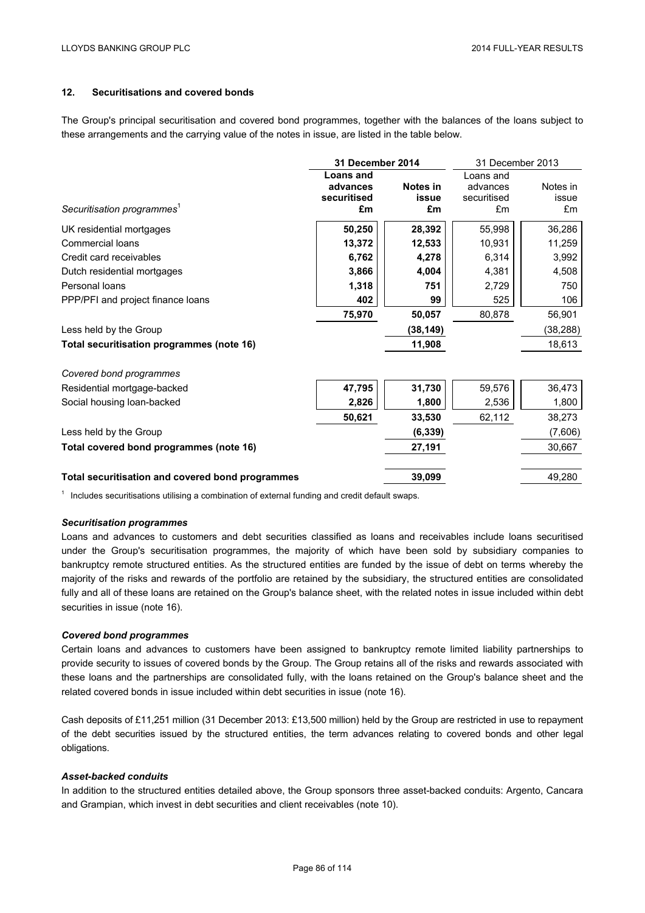## 12. Securitisations and covered bonds

The Group's principal securitisation and covered bond programmes, together with the balances of the loans subject to these arrangements and the carrying value of the notes in issue, are listed in the table below.

| | **31 December 2014** | | 31 December 2013 | |
|---|---|---|---|---|
| *Securitisation programmes*[1] | **Loans and advances securitised £m** | **Notes in issue £m** | Loans and advances securitised £m | Notes in issue £m |
| UK residential mortgages | **50,250** | **28,392** | 55,998 | 36,286 |
| Commercial loans | **13,372** | **12,533** | 10,931 | 11,259 |
| Credit card receivables | **6,762** | **4,278** | 6,314 | 3,992 |
| Dutch residential mortgages | **3,866** | **4,004** | 4,381 | 4,508 |
| Personal loans | **1,318** | **751** | 2,729 | 750 |
| PPP/PFI and project finance loans | **402** | **99** | 525 | 106 |
| | **75,970** | **50,057** | 80,878 | 56,901 |
| Less held by the Group | | **(38,149)** | | (38,288) |
| **Total securitisation programmes (note 16)** | | **11,908** | | 18,613 |
| *Covered bond programmes* | | | | |
| Residential mortgage-backed | **47,795** | **31,730** | 59,576 | 36,473 |
| Social housing loan-backed | **2,826** | **1,800** | 2,536 | 1,800 |
| | **50,621** | **33,530** | 62,112 | 38,273 |
| Less held by the Group | | **(6,339)** | | (7,606) |
| **Total covered bond programmes (note 16)** | | **27,191** | | 30,667 |
| **Total securitisation and covered bond programmes** | | **39,099** | | 49,280 |

[1] Includes securitisations utilising a combination of external funding and credit default swaps.

### *Securitisation programmes*

Loans and advances to customers and debt securities classified as loans and receivables include loans securitised under the Group's securitisation programmes, the majority of which have been sold by subsidiary companies to bankruptcy remote structured entities. As the structured entities are funded by the issue of debt on terms whereby the majority of the risks and rewards of the portfolio are retained by the subsidiary, the structured entities are consolidated fully and all of these loans are retained on the Group's balance sheet, with the related notes in issue included within debt securities in issue (note 16).

### *Covered bond programmes*

Certain loans and advances to customers have been assigned to bankruptcy remote limited liability partnerships to provide security to issues of covered bonds by the Group. The Group retains all of the risks and rewards associated with these loans and the partnerships are consolidated fully, with the loans retained on the Group's balance sheet and the related covered bonds in issue included within debt securities in issue (note 16).

Cash deposits of £11,251 million (31 December 2013: £13,500 million) held by the Group are restricted in use to repayment of the debt securities issued by the structured entities, the term advances relating to covered bonds and other legal obligations.

### *Asset-backed conduits*

In addition to the structured entities detailed above, the Group sponsors three asset-backed conduits: Argento, Cancara and Grampian, which invest in debt securities and client receivables (note 10).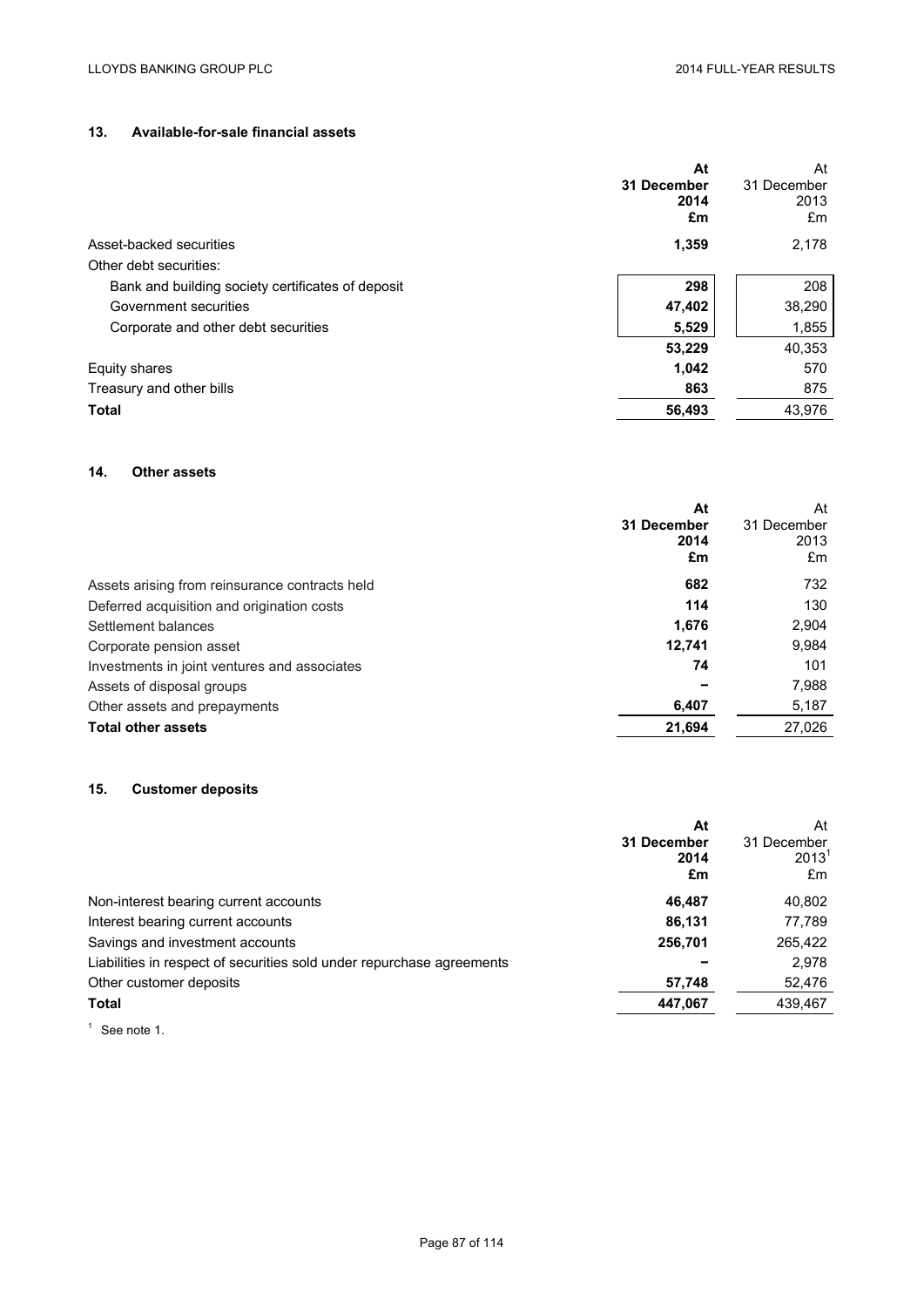## 13. Available-for-sale financial assets

| | At 31 December 2014 £m | At 31 December 2013 £m |
|---|---|---|
| Asset-backed securities | **1,359** | 2,178 |
| Other debt securities: | | |
| Bank and building society certificates of deposit | **298** | 208 |
| Government securities | **47,402** | 38,290 |
| Corporate and other debt securities | **5,529** | 1,855 |
| | **53,229** | 40,353 |
| Equity shares | **1,042** | 570 |
| Treasury and other bills | **863** | 875 |
| **Total** | **56,493** | 43,976 |

## 14. Other assets

| | At 31 December 2014 £m | At 31 December 2013 £m |
|---|---|---|
| Assets arising from reinsurance contracts held | **682** | 732 |
| Deferred acquisition and origination costs | **114** | 130 |
| Settlement balances | **1,676** | 2,904 |
| Corporate pension asset | **12,741** | 9,984 |
| Investments in joint ventures and associates | **74** | 101 |
| Assets of disposal groups | **–** | 7,988 |
| Other assets and prepayments | **6,407** | 5,187 |
| **Total other assets** | **21,694** | 27,026 |

## 15. Customer deposits

| | At 31 December 2014 £m | At 31 December 2013[1] £m |
|---|---|---|
| Non-interest bearing current accounts | **46,487** | 40,802 |
| Interest bearing current accounts | **86,131** | 77,789 |
| Savings and investment accounts | **256,701** | 265,422 |
| Liabilities in respect of securities sold under repurchase agreements | **–** | 2,978 |
| Other customer deposits | **57,748** | 52,476 |
| **Total** | **447,067** | 439,467 |

[1] See note 1.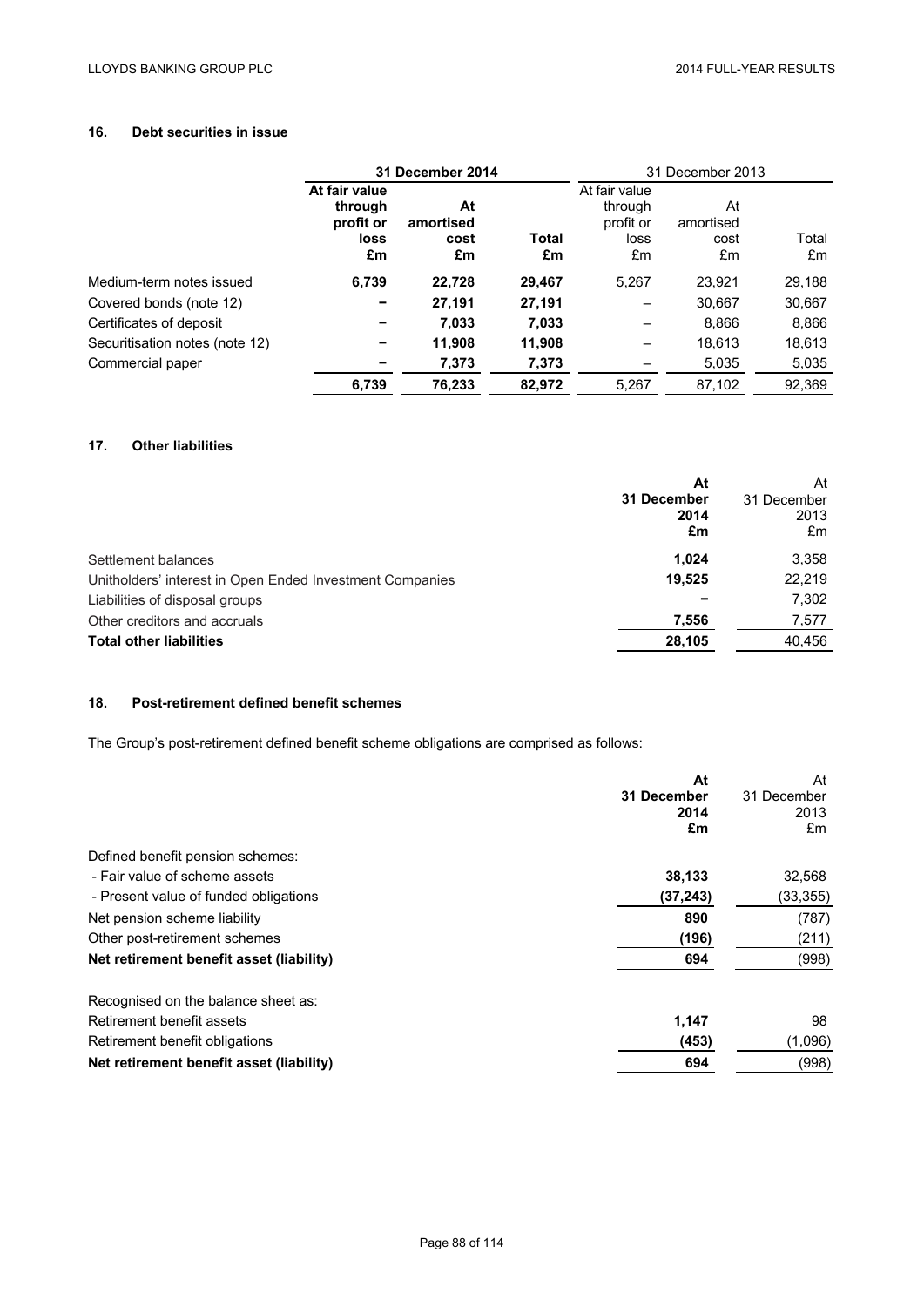## 16. Debt securities in issue

| | 31 December 2014 | | | 31 December 2013 | | |
|---|---|---|---|---|---|---|
| | **At fair value through profit or loss £m** | **At amortised cost £m** | **Total £m** | At fair value through profit or loss £m | At amortised cost £m | Total £m |
| Medium-term notes issued | **6,739** | **22,728** | **29,467** | 5,267 | 23,921 | 29,188 |
| Covered bonds (note 12) | **–** | **27,191** | **27,191** | – | 30,667 | 30,667 |
| Certificates of deposit | **–** | **7,033** | **7,033** | – | 8,866 | 8,866 |
| Securitisation notes (note 12) | **–** | **11,908** | **11,908** | – | 18,613 | 18,613 |
| Commercial paper | **–** | **7,373** | **7,373** | – | 5,035 | 5,035 |
| | **6,739** | **76,233** | **82,972** | 5,267 | 87,102 | 92,369 |

## 17. Other liabilities

| | **At 31 December 2014 £m** | At 31 December 2013 £m |
|---|---|---|
| Settlement balances | **1,024** | 3,358 |
| Unitholders' interest in Open Ended Investment Companies | **19,525** | 22,219 |
| Liabilities of disposal groups | **–** | 7,302 |
| Other creditors and accruals | **7,556** | 7,577 |
| **Total other liabilities** | **28,105** | 40,456 |

## 18. Post-retirement defined benefit schemes

The Group's post-retirement defined benefit scheme obligations are comprised as follows:

| | **At 31 December 2014 £m** | At 31 December 2013 £m |
|---|---|---|
| Defined benefit pension schemes: | | |
| - Fair value of scheme assets | **38,133** | 32,568 |
| - Present value of funded obligations | **(37,243)** | (33,355) |
| Net pension scheme liability | **890** | (787) |
| Other post-retirement schemes | **(196)** | (211) |
| **Net retirement benefit asset (liability)** | **694** | (998) |
| | | |
| Recognised on the balance sheet as: | | |
| Retirement benefit assets | **1,147** | 98 |
| Retirement benefit obligations | **(453)** | (1,096) |
| **Net retirement benefit asset (liability)** | **694** | (998) |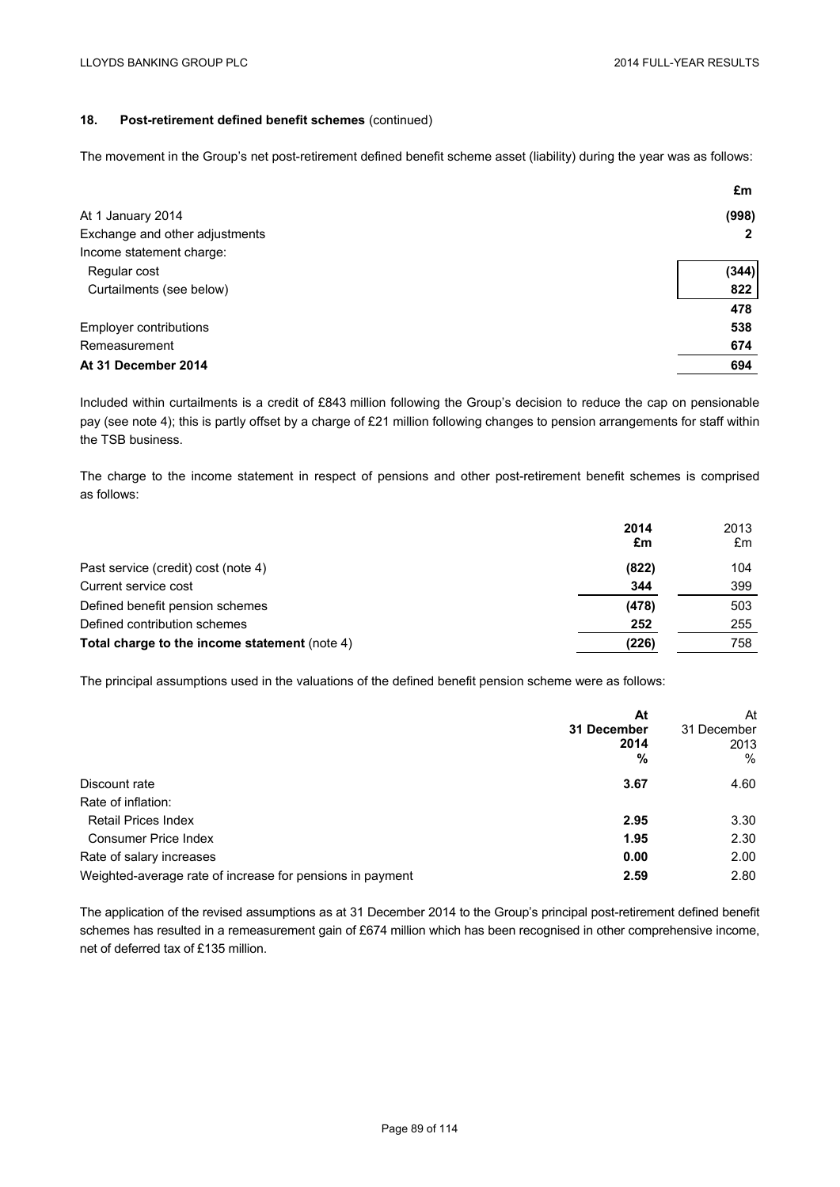### 18. Post-retirement defined benefit schemes (continued)

The movement in the Group's net post-retirement defined benefit scheme asset (liability) during the year was as follows:

| | £m |
|---|---|
| At 1 January 2014 | (998) |
| Exchange and other adjustments | 2 |
| Income statement charge: | |
| Regular cost | (344) |
| Curtailments (see below) | 822 |
| | 478 |
| Employer contributions | 538 |
| Remeasurement | 674 |
| **At 31 December 2014** | **694** |

Included within curtailments is a credit of £843 million following the Group's decision to reduce the cap on pensionable pay (see note 4); this is partly offset by a charge of £21 million following changes to pension arrangements for staff within the TSB business.

The charge to the income statement in respect of pensions and other post-retirement benefit schemes is comprised as follows:

| | 2014 £m | 2013 £m |
|---|---|---|
| Past service (credit) cost (note 4) | (822) | 104 |
| Current service cost | 344 | 399 |
| Defined benefit pension schemes | (478) | 503 |
| Defined contribution schemes | 252 | 255 |
| **Total charge to the income statement** (note 4) | (226) | 758 |

The principal assumptions used in the valuations of the defined benefit pension scheme were as follows:

| | At 31 December 2014 % | At 31 December 2013 % |
|---|---|---|
| Discount rate | 3.67 | 4.60 |
| Rate of inflation: | | |
| Retail Prices Index | 2.95 | 3.30 |
| Consumer Price Index | 1.95 | 2.30 |
| Rate of salary increases | 0.00 | 2.00 |
| Weighted-average rate of increase for pensions in payment | 2.59 | 2.80 |

The application of the revised assumptions as at 31 December 2014 to the Group's principal post-retirement defined benefit schemes has resulted in a remeasurement gain of £674 million which has been recognised in other comprehensive income, net of deferred tax of £135 million.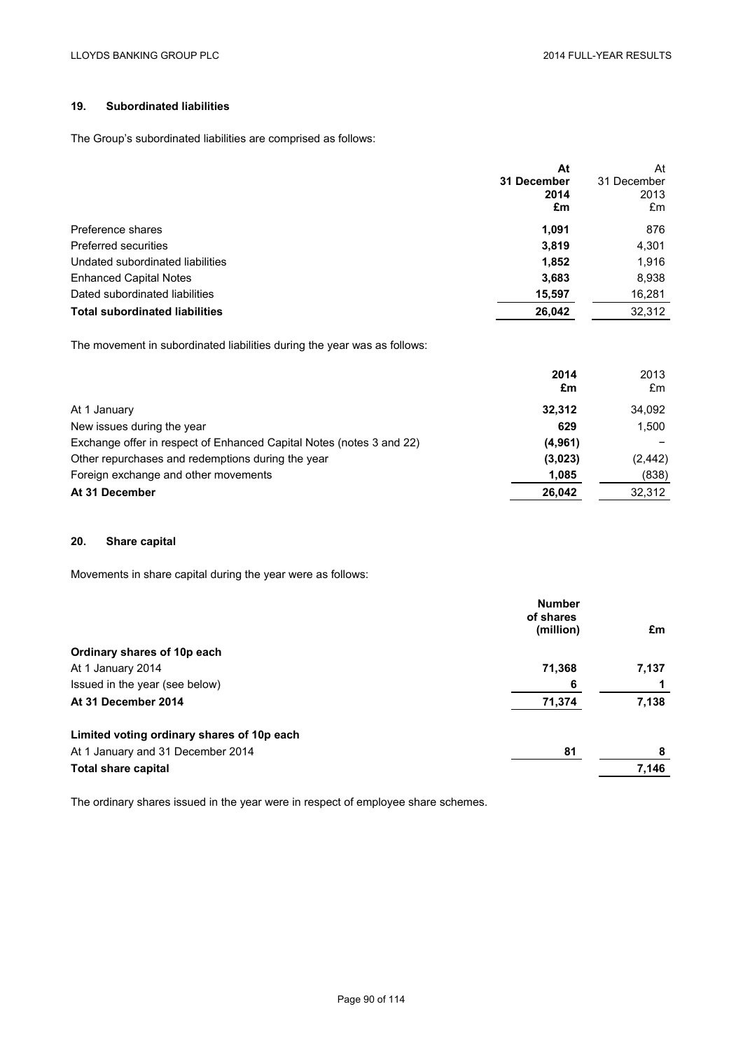## 19. Subordinated liabilities

The Group's subordinated liabilities are comprised as follows:

| | **At 31 December 2014 £m** | At 31 December 2013 £m |
|---|---|---|
| Preference shares | **1,091** | 876 |
| Preferred securities | **3,819** | 4,301 |
| Undated subordinated liabilities | **1,852** | 1,916 |
| Enhanced Capital Notes | **3,683** | 8,938 |
| Dated subordinated liabilities | **15,597** | 16,281 |
| **Total subordinated liabilities** | **26,042** | 32,312 |

The movement in subordinated liabilities during the year was as follows:

| | **2014 £m** | 2013 £m |
|---|---|---|
| At 1 January | **32,312** | 34,092 |
| New issues during the year | **629** | 1,500 |
| Exchange offer in respect of Enhanced Capital Notes (notes 3 and 22) | **(4,961)** | − |
| Other repurchases and redemptions during the year | **(3,023)** | (2,442) |
| Foreign exchange and other movements | **1,085** | (838) |
| **At 31 December** | **26,042** | 32,312 |

## 20. Share capital

Movements in share capital during the year were as follows:

| | **Number of shares (million)** | **£m** |
|---|---|---|
| **Ordinary shares of 10p each** | | |
| At 1 January 2014 | **71,368** | **7,137** |
| Issued in the year (see below) | **6** | **1** |
| **At 31 December 2014** | **71,374** | **7,138** |
| | | |
| **Limited voting ordinary shares of 10p each** | | |
| At 1 January and 31 December 2014 | **81** | **8** |
| **Total share capital** | | **7,146** |

The ordinary shares issued in the year were in respect of employee share schemes.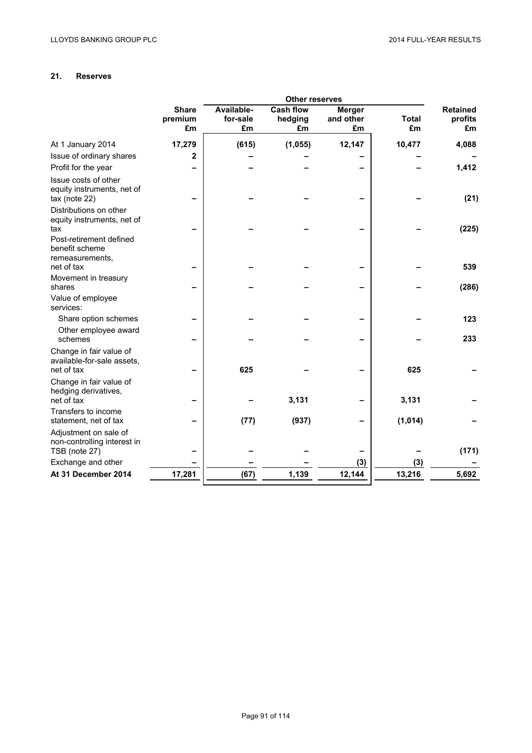## 21. Reserves

| | Share premium £m | Other reserves | | | | Retained profits £m |
|---|---|---|---|---|---|---|
| | | Available-for-sale £m | Cash flow hedging £m | Merger and other £m | Total £m | |
| At 1 January 2014 | 17,279 | (615) | (1,055) | 12,147 | 10,477 | 4,088 |
| Issue of ordinary shares | 2 | – | – | – | – | – |
| Profit for the year | – | – | – | – | – | 1,412 |
| Issue costs of other equity instruments, net of tax (note 22) | – | – | – | – | – | (21) |
| Distributions on other equity instruments, net of tax | – | – | – | – | – | (225) |
| Post-retirement defined benefit scheme remeasurements, net of tax | – | – | – | – | – | 539 |
| Movement in treasury shares | – | – | – | – | – | (286) |
| Value of employee services: | | | | | | |
| Share option schemes | – | – | – | – | – | 123 |
| Other employee award schemes | – | – | – | – | – | 233 |
| Change in fair value of available-for-sale assets, net of tax | – | 625 | – | – | 625 | – |
| Change in fair value of hedging derivatives, net of tax | – | – | 3,131 | – | 3,131 | – |
| Transfers to income statement, net of tax | – | (77) | (937) | – | (1,014) | – |
| Adjustment on sale of non-controlling interest in TSB (note 27) | – | – | – | – | – | (171) |
| Exchange and other | – | – | – | (3) | (3) | – |
| **At 31 December 2014** | **17,281** | **(67)** | **1,139** | **12,144** | **13,216** | **5,692** |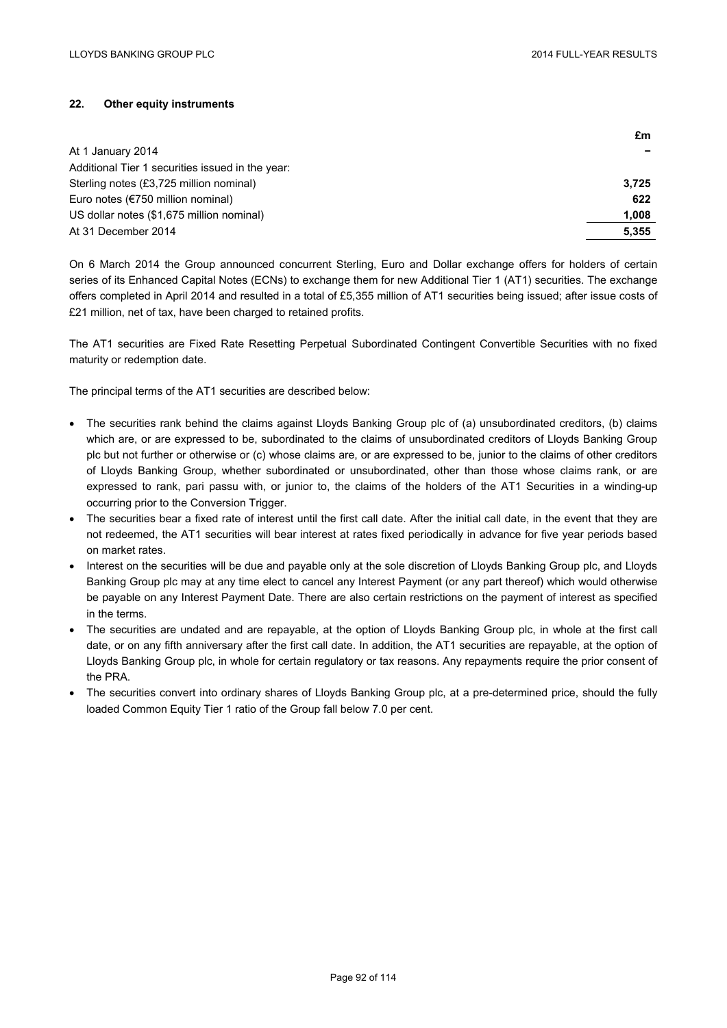## 22. Other equity instruments

| | £m |
|---|---|
| At 1 January 2014 | – |
| Additional Tier 1 securities issued in the year: | |
| Sterling notes (£3,725 million nominal) | **3,725** |
| Euro notes (€750 million nominal) | **622** |
| US dollar notes ($1,675 million nominal) | **1,008** |
| At 31 December 2014 | **5,355** |

On 6 March 2014 the Group announced concurrent Sterling, Euro and Dollar exchange offers for holders of certain series of its Enhanced Capital Notes (ECNs) to exchange them for new Additional Tier 1 (AT1) securities. The exchange offers completed in April 2014 and resulted in a total of £5,355 million of AT1 securities being issued; after issue costs of £21 million, net of tax, have been charged to retained profits.

The AT1 securities are Fixed Rate Resetting Perpetual Subordinated Contingent Convertible Securities with no fixed maturity or redemption date.

The principal terms of the AT1 securities are described below:

- The securities rank behind the claims against Lloyds Banking Group plc of (a) unsubordinated creditors, (b) claims which are, or are expressed to be, subordinated to the claims of unsubordinated creditors of Lloyds Banking Group plc but not further or otherwise or (c) whose claims are, or are expressed to be, junior to the claims of other creditors of Lloyds Banking Group, whether subordinated or unsubordinated, other than those whose claims rank, or are expressed to rank, pari passu with, or junior to, the claims of the holders of the AT1 Securities in a winding-up occurring prior to the Conversion Trigger.
- The securities bear a fixed rate of interest until the first call date. After the initial call date, in the event that they are not redeemed, the AT1 securities will bear interest at rates fixed periodically in advance for five year periods based on market rates.
- Interest on the securities will be due and payable only at the sole discretion of Lloyds Banking Group plc, and Lloyds Banking Group plc may at any time elect to cancel any Interest Payment (or any part thereof) which would otherwise be payable on any Interest Payment Date. There are also certain restrictions on the payment of interest as specified in the terms.
- The securities are undated and are repayable, at the option of Lloyds Banking Group plc, in whole at the first call date, or on any fifth anniversary after the first call date. In addition, the AT1 securities are repayable, at the option of Lloyds Banking Group plc, in whole for certain regulatory or tax reasons. Any repayments require the prior consent of the PRA.
- The securities convert into ordinary shares of Lloyds Banking Group plc, at a pre-determined price, should the fully loaded Common Equity Tier 1 ratio of the Group fall below 7.0 per cent.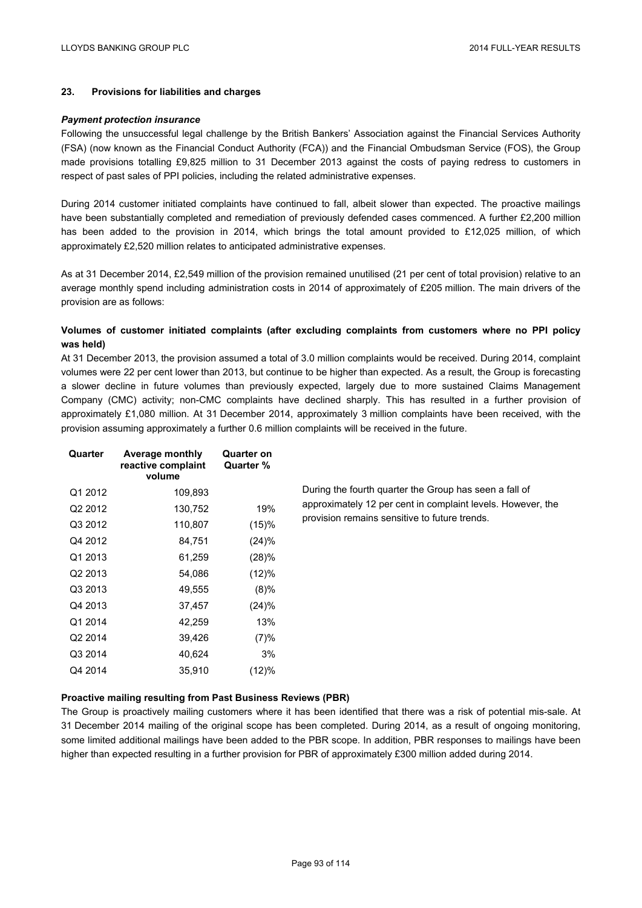## 23. Provisions for liabilities and charges

***Payment protection insurance***

Following the unsuccessful legal challenge by the British Bankers' Association against the Financial Services Authority (FSA) (now known as the Financial Conduct Authority (FCA)) and the Financial Ombudsman Service (FOS), the Group made provisions totalling £9,825 million to 31 December 2013 against the costs of paying redress to customers in respect of past sales of PPI policies, including the related administrative expenses.

During 2014 customer initiated complaints have continued to fall, albeit slower than expected. The proactive mailings have been substantially completed and remediation of previously defended cases commenced. A further £2,200 million has been added to the provision in 2014, which brings the total amount provided to £12,025 million, of which approximately £2,520 million relates to anticipated administrative expenses.

As at 31 December 2014, £2,549 million of the provision remained unutilised (21 per cent of total provision) relative to an average monthly spend including administration costs in 2014 of approximately of £205 million. The main drivers of the provision are as follows:

**Volumes of customer initiated complaints (after excluding complaints from customers where no PPI policy was held)**

At 31 December 2013, the provision assumed a total of 3.0 million complaints would be received. During 2014, complaint volumes were 22 per cent lower than 2013, but continue to be higher than expected. As a result, the Group is forecasting a slower decline in future volumes than previously expected, largely due to more sustained Claims Management Company (CMC) activity; non-CMC complaints have declined sharply. This has resulted in a further provision of approximately £1,080 million. At 31 December 2014, approximately 3 million complaints have been received, with the provision assuming approximately a further 0.6 million complaints will be received in the future.

| Quarter | Average monthly reactive complaint volume | Quarter on Quarter % |
|---|---|---|
| Q1 2012 | 109,893 | |
| Q2 2012 | 130,752 | 19% |
| Q3 2012 | 110,807 | (15)% |
| Q4 2012 | 84,751 | (24)% |
| Q1 2013 | 61,259 | (28)% |
| Q2 2013 | 54,086 | (12)% |
| Q3 2013 | 49,555 | (8)% |
| Q4 2013 | 37,457 | (24)% |
| Q1 2014 | 42,259 | 13% |
| Q2 2014 | 39,426 | (7)% |
| Q3 2014 | 40,624 | 3% |
| Q4 2014 | 35,910 | (12)% |

During the fourth quarter the Group has seen a fall of approximately 12 per cent in complaint levels. However, the provision remains sensitive to future trends.

**Proactive mailing resulting from Past Business Reviews (PBR)**

The Group is proactively mailing customers where it has been identified that there was a risk of potential mis-sale. At 31 December 2014 mailing of the original scope has been completed. During 2014, as a result of ongoing monitoring, some limited additional mailings have been added to the PBR scope. In addition, PBR responses to mailings have been higher than expected resulting in a further provision for PBR of approximately £300 million added during 2014.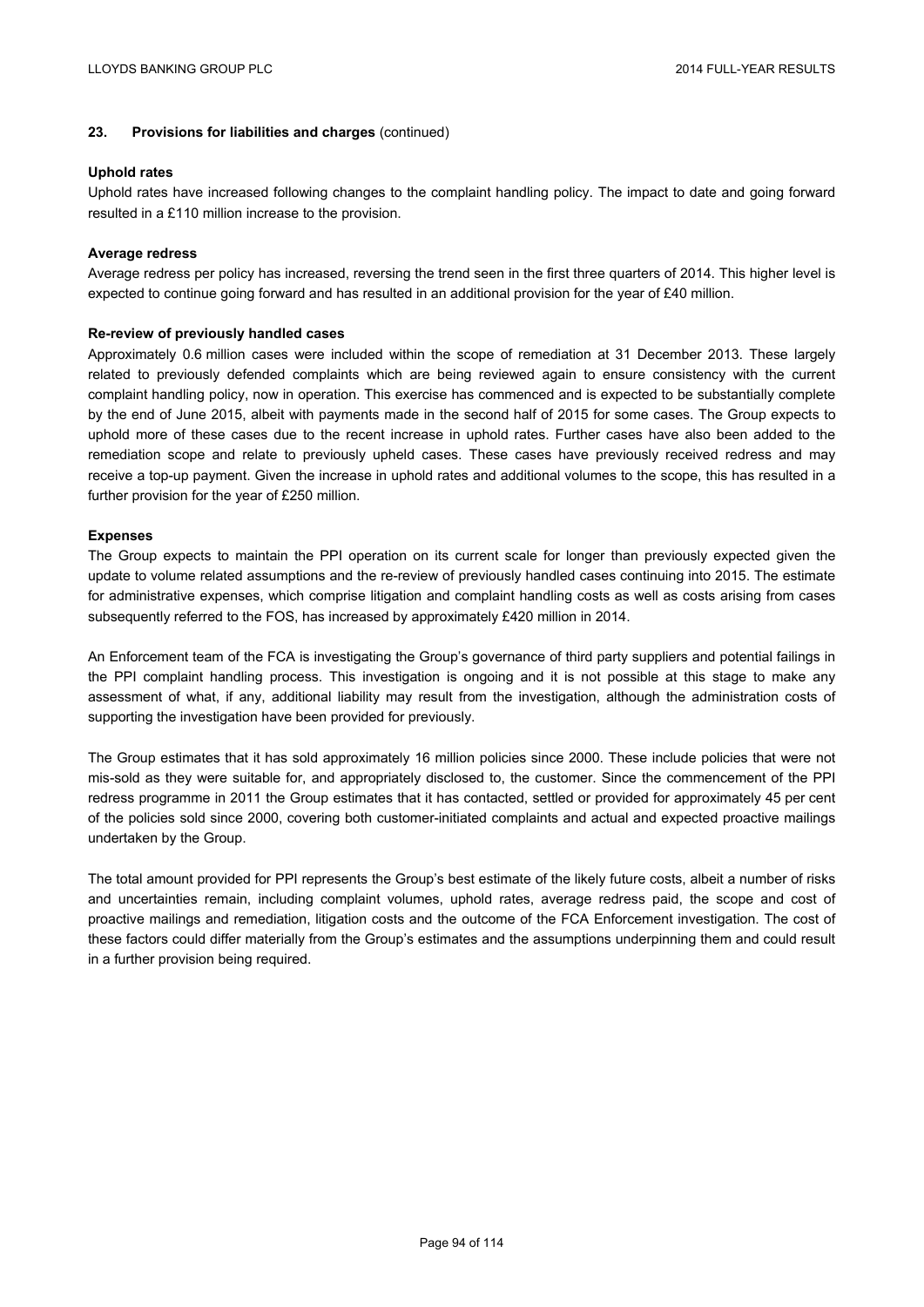## 23. Provisions for liabilities and charges (continued)

**Uphold rates**

Uphold rates have increased following changes to the complaint handling policy. The impact to date and going forward resulted in a £110 million increase to the provision.

**Average redress**

Average redress per policy has increased, reversing the trend seen in the first three quarters of 2014. This higher level is expected to continue going forward and has resulted in an additional provision for the year of £40 million.

**Re-review of previously handled cases**

Approximately 0.6 million cases were included within the scope of remediation at 31 December 2013. These largely related to previously defended complaints which are being reviewed again to ensure consistency with the current complaint handling policy, now in operation. This exercise has commenced and is expected to be substantially complete by the end of June 2015, albeit with payments made in the second half of 2015 for some cases. The Group expects to uphold more of these cases due to the recent increase in uphold rates. Further cases have also been added to the remediation scope and relate to previously upheld cases. These cases have previously received redress and may receive a top-up payment. Given the increase in uphold rates and additional volumes to the scope, this has resulted in a further provision for the year of £250 million.

**Expenses**

The Group expects to maintain the PPI operation on its current scale for longer than previously expected given the update to volume related assumptions and the re-review of previously handled cases continuing into 2015. The estimate for administrative expenses, which comprise litigation and complaint handling costs as well as costs arising from cases subsequently referred to the FOS, has increased by approximately £420 million in 2014.

An Enforcement team of the FCA is investigating the Group's governance of third party suppliers and potential failings in the PPI complaint handling process. This investigation is ongoing and it is not possible at this stage to make any assessment of what, if any, additional liability may result from the investigation, although the administration costs of supporting the investigation have been provided for previously.

The Group estimates that it has sold approximately 16 million policies since 2000. These include policies that were not mis-sold as they were suitable for, and appropriately disclosed to, the customer. Since the commencement of the PPI redress programme in 2011 the Group estimates that it has contacted, settled or provided for approximately 45 per cent of the policies sold since 2000, covering both customer-initiated complaints and actual and expected proactive mailings undertaken by the Group.

The total amount provided for PPI represents the Group's best estimate of the likely future costs, albeit a number of risks and uncertainties remain, including complaint volumes, uphold rates, average redress paid, the scope and cost of proactive mailings and remediation, litigation costs and the outcome of the FCA Enforcement investigation. The cost of these factors could differ materially from the Group's estimates and the assumptions underpinning them and could result in a further provision being required.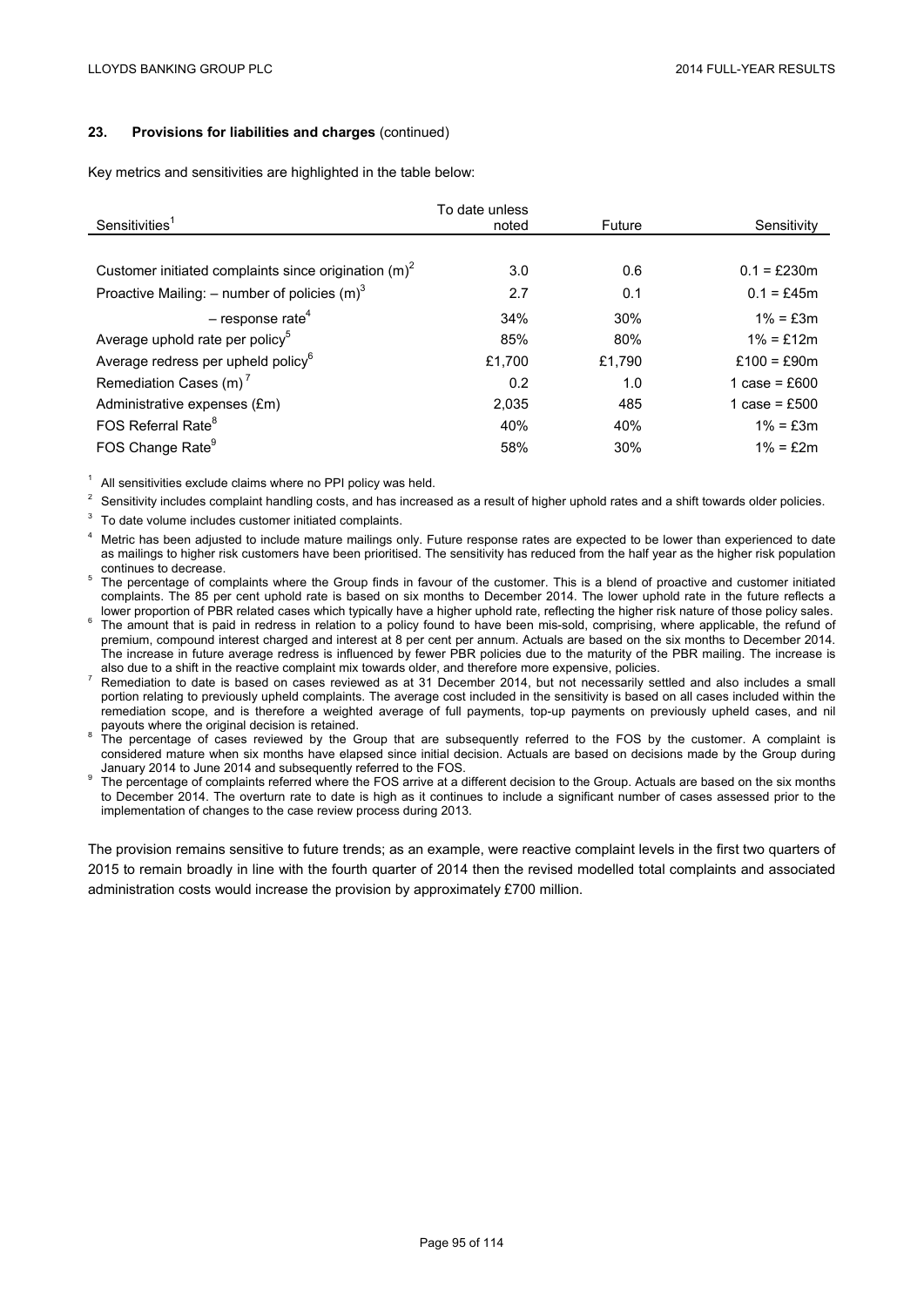### 23. Provisions for liabilities and charges (continued)

Key metrics and sensitivities are highlighted in the table below:

| Sensitivities[1] | To date unless noted | Future | Sensitivity |
|---|---|---|---|
| Customer initiated complaints since origination (m)[2] | 3.0 | 0.6 | 0.1 = £230m |
| Proactive Mailing: – number of policies (m)[3] | 2.7 | 0.1 | 0.1 = £45m |
| – response rate[4] | 34% | 30% | 1% = £3m |
| Average uphold rate per policy[5] | 85% | 80% | 1% = £12m |
| Average redress per upheld policy[6] | £1,700 | £1,790 | £100 = £90m |
| Remediation Cases (m)[7] | 0.2 | 1.0 | 1 case = £600 |
| Administrative expenses (£m) | 2,035 | 485 | 1 case = £500 |
| FOS Referral Rate[8] | 40% | 40% | 1% = £3m |
| FOS Change Rate[9] | 58% | 30% | 1% = £2m |

[1] All sensitivities exclude claims where no PPI policy was held.

[2] Sensitivity includes complaint handling costs, and has increased as a result of higher uphold rates and a shift towards older policies.

[3] To date volume includes customer initiated complaints.

[4] Metric has been adjusted to include mature mailings only. Future response rates are expected to be lower than experienced to date as mailings to higher risk customers have been prioritised. The sensitivity has reduced from the half year as the higher risk population continues to decrease.

[5] The percentage of complaints where the Group finds in favour of the customer. This is a blend of proactive and customer initiated complaints. The 85 per cent uphold rate is based on six months to December 2014. The lower uphold rate in the future reflects a lower proportion of PBR related cases which typically have a higher uphold rate, reflecting the higher risk nature of those policy sales.

[6] The amount that is paid in redress in relation to a policy found to have been mis-sold, comprising, where applicable, the refund of premium, compound interest charged and interest at 8 per cent per annum. Actuals are based on the six months to December 2014. The increase in future average redress is influenced by fewer PBR policies due to the maturity of the PBR mailing. The increase is also due to a shift in the reactive complaint mix towards older, and therefore more expensive, policies.

[7] Remediation to date is based on cases reviewed as at 31 December 2014, but not necessarily settled and also includes a small portion relating to previously upheld complaints. The average cost included in the sensitivity is based on all cases included within the remediation scope, and is therefore a weighted average of full payments, top-up payments on previously upheld cases, and nil payouts where the original decision is retained.

[8] The percentage of cases reviewed by the Group that are subsequently referred to the FOS by the customer. A complaint is considered mature when six months have elapsed since initial decision. Actuals are based on decisions made by the Group during January 2014 to June 2014 and subsequently referred to the FOS.

[9] The percentage of complaints referred where the FOS arrive at a different decision to the Group. Actuals are based on the six months to December 2014. The overturn rate to date is high as it continues to include a significant number of cases assessed prior to the implementation of changes to the case review process during 2013.

The provision remains sensitive to future trends; as an example, were reactive complaint levels in the first two quarters of 2015 to remain broadly in line with the fourth quarter of 2014 then the revised modelled total complaints and associated administration costs would increase the provision by approximately £700 million.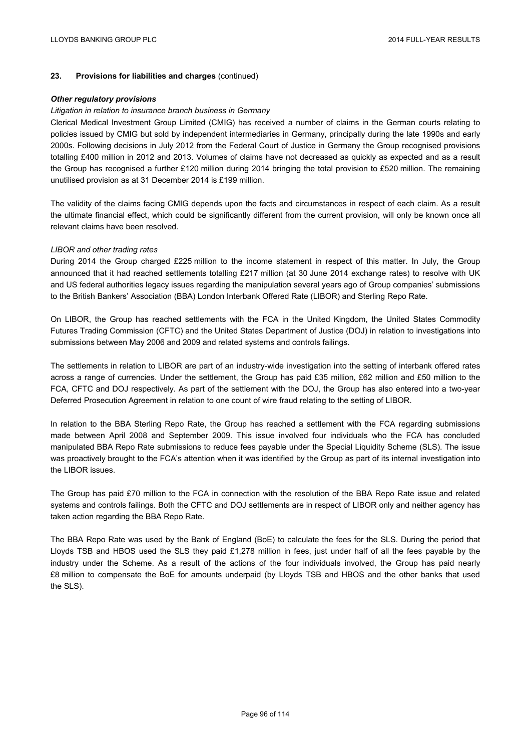## 23. Provisions for liabilities and charges (continued)

***Other regulatory provisions***

*Litigation in relation to insurance branch business in Germany*

Clerical Medical Investment Group Limited (CMIG) has received a number of claims in the German courts relating to policies issued by CMIG but sold by independent intermediaries in Germany, principally during the late 1990s and early 2000s. Following decisions in July 2012 from the Federal Court of Justice in Germany the Group recognised provisions totalling £400 million in 2012 and 2013. Volumes of claims have not decreased as quickly as expected and as a result the Group has recognised a further £120 million during 2014 bringing the total provision to £520 million. The remaining unutilised provision as at 31 December 2014 is £199 million.

The validity of the claims facing CMIG depends upon the facts and circumstances in respect of each claim. As a result the ultimate financial effect, which could be significantly different from the current provision, will only be known once all relevant claims have been resolved.

*LIBOR and other trading rates*

During 2014 the Group charged £225 million to the income statement in respect of this matter. In July, the Group announced that it had reached settlements totalling £217 million (at 30 June 2014 exchange rates) to resolve with UK and US federal authorities legacy issues regarding the manipulation several years ago of Group companies' submissions to the British Bankers' Association (BBA) London Interbank Offered Rate (LIBOR) and Sterling Repo Rate.

On LIBOR, the Group has reached settlements with the FCA in the United Kingdom, the United States Commodity Futures Trading Commission (CFTC) and the United States Department of Justice (DOJ) in relation to investigations into submissions between May 2006 and 2009 and related systems and controls failings.

The settlements in relation to LIBOR are part of an industry-wide investigation into the setting of interbank offered rates across a range of currencies. Under the settlement, the Group has paid £35 million, £62 million and £50 million to the FCA, CFTC and DOJ respectively. As part of the settlement with the DOJ, the Group has also entered into a two-year Deferred Prosecution Agreement in relation to one count of wire fraud relating to the setting of LIBOR.

In relation to the BBA Sterling Repo Rate, the Group has reached a settlement with the FCA regarding submissions made between April 2008 and September 2009. This issue involved four individuals who the FCA has concluded manipulated BBA Repo Rate submissions to reduce fees payable under the Special Liquidity Scheme (SLS). The issue was proactively brought to the FCA's attention when it was identified by the Group as part of its internal investigation into the LIBOR issues.

The Group has paid £70 million to the FCA in connection with the resolution of the BBA Repo Rate issue and related systems and controls failings. Both the CFTC and DOJ settlements are in respect of LIBOR only and neither agency has taken action regarding the BBA Repo Rate.

The BBA Repo Rate was used by the Bank of England (BoE) to calculate the fees for the SLS. During the period that Lloyds TSB and HBOS used the SLS they paid £1,278 million in fees, just under half of all the fees payable by the industry under the Scheme. As a result of the actions of the four individuals involved, the Group has paid nearly £8 million to compensate the BoE for amounts underpaid (by Lloyds TSB and HBOS and the other banks that used the SLS).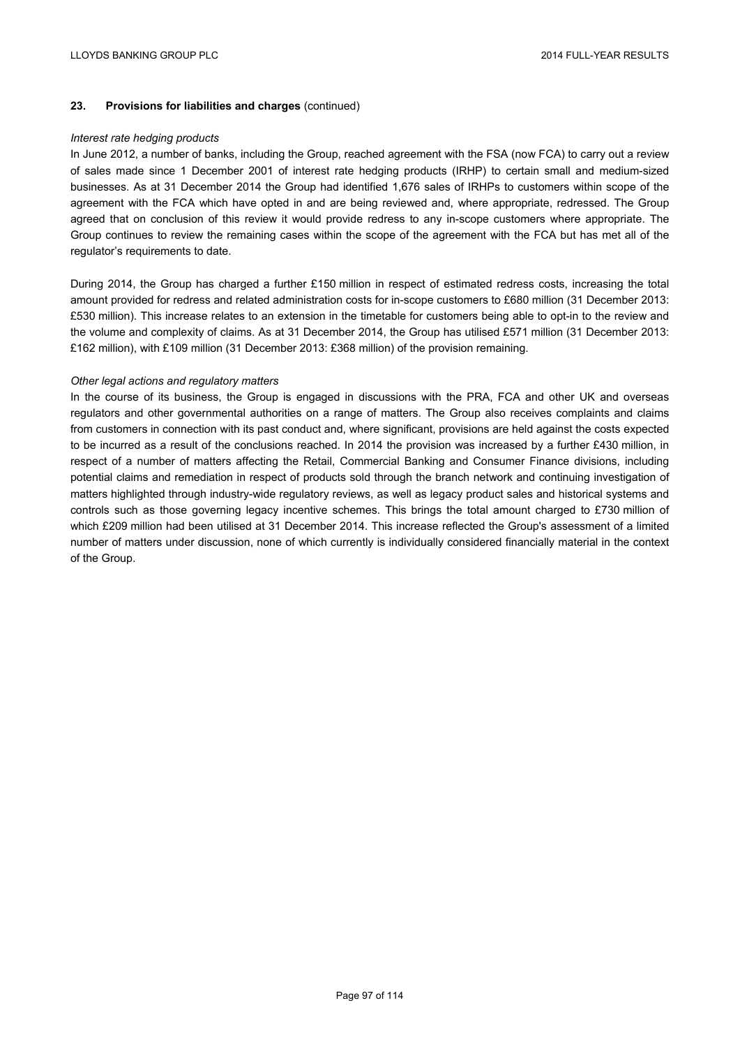## 23. Provisions for liabilities and charges (continued)

*Interest rate hedging products*

In June 2012, a number of banks, including the Group, reached agreement with the FSA (now FCA) to carry out a review of sales made since 1 December 2001 of interest rate hedging products (IRHP) to certain small and medium-sized businesses. As at 31 December 2014 the Group had identified 1,676 sales of IRHPs to customers within scope of the agreement with the FCA which have opted in and are being reviewed and, where appropriate, redressed. The Group agreed that on conclusion of this review it would provide redress to any in-scope customers where appropriate. The Group continues to review the remaining cases within the scope of the agreement with the FCA but has met all of the regulator's requirements to date.

During 2014, the Group has charged a further £150 million in respect of estimated redress costs, increasing the total amount provided for redress and related administration costs for in-scope customers to £680 million (31 December 2013: £530 million). This increase relates to an extension in the timetable for customers being able to opt-in to the review and the volume and complexity of claims. As at 31 December 2014, the Group has utilised £571 million (31 December 2013: £162 million), with £109 million (31 December 2013: £368 million) of the provision remaining.

*Other legal actions and regulatory matters*

In the course of its business, the Group is engaged in discussions with the PRA, FCA and other UK and overseas regulators and other governmental authorities on a range of matters. The Group also receives complaints and claims from customers in connection with its past conduct and, where significant, provisions are held against the costs expected to be incurred as a result of the conclusions reached. In 2014 the provision was increased by a further £430 million, in respect of a number of matters affecting the Retail, Commercial Banking and Consumer Finance divisions, including potential claims and remediation in respect of products sold through the branch network and continuing investigation of matters highlighted through industry-wide regulatory reviews, as well as legacy product sales and historical systems and controls such as those governing legacy incentive schemes. This brings the total amount charged to £730 million of which £209 million had been utilised at 31 December 2014. This increase reflected the Group's assessment of a limited number of matters under discussion, none of which currently is individually considered financially material in the context of the Group.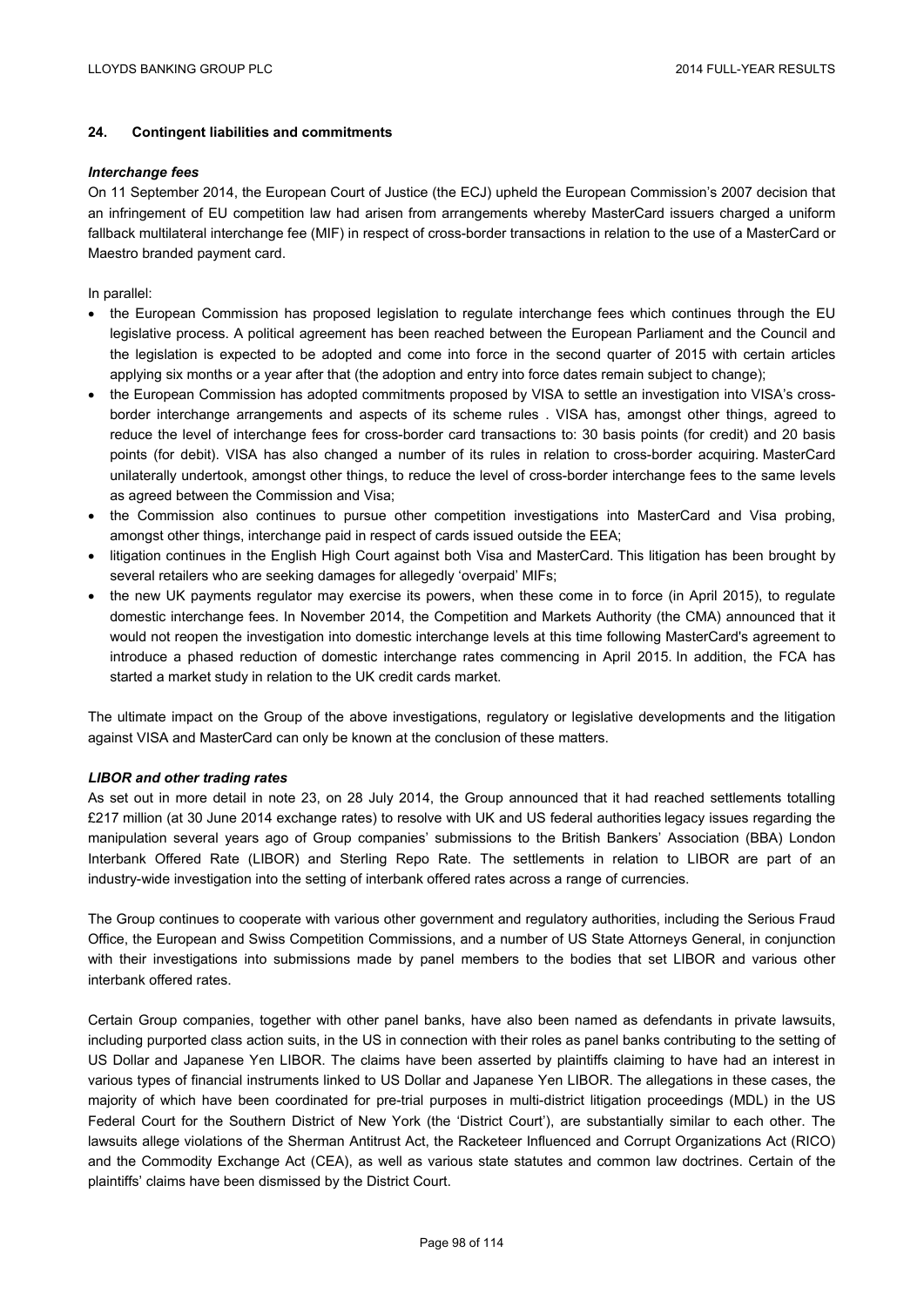## 24. Contingent liabilities and commitments

***Interchange fees***

On 11 September 2014, the European Court of Justice (the ECJ) upheld the European Commission's 2007 decision that an infringement of EU competition law had arisen from arrangements whereby MasterCard issuers charged a uniform fallback multilateral interchange fee (MIF) in respect of cross-border transactions in relation to the use of a MasterCard or Maestro branded payment card.

In parallel:

- the European Commission has proposed legislation to regulate interchange fees which continues through the EU legislative process. A political agreement has been reached between the European Parliament and the Council and the legislation is expected to be adopted and come into force in the second quarter of 2015 with certain articles applying six months or a year after that (the adoption and entry into force dates remain subject to change);
- the European Commission has adopted commitments proposed by VISA to settle an investigation into VISA's cross-border interchange arrangements and aspects of its scheme rules . VISA has, amongst other things, agreed to reduce the level of interchange fees for cross-border card transactions to: 30 basis points (for credit) and 20 basis points (for debit). VISA has also changed a number of its rules in relation to cross-border acquiring. MasterCard unilaterally undertook, amongst other things, to reduce the level of cross-border interchange fees to the same levels as agreed between the Commission and Visa;
- the Commission also continues to pursue other competition investigations into MasterCard and Visa probing, amongst other things, interchange paid in respect of cards issued outside the EEA;
- litigation continues in the English High Court against both Visa and MasterCard. This litigation has been brought by several retailers who are seeking damages for allegedly 'overpaid' MIFs;
- the new UK payments regulator may exercise its powers, when these come in to force (in April 2015), to regulate domestic interchange fees. In November 2014, the Competition and Markets Authority (the CMA) announced that it would not reopen the investigation into domestic interchange levels at this time following MasterCard's agreement to introduce a phased reduction of domestic interchange rates commencing in April 2015. In addition, the FCA has started a market study in relation to the UK credit cards market.

The ultimate impact on the Group of the above investigations, regulatory or legislative developments and the litigation against VISA and MasterCard can only be known at the conclusion of these matters.

***LIBOR and other trading rates***

As set out in more detail in note 23, on 28 July 2014, the Group announced that it had reached settlements totalling £217 million (at 30 June 2014 exchange rates) to resolve with UK and US federal authorities legacy issues regarding the manipulation several years ago of Group companies' submissions to the British Bankers' Association (BBA) London Interbank Offered Rate (LIBOR) and Sterling Repo Rate. The settlements in relation to LIBOR are part of an industry-wide investigation into the setting of interbank offered rates across a range of currencies.

The Group continues to cooperate with various other government and regulatory authorities, including the Serious Fraud Office, the European and Swiss Competition Commissions, and a number of US State Attorneys General, in conjunction with their investigations into submissions made by panel members to the bodies that set LIBOR and various other interbank offered rates.

Certain Group companies, together with other panel banks, have also been named as defendants in private lawsuits, including purported class action suits, in the US in connection with their roles as panel banks contributing to the setting of US Dollar and Japanese Yen LIBOR. The claims have been asserted by plaintiffs claiming to have had an interest in various types of financial instruments linked to US Dollar and Japanese Yen LIBOR. The allegations in these cases, the majority of which have been coordinated for pre-trial purposes in multi-district litigation proceedings (MDL) in the US Federal Court for the Southern District of New York (the 'District Court'), are substantially similar to each other. The lawsuits allege violations of the Sherman Antitrust Act, the Racketeer Influenced and Corrupt Organizations Act (RICO) and the Commodity Exchange Act (CEA), as well as various state statutes and common law doctrines. Certain of the plaintiffs' claims have been dismissed by the District Court.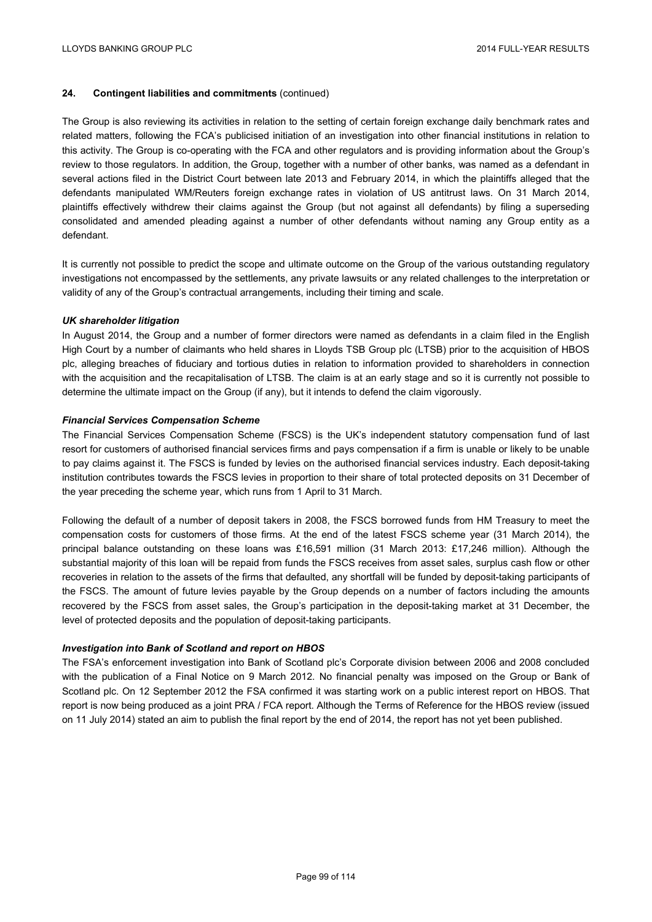## 24. Contingent liabilities and commitments (continued)

The Group is also reviewing its activities in relation to the setting of certain foreign exchange daily benchmark rates and related matters, following the FCA's publicised initiation of an investigation into other financial institutions in relation to this activity. The Group is co-operating with the FCA and other regulators and is providing information about the Group's review to those regulators. In addition, the Group, together with a number of other banks, was named as a defendant in several actions filed in the District Court between late 2013 and February 2014, in which the plaintiffs alleged that the defendants manipulated WM/Reuters foreign exchange rates in violation of US antitrust laws. On 31 March 2014, plaintiffs effectively withdrew their claims against the Group (but not against all defendants) by filing a superseding consolidated and amended pleading against a number of other defendants without naming any Group entity as a defendant.

It is currently not possible to predict the scope and ultimate outcome on the Group of the various outstanding regulatory investigations not encompassed by the settlements, any private lawsuits or any related challenges to the interpretation or validity of any of the Group's contractual arrangements, including their timing and scale.

***UK shareholder litigation***

In August 2014, the Group and a number of former directors were named as defendants in a claim filed in the English High Court by a number of claimants who held shares in Lloyds TSB Group plc (LTSB) prior to the acquisition of HBOS plc, alleging breaches of fiduciary and tortious duties in relation to information provided to shareholders in connection with the acquisition and the recapitalisation of LTSB. The claim is at an early stage and so it is currently not possible to determine the ultimate impact on the Group (if any), but it intends to defend the claim vigorously.

***Financial Services Compensation Scheme***

The Financial Services Compensation Scheme (FSCS) is the UK's independent statutory compensation fund of last resort for customers of authorised financial services firms and pays compensation if a firm is unable or likely to be unable to pay claims against it. The FSCS is funded by levies on the authorised financial services industry. Each deposit-taking institution contributes towards the FSCS levies in proportion to their share of total protected deposits on 31 December of the year preceding the scheme year, which runs from 1 April to 31 March.

Following the default of a number of deposit takers in 2008, the FSCS borrowed funds from HM Treasury to meet the compensation costs for customers of those firms. At the end of the latest FSCS scheme year (31 March 2014), the principal balance outstanding on these loans was £16,591 million (31 March 2013: £17,246 million). Although the substantial majority of this loan will be repaid from funds the FSCS receives from asset sales, surplus cash flow or other recoveries in relation to the assets of the firms that defaulted, any shortfall will be funded by deposit-taking participants of the FSCS. The amount of future levies payable by the Group depends on a number of factors including the amounts recovered by the FSCS from asset sales, the Group's participation in the deposit-taking market at 31 December, the level of protected deposits and the population of deposit-taking participants.

***Investigation into Bank of Scotland and report on HBOS***

The FSA's enforcement investigation into Bank of Scotland plc's Corporate division between 2006 and 2008 concluded with the publication of a Final Notice on 9 March 2012. No financial penalty was imposed on the Group or Bank of Scotland plc. On 12 September 2012 the FSA confirmed it was starting work on a public interest report on HBOS. That report is now being produced as a joint PRA / FCA report. Although the Terms of Reference for the HBOS review (issued on 11 July 2014) stated an aim to publish the final report by the end of 2014, the report has not yet been published.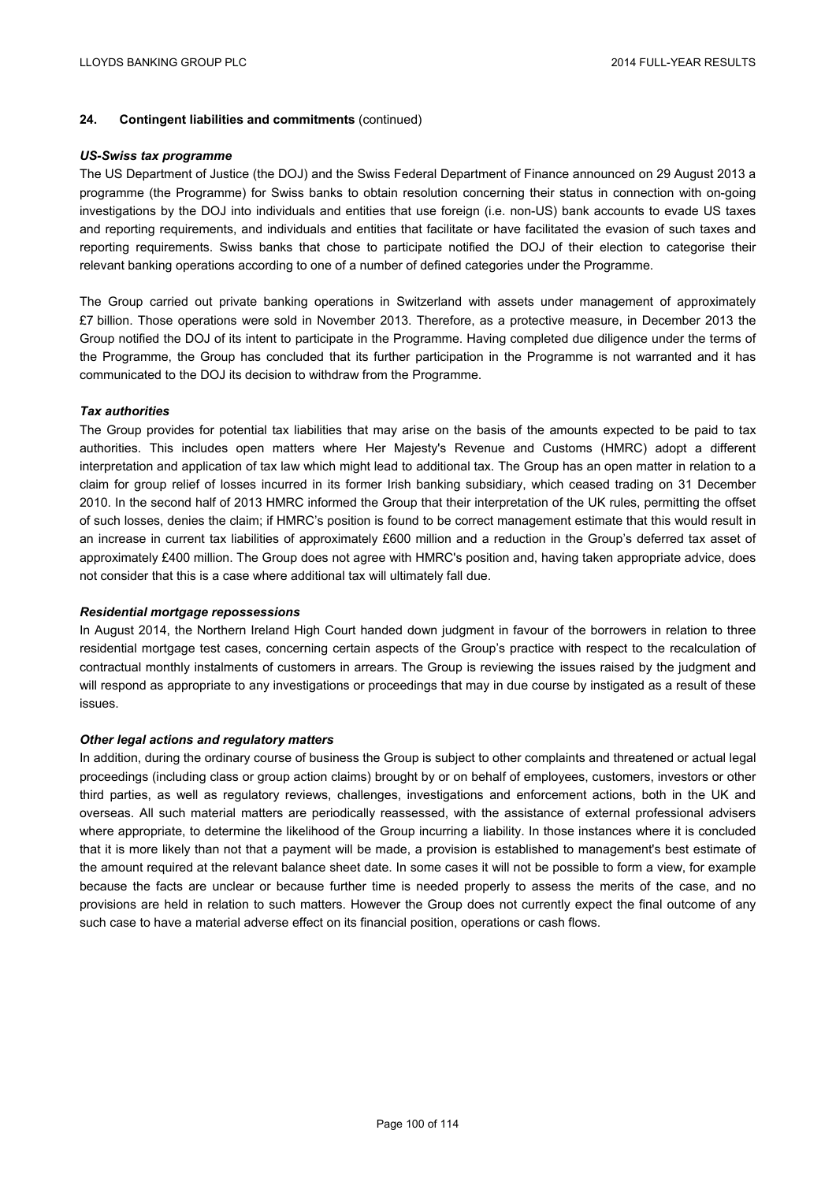## 24. Contingent liabilities and commitments (continued)

***US-Swiss tax programme***

The US Department of Justice (the DOJ) and the Swiss Federal Department of Finance announced on 29 August 2013 a programme (the Programme) for Swiss banks to obtain resolution concerning their status in connection with on-going investigations by the DOJ into individuals and entities that use foreign (i.e. non-US) bank accounts to evade US taxes and reporting requirements, and individuals and entities that facilitate or have facilitated the evasion of such taxes and reporting requirements. Swiss banks that chose to participate notified the DOJ of their election to categorise their relevant banking operations according to one of a number of defined categories under the Programme.

The Group carried out private banking operations in Switzerland with assets under management of approximately £7 billion. Those operations were sold in November 2013. Therefore, as a protective measure, in December 2013 the Group notified the DOJ of its intent to participate in the Programme. Having completed due diligence under the terms of the Programme, the Group has concluded that its further participation in the Programme is not warranted and it has communicated to the DOJ its decision to withdraw from the Programme.

***Tax authorities***

The Group provides for potential tax liabilities that may arise on the basis of the amounts expected to be paid to tax authorities. This includes open matters where Her Majesty's Revenue and Customs (HMRC) adopt a different interpretation and application of tax law which might lead to additional tax. The Group has an open matter in relation to a claim for group relief of losses incurred in its former Irish banking subsidiary, which ceased trading on 31 December 2010. In the second half of 2013 HMRC informed the Group that their interpretation of the UK rules, permitting the offset of such losses, denies the claim; if HMRC's position is found to be correct management estimate that this would result in an increase in current tax liabilities of approximately £600 million and a reduction in the Group's deferred tax asset of approximately £400 million. The Group does not agree with HMRC's position and, having taken appropriate advice, does not consider that this is a case where additional tax will ultimately fall due.

***Residential mortgage repossessions***

In August 2014, the Northern Ireland High Court handed down judgment in favour of the borrowers in relation to three residential mortgage test cases, concerning certain aspects of the Group's practice with respect to the recalculation of contractual monthly instalments of customers in arrears. The Group is reviewing the issues raised by the judgment and will respond as appropriate to any investigations or proceedings that may in due course by instigated as a result of these issues.

***Other legal actions and regulatory matters***

In addition, during the ordinary course of business the Group is subject to other complaints and threatened or actual legal proceedings (including class or group action claims) brought by or on behalf of employees, customers, investors or other third parties, as well as regulatory reviews, challenges, investigations and enforcement actions, both in the UK and overseas. All such material matters are periodically reassessed, with the assistance of external professional advisers where appropriate, to determine the likelihood of the Group incurring a liability. In those instances where it is concluded that it is more likely than not that a payment will be made, a provision is established to management's best estimate of the amount required at the relevant balance sheet date. In some cases it will not be possible to form a view, for example because the facts are unclear or because further time is needed properly to assess the merits of the case, and no provisions are held in relation to such matters. However the Group does not currently expect the final outcome of any such case to have a material adverse effect on its financial position, operations or cash flows.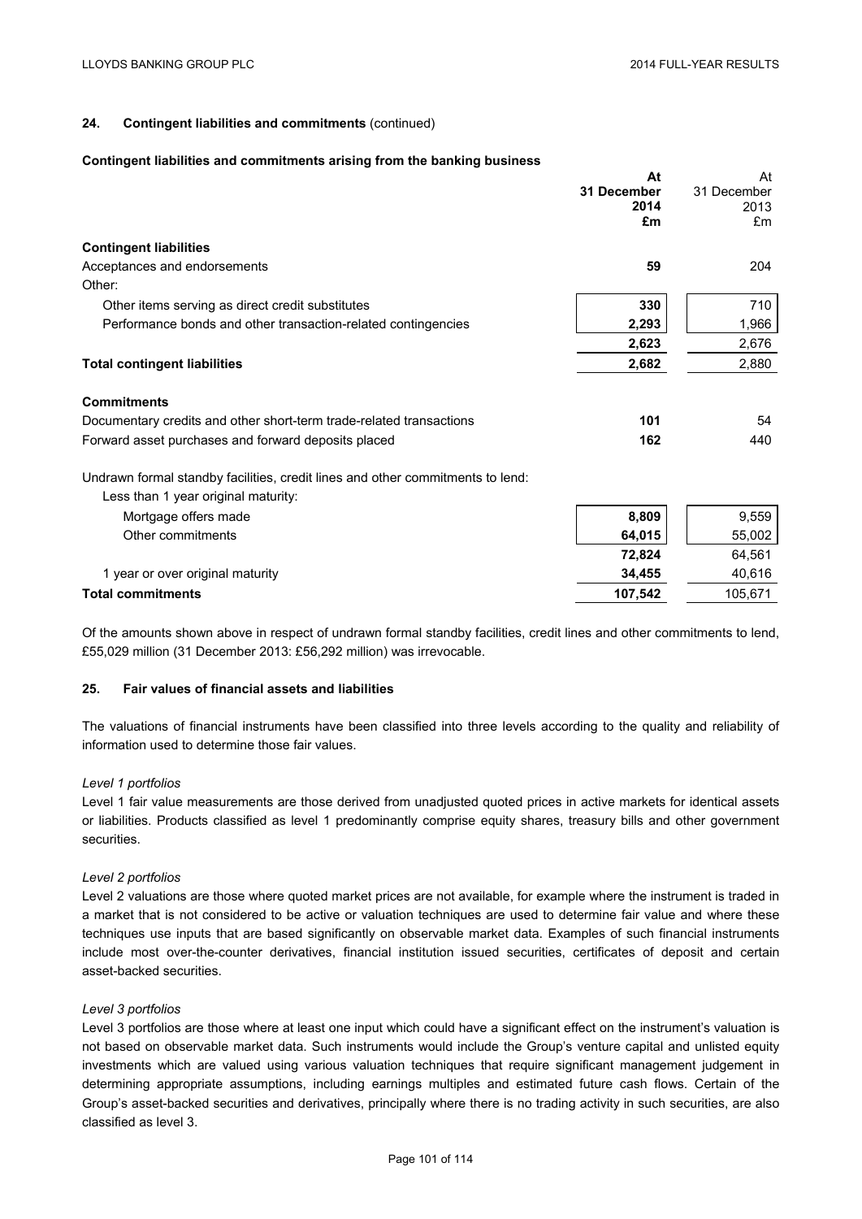## 24. Contingent liabilities and commitments (continued)

### Contingent liabilities and commitments arising from the banking business

| | At 31 December 2014 £m | At 31 December 2013 £m |
|---|---|---|
| **Contingent liabilities** | | |
| Acceptances and endorsements | **59** | 204 |
| Other: | | |
| Other items serving as direct credit substitutes | **330** | 710 |
| Performance bonds and other transaction-related contingencies | **2,293** | 1,966 |
| | **2,623** | 2,676 |
| **Total contingent liabilities** | **2,682** | 2,880 |
| **Commitments** | | |
| Documentary credits and other short-term trade-related transactions | **101** | 54 |
| Forward asset purchases and forward deposits placed | **162** | 440 |
| Undrawn formal standby facilities, credit lines and other commitments to lend: | | |
| Less than 1 year original maturity: | | |
| Mortgage offers made | **8,809** | 9,559 |
| Other commitments | **64,015** | 55,002 |
| | **72,824** | 64,561 |
| 1 year or over original maturity | **34,455** | 40,616 |
| **Total commitments** | **107,542** | 105,671 |

Of the amounts shown above in respect of undrawn formal standby facilities, credit lines and other commitments to lend, £55,029 million (31 December 2013: £56,292 million) was irrevocable.

## 25. Fair values of financial assets and liabilities

The valuations of financial instruments have been classified into three levels according to the quality and reliability of information used to determine those fair values.

*Level 1 portfolios*

Level 1 fair value measurements are those derived from unadjusted quoted prices in active markets for identical assets or liabilities. Products classified as level 1 predominantly comprise equity shares, treasury bills and other government securities.

*Level 2 portfolios*

Level 2 valuations are those where quoted market prices are not available, for example where the instrument is traded in a market that is not considered to be active or valuation techniques are used to determine fair value and where these techniques use inputs that are based significantly on observable market data. Examples of such financial instruments include most over-the-counter derivatives, financial institution issued securities, certificates of deposit and certain asset-backed securities.

*Level 3 portfolios*

Level 3 portfolios are those where at least one input which could have a significant effect on the instrument's valuation is not based on observable market data. Such instruments would include the Group's venture capital and unlisted equity investments which are valued using various valuation techniques that require significant management judgement in determining appropriate assumptions, including earnings multiples and estimated future cash flows. Certain of the Group's asset-backed securities and derivatives, principally where there is no trading activity in such securities, are also classified as level 3.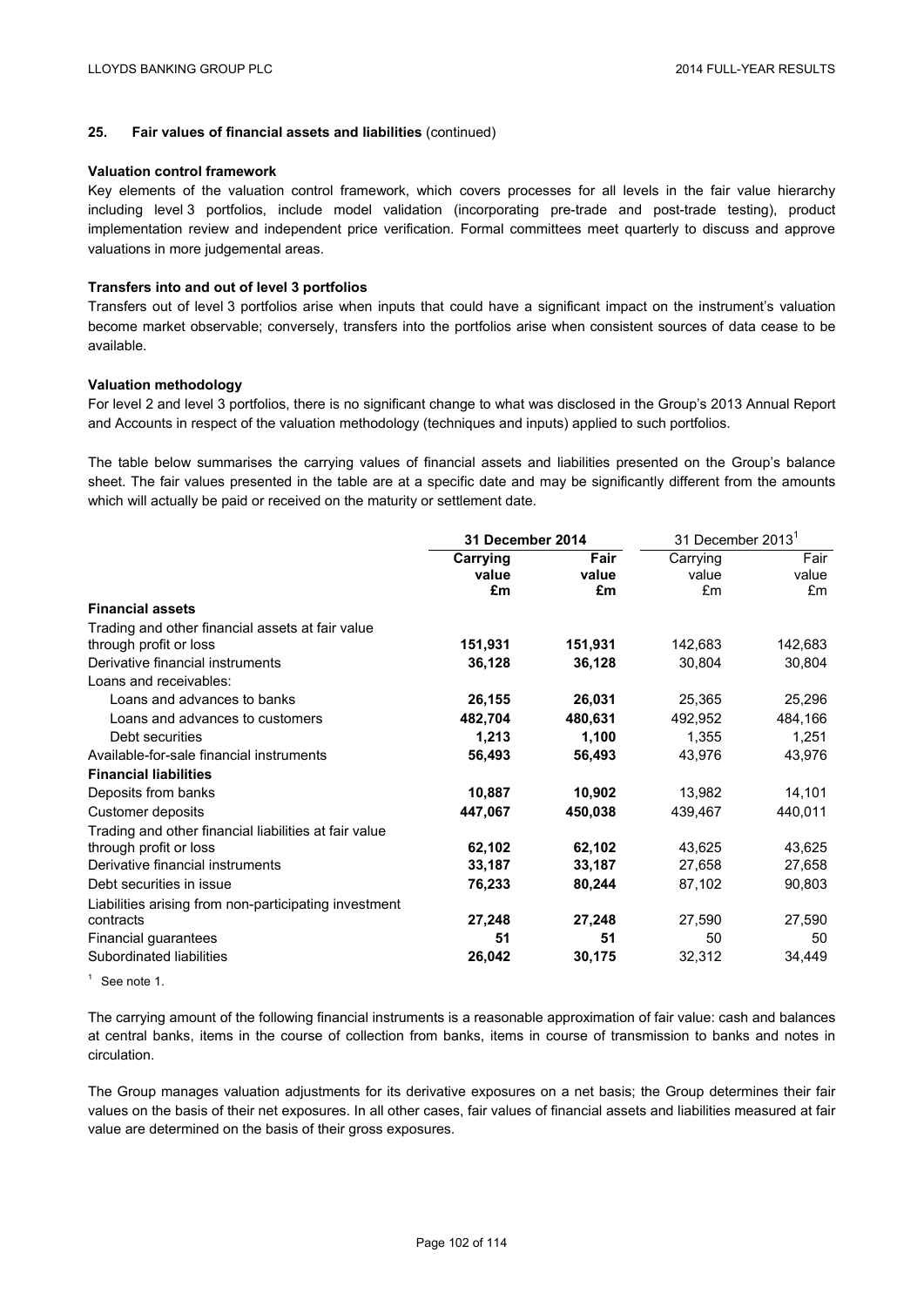## 25. Fair values of financial assets and liabilities (continued)

**Valuation control framework**

Key elements of the valuation control framework, which covers processes for all levels in the fair value hierarchy including level 3 portfolios, include model validation (incorporating pre-trade and post-trade testing), product implementation review and independent price verification. Formal committees meet quarterly to discuss and approve valuations in more judgemental areas.

**Transfers into and out of level 3 portfolios**

Transfers out of level 3 portfolios arise when inputs that could have a significant impact on the instrument's valuation become market observable; conversely, transfers into the portfolios arise when consistent sources of data cease to be available.

**Valuation methodology**

For level 2 and level 3 portfolios, there is no significant change to what was disclosed in the Group's 2013 Annual Report and Accounts in respect of the valuation methodology (techniques and inputs) applied to such portfolios.

The table below summarises the carrying values of financial assets and liabilities presented on the Group's balance sheet. The fair values presented in the table are at a specific date and may be significantly different from the amounts which will actually be paid or received on the maturity or settlement date.

| | **31 December 2014** | | 31 December 2013[1] | |
|---|---|---|---|---|
| | **Carrying value £m** | **Fair value £m** | Carrying value £m | Fair value £m |
| **Financial assets** | | | | |
| Trading and other financial assets at fair value through profit or loss | **151,931** | **151,931** | 142,683 | 142,683 |
| Derivative financial instruments | **36,128** | **36,128** | 30,804 | 30,804 |
| Loans and receivables: | | | | |
| Loans and advances to banks | **26,155** | **26,031** | 25,365 | 25,296 |
| Loans and advances to customers | **482,704** | **480,631** | 492,952 | 484,166 |
| Debt securities | **1,213** | **1,100** | 1,355 | 1,251 |
| Available-for-sale financial instruments | **56,493** | **56,493** | 43,976 | 43,976 |
| **Financial liabilities** | | | | |
| Deposits from banks | **10,887** | **10,902** | 13,982 | 14,101 |
| Customer deposits | **447,067** | **450,038** | 439,467 | 440,011 |
| Trading and other financial liabilities at fair value through profit or loss | **62,102** | **62,102** | 43,625 | 43,625 |
| Derivative financial instruments | **33,187** | **33,187** | 27,658 | 27,658 |
| Debt securities in issue | **76,233** | **80,244** | 87,102 | 90,803 |
| Liabilities arising from non-participating investment contracts | **27,248** | **27,248** | 27,590 | 27,590 |
| Financial guarantees | **51** | **51** | 50 | 50 |
| Subordinated liabilities | **26,042** | **30,175** | 32,312 | 34,449 |

[1] See note 1.

The carrying amount of the following financial instruments is a reasonable approximation of fair value: cash and balances at central banks, items in the course of collection from banks, items in course of transmission to banks and notes in circulation.

The Group manages valuation adjustments for its derivative exposures on a net basis; the Group determines their fair values on the basis of their net exposures. In all other cases, fair values of financial assets and liabilities measured at fair value are determined on the basis of their gross exposures.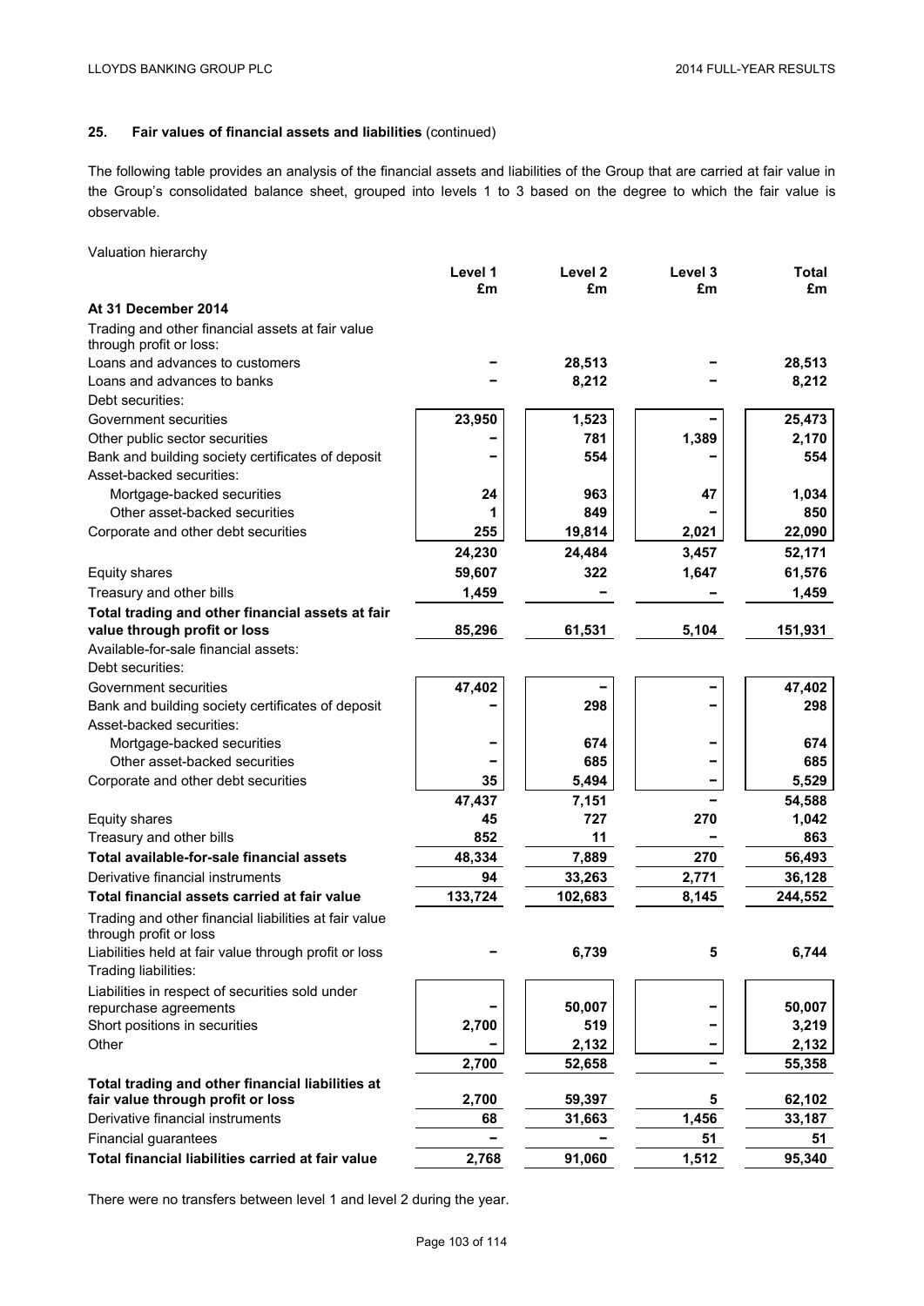## 25. Fair values of financial assets and liabilities (continued)

The following table provides an analysis of the financial assets and liabilities of the Group that are carried at fair value in the Group's consolidated balance sheet, grouped into levels 1 to 3 based on the degree to which the fair value is observable.

Valuation hierarchy

| | Level 1 £m | Level 2 £m | Level 3 £m | Total £m |
|---|---|---|---|---|
| **At 31 December 2014** | | | | |
| Trading and other financial assets at fair value through profit or loss: | | | | |
| Loans and advances to customers | – | 28,513 | – | 28,513 |
| Loans and advances to banks | – | 8,212 | – | 8,212 |
| Debt securities: | | | | |
| Government securities | 23,950 | 1,523 | – | 25,473 |
| Other public sector securities | – | 781 | 1,389 | 2,170 |
| Bank and building society certificates of deposit | – | 554 | – | 554 |
| Asset-backed securities: | | | | |
| Mortgage-backed securities | 24 | 963 | 47 | 1,034 |
| Other asset-backed securities | 1 | 849 | – | 850 |
| Corporate and other debt securities | 255 | 19,814 | 2,021 | 22,090 |
| | 24,230 | 24,484 | 3,457 | 52,171 |
| Equity shares | 59,607 | 322 | 1,647 | 61,576 |
| Treasury and other bills | 1,459 | – | – | 1,459 |
| **Total trading and other financial assets at fair value through profit or loss** | **85,296** | **61,531** | **5,104** | **151,931** |
| Available-for-sale financial assets: | | | | |
| Debt securities: | | | | |
| Government securities | 47,402 | – | – | 47,402 |
| Bank and building society certificates of deposit | – | 298 | – | 298 |
| Asset-backed securities: | | | | |
| Mortgage-backed securities | – | 674 | – | 674 |
| Other asset-backed securities | – | 685 | – | 685 |
| Corporate and other debt securities | 35 | 5,494 | – | 5,529 |
| | 47,437 | 7,151 | – | 54,588 |
| Equity shares | 45 | 727 | 270 | 1,042 |
| Treasury and other bills | 852 | 11 | – | 863 |
| **Total available-for-sale financial assets** | **48,334** | **7,889** | **270** | **56,493** |
| Derivative financial instruments | 94 | 33,263 | 2,771 | 36,128 |
| **Total financial assets carried at fair value** | **133,724** | **102,683** | **8,145** | **244,552** |
| Trading and other financial liabilities at fair value through profit or loss | | | | |
| Liabilities held at fair value through profit or loss | – | 6,739 | 5 | 6,744 |
| Trading liabilities: | | | | |
| Liabilities in respect of securities sold under repurchase agreements | – | 50,007 | – | 50,007 |
| Short positions in securities | 2,700 | 519 | – | 3,219 |
| Other | – | 2,132 | – | 2,132 |
| | 2,700 | 52,658 | – | 55,358 |
| **Total trading and other financial liabilities at fair value through profit or loss** | **2,700** | **59,397** | **5** | **62,102** |
| Derivative financial instruments | 68 | 31,663 | 1,456 | 33,187 |
| Financial guarantees | – | – | 51 | 51 |
| **Total financial liabilities carried at fair value** | **2,768** | **91,060** | **1,512** | **95,340** |

There were no transfers between level 1 and level 2 during the year.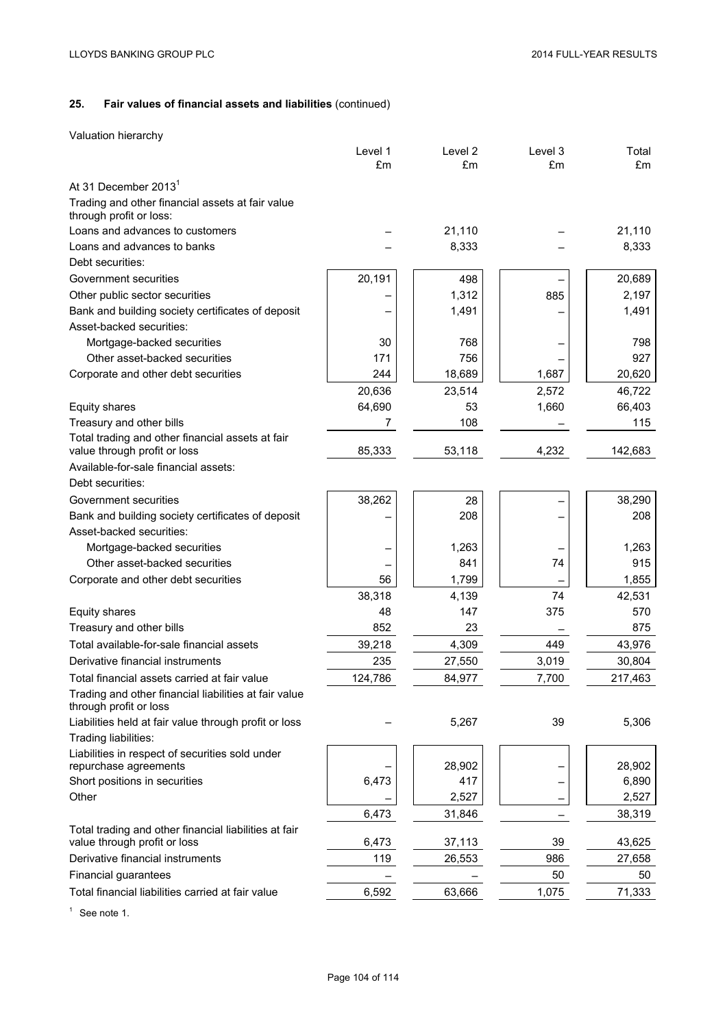## 25. Fair values of financial assets and liabilities (continued)

Valuation hierarchy

| | Level 1 £m | Level 2 £m | Level 3 £m | Total £m |
|---|---|---|---|---|
| At 31 December 2013[1] | | | | |
| Trading and other financial assets at fair value through profit or loss: | | | | |
| Loans and advances to customers | – | 21,110 | – | 21,110 |
| Loans and advances to banks | – | 8,333 | – | 8,333 |
| Debt securities: | | | | |
| Government securities | 20,191 | 498 | – | 20,689 |
| Other public sector securities | – | 1,312 | 885 | 2,197 |
| Bank and building society certificates of deposit | – | 1,491 | – | 1,491 |
| Asset-backed securities: | | | | |
| Mortgage-backed securities | 30 | 768 | – | 798 |
| Other asset-backed securities | 171 | 756 | – | 927 |
| Corporate and other debt securities | 244 | 18,689 | 1,687 | 20,620 |
| | 20,636 | 23,514 | 2,572 | 46,722 |
| Equity shares | 64,690 | 53 | 1,660 | 66,403 |
| Treasury and other bills | 7 | 108 | – | 115 |
| Total trading and other financial assets at fair value through profit or loss | 85,333 | 53,118 | 4,232 | 142,683 |
| Available-for-sale financial assets: | | | | |
| Debt securities: | | | | |
| Government securities | 38,262 | 28 | – | 38,290 |
| Bank and building society certificates of deposit | – | 208 | – | 208 |
| Asset-backed securities: | | | | |
| Mortgage-backed securities | – | 1,263 | – | 1,263 |
| Other asset-backed securities | – | 841 | 74 | 915 |
| Corporate and other debt securities | 56 | 1,799 | – | 1,855 |
| | 38,318 | 4,139 | 74 | 42,531 |
| Equity shares | 48 | 147 | 375 | 570 |
| Treasury and other bills | 852 | 23 | – | 875 |
| Total available-for-sale financial assets | 39,218 | 4,309 | 449 | 43,976 |
| Derivative financial instruments | 235 | 27,550 | 3,019 | 30,804 |
| Total financial assets carried at fair value | 124,786 | 84,977 | 7,700 | 217,463 |
| Trading and other financial liabilities at fair value through profit or loss | | | | |
| Liabilities held at fair value through profit or loss | – | 5,267 | 39 | 5,306 |
| Trading liabilities: | | | | |
| Liabilities in respect of securities sold under repurchase agreements | – | 28,902 | – | 28,902 |
| Short positions in securities | 6,473 | 417 | – | 6,890 |
| Other | – | 2,527 | – | 2,527 |
| | 6,473 | 31,846 | – | 38,319 |
| Total trading and other financial liabilities at fair value through profit or loss | 6,473 | 37,113 | 39 | 43,625 |
| Derivative financial instruments | 119 | 26,553 | 986 | 27,658 |
| Financial guarantees | – | – | 50 | 50 |
| Total financial liabilities carried at fair value | 6,592 | 63,666 | 1,075 | 71,333 |

[1] See note 1.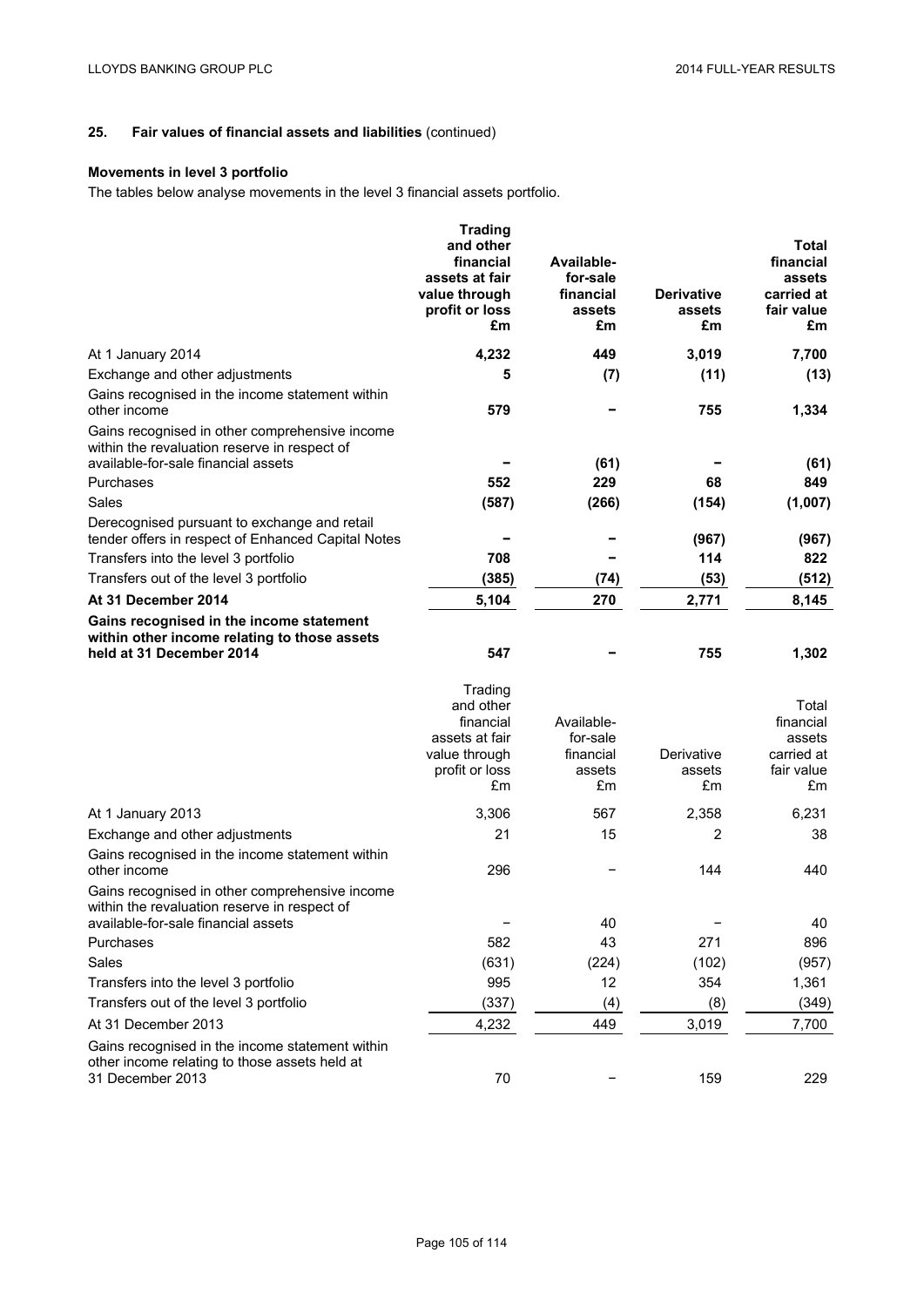## 25. Fair values of financial assets and liabilities (continued)

### Movements in level 3 portfolio

The tables below analyse movements in the level 3 financial assets portfolio.

| | **Trading and other financial assets at fair value through profit or loss £m** | **Available-for-sale financial assets £m** | **Derivative assets £m** | **Total financial assets carried at fair value £m** |
|---|---|---|---|---|
| At 1 January 2014 | **4,232** | **449** | **3,019** | **7,700** |
| Exchange and other adjustments | **5** | **(7)** | **(11)** | **(13)** |
| Gains recognised in the income statement within other income | **579** | **–** | **755** | **1,334** |
| Gains recognised in other comprehensive income within the revaluation reserve in respect of available-for-sale financial assets | **–** | **(61)** | **–** | **(61)** |
| Purchases | **552** | **229** | **68** | **849** |
| Sales | **(587)** | **(266)** | **(154)** | **(1,007)** |
| Derecognised pursuant to exchange and retail tender offers in respect of Enhanced Capital Notes | **–** | **–** | **(967)** | **(967)** |
| Transfers into the level 3 portfolio | **708** | **–** | **114** | **822** |
| Transfers out of the level 3 portfolio | **(385)** | **(74)** | **(53)** | **(512)** |
| **At 31 December 2014** | **5,104** | **270** | **2,771** | **8,145** |
| **Gains recognised in the income statement within other income relating to those assets held at 31 December 2014** | **547** | **–** | **755** | **1,302** |

| | Trading and other financial assets at fair value through profit or loss £m | Available-for-sale financial assets £m | Derivative assets £m | Total financial assets carried at fair value £m |
|---|---|---|---|---|
| At 1 January 2013 | 3,306 | 567 | 2,358 | 6,231 |
| Exchange and other adjustments | 21 | 15 | 2 | 38 |
| Gains recognised in the income statement within other income | 296 | – | 144 | 440 |
| Gains recognised in other comprehensive income within the revaluation reserve in respect of available-for-sale financial assets | – | 40 | – | 40 |
| Purchases | 582 | 43 | 271 | 896 |
| Sales | (631) | (224) | (102) | (957) |
| Transfers into the level 3 portfolio | 995 | 12 | 354 | 1,361 |
| Transfers out of the level 3 portfolio | (337) | (4) | (8) | (349) |
| At 31 December 2013 | 4,232 | 449 | 3,019 | 7,700 |
| Gains recognised in the income statement within other income relating to those assets held at 31 December 2013 | 70 | – | 159 | 229 |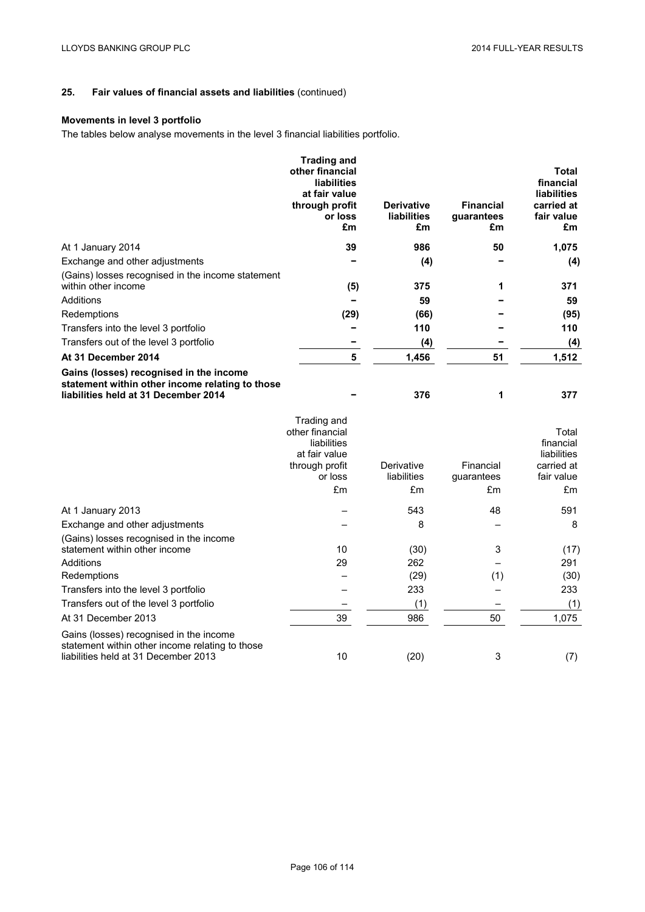## 25. Fair values of financial assets and liabilities (continued)

### Movements in level 3 portfolio

The tables below analyse movements in the level 3 financial liabilities portfolio.

| | **Trading and other financial liabilities at fair value through profit or loss £m** | **Derivative liabilities £m** | **Financial guarantees £m** | **Total financial liabilities carried at fair value £m** |
|---|---|---|---|---|
| At 1 January 2014 | **39** | **986** | **50** | **1,075** |
| Exchange and other adjustments | **–** | **(4)** | **–** | **(4)** |
| (Gains) losses recognised in the income statement within other income | **(5)** | **375** | **1** | **371** |
| Additions | **–** | **59** | **–** | **59** |
| Redemptions | **(29)** | **(66)** | **–** | **(95)** |
| Transfers into the level 3 portfolio | **–** | **110** | **–** | **110** |
| Transfers out of the level 3 portfolio | **–** | **(4)** | **–** | **(4)** |
| **At 31 December 2014** | **5** | **1,456** | **51** | **1,512** |
| **Gains (losses) recognised in the income statement within other income relating to those liabilities held at 31 December 2014** | **–** | **376** | **1** | **377** |

| | Trading and other financial liabilities at fair value through profit or loss £m | Derivative liabilities £m | Financial guarantees £m | Total financial liabilities carried at fair value £m |
|---|---|---|---|---|
| At 1 January 2013 | – | 543 | 48 | 591 |
| Exchange and other adjustments | – | 8 | – | 8 |
| (Gains) losses recognised in the income statement within other income | 10 | (30) | 3 | (17) |
| Additions | 29 | 262 | – | 291 |
| Redemptions | – | (29) | (1) | (30) |
| Transfers into the level 3 portfolio | – | 233 | – | 233 |
| Transfers out of the level 3 portfolio | – | (1) | – | (1) |
| At 31 December 2013 | 39 | 986 | 50 | 1,075 |
| Gains (losses) recognised in the income statement within other income relating to those liabilities held at 31 December 2013 | 10 | (20) | 3 | (7) |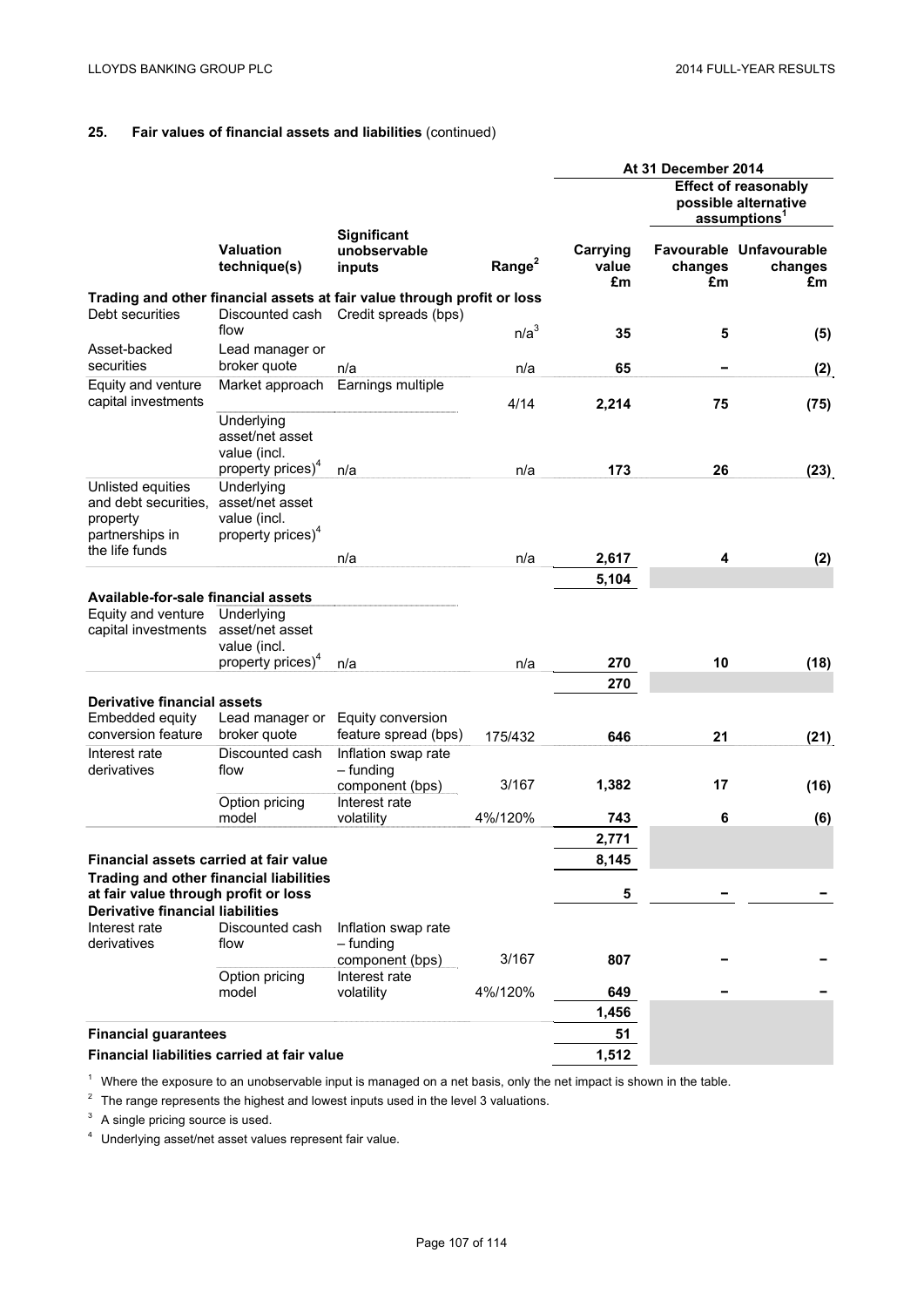## 25. Fair values of financial assets and liabilities (continued)

| | | | | At 31 December 2014 | | |
|---|---|---|---|---|---|---|
| | | | | | Effect of reasonably possible alternative assumptions[1] | |
| | Valuation technique(s) | Significant unobservable inputs | Range[2] | Carrying value £m | Favourable changes £m | Unfavourable changes £m |
| **Trading and other financial assets at fair value through profit or loss** | | | | | | |
| Debt securities | Discounted cash flow | Credit spreads (bps) | n/a[3] | 35 | 5 | (5) |
| Asset-backed securities | Lead manager or broker quote | n/a | n/a | 65 | – | (2) |
| Equity and venture capital investments | Market approach | Earnings multiple | 4/14 | 2,214 | 75 | (75) |
| | Underlying asset/net asset value (incl. property prices)[4] | n/a | n/a | 173 | 26 | (23) |
| Unlisted equities and debt securities, property partnerships in the life funds | Underlying asset/net asset value (incl. property prices)[4] | n/a | n/a | 2,617 | 4 | (2) |
| | | | | 5,104 | | |
| **Available-for-sale financial assets** | | | | | | |
| Equity and venture capital investments | Underlying asset/net asset value (incl. property prices)[4] | n/a | n/a | 270 | 10 | (18) |
| | | | | 270 | | |
| **Derivative financial assets** | | | | | | |
| Embedded equity conversion feature | Lead manager or broker quote | Equity conversion feature spread (bps) | 175/432 | 646 | 21 | (21) |
| Interest rate derivatives | Discounted cash flow | Inflation swap rate – funding component (bps) | 3/167 | 1,382 | 17 | (16) |
| | Option pricing model | Interest rate volatility | 4%/120% | 743 | 6 | (6) |
| | | | | 2,771 | | |
| **Financial assets carried at fair value** | | | | 8,145 | | |
| **Trading and other financial liabilities at fair value through profit or loss** | | | | 5 | – | – |
| **Derivative financial liabilities** | | | | | | |
| Interest rate derivatives | Discounted cash flow | Inflation swap rate – funding component (bps) | 3/167 | 807 | – | – |
| | Option pricing model | Interest rate volatility | 4%/120% | 649 | – | – |
| | | | | 1,456 | | |
| **Financial guarantees** | | | | 51 | | |
| **Financial liabilities carried at fair value** | | | | 1,512 | | |

[1] Where the exposure to an unobservable input is managed on a net basis, only the net impact is shown in the table.

[2] The range represents the highest and lowest inputs used in the level 3 valuations.

[3] A single pricing source is used.

[4] Underlying asset/net asset values represent fair value.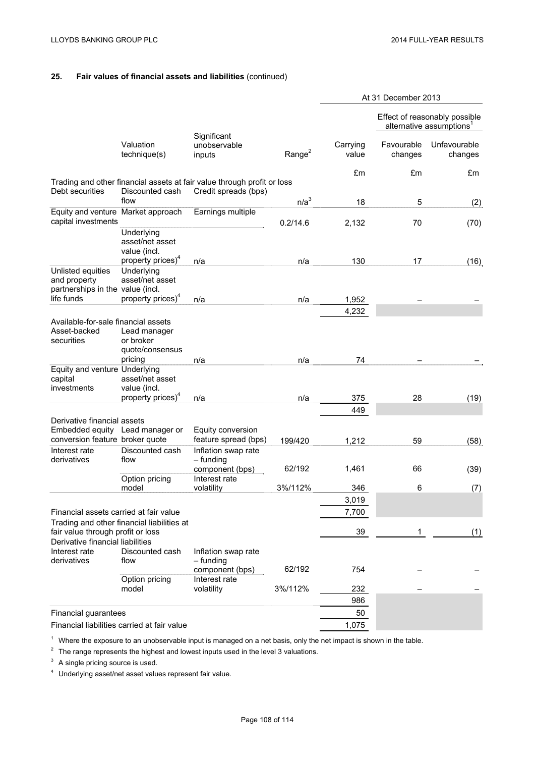## 25. Fair values of financial assets and liabilities (continued)

| | Valuation technique(s) | Significant unobservable inputs | Range[2] | At 31 December 2013 Carrying value | Effect of reasonably possible alternative assumptions[1] Favourable changes | Unfavourable changes |
|---|---|---|---|---|---|---|
| | | | | £m | £m | £m |
| **Trading and other financial assets at fair value through profit or loss** | | | | | | |
| Debt securities | Discounted cash flow | Credit spreads (bps) | n/a[3] | 18 | 5 | (2) |
| Equity and venture capital investments | Market approach | Earnings multiple | 0.2/14.6 | 2,132 | 70 | (70) |
| | Underlying asset/net asset value (incl. property prices)[4] | n/a | n/a | 130 | 17 | (16) |
| Unlisted equities and property partnerships in the life funds | Underlying asset/net asset value (incl. property prices)[4] | n/a | n/a | 1,952 | – | – |
| | | | | 4,232 | | |
| **Available-for-sale financial assets** | | | | | | |
| Asset-backed securities | Lead manager or broker quote/consensus pricing | n/a | n/a | 74 | – | – |
| Equity and venture capital investments | Underlying asset/net asset value (incl. property prices)[4] | n/a | n/a | 375 | 28 | (19) |
| | | | | 449 | | |
| **Derivative financial assets** | | | | | | |
| Embedded equity conversion feature | Lead manager or broker quote | Equity conversion feature spread (bps) | 199/420 | 1,212 | 59 | (58) |
| Interest rate derivatives | Discounted cash flow | Inflation swap rate – funding component (bps) | 62/192 | 1,461 | 66 | (39) |
| | Option pricing model | Interest rate volatility | 3%/112% | 346 | 6 | (7) |
| | | | | 3,019 | | |
| **Financial assets carried at fair value** | | | | 7,700 | | |
| **Trading and other financial liabilities at fair value through profit or loss** | | | | 39 | 1 | (1) |
| **Derivative financial liabilities** | | | | | | |
| Interest rate derivatives | Discounted cash flow | Inflation swap rate – funding component (bps) | 62/192 | 754 | – | – |
| | Option pricing model | Interest rate volatility | 3%/112% | 232 | – | – |
| | | | | 986 | | |
| Financial guarantees | | | | 50 | | |
| **Financial liabilities carried at fair value** | | | | 1,075 | | |

[1] Where the exposure to an unobservable input is managed on a net basis, only the net impact is shown in the table.

[2] The range represents the highest and lowest inputs used in the level 3 valuations.

[3] A single pricing source is used.

[4] Underlying asset/net asset values represent fair value.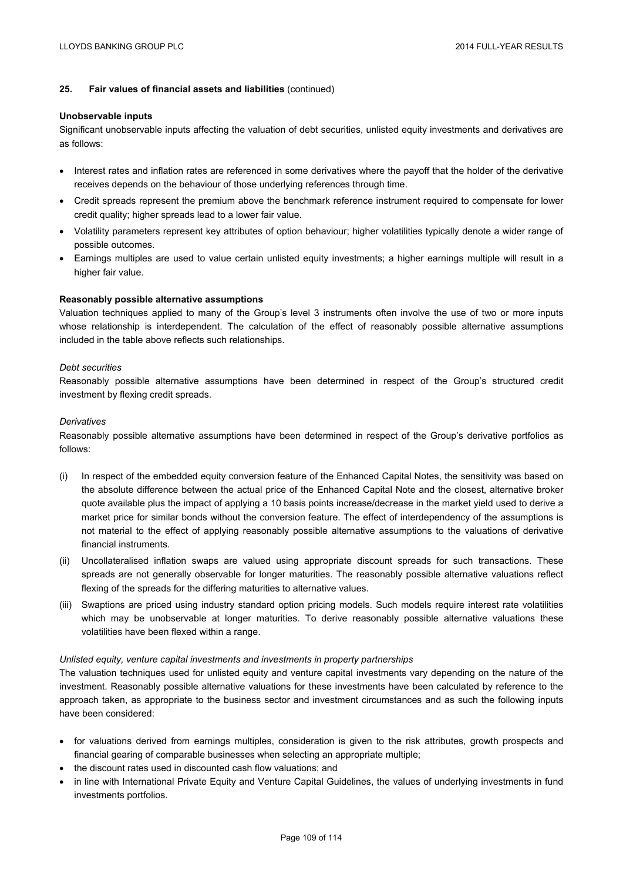## 25. Fair values of financial assets and liabilities (continued)

**Unobservable inputs**

Significant unobservable inputs affecting the valuation of debt securities, unlisted equity investments and derivatives are as follows:

- Interest rates and inflation rates are referenced in some derivatives where the payoff that the holder of the derivative receives depends on the behaviour of those underlying references through time.
- Credit spreads represent the premium above the benchmark reference instrument required to compensate for lower credit quality; higher spreads lead to a lower fair value.
- Volatility parameters represent key attributes of option behaviour; higher volatilities typically denote a wider range of possible outcomes.
- Earnings multiples are used to value certain unlisted equity investments; a higher earnings multiple will result in a higher fair value.

**Reasonably possible alternative assumptions**

Valuation techniques applied to many of the Group's level 3 instruments often involve the use of two or more inputs whose relationship is interdependent. The calculation of the effect of reasonably possible alternative assumptions included in the table above reflects such relationships.

*Debt securities*

Reasonably possible alternative assumptions have been determined in respect of the Group's structured credit investment by flexing credit spreads.

*Derivatives*

Reasonably possible alternative assumptions have been determined in respect of the Group's derivative portfolios as follows:

(i) In respect of the embedded equity conversion feature of the Enhanced Capital Notes, the sensitivity was based on the absolute difference between the actual price of the Enhanced Capital Note and the closest, alternative broker quote available plus the impact of applying a 10 basis points increase/decrease in the market yield used to derive a market price for similar bonds without the conversion feature. The effect of interdependency of the assumptions is not material to the effect of applying reasonably possible alternative assumptions to the valuations of derivative financial instruments.

(ii) Uncollateralised inflation swaps are valued using appropriate discount spreads for such transactions. These spreads are not generally observable for longer maturities. The reasonably possible alternative valuations reflect flexing of the spreads for the differing maturities to alternative values.

(iii) Swaptions are priced using industry standard option pricing models. Such models require interest rate volatilities which may be unobservable at longer maturities. To derive reasonably possible alternative valuations these volatilities have been flexed within a range.

*Unlisted equity, venture capital investments and investments in property partnerships*

The valuation techniques used for unlisted equity and venture capital investments vary depending on the nature of the investment. Reasonably possible alternative valuations for these investments have been calculated by reference to the approach taken, as appropriate to the business sector and investment circumstances and as such the following inputs have been considered:

- for valuations derived from earnings multiples, consideration is given to the risk attributes, growth prospects and financial gearing of comparable businesses when selecting an appropriate multiple;
- the discount rates used in discounted cash flow valuations; and
- in line with International Private Equity and Venture Capital Guidelines, the values of underlying investments in fund investments portfolios.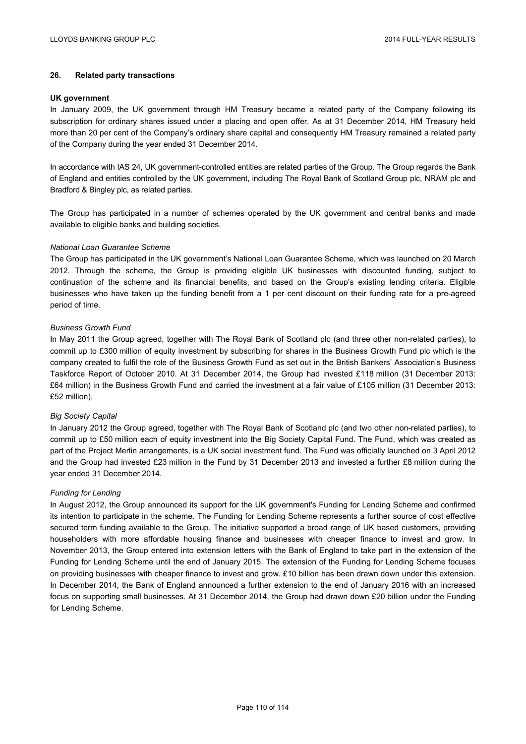## 26. Related party transactions

### UK government

In January 2009, the UK government through HM Treasury became a related party of the Company following its subscription for ordinary shares issued under a placing and open offer. As at 31 December 2014, HM Treasury held more than 20 per cent of the Company's ordinary share capital and consequently HM Treasury remained a related party of the Company during the year ended 31 December 2014.

In accordance with IAS 24, UK government-controlled entities are related parties of the Group. The Group regards the Bank of England and entities controlled by the UK government, including The Royal Bank of Scotland Group plc, NRAM plc and Bradford & Bingley plc, as related parties.

The Group has participated in a number of schemes operated by the UK government and central banks and made available to eligible banks and building societies.

*National Loan Guarantee Scheme*

The Group has participated in the UK government's National Loan Guarantee Scheme, which was launched on 20 March 2012. Through the scheme, the Group is providing eligible UK businesses with discounted funding, subject to continuation of the scheme and its financial benefits, and based on the Group's existing lending criteria. Eligible businesses who have taken up the funding benefit from a 1 per cent discount on their funding rate for a pre-agreed period of time.

*Business Growth Fund*

In May 2011 the Group agreed, together with The Royal Bank of Scotland plc (and three other non-related parties), to commit up to £300 million of equity investment by subscribing for shares in the Business Growth Fund plc which is the company created to fulfil the role of the Business Growth Fund as set out in the British Bankers' Association's Business Taskforce Report of October 2010. At 31 December 2014, the Group had invested £118 million (31 December 2013: £64 million) in the Business Growth Fund and carried the investment at a fair value of £105 million (31 December 2013: £52 million).

*Big Society Capital*

In January 2012 the Group agreed, together with The Royal Bank of Scotland plc (and two other non-related parties), to commit up to £50 million each of equity investment into the Big Society Capital Fund. The Fund, which was created as part of the Project Merlin arrangements, is a UK social investment fund. The Fund was officially launched on 3 April 2012 and the Group had invested £23 million in the Fund by 31 December 2013 and invested a further £8 million during the year ended 31 December 2014.

*Funding for Lending*

In August 2012, the Group announced its support for the UK government's Funding for Lending Scheme and confirmed its intention to participate in the scheme. The Funding for Lending Scheme represents a further source of cost effective secured term funding available to the Group. The initiative supported a broad range of UK based customers, providing householders with more affordable housing finance and businesses with cheaper finance to invest and grow. In November 2013, the Group entered into extension letters with the Bank of England to take part in the extension of the Funding for Lending Scheme until the end of January 2015. The extension of the Funding for Lending Scheme focuses on providing businesses with cheaper finance to invest and grow. £10 billion has been drawn down under this extension. In December 2014, the Bank of England announced a further extension to the end of January 2016 with an increased focus on supporting small businesses. At 31 December 2014, the Group had drawn down £20 billion under the Funding for Lending Scheme.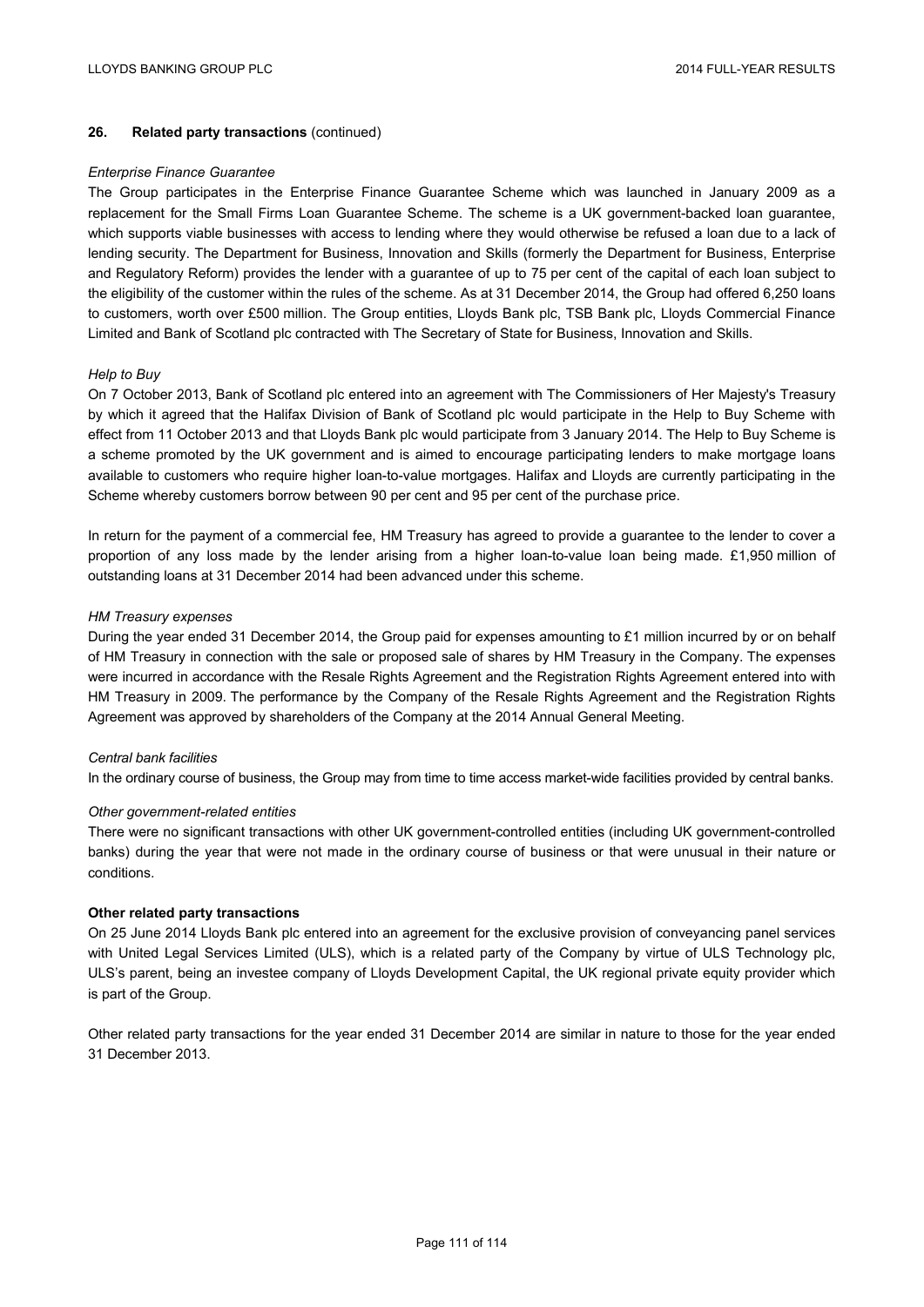## 26. Related party transactions (continued)

*Enterprise Finance Guarantee*

The Group participates in the Enterprise Finance Guarantee Scheme which was launched in January 2009 as a replacement for the Small Firms Loan Guarantee Scheme. The scheme is a UK government-backed loan guarantee, which supports viable businesses with access to lending where they would otherwise be refused a loan due to a lack of lending security. The Department for Business, Innovation and Skills (formerly the Department for Business, Enterprise and Regulatory Reform) provides the lender with a guarantee of up to 75 per cent of the capital of each loan subject to the eligibility of the customer within the rules of the scheme. As at 31 December 2014, the Group had offered 6,250 loans to customers, worth over £500 million. The Group entities, Lloyds Bank plc, TSB Bank plc, Lloyds Commercial Finance Limited and Bank of Scotland plc contracted with The Secretary of State for Business, Innovation and Skills.

*Help to Buy*

On 7 October 2013, Bank of Scotland plc entered into an agreement with The Commissioners of Her Majesty's Treasury by which it agreed that the Halifax Division of Bank of Scotland plc would participate in the Help to Buy Scheme with effect from 11 October 2013 and that Lloyds Bank plc would participate from 3 January 2014. The Help to Buy Scheme is a scheme promoted by the UK government and is aimed to encourage participating lenders to make mortgage loans available to customers who require higher loan-to-value mortgages. Halifax and Lloyds are currently participating in the Scheme whereby customers borrow between 90 per cent and 95 per cent of the purchase price.

In return for the payment of a commercial fee, HM Treasury has agreed to provide a guarantee to the lender to cover a proportion of any loss made by the lender arising from a higher loan-to-value loan being made. £1,950 million of outstanding loans at 31 December 2014 had been advanced under this scheme.

*HM Treasury expenses*

During the year ended 31 December 2014, the Group paid for expenses amounting to £1 million incurred by or on behalf of HM Treasury in connection with the sale or proposed sale of shares by HM Treasury in the Company. The expenses were incurred in accordance with the Resale Rights Agreement and the Registration Rights Agreement entered into with HM Treasury in 2009. The performance by the Company of the Resale Rights Agreement and the Registration Rights Agreement was approved by shareholders of the Company at the 2014 Annual General Meeting.

*Central bank facilities*

In the ordinary course of business, the Group may from time to time access market-wide facilities provided by central banks.

*Other government-related entities*

There were no significant transactions with other UK government-controlled entities (including UK government-controlled banks) during the year that were not made in the ordinary course of business or that were unusual in their nature or conditions.

**Other related party transactions**

On 25 June 2014 Lloyds Bank plc entered into an agreement for the exclusive provision of conveyancing panel services with United Legal Services Limited (ULS), which is a related party of the Company by virtue of ULS Technology plc, ULS's parent, being an investee company of Lloyds Development Capital, the UK regional private equity provider which is part of the Group.

Other related party transactions for the year ended 31 December 2014 are similar in nature to those for the year ended 31 December 2013.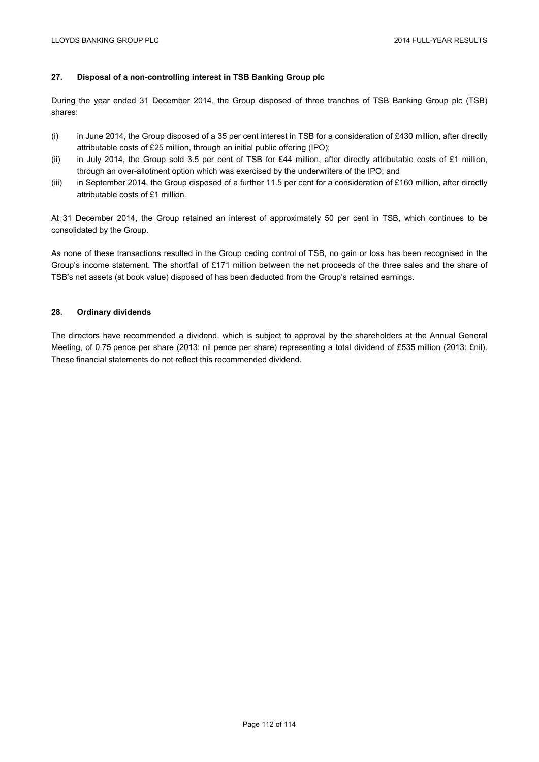## 27. Disposal of a non-controlling interest in TSB Banking Group plc

During the year ended 31 December 2014, the Group disposed of three tranches of TSB Banking Group plc (TSB) shares:

(i) in June 2014, the Group disposed of a 35 per cent interest in TSB for a consideration of £430 million, after directly attributable costs of £25 million, through an initial public offering (IPO);

(ii) in July 2014, the Group sold 3.5 per cent of TSB for £44 million, after directly attributable costs of £1 million, through an over-allotment option which was exercised by the underwriters of the IPO; and

(iii) in September 2014, the Group disposed of a further 11.5 per cent for a consideration of £160 million, after directly attributable costs of £1 million.

At 31 December 2014, the Group retained an interest of approximately 50 per cent in TSB, which continues to be consolidated by the Group.

As none of these transactions resulted in the Group ceding control of TSB, no gain or loss has been recognised in the Group's income statement. The shortfall of £171 million between the net proceeds of the three sales and the share of TSB's net assets (at book value) disposed of has been deducted from the Group's retained earnings.

## 28. Ordinary dividends

The directors have recommended a dividend, which is subject to approval by the shareholders at the Annual General Meeting, of 0.75 pence per share (2013: nil pence per share) representing a total dividend of £535 million (2013: £nil). These financial statements do not reflect this recommended dividend.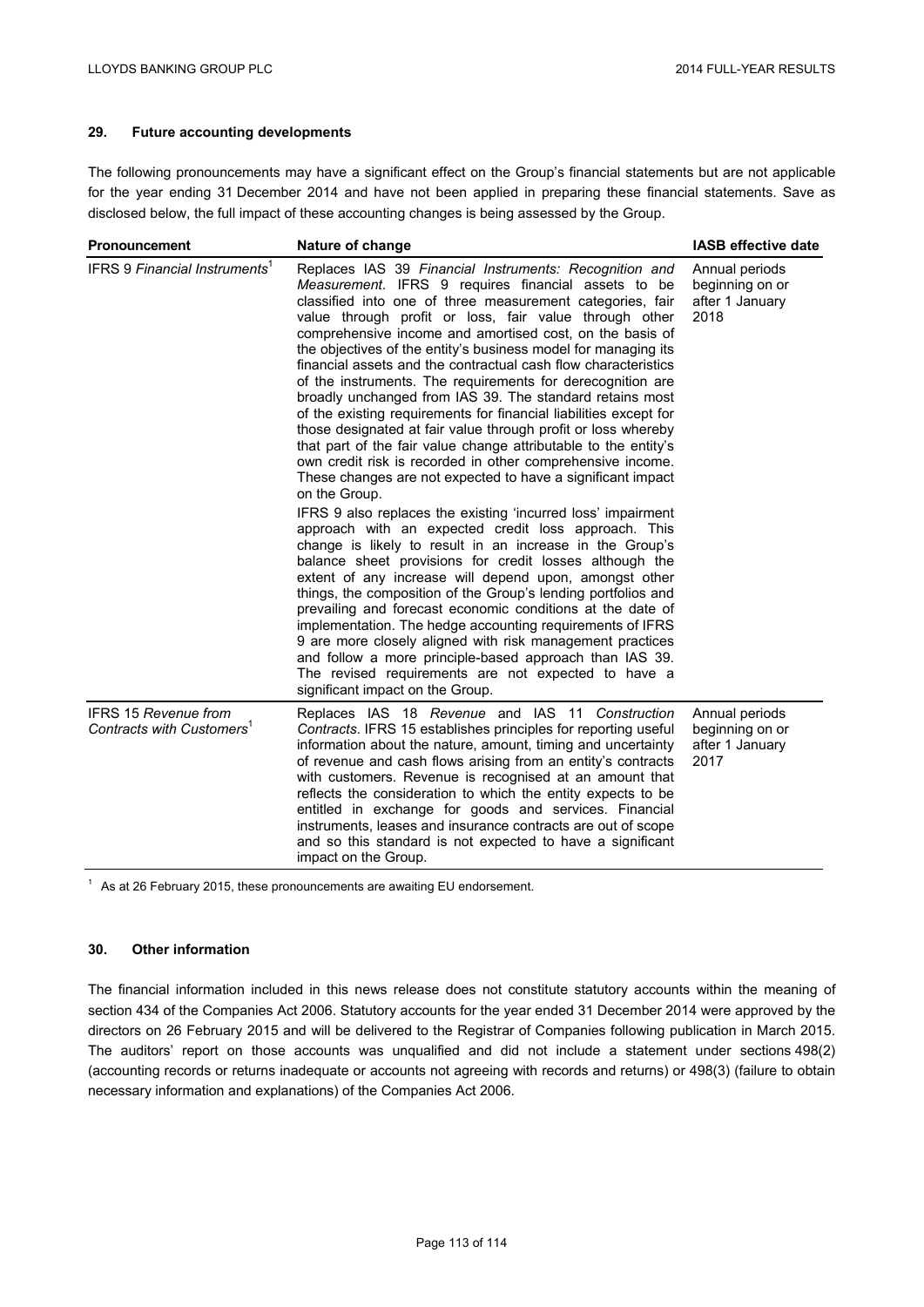## 29. Future accounting developments

The following pronouncements may have a significant effect on the Group's financial statements but are not applicable for the year ending 31 December 2014 and have not been applied in preparing these financial statements. Save as disclosed below, the full impact of these accounting changes is being assessed by the Group.

| Pronouncement | Nature of change | IASB effective date |
|---|---|---|
| IFRS 9 *Financial Instruments*[1] | Replaces IAS 39 *Financial Instruments: Recognition and Measurement*. IFRS 9 requires financial assets to be classified into one of three measurement categories, fair value through profit or loss, fair value through other comprehensive income and amortised cost, on the basis of the objectives of the entity's business model for managing its financial assets and the contractual cash flow characteristics of the instruments. The requirements for derecognition are broadly unchanged from IAS 39. The standard retains most of the existing requirements for financial liabilities except for those designated at fair value through profit or loss whereby that part of the fair value change attributable to the entity's own credit risk is recorded in other comprehensive income. These changes are not expected to have a significant impact on the Group.<br><br>IFRS 9 also replaces the existing 'incurred loss' impairment approach with an expected credit loss approach. This change is likely to result in an increase in the Group's balance sheet provisions for credit losses although the extent of any increase will depend upon, amongst other things, the composition of the Group's lending portfolios and prevailing and forecast economic conditions at the date of implementation. The hedge accounting requirements of IFRS 9 are more closely aligned with risk management practices and follow a more principle-based approach than IAS 39. The revised requirements are not expected to have a significant impact on the Group. | Annual periods beginning on or after 1 January 2018 |
| IFRS 15 *Revenue from Contracts with Customers*[1] | Replaces IAS 18 *Revenue* and IAS 11 *Construction Contracts*. IFRS 15 establishes principles for reporting useful information about the nature, amount, timing and uncertainty of revenue and cash flows arising from an entity's contracts with customers. Revenue is recognised at an amount that reflects the consideration to which the entity expects to be entitled in exchange for goods and services. Financial instruments, leases and insurance contracts are out of scope and so this standard is not expected to have a significant impact on the Group. | Annual periods beginning on or after 1 January 2017 |

[1] As at 26 February 2015, these pronouncements are awaiting EU endorsement.

## 30. Other information

The financial information included in this news release does not constitute statutory accounts within the meaning of section 434 of the Companies Act 2006. Statutory accounts for the year ended 31 December 2014 were approved by the directors on 26 February 2015 and will be delivered to the Registrar of Companies following publication in March 2015. The auditors' report on those accounts was unqualified and did not include a statement under sections 498(2) (accounting records or returns inadequate or accounts not agreeing with records and returns) or 498(3) (failure to obtain necessary information and explanations) of the Companies Act 2006.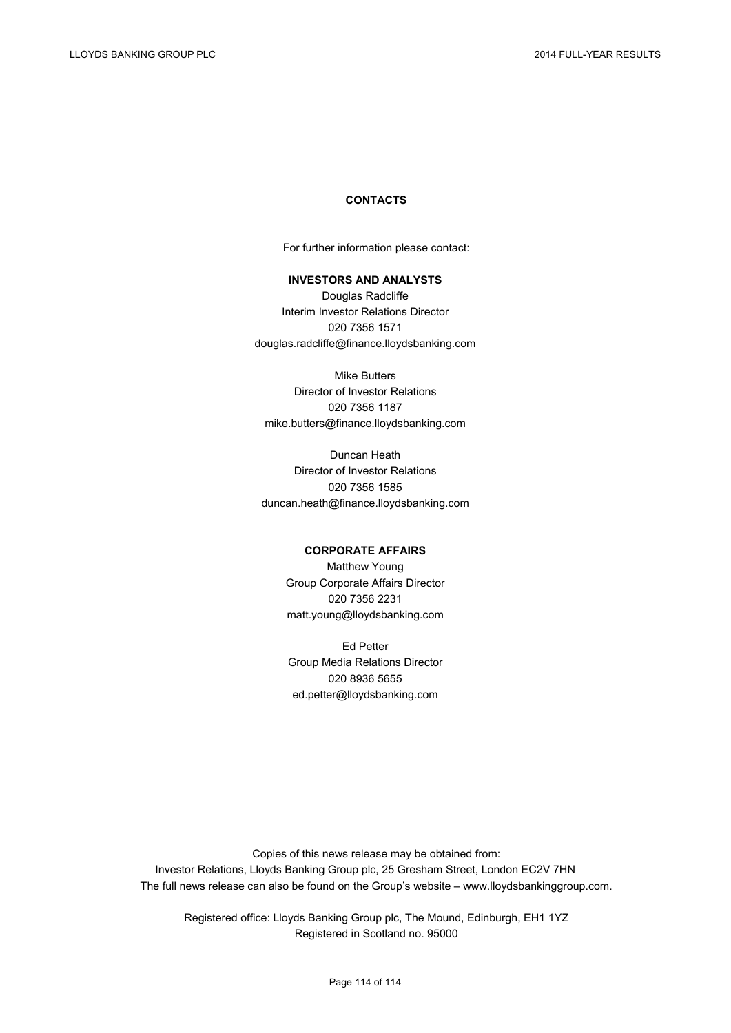## CONTACTS

For further information please contact:

### INVESTORS AND ANALYSTS

Douglas Radcliffe
Interim Investor Relations Director
020 7356 1571
douglas.radcliffe@finance.lloydsbanking.com

Mike Butters
Director of Investor Relations
020 7356 1187
mike.butters@finance.lloydsbanking.com

Duncan Heath
Director of Investor Relations
020 7356 1585
duncan.heath@finance.lloydsbanking.com

### CORPORATE AFFAIRS

Matthew Young
Group Corporate Affairs Director
020 7356 2231
matt.young@lloydsbanking.com

Ed Petter
Group Media Relations Director
020 8936 5655
ed.petter@lloydsbanking.com

Copies of this news release may be obtained from:
Investor Relations, Lloyds Banking Group plc, 25 Gresham Street, London EC2V 7HN
The full news release can also be found on the Group's website – www.lloydsbankinggroup.com.

Registered office: Lloyds Banking Group plc, The Mound, Edinburgh, EH1 1YZ
Registered in Scotland no. 95000